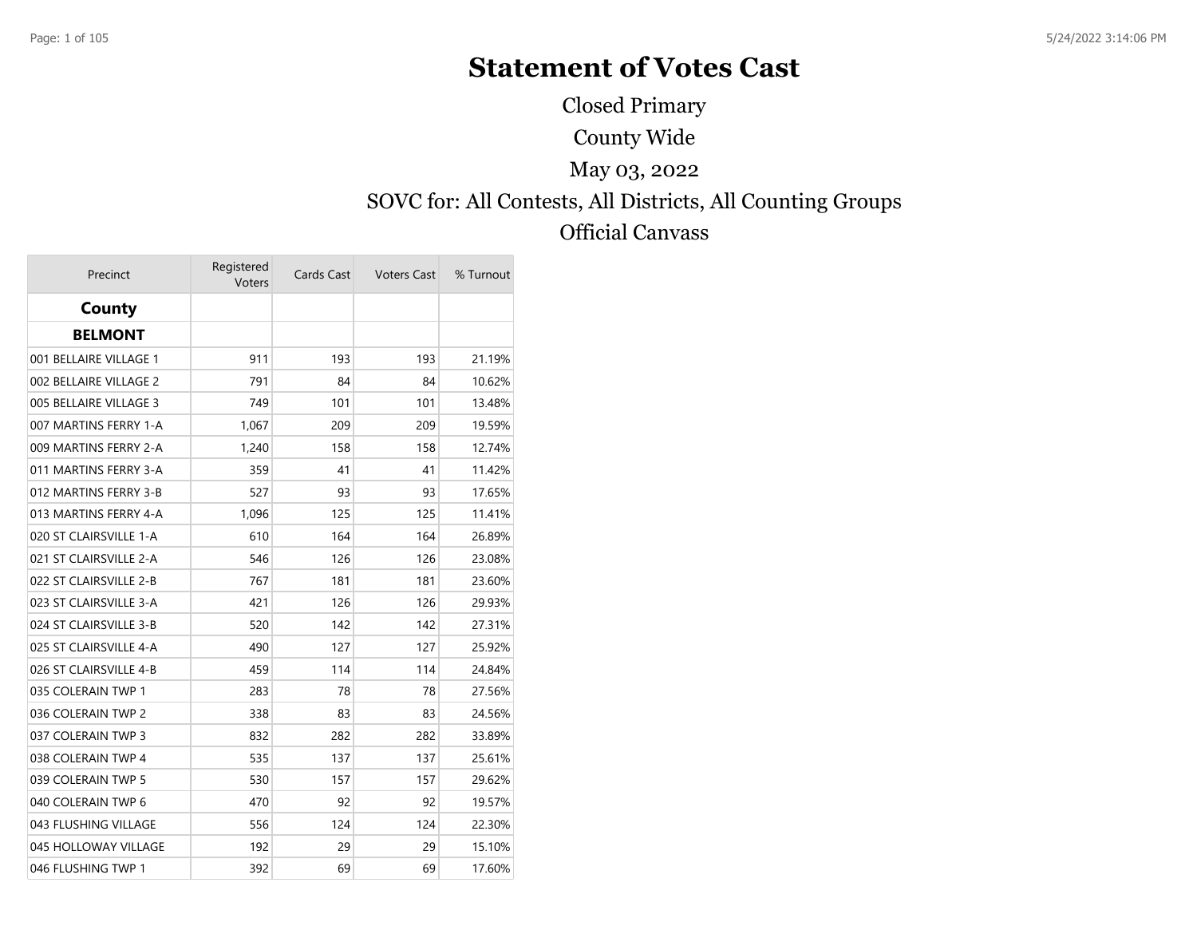# Statement of Votes Cast

Closed Primary

County Wide

May 03, 2022

SOVC for: All Contests, All Districts, All Counting Groups

Official Canvass

| Precinct | Registered Voters | Cards Cast | Voters Cast | % Turnout |
|---|---|---|---|---|
| **County** | | | | |
| **BELMONT** | | | | |
| 001 BELLAIRE VILLAGE 1 | 911 | 193 | 193 | 21.19% |
| 002 BELLAIRE VILLAGE 2 | 791 | 84 | 84 | 10.62% |
| 005 BELLAIRE VILLAGE 3 | 749 | 101 | 101 | 13.48% |
| 007 MARTINS FERRY 1-A | 1,067 | 209 | 209 | 19.59% |
| 009 MARTINS FERRY 2-A | 1,240 | 158 | 158 | 12.74% |
| 011 MARTINS FERRY 3-A | 359 | 41 | 41 | 11.42% |
| 012 MARTINS FERRY 3-B | 527 | 93 | 93 | 17.65% |
| 013 MARTINS FERRY 4-A | 1,096 | 125 | 125 | 11.41% |
| 020 ST CLAIRSVILLE 1-A | 610 | 164 | 164 | 26.89% |
| 021 ST CLAIRSVILLE 2-A | 546 | 126 | 126 | 23.08% |
| 022 ST CLAIRSVILLE 2-B | 767 | 181 | 181 | 23.60% |
| 023 ST CLAIRSVILLE 3-A | 421 | 126 | 126 | 29.93% |
| 024 ST CLAIRSVILLE 3-B | 520 | 142 | 142 | 27.31% |
| 025 ST CLAIRSVILLE 4-A | 490 | 127 | 127 | 25.92% |
| 026 ST CLAIRSVILLE 4-B | 459 | 114 | 114 | 24.84% |
| 035 COLERAIN TWP 1 | 283 | 78 | 78 | 27.56% |
| 036 COLERAIN TWP 2 | 338 | 83 | 83 | 24.56% |
| 037 COLERAIN TWP 3 | 832 | 282 | 282 | 33.89% |
| 038 COLERAIN TWP 4 | 535 | 137 | 137 | 25.61% |
| 039 COLERAIN TWP 5 | 530 | 157 | 157 | 29.62% |
| 040 COLERAIN TWP 6 | 470 | 92 | 92 | 19.57% |
| 043 FLUSHING VILLAGE | 556 | 124 | 124 | 22.30% |
| 045 HOLLOWAY VILLAGE | 192 | 29 | 29 | 15.10% |
| 046 FLUSHING TWP 1 | 392 | 69 | 69 | 17.60% |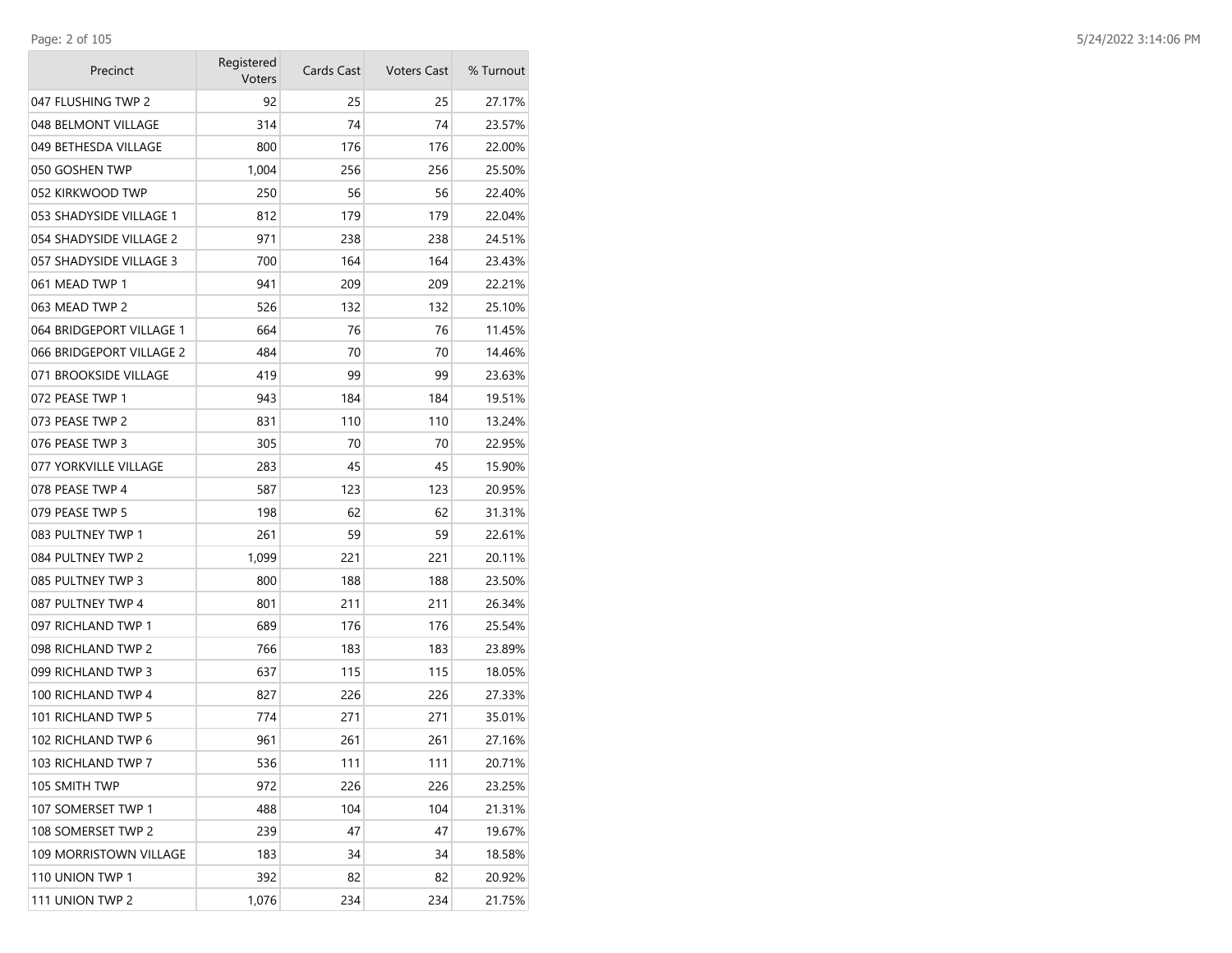| Precinct | Registered Voters | Cards Cast | Voters Cast | % Turnout |
|---|---|---|---|---|
| 047 FLUSHING TWP 2 | 92 | 25 | 25 | 27.17% |
| 048 BELMONT VILLAGE | 314 | 74 | 74 | 23.57% |
| 049 BETHESDA VILLAGE | 800 | 176 | 176 | 22.00% |
| 050 GOSHEN TWP | 1,004 | 256 | 256 | 25.50% |
| 052 KIRKWOOD TWP | 250 | 56 | 56 | 22.40% |
| 053 SHADYSIDE VILLAGE 1 | 812 | 179 | 179 | 22.04% |
| 054 SHADYSIDE VILLAGE 2 | 971 | 238 | 238 | 24.51% |
| 057 SHADYSIDE VILLAGE 3 | 700 | 164 | 164 | 23.43% |
| 061 MEAD TWP 1 | 941 | 209 | 209 | 22.21% |
| 063 MEAD TWP 2 | 526 | 132 | 132 | 25.10% |
| 064 BRIDGEPORT VILLAGE 1 | 664 | 76 | 76 | 11.45% |
| 066 BRIDGEPORT VILLAGE 2 | 484 | 70 | 70 | 14.46% |
| 071 BROOKSIDE VILLAGE | 419 | 99 | 99 | 23.63% |
| 072 PEASE TWP 1 | 943 | 184 | 184 | 19.51% |
| 073 PEASE TWP 2 | 831 | 110 | 110 | 13.24% |
| 076 PEASE TWP 3 | 305 | 70 | 70 | 22.95% |
| 077 YORKVILLE VILLAGE | 283 | 45 | 45 | 15.90% |
| 078 PEASE TWP 4 | 587 | 123 | 123 | 20.95% |
| 079 PEASE TWP 5 | 198 | 62 | 62 | 31.31% |
| 083 PULTNEY TWP 1 | 261 | 59 | 59 | 22.61% |
| 084 PULTNEY TWP 2 | 1,099 | 221 | 221 | 20.11% |
| 085 PULTNEY TWP 3 | 800 | 188 | 188 | 23.50% |
| 087 PULTNEY TWP 4 | 801 | 211 | 211 | 26.34% |
| 097 RICHLAND TWP 1 | 689 | 176 | 176 | 25.54% |
| 098 RICHLAND TWP 2 | 766 | 183 | 183 | 23.89% |
| 099 RICHLAND TWP 3 | 637 | 115 | 115 | 18.05% |
| 100 RICHLAND TWP 4 | 827 | 226 | 226 | 27.33% |
| 101 RICHLAND TWP 5 | 774 | 271 | 271 | 35.01% |
| 102 RICHLAND TWP 6 | 961 | 261 | 261 | 27.16% |
| 103 RICHLAND TWP 7 | 536 | 111 | 111 | 20.71% |
| 105 SMITH TWP | 972 | 226 | 226 | 23.25% |
| 107 SOMERSET TWP 1 | 488 | 104 | 104 | 21.31% |
| 108 SOMERSET TWP 2 | 239 | 47 | 47 | 19.67% |
| 109 MORRISTOWN VILLAGE | 183 | 34 | 34 | 18.58% |
| 110 UNION TWP 1 | 392 | 82 | 82 | 20.92% |
| 111 UNION TWP 2 | 1,076 | 234 | 234 | 21.75% |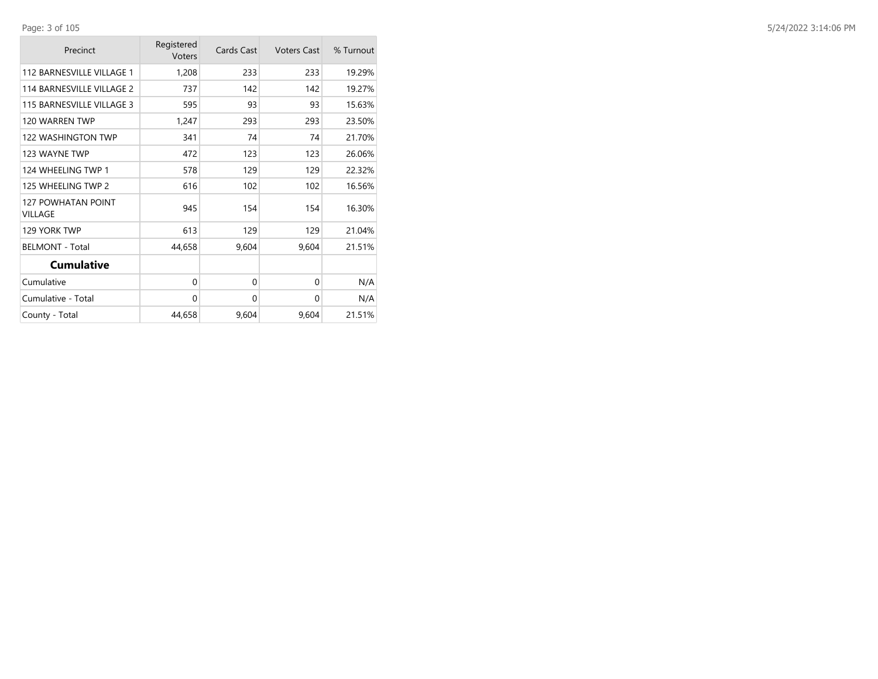| Precinct | Registered Voters | Cards Cast | Voters Cast | % Turnout |
|---|---|---|---|---|
| 112 BARNESVILLE VILLAGE 1 | 1,208 | 233 | 233 | 19.29% |
| 114 BARNESVILLE VILLAGE 2 | 737 | 142 | 142 | 19.27% |
| 115 BARNESVILLE VILLAGE 3 | 595 | 93 | 93 | 15.63% |
| 120 WARREN TWP | 1,247 | 293 | 293 | 23.50% |
| 122 WASHINGTON TWP | 341 | 74 | 74 | 21.70% |
| 123 WAYNE TWP | 472 | 123 | 123 | 26.06% |
| 124 WHEELING TWP 1 | 578 | 129 | 129 | 22.32% |
| 125 WHEELING TWP 2 | 616 | 102 | 102 | 16.56% |
| 127 POWHATAN POINT VILLAGE | 945 | 154 | 154 | 16.30% |
| 129 YORK TWP | 613 | 129 | 129 | 21.04% |
| BELMONT - Total | 44,658 | 9,604 | 9,604 | 21.51% |
| **Cumulative** | | | | |
| Cumulative | 0 | 0 | 0 | N/A |
| Cumulative - Total | 0 | 0 | 0 | N/A |
| County - Total | 44,658 | 9,604 | 9,604 | 21.51% |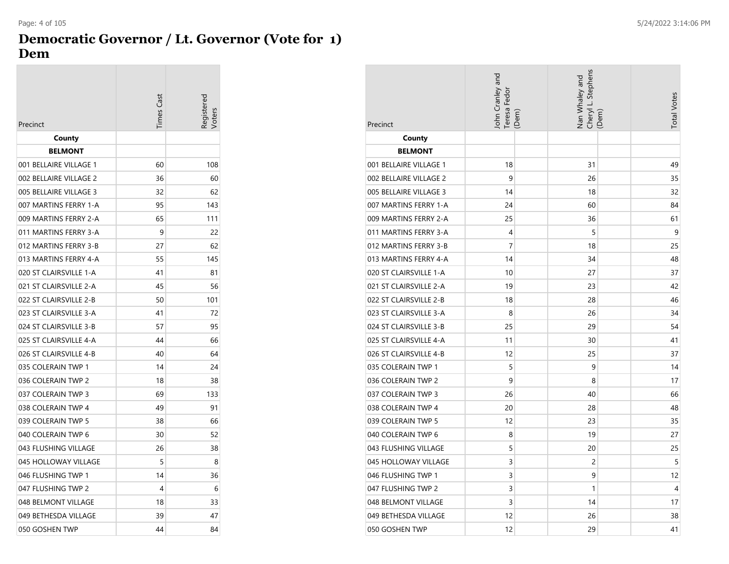# Democratic Governor / Lt. Governor (Vote for 1)
# Dem

| Precinct | Times Cast | Registered Voters |
|---|---|---|
| **County** | | |
| **BELMONT** | | |
| 001 BELLAIRE VILLAGE 1 | 60 | 108 |
| 002 BELLAIRE VILLAGE 2 | 36 | 60 |
| 005 BELLAIRE VILLAGE 3 | 32 | 62 |
| 007 MARTINS FERRY 1-A | 95 | 143 |
| 009 MARTINS FERRY 2-A | 65 | 111 |
| 011 MARTINS FERRY 3-A | 9 | 22 |
| 012 MARTINS FERRY 3-B | 27 | 62 |
| 013 MARTINS FERRY 4-A | 55 | 145 |
| 020 ST CLAIRSVILLE 1-A | 41 | 81 |
| 021 ST CLAIRSVILLE 2-A | 45 | 56 |
| 022 ST CLAIRSVILLE 2-B | 50 | 101 |
| 023 ST CLAIRSVILLE 3-A | 41 | 72 |
| 024 ST CLAIRSVILLE 3-B | 57 | 95 |
| 025 ST CLAIRSVILLE 4-A | 44 | 66 |
| 026 ST CLAIRSVILLE 4-B | 40 | 64 |
| 035 COLERAIN TWP 1 | 14 | 24 |
| 036 COLERAIN TWP 2 | 18 | 38 |
| 037 COLERAIN TWP 3 | 69 | 133 |
| 038 COLERAIN TWP 4 | 49 | 91 |
| 039 COLERAIN TWP 5 | 38 | 66 |
| 040 COLERAIN TWP 6 | 30 | 52 |
| 043 FLUSHING VILLAGE | 26 | 38 |
| 045 HOLLOWAY VILLAGE | 5 | 8 |
| 046 FLUSHING TWP 1 | 14 | 36 |
| 047 FLUSHING TWP 2 | 4 | 6 |
| 048 BELMONT VILLAGE | 18 | 33 |
| 049 BETHESDA VILLAGE | 39 | 47 |
| 050 GOSHEN TWP | 44 | 84 |

| Precinct | John Cranley and Teresa Fedor (Dem) | Nan Whaley and Cheryl L. Stephens (Dem) | Total Votes |
|---|---|---|---|
| **County** | | | |
| **BELMONT** | | | |
| 001 BELLAIRE VILLAGE 1 | 18 | 31 | 49 |
| 002 BELLAIRE VILLAGE 2 | 9 | 26 | 35 |
| 005 BELLAIRE VILLAGE 3 | 14 | 18 | 32 |
| 007 MARTINS FERRY 1-A | 24 | 60 | 84 |
| 009 MARTINS FERRY 2-A | 25 | 36 | 61 |
| 011 MARTINS FERRY 3-A | 4 | 5 | 9 |
| 012 MARTINS FERRY 3-B | 7 | 18 | 25 |
| 013 MARTINS FERRY 4-A | 14 | 34 | 48 |
| 020 ST CLAIRSVILLE 1-A | 10 | 27 | 37 |
| 021 ST CLAIRSVILLE 2-A | 19 | 23 | 42 |
| 022 ST CLAIRSVILLE 2-B | 18 | 28 | 46 |
| 023 ST CLAIRSVILLE 3-A | 8 | 26 | 34 |
| 024 ST CLAIRSVILLE 3-B | 25 | 29 | 54 |
| 025 ST CLAIRSVILLE 4-A | 11 | 30 | 41 |
| 026 ST CLAIRSVILLE 4-B | 12 | 25 | 37 |
| 035 COLERAIN TWP 1 | 5 | 9 | 14 |
| 036 COLERAIN TWP 2 | 9 | 8 | 17 |
| 037 COLERAIN TWP 3 | 26 | 40 | 66 |
| 038 COLERAIN TWP 4 | 20 | 28 | 48 |
| 039 COLERAIN TWP 5 | 12 | 23 | 35 |
| 040 COLERAIN TWP 6 | 8 | 19 | 27 |
| 043 FLUSHING VILLAGE | 5 | 20 | 25 |
| 045 HOLLOWAY VILLAGE | 3 | 2 | 5 |
| 046 FLUSHING TWP 1 | 3 | 9 | 12 |
| 047 FLUSHING TWP 2 | 3 | 1 | 4 |
| 048 BELMONT VILLAGE | 3 | 14 | 17 |
| 049 BETHESDA VILLAGE | 12 | 26 | 38 |
| 050 GOSHEN TWP | 12 | 29 | 41 |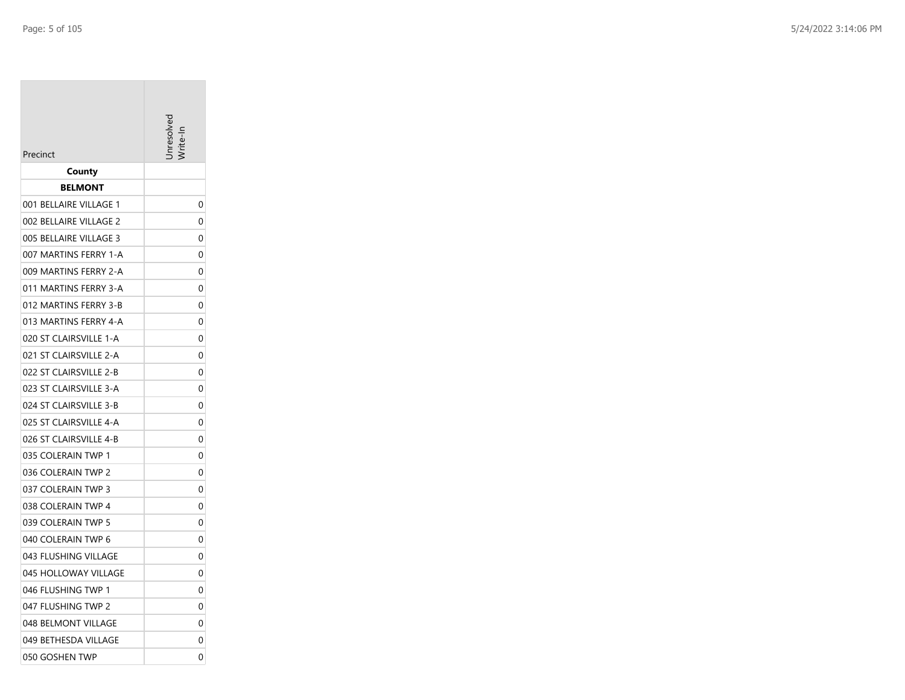| Precinct | Unresolved Write-In |
|---|---|
| **County** | |
| **BELMONT** | |
| 001 BELLAIRE VILLAGE 1 | 0 |
| 002 BELLAIRE VILLAGE 2 | 0 |
| 005 BELLAIRE VILLAGE 3 | 0 |
| 007 MARTINS FERRY 1-A | 0 |
| 009 MARTINS FERRY 2-A | 0 |
| 011 MARTINS FERRY 3-A | 0 |
| 012 MARTINS FERRY 3-B | 0 |
| 013 MARTINS FERRY 4-A | 0 |
| 020 ST CLAIRSVILLE 1-A | 0 |
| 021 ST CLAIRSVILLE 2-A | 0 |
| 022 ST CLAIRSVILLE 2-B | 0 |
| 023 ST CLAIRSVILLE 3-A | 0 |
| 024 ST CLAIRSVILLE 3-B | 0 |
| 025 ST CLAIRSVILLE 4-A | 0 |
| 026 ST CLAIRSVILLE 4-B | 0 |
| 035 COLERAIN TWP 1 | 0 |
| 036 COLERAIN TWP 2 | 0 |
| 037 COLERAIN TWP 3 | 0 |
| 038 COLERAIN TWP 4 | 0 |
| 039 COLERAIN TWP 5 | 0 |
| 040 COLERAIN TWP 6 | 0 |
| 043 FLUSHING VILLAGE | 0 |
| 045 HOLLOWAY VILLAGE | 0 |
| 046 FLUSHING TWP 1 | 0 |
| 047 FLUSHING TWP 2 | 0 |
| 048 BELMONT VILLAGE | 0 |
| 049 BETHESDA VILLAGE | 0 |
| 050 GOSHEN TWP | 0 |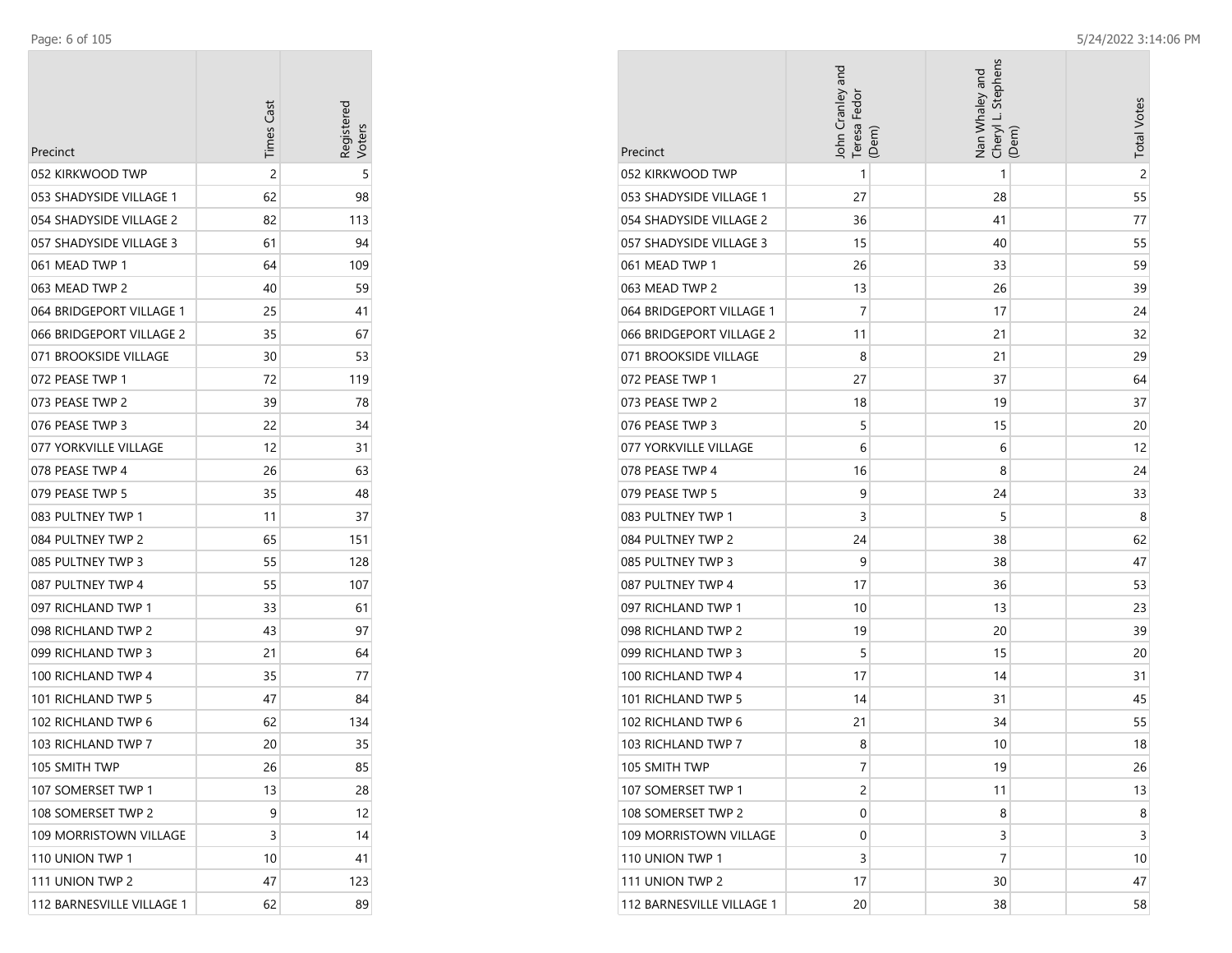| Precinct | Times Cast | Registered Voters |
|---|---|---|
| 052 KIRKWOOD TWP | 2 | 5 |
| 053 SHADYSIDE VILLAGE 1 | 62 | 98 |
| 054 SHADYSIDE VILLAGE 2 | 82 | 113 |
| 057 SHADYSIDE VILLAGE 3 | 61 | 94 |
| 061 MEAD TWP 1 | 64 | 109 |
| 063 MEAD TWP 2 | 40 | 59 |
| 064 BRIDGEPORT VILLAGE 1 | 25 | 41 |
| 066 BRIDGEPORT VILLAGE 2 | 35 | 67 |
| 071 BROOKSIDE VILLAGE | 30 | 53 |
| 072 PEASE TWP 1 | 72 | 119 |
| 073 PEASE TWP 2 | 39 | 78 |
| 076 PEASE TWP 3 | 22 | 34 |
| 077 YORKVILLE VILLAGE | 12 | 31 |
| 078 PEASE TWP 4 | 26 | 63 |
| 079 PEASE TWP 5 | 35 | 48 |
| 083 PULTNEY TWP 1 | 11 | 37 |
| 084 PULTNEY TWP 2 | 65 | 151 |
| 085 PULTNEY TWP 3 | 55 | 128 |
| 087 PULTNEY TWP 4 | 55 | 107 |
| 097 RICHLAND TWP 1 | 33 | 61 |
| 098 RICHLAND TWP 2 | 43 | 97 |
| 099 RICHLAND TWP 3 | 21 | 64 |
| 100 RICHLAND TWP 4 | 35 | 77 |
| 101 RICHLAND TWP 5 | 47 | 84 |
| 102 RICHLAND TWP 6 | 62 | 134 |
| 103 RICHLAND TWP 7 | 20 | 35 |
| 105 SMITH TWP | 26 | 85 |
| 107 SOMERSET TWP 1 | 13 | 28 |
| 108 SOMERSET TWP 2 | 9 | 12 |
| 109 MORRISTOWN VILLAGE | 3 | 14 |
| 110 UNION TWP 1 | 10 | 41 |
| 111 UNION TWP 2 | 47 | 123 |
| 112 BARNESVILLE VILLAGE 1 | 62 | 89 |

| Precinct | John Cranley and Teresa Fedor (Dem) | Nan Whaley and Cheryl L. Stephens (Dem) | Total Votes |
|---|---|---|---|
| 052 KIRKWOOD TWP | 1 | 1 | 2 |
| 053 SHADYSIDE VILLAGE 1 | 27 | 28 | 55 |
| 054 SHADYSIDE VILLAGE 2 | 36 | 41 | 77 |
| 057 SHADYSIDE VILLAGE 3 | 15 | 40 | 55 |
| 061 MEAD TWP 1 | 26 | 33 | 59 |
| 063 MEAD TWP 2 | 13 | 26 | 39 |
| 064 BRIDGEPORT VILLAGE 1 | 7 | 17 | 24 |
| 066 BRIDGEPORT VILLAGE 2 | 11 | 21 | 32 |
| 071 BROOKSIDE VILLAGE | 8 | 21 | 29 |
| 072 PEASE TWP 1 | 27 | 37 | 64 |
| 073 PEASE TWP 2 | 18 | 19 | 37 |
| 076 PEASE TWP 3 | 5 | 15 | 20 |
| 077 YORKVILLE VILLAGE | 6 | 6 | 12 |
| 078 PEASE TWP 4 | 16 | 8 | 24 |
| 079 PEASE TWP 5 | 9 | 24 | 33 |
| 083 PULTNEY TWP 1 | 3 | 5 | 8 |
| 084 PULTNEY TWP 2 | 24 | 38 | 62 |
| 085 PULTNEY TWP 3 | 9 | 38 | 47 |
| 087 PULTNEY TWP 4 | 17 | 36 | 53 |
| 097 RICHLAND TWP 1 | 10 | 13 | 23 |
| 098 RICHLAND TWP 2 | 19 | 20 | 39 |
| 099 RICHLAND TWP 3 | 5 | 15 | 20 |
| 100 RICHLAND TWP 4 | 17 | 14 | 31 |
| 101 RICHLAND TWP 5 | 14 | 31 | 45 |
| 102 RICHLAND TWP 6 | 21 | 34 | 55 |
| 103 RICHLAND TWP 7 | 8 | 10 | 18 |
| 105 SMITH TWP | 7 | 19 | 26 |
| 107 SOMERSET TWP 1 | 2 | 11 | 13 |
| 108 SOMERSET TWP 2 | 0 | 8 | 8 |
| 109 MORRISTOWN VILLAGE | 0 | 3 | 3 |
| 110 UNION TWP 1 | 3 | 7 | 10 |
| 111 UNION TWP 2 | 17 | 30 | 47 |
| 112 BARNESVILLE VILLAGE 1 | 20 | 38 | 58 |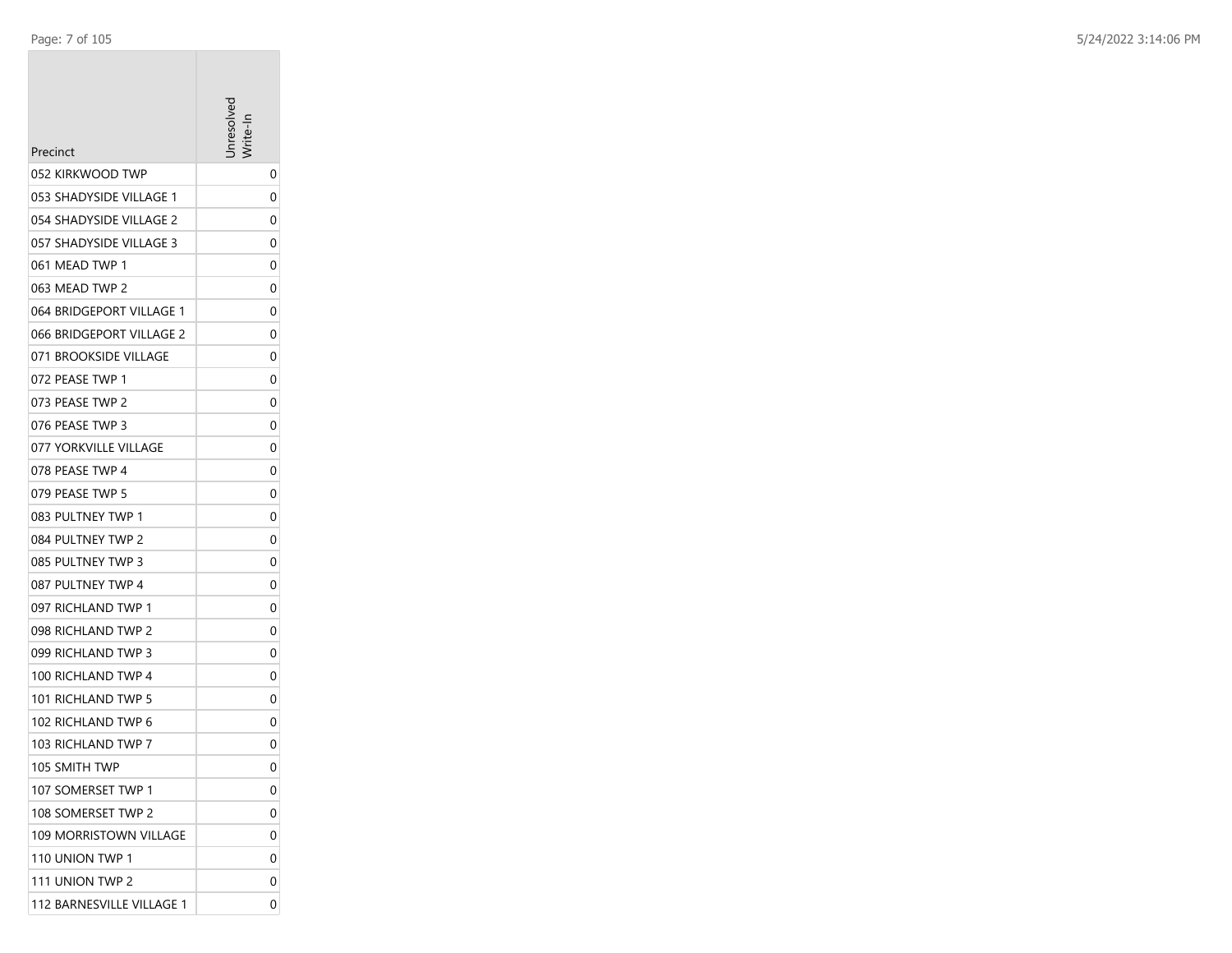| Precinct | Unresolved Write-In |
| --- | --- |
| 052 KIRKWOOD TWP | 0 |
| 053 SHADYSIDE VILLAGE 1 | 0 |
| 054 SHADYSIDE VILLAGE 2 | 0 |
| 057 SHADYSIDE VILLAGE 3 | 0 |
| 061 MEAD TWP 1 | 0 |
| 063 MEAD TWP 2 | 0 |
| 064 BRIDGEPORT VILLAGE 1 | 0 |
| 066 BRIDGEPORT VILLAGE 2 | 0 |
| 071 BROOKSIDE VILLAGE | 0 |
| 072 PEASE TWP 1 | 0 |
| 073 PEASE TWP 2 | 0 |
| 076 PEASE TWP 3 | 0 |
| 077 YORKVILLE VILLAGE | 0 |
| 078 PEASE TWP 4 | 0 |
| 079 PEASE TWP 5 | 0 |
| 083 PULTNEY TWP 1 | 0 |
| 084 PULTNEY TWP 2 | 0 |
| 085 PULTNEY TWP 3 | 0 |
| 087 PULTNEY TWP 4 | 0 |
| 097 RICHLAND TWP 1 | 0 |
| 098 RICHLAND TWP 2 | 0 |
| 099 RICHLAND TWP 3 | 0 |
| 100 RICHLAND TWP 4 | 0 |
| 101 RICHLAND TWP 5 | 0 |
| 102 RICHLAND TWP 6 | 0 |
| 103 RICHLAND TWP 7 | 0 |
| 105 SMITH TWP | 0 |
| 107 SOMERSET TWP 1 | 0 |
| 108 SOMERSET TWP 2 | 0 |
| 109 MORRISTOWN VILLAGE | 0 |
| 110 UNION TWP 1 | 0 |
| 111 UNION TWP 2 | 0 |
| 112 BARNESVILLE VILLAGE 1 | 0 |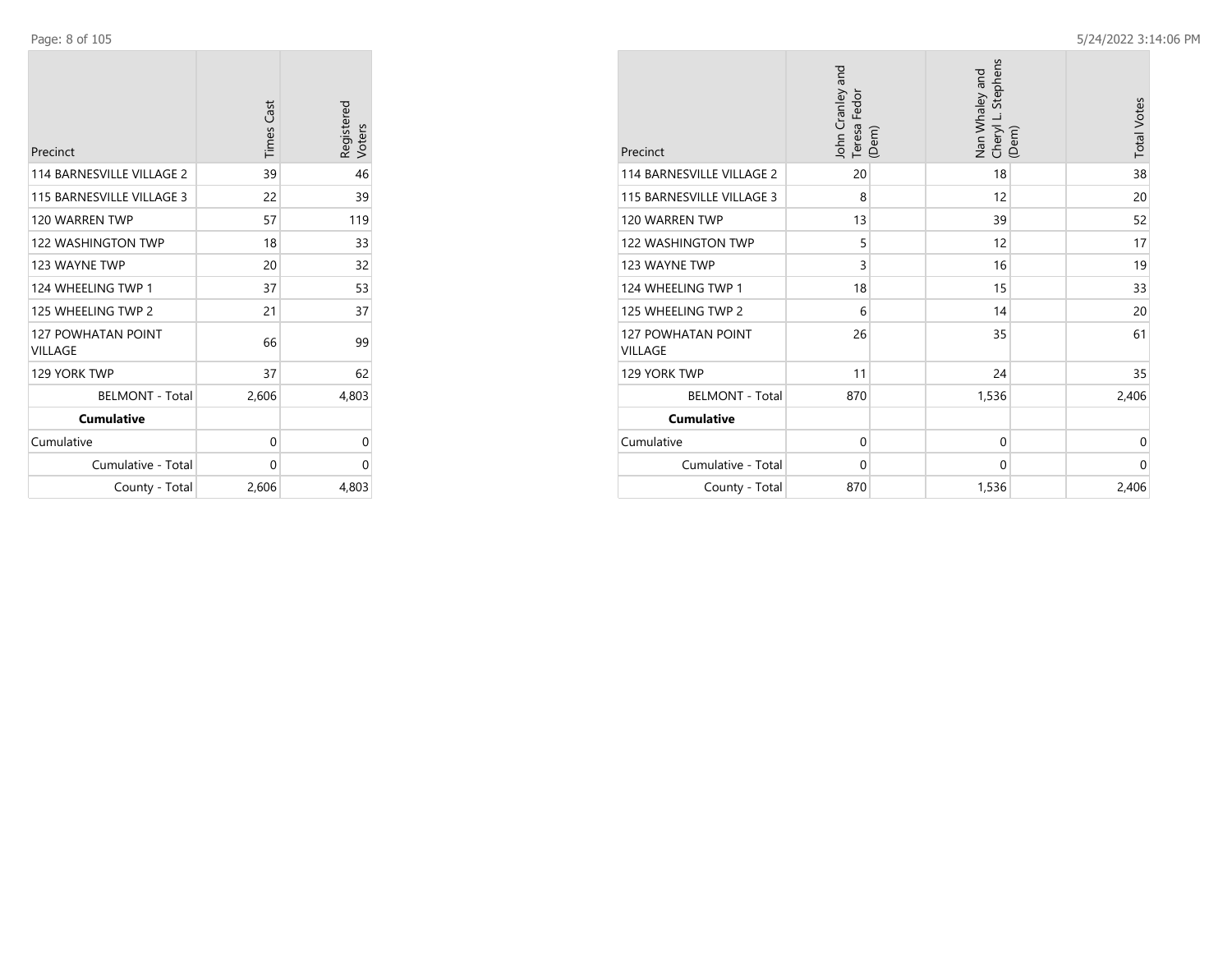| Precinct | Times Cast | Registered Voters |
|---|---|---|
| 114 BARNESVILLE VILLAGE 2 | 39 | 46 |
| 115 BARNESVILLE VILLAGE 3 | 22 | 39 |
| 120 WARREN TWP | 57 | 119 |
| 122 WASHINGTON TWP | 18 | 33 |
| 123 WAYNE TWP | 20 | 32 |
| 124 WHEELING TWP 1 | 37 | 53 |
| 125 WHEELING TWP 2 | 21 | 37 |
| 127 POWHATAN POINT VILLAGE | 66 | 99 |
| 129 YORK TWP | 37 | 62 |
| BELMONT - Total | 2,606 | 4,803 |
| **Cumulative** | | |
| Cumulative | 0 | 0 |
| Cumulative - Total | 0 | 0 |
| County - Total | 2,606 | 4,803 |

| Precinct | John Cranley and Teresa Fedor (Dem) | Nan Whaley and Cheryl L. Stephens (Dem) | Total Votes |
|---|---|---|---|
| 114 BARNESVILLE VILLAGE 2 | 20 | 18 | 38 |
| 115 BARNESVILLE VILLAGE 3 | 8 | 12 | 20 |
| 120 WARREN TWP | 13 | 39 | 52 |
| 122 WASHINGTON TWP | 5 | 12 | 17 |
| 123 WAYNE TWP | 3 | 16 | 19 |
| 124 WHEELING TWP 1 | 18 | 15 | 33 |
| 125 WHEELING TWP 2 | 6 | 14 | 20 |
| 127 POWHATAN POINT VILLAGE | 26 | 35 | 61 |
| 129 YORK TWP | 11 | 24 | 35 |
| BELMONT - Total | 870 | 1,536 | 2,406 |
| **Cumulative** | | | |
| Cumulative | 0 | 0 | 0 |
| Cumulative - Total | 0 | 0 | 0 |
| County - Total | 870 | 1,536 | 2,406 |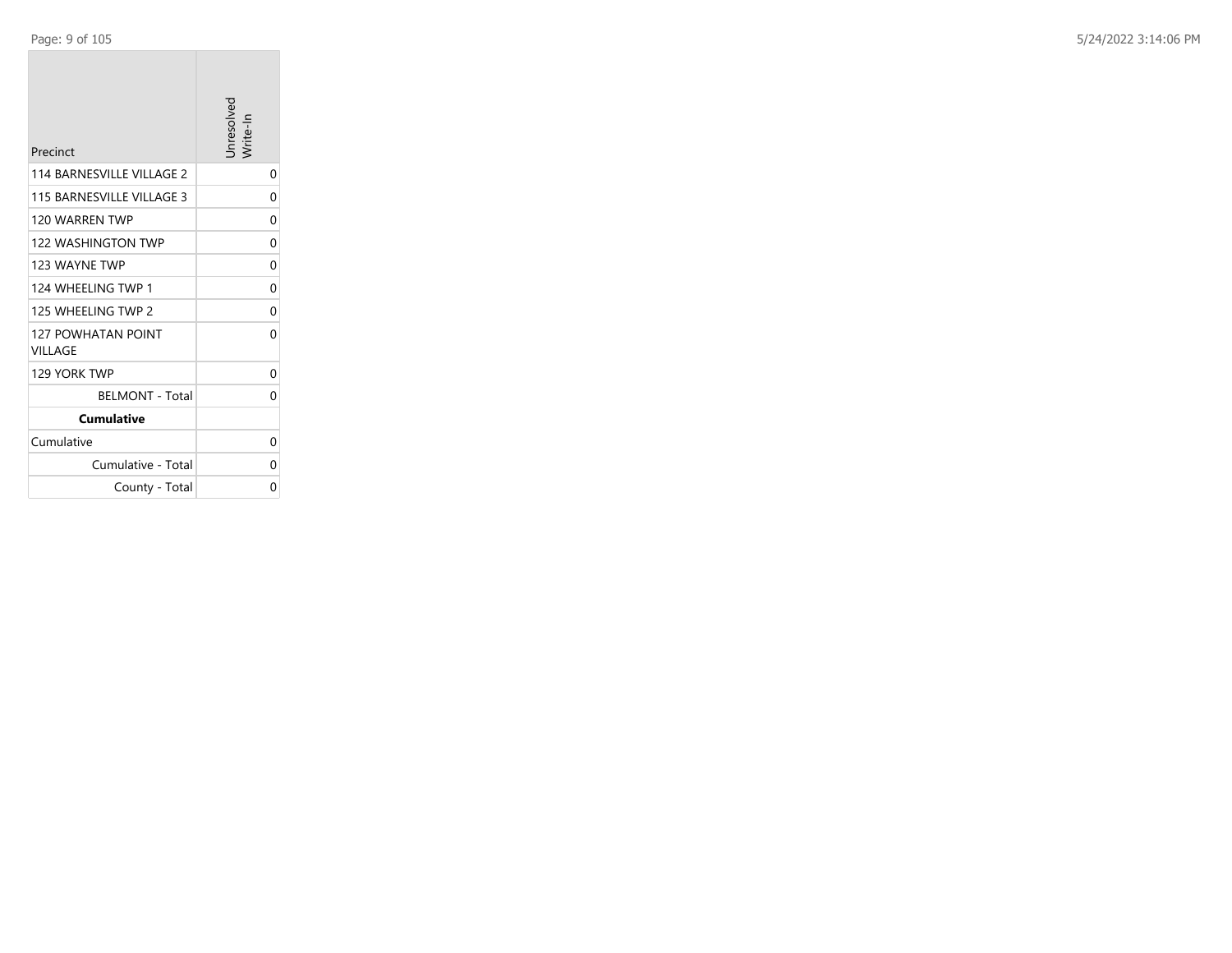| Precinct | Unresolved Write-In |
| --- | --- |
| 114 BARNESVILLE VILLAGE 2 | 0 |
| 115 BARNESVILLE VILLAGE 3 | 0 |
| 120 WARREN TWP | 0 |
| 122 WASHINGTON TWP | 0 |
| 123 WAYNE TWP | 0 |
| 124 WHEELING TWP 1 | 0 |
| 125 WHEELING TWP 2 | 0 |
| 127 POWHATAN POINT VILLAGE | 0 |
| 129 YORK TWP | 0 |
| BELMONT - Total | 0 |
| **Cumulative** | |
| Cumulative | 0 |
| Cumulative - Total | 0 |
| County - Total | 0 |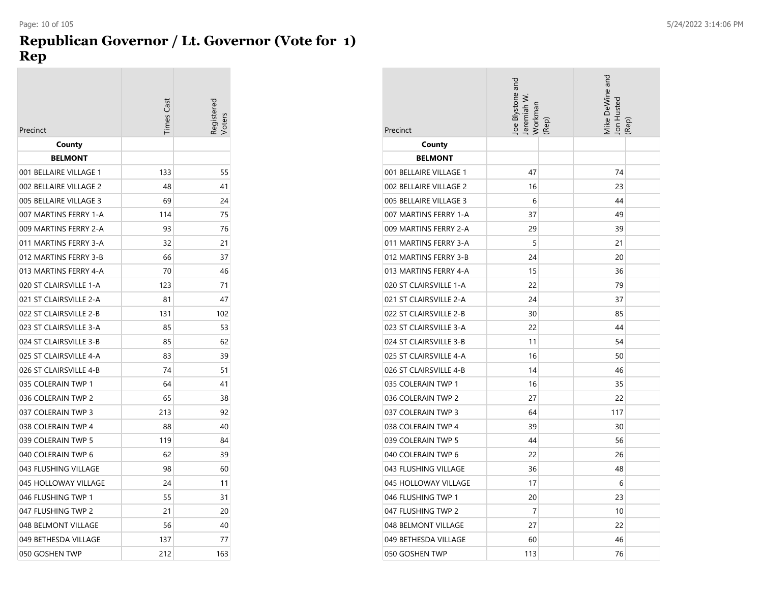# Republican Governor / Lt. Governor (Vote for 1)
## Rep

| Precinct | Times Cast | Registered Voters | Joe Blystone and Jeremiah W. Workman (Rep) | Mike DeWine and Jon Husted (Rep) |
|---|---|---|---|---|
| **County** | | | | |
| **BELMONT** | | | | |
| 001 BELLAIRE VILLAGE 1 | 133 | 55 | 47 | 74 |
| 002 BELLAIRE VILLAGE 2 | 48 | 41 | 16 | 23 |
| 005 BELLAIRE VILLAGE 3 | 69 | 24 | 6 | 44 |
| 007 MARTINS FERRY 1-A | 114 | 75 | 37 | 49 |
| 009 MARTINS FERRY 2-A | 93 | 76 | 29 | 39 |
| 011 MARTINS FERRY 3-A | 32 | 21 | 5 | 21 |
| 012 MARTINS FERRY 3-B | 66 | 37 | 24 | 20 |
| 013 MARTINS FERRY 4-A | 70 | 46 | 15 | 36 |
| 020 ST CLAIRSVILLE 1-A | 123 | 71 | 22 | 79 |
| 021 ST CLAIRSVILLE 2-A | 81 | 47 | 24 | 37 |
| 022 ST CLAIRSVILLE 2-B | 131 | 102 | 30 | 85 |
| 023 ST CLAIRSVILLE 3-A | 85 | 53 | 22 | 44 |
| 024 ST CLAIRSVILLE 3-B | 85 | 62 | 11 | 54 |
| 025 ST CLAIRSVILLE 4-A | 83 | 39 | 16 | 50 |
| 026 ST CLAIRSVILLE 4-B | 74 | 51 | 14 | 46 |
| 035 COLERAIN TWP 1 | 64 | 41 | 16 | 35 |
| 036 COLERAIN TWP 2 | 65 | 38 | 27 | 22 |
| 037 COLERAIN TWP 3 | 213 | 92 | 64 | 117 |
| 038 COLERAIN TWP 4 | 88 | 40 | 39 | 30 |
| 039 COLERAIN TWP 5 | 119 | 84 | 44 | 56 |
| 040 COLERAIN TWP 6 | 62 | 39 | 22 | 26 |
| 043 FLUSHING VILLAGE | 98 | 60 | 36 | 48 |
| 045 HOLLOWAY VILLAGE | 24 | 11 | 17 | 6 |
| 046 FLUSHING TWP 1 | 55 | 31 | 20 | 23 |
| 047 FLUSHING TWP 2 | 21 | 20 | 7 | 10 |
| 048 BELMONT VILLAGE | 56 | 40 | 27 | 22 |
| 049 BETHESDA VILLAGE | 137 | 77 | 60 | 46 |
| 050 GOSHEN TWP | 212 | 163 | 113 | 76 |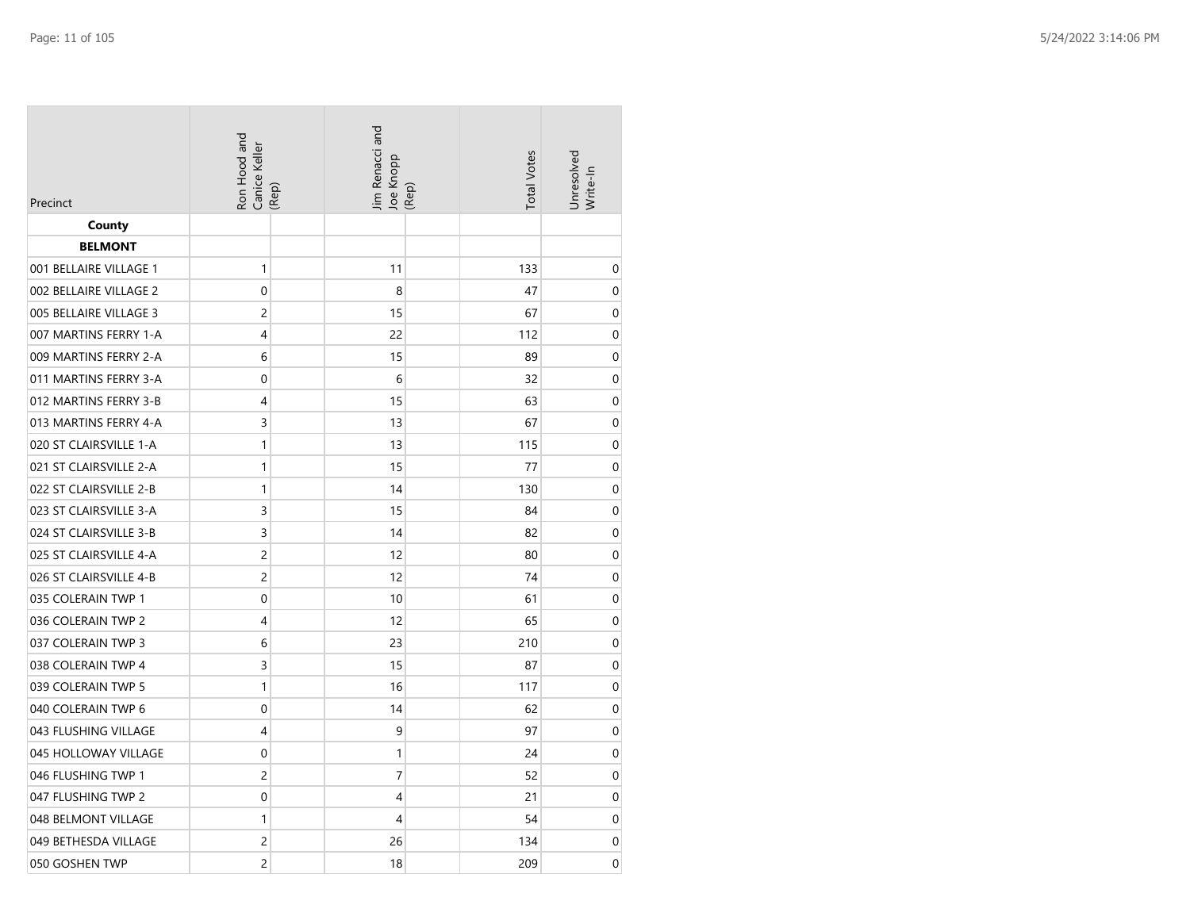| Precinct | Ron Hood and Canice Keller (Rep) | Jim Renacci and Joe Knopp (Rep) | Total Votes | Unresolved Write-In |
|---|---|---|---|---|
| **County** | | | | |
| **BELMONT** | | | | |
| 001 BELLAIRE VILLAGE 1 | 1 | 11 | 133 | 0 |
| 002 BELLAIRE VILLAGE 2 | 0 | 8 | 47 | 0 |
| 005 BELLAIRE VILLAGE 3 | 2 | 15 | 67 | 0 |
| 007 MARTINS FERRY 1-A | 4 | 22 | 112 | 0 |
| 009 MARTINS FERRY 2-A | 6 | 15 | 89 | 0 |
| 011 MARTINS FERRY 3-A | 0 | 6 | 32 | 0 |
| 012 MARTINS FERRY 3-B | 4 | 15 | 63 | 0 |
| 013 MARTINS FERRY 4-A | 3 | 13 | 67 | 0 |
| 020 ST CLAIRSVILLE 1-A | 1 | 13 | 115 | 0 |
| 021 ST CLAIRSVILLE 2-A | 1 | 15 | 77 | 0 |
| 022 ST CLAIRSVILLE 2-B | 1 | 14 | 130 | 0 |
| 023 ST CLAIRSVILLE 3-A | 3 | 15 | 84 | 0 |
| 024 ST CLAIRSVILLE 3-B | 3 | 14 | 82 | 0 |
| 025 ST CLAIRSVILLE 4-A | 2 | 12 | 80 | 0 |
| 026 ST CLAIRSVILLE 4-B | 2 | 12 | 74 | 0 |
| 035 COLERAIN TWP 1 | 0 | 10 | 61 | 0 |
| 036 COLERAIN TWP 2 | 4 | 12 | 65 | 0 |
| 037 COLERAIN TWP 3 | 6 | 23 | 210 | 0 |
| 038 COLERAIN TWP 4 | 3 | 15 | 87 | 0 |
| 039 COLERAIN TWP 5 | 1 | 16 | 117 | 0 |
| 040 COLERAIN TWP 6 | 0 | 14 | 62 | 0 |
| 043 FLUSHING VILLAGE | 4 | 9 | 97 | 0 |
| 045 HOLLOWAY VILLAGE | 0 | 1 | 24 | 0 |
| 046 FLUSHING TWP 1 | 2 | 7 | 52 | 0 |
| 047 FLUSHING TWP 2 | 0 | 4 | 21 | 0 |
| 048 BELMONT VILLAGE | 1 | 4 | 54 | 0 |
| 049 BETHESDA VILLAGE | 2 | 26 | 134 | 0 |
| 050 GOSHEN TWP | 2 | 18 | 209 | 0 |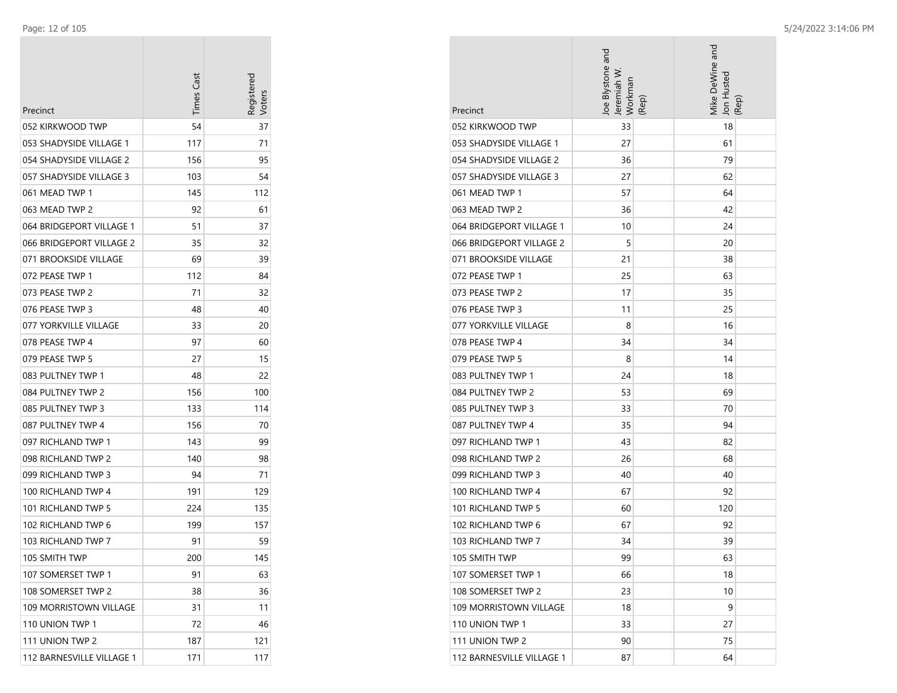| Precinct | Times Cast | Registered Voters |
|---|---|---|
| 052 KIRKWOOD TWP | 54 | 37 |
| 053 SHADYSIDE VILLAGE 1 | 117 | 71 |
| 054 SHADYSIDE VILLAGE 2 | 156 | 95 |
| 057 SHADYSIDE VILLAGE 3 | 103 | 54 |
| 061 MEAD TWP 1 | 145 | 112 |
| 063 MEAD TWP 2 | 92 | 61 |
| 064 BRIDGEPORT VILLAGE 1 | 51 | 37 |
| 066 BRIDGEPORT VILLAGE 2 | 35 | 32 |
| 071 BROOKSIDE VILLAGE | 69 | 39 |
| 072 PEASE TWP 1 | 112 | 84 |
| 073 PEASE TWP 2 | 71 | 32 |
| 076 PEASE TWP 3 | 48 | 40 |
| 077 YORKVILLE VILLAGE | 33 | 20 |
| 078 PEASE TWP 4 | 97 | 60 |
| 079 PEASE TWP 5 | 27 | 15 |
| 083 PULTNEY TWP 1 | 48 | 22 |
| 084 PULTNEY TWP 2 | 156 | 100 |
| 085 PULTNEY TWP 3 | 133 | 114 |
| 087 PULTNEY TWP 4 | 156 | 70 |
| 097 RICHLAND TWP 1 | 143 | 99 |
| 098 RICHLAND TWP 2 | 140 | 98 |
| 099 RICHLAND TWP 3 | 94 | 71 |
| 100 RICHLAND TWP 4 | 191 | 129 |
| 101 RICHLAND TWP 5 | 224 | 135 |
| 102 RICHLAND TWP 6 | 199 | 157 |
| 103 RICHLAND TWP 7 | 91 | 59 |
| 105 SMITH TWP | 200 | 145 |
| 107 SOMERSET TWP 1 | 91 | 63 |
| 108 SOMERSET TWP 2 | 38 | 36 |
| 109 MORRISTOWN VILLAGE | 31 | 11 |
| 110 UNION TWP 1 | 72 | 46 |
| 111 UNION TWP 2 | 187 | 121 |
| 112 BARNESVILLE VILLAGE 1 | 171 | 117 |

| Precinct | Joe Blystone and Jeremiah W. Workman (Rep) | Mike DeWine and Jon Husted (Rep) |
|---|---|---|
| 052 KIRKWOOD TWP | 33 | 18 |
| 053 SHADYSIDE VILLAGE 1 | 27 | 61 |
| 054 SHADYSIDE VILLAGE 2 | 36 | 79 |
| 057 SHADYSIDE VILLAGE 3 | 27 | 62 |
| 061 MEAD TWP 1 | 57 | 64 |
| 063 MEAD TWP 2 | 36 | 42 |
| 064 BRIDGEPORT VILLAGE 1 | 10 | 24 |
| 066 BRIDGEPORT VILLAGE 2 | 5 | 20 |
| 071 BROOKSIDE VILLAGE | 21 | 38 |
| 072 PEASE TWP 1 | 25 | 63 |
| 073 PEASE TWP 2 | 17 | 35 |
| 076 PEASE TWP 3 | 11 | 25 |
| 077 YORKVILLE VILLAGE | 8 | 16 |
| 078 PEASE TWP 4 | 34 | 34 |
| 079 PEASE TWP 5 | 8 | 14 |
| 083 PULTNEY TWP 1 | 24 | 18 |
| 084 PULTNEY TWP 2 | 53 | 69 |
| 085 PULTNEY TWP 3 | 33 | 70 |
| 087 PULTNEY TWP 4 | 35 | 94 |
| 097 RICHLAND TWP 1 | 43 | 82 |
| 098 RICHLAND TWP 2 | 26 | 68 |
| 099 RICHLAND TWP 3 | 40 | 40 |
| 100 RICHLAND TWP 4 | 67 | 92 |
| 101 RICHLAND TWP 5 | 60 | 120 |
| 102 RICHLAND TWP 6 | 67 | 92 |
| 103 RICHLAND TWP 7 | 34 | 39 |
| 105 SMITH TWP | 99 | 63 |
| 107 SOMERSET TWP 1 | 66 | 18 |
| 108 SOMERSET TWP 2 | 23 | 10 |
| 109 MORRISTOWN VILLAGE | 18 | 9 |
| 110 UNION TWP 1 | 33 | 27 |
| 111 UNION TWP 2 | 90 | 75 |
| 112 BARNESVILLE VILLAGE 1 | 87 | 64 |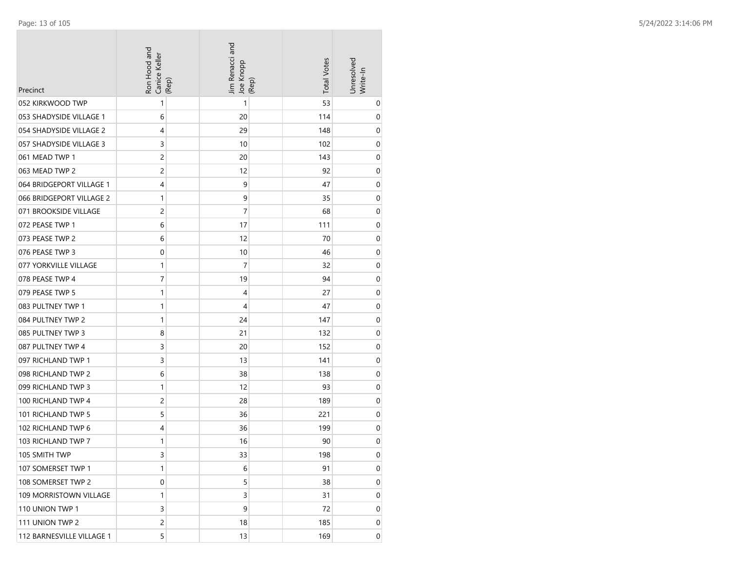| Precinct | Ron Hood and Canice Keller (Rep) | Jim Renacci and Joe Knopp (Rep) | Total Votes | Unresolved Write-In |
| --- | --- | --- | --- | --- |
| 052 KIRKWOOD TWP | 1 | 1 | 53 | 0 |
| 053 SHADYSIDE VILLAGE 1 | 6 | 20 | 114 | 0 |
| 054 SHADYSIDE VILLAGE 2 | 4 | 29 | 148 | 0 |
| 057 SHADYSIDE VILLAGE 3 | 3 | 10 | 102 | 0 |
| 061 MEAD TWP 1 | 2 | 20 | 143 | 0 |
| 063 MEAD TWP 2 | 2 | 12 | 92 | 0 |
| 064 BRIDGEPORT VILLAGE 1 | 4 | 9 | 47 | 0 |
| 066 BRIDGEPORT VILLAGE 2 | 1 | 9 | 35 | 0 |
| 071 BROOKSIDE VILLAGE | 2 | 7 | 68 | 0 |
| 072 PEASE TWP 1 | 6 | 17 | 111 | 0 |
| 073 PEASE TWP 2 | 6 | 12 | 70 | 0 |
| 076 PEASE TWP 3 | 0 | 10 | 46 | 0 |
| 077 YORKVILLE VILLAGE | 1 | 7 | 32 | 0 |
| 078 PEASE TWP 4 | 7 | 19 | 94 | 0 |
| 079 PEASE TWP 5 | 1 | 4 | 27 | 0 |
| 083 PULTNEY TWP 1 | 1 | 4 | 47 | 0 |
| 084 PULTNEY TWP 2 | 1 | 24 | 147 | 0 |
| 085 PULTNEY TWP 3 | 8 | 21 | 132 | 0 |
| 087 PULTNEY TWP 4 | 3 | 20 | 152 | 0 |
| 097 RICHLAND TWP 1 | 3 | 13 | 141 | 0 |
| 098 RICHLAND TWP 2 | 6 | 38 | 138 | 0 |
| 099 RICHLAND TWP 3 | 1 | 12 | 93 | 0 |
| 100 RICHLAND TWP 4 | 2 | 28 | 189 | 0 |
| 101 RICHLAND TWP 5 | 5 | 36 | 221 | 0 |
| 102 RICHLAND TWP 6 | 4 | 36 | 199 | 0 |
| 103 RICHLAND TWP 7 | 1 | 16 | 90 | 0 |
| 105 SMITH TWP | 3 | 33 | 198 | 0 |
| 107 SOMERSET TWP 1 | 1 | 6 | 91 | 0 |
| 108 SOMERSET TWP 2 | 0 | 5 | 38 | 0 |
| 109 MORRISTOWN VILLAGE | 1 | 3 | 31 | 0 |
| 110 UNION TWP 1 | 3 | 9 | 72 | 0 |
| 111 UNION TWP 2 | 2 | 18 | 185 | 0 |
| 112 BARNESVILLE VILLAGE 1 | 5 | 13 | 169 | 0 |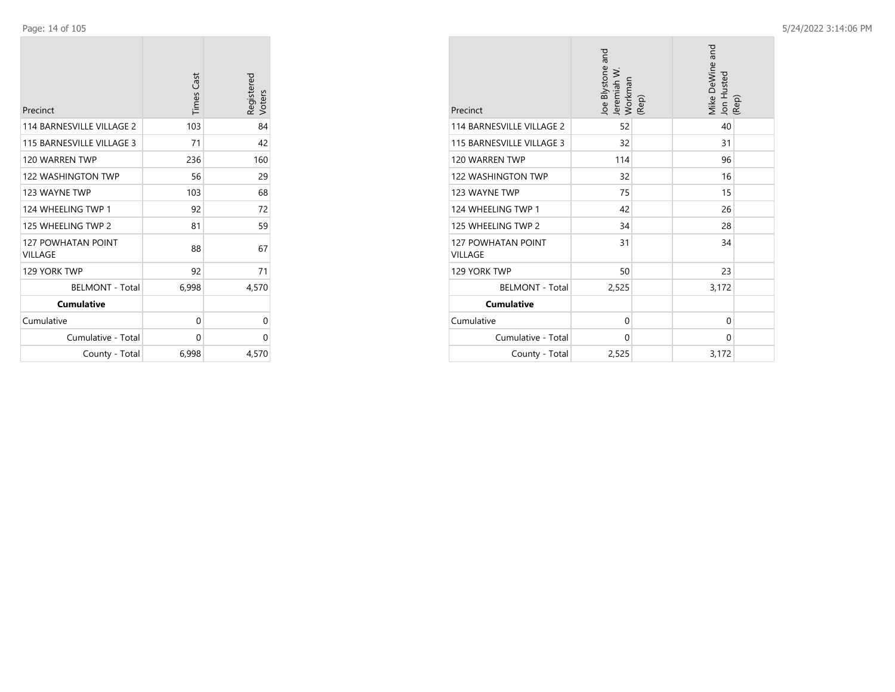| Precinct | Times Cast | Registered Voters |
|---|---|---|
| 114 BARNESVILLE VILLAGE 2 | 103 | 84 |
| 115 BARNESVILLE VILLAGE 3 | 71 | 42 |
| 120 WARREN TWP | 236 | 160 |
| 122 WASHINGTON TWP | 56 | 29 |
| 123 WAYNE TWP | 103 | 68 |
| 124 WHEELING TWP 1 | 92 | 72 |
| 125 WHEELING TWP 2 | 81 | 59 |
| 127 POWHATAN POINT VILLAGE | 88 | 67 |
| 129 YORK TWP | 92 | 71 |
| BELMONT - Total | 6,998 | 4,570 |
| **Cumulative** | | |
| Cumulative | 0 | 0 |
| Cumulative - Total | 0 | 0 |
| County - Total | 6,998 | 4,570 |

| Precinct | Joe Blystone and Jeremiah W. Workman (Rep) | Mike DeWine and Jon Husted (Rep) |
|---|---|---|
| 114 BARNESVILLE VILLAGE 2 | 52 | 40 |
| 115 BARNESVILLE VILLAGE 3 | 32 | 31 |
| 120 WARREN TWP | 114 | 96 |
| 122 WASHINGTON TWP | 32 | 16 |
| 123 WAYNE TWP | 75 | 15 |
| 124 WHEELING TWP 1 | 42 | 26 |
| 125 WHEELING TWP 2 | 34 | 28 |
| 127 POWHATAN POINT VILLAGE | 31 | 34 |
| 129 YORK TWP | 50 | 23 |
| BELMONT - Total | 2,525 | 3,172 |
| **Cumulative** | | |
| Cumulative | 0 | 0 |
| Cumulative - Total | 0 | 0 |
| County - Total | 2,525 | 3,172 |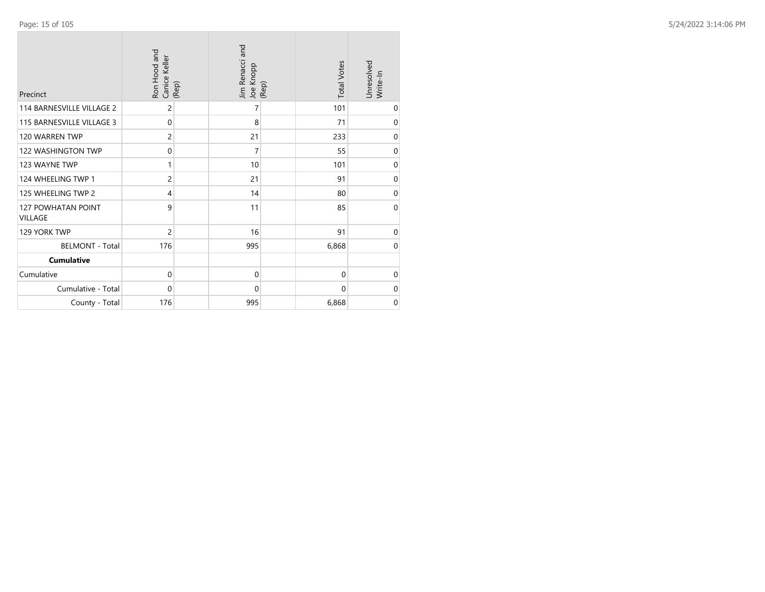| Precinct | Ron Hood and Canice Keller (Rep) | Jim Renacci and Joe Knopp (Rep) | Total Votes | Unresolved Write-In |
|---|---|---|---|---|
| 114 BARNESVILLE VILLAGE 2 | 2 | 7 | 101 | 0 |
| 115 BARNESVILLE VILLAGE 3 | 0 | 8 | 71 | 0 |
| 120 WARREN TWP | 2 | 21 | 233 | 0 |
| 122 WASHINGTON TWP | 0 | 7 | 55 | 0 |
| 123 WAYNE TWP | 1 | 10 | 101 | 0 |
| 124 WHEELING TWP 1 | 2 | 21 | 91 | 0 |
| 125 WHEELING TWP 2 | 4 | 14 | 80 | 0 |
| 127 POWHATAN POINT VILLAGE | 9 | 11 | 85 | 0 |
| 129 YORK TWP | 2 | 16 | 91 | 0 |
| BELMONT - Total | 176 | 995 | 6,868 | 0 |
| **Cumulative** | | | | |
| Cumulative | 0 | 0 | 0 | 0 |
| Cumulative - Total | 0 | 0 | 0 | 0 |
| County - Total | 176 | 995 | 6,868 | 0 |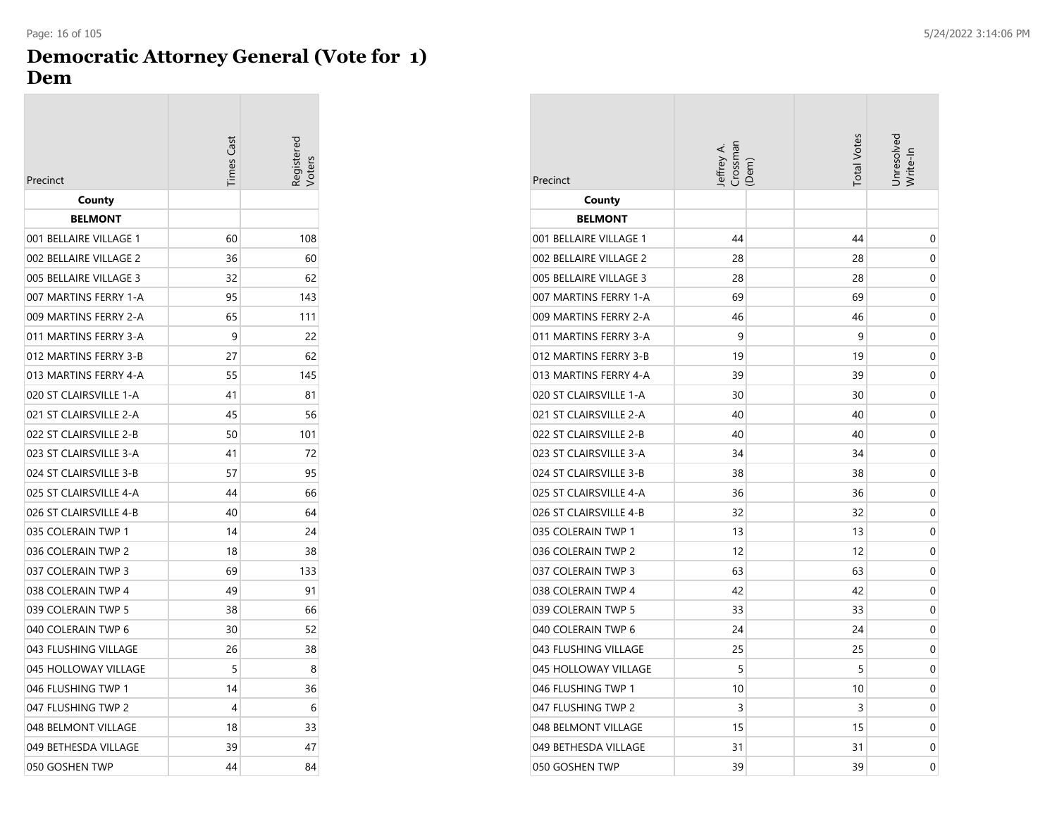# Democratic Attorney General (Vote for 1)
# Dem

| Precinct | Times Cast | Registered Voters |
|---|---|---|
| **County** | | |
| **BELMONT** | | |
| 001 BELLAIRE VILLAGE 1 | 60 | 108 |
| 002 BELLAIRE VILLAGE 2 | 36 | 60 |
| 005 BELLAIRE VILLAGE 3 | 32 | 62 |
| 007 MARTINS FERRY 1-A | 95 | 143 |
| 009 MARTINS FERRY 2-A | 65 | 111 |
| 011 MARTINS FERRY 3-A | 9 | 22 |
| 012 MARTINS FERRY 3-B | 27 | 62 |
| 013 MARTINS FERRY 4-A | 55 | 145 |
| 020 ST CLAIRSVILLE 1-A | 41 | 81 |
| 021 ST CLAIRSVILLE 2-A | 45 | 56 |
| 022 ST CLAIRSVILLE 2-B | 50 | 101 |
| 023 ST CLAIRSVILLE 3-A | 41 | 72 |
| 024 ST CLAIRSVILLE 3-B | 57 | 95 |
| 025 ST CLAIRSVILLE 4-A | 44 | 66 |
| 026 ST CLAIRSVILLE 4-B | 40 | 64 |
| 035 COLERAIN TWP 1 | 14 | 24 |
| 036 COLERAIN TWP 2 | 18 | 38 |
| 037 COLERAIN TWP 3 | 69 | 133 |
| 038 COLERAIN TWP 4 | 49 | 91 |
| 039 COLERAIN TWP 5 | 38 | 66 |
| 040 COLERAIN TWP 6 | 30 | 52 |
| 043 FLUSHING VILLAGE | 26 | 38 |
| 045 HOLLOWAY VILLAGE | 5 | 8 |
| 046 FLUSHING TWP 1 | 14 | 36 |
| 047 FLUSHING TWP 2 | 4 | 6 |
| 048 BELMONT VILLAGE | 18 | 33 |
| 049 BETHESDA VILLAGE | 39 | 47 |
| 050 GOSHEN TWP | 44 | 84 |

| Precinct | Jeffrey A. Crossman (Dem) | Total Votes | Unresolved Write-In |
|---|---|---|---|
| **County** | | | |
| **BELMONT** | | | |
| 001 BELLAIRE VILLAGE 1 | 44 | 44 | 0 |
| 002 BELLAIRE VILLAGE 2 | 28 | 28 | 0 |
| 005 BELLAIRE VILLAGE 3 | 28 | 28 | 0 |
| 007 MARTINS FERRY 1-A | 69 | 69 | 0 |
| 009 MARTINS FERRY 2-A | 46 | 46 | 0 |
| 011 MARTINS FERRY 3-A | 9 | 9 | 0 |
| 012 MARTINS FERRY 3-B | 19 | 19 | 0 |
| 013 MARTINS FERRY 4-A | 39 | 39 | 0 |
| 020 ST CLAIRSVILLE 1-A | 30 | 30 | 0 |
| 021 ST CLAIRSVILLE 2-A | 40 | 40 | 0 |
| 022 ST CLAIRSVILLE 2-B | 40 | 40 | 0 |
| 023 ST CLAIRSVILLE 3-A | 34 | 34 | 0 |
| 024 ST CLAIRSVILLE 3-B | 38 | 38 | 0 |
| 025 ST CLAIRSVILLE 4-A | 36 | 36 | 0 |
| 026 ST CLAIRSVILLE 4-B | 32 | 32 | 0 |
| 035 COLERAIN TWP 1 | 13 | 13 | 0 |
| 036 COLERAIN TWP 2 | 12 | 12 | 0 |
| 037 COLERAIN TWP 3 | 63 | 63 | 0 |
| 038 COLERAIN TWP 4 | 42 | 42 | 0 |
| 039 COLERAIN TWP 5 | 33 | 33 | 0 |
| 040 COLERAIN TWP 6 | 24 | 24 | 0 |
| 043 FLUSHING VILLAGE | 25 | 25 | 0 |
| 045 HOLLOWAY VILLAGE | 5 | 5 | 0 |
| 046 FLUSHING TWP 1 | 10 | 10 | 0 |
| 047 FLUSHING TWP 2 | 3 | 3 | 0 |
| 048 BELMONT VILLAGE | 15 | 15 | 0 |
| 049 BETHESDA VILLAGE | 31 | 31 | 0 |
| 050 GOSHEN TWP | 39 | 39 | 0 |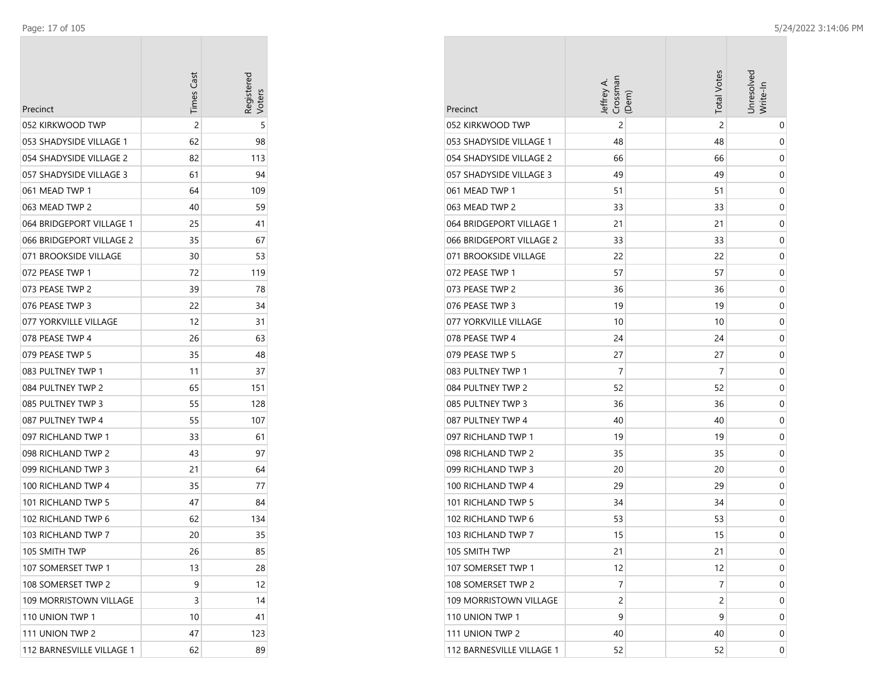| Precinct | Times Cast | Registered Voters |
|---|---|---|
| 052 KIRKWOOD TWP | 2 | 5 |
| 053 SHADYSIDE VILLAGE 1 | 62 | 98 |
| 054 SHADYSIDE VILLAGE 2 | 82 | 113 |
| 057 SHADYSIDE VILLAGE 3 | 61 | 94 |
| 061 MEAD TWP 1 | 64 | 109 |
| 063 MEAD TWP 2 | 40 | 59 |
| 064 BRIDGEPORT VILLAGE 1 | 25 | 41 |
| 066 BRIDGEPORT VILLAGE 2 | 35 | 67 |
| 071 BROOKSIDE VILLAGE | 30 | 53 |
| 072 PEASE TWP 1 | 72 | 119 |
| 073 PEASE TWP 2 | 39 | 78 |
| 076 PEASE TWP 3 | 22 | 34 |
| 077 YORKVILLE VILLAGE | 12 | 31 |
| 078 PEASE TWP 4 | 26 | 63 |
| 079 PEASE TWP 5 | 35 | 48 |
| 083 PULTNEY TWP 1 | 11 | 37 |
| 084 PULTNEY TWP 2 | 65 | 151 |
| 085 PULTNEY TWP 3 | 55 | 128 |
| 087 PULTNEY TWP 4 | 55 | 107 |
| 097 RICHLAND TWP 1 | 33 | 61 |
| 098 RICHLAND TWP 2 | 43 | 97 |
| 099 RICHLAND TWP 3 | 21 | 64 |
| 100 RICHLAND TWP 4 | 35 | 77 |
| 101 RICHLAND TWP 5 | 47 | 84 |
| 102 RICHLAND TWP 6 | 62 | 134 |
| 103 RICHLAND TWP 7 | 20 | 35 |
| 105 SMITH TWP | 26 | 85 |
| 107 SOMERSET TWP 1 | 13 | 28 |
| 108 SOMERSET TWP 2 | 9 | 12 |
| 109 MORRISTOWN VILLAGE | 3 | 14 |
| 110 UNION TWP 1 | 10 | 41 |
| 111 UNION TWP 2 | 47 | 123 |
| 112 BARNESVILLE VILLAGE 1 | 62 | 89 |

| Precinct | Jeffrey A. Crossman (Dem) | Total Votes | Unresolved Write-In |
|---|---|---|---|
| 052 KIRKWOOD TWP | 2 | 2 | 0 |
| 053 SHADYSIDE VILLAGE 1 | 48 | 48 | 0 |
| 054 SHADYSIDE VILLAGE 2 | 66 | 66 | 0 |
| 057 SHADYSIDE VILLAGE 3 | 49 | 49 | 0 |
| 061 MEAD TWP 1 | 51 | 51 | 0 |
| 063 MEAD TWP 2 | 33 | 33 | 0 |
| 064 BRIDGEPORT VILLAGE 1 | 21 | 21 | 0 |
| 066 BRIDGEPORT VILLAGE 2 | 33 | 33 | 0 |
| 071 BROOKSIDE VILLAGE | 22 | 22 | 0 |
| 072 PEASE TWP 1 | 57 | 57 | 0 |
| 073 PEASE TWP 2 | 36 | 36 | 0 |
| 076 PEASE TWP 3 | 19 | 19 | 0 |
| 077 YORKVILLE VILLAGE | 10 | 10 | 0 |
| 078 PEASE TWP 4 | 24 | 24 | 0 |
| 079 PEASE TWP 5 | 27 | 27 | 0 |
| 083 PULTNEY TWP 1 | 7 | 7 | 0 |
| 084 PULTNEY TWP 2 | 52 | 52 | 0 |
| 085 PULTNEY TWP 3 | 36 | 36 | 0 |
| 087 PULTNEY TWP 4 | 40 | 40 | 0 |
| 097 RICHLAND TWP 1 | 19 | 19 | 0 |
| 098 RICHLAND TWP 2 | 35 | 35 | 0 |
| 099 RICHLAND TWP 3 | 20 | 20 | 0 |
| 100 RICHLAND TWP 4 | 29 | 29 | 0 |
| 101 RICHLAND TWP 5 | 34 | 34 | 0 |
| 102 RICHLAND TWP 6 | 53 | 53 | 0 |
| 103 RICHLAND TWP 7 | 15 | 15 | 0 |
| 105 SMITH TWP | 21 | 21 | 0 |
| 107 SOMERSET TWP 1 | 12 | 12 | 0 |
| 108 SOMERSET TWP 2 | 7 | 7 | 0 |
| 109 MORRISTOWN VILLAGE | 2 | 2 | 0 |
| 110 UNION TWP 1 | 9 | 9 | 0 |
| 111 UNION TWP 2 | 40 | 40 | 0 |
| 112 BARNESVILLE VILLAGE 1 | 52 | 52 | 0 |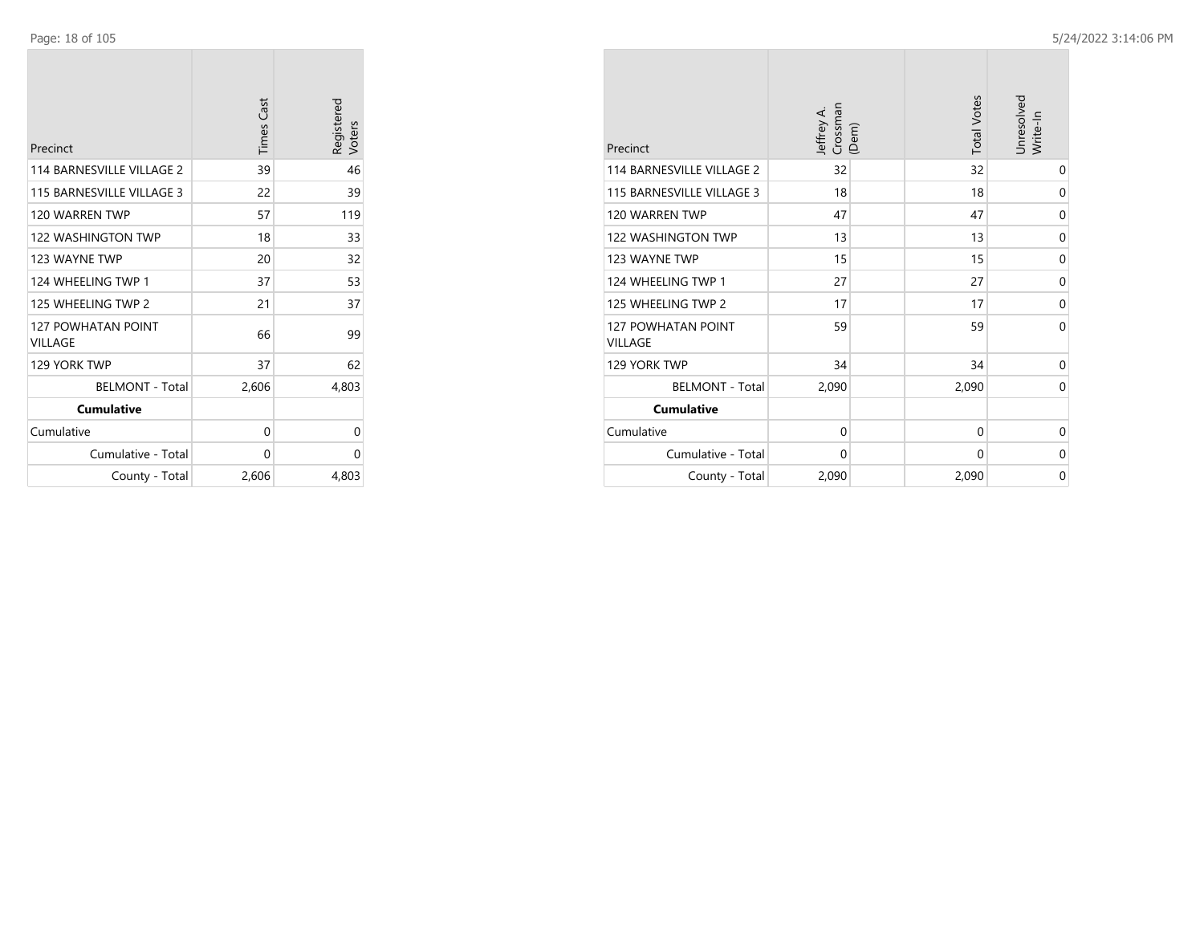| Precinct | Times Cast | Registered Voters |
| --- | --- | --- |
| 114 BARNESVILLE VILLAGE 2 | 39 | 46 |
| 115 BARNESVILLE VILLAGE 3 | 22 | 39 |
| 120 WARREN TWP | 57 | 119 |
| 122 WASHINGTON TWP | 18 | 33 |
| 123 WAYNE TWP | 20 | 32 |
| 124 WHEELING TWP 1 | 37 | 53 |
| 125 WHEELING TWP 2 | 21 | 37 |
| 127 POWHATAN POINT VILLAGE | 66 | 99 |
| 129 YORK TWP | 37 | 62 |
| BELMONT - Total | 2,606 | 4,803 |
| **Cumulative** | | |
| Cumulative | 0 | 0 |
| Cumulative - Total | 0 | 0 |
| County - Total | 2,606 | 4,803 |

| Precinct | Jeffrey A. Crossman (Dem) | Total Votes | Unresolved Write-In |
| --- | --- | --- | --- |
| 114 BARNESVILLE VILLAGE 2 | 32 | 32 | 0 |
| 115 BARNESVILLE VILLAGE 3 | 18 | 18 | 0 |
| 120 WARREN TWP | 47 | 47 | 0 |
| 122 WASHINGTON TWP | 13 | 13 | 0 |
| 123 WAYNE TWP | 15 | 15 | 0 |
| 124 WHEELING TWP 1 | 27 | 27 | 0 |
| 125 WHEELING TWP 2 | 17 | 17 | 0 |
| 127 POWHATAN POINT VILLAGE | 59 | 59 | 0 |
| 129 YORK TWP | 34 | 34 | 0 |
| BELMONT - Total | 2,090 | 2,090 | 0 |
| **Cumulative** | | | |
| Cumulative | 0 | 0 | 0 |
| Cumulative - Total | 0 | 0 | 0 |
| County - Total | 2,090 | 2,090 | 0 |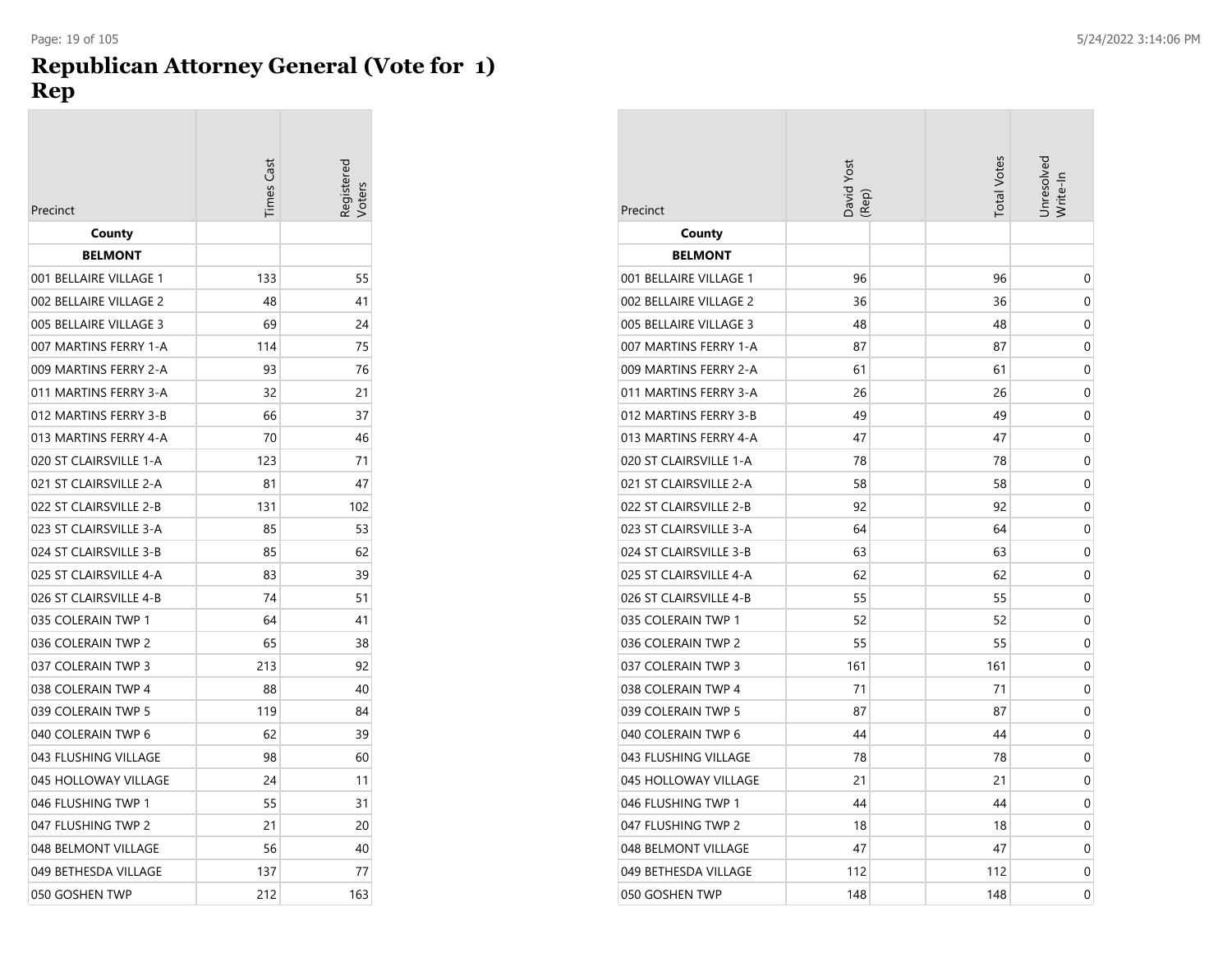# Republican Attorney General (Vote for 1)
# Rep

| Precinct | Times Cast | Registered Voters | David Yost (Rep) | Total Votes | Unresolved Write-In |
|---|---|---|---|---|---|
| **County** | | | | | |
| **BELMONT** | | | | | |
| 001 BELLAIRE VILLAGE 1 | 133 | 55 | 96 | 96 | 0 |
| 002 BELLAIRE VILLAGE 2 | 48 | 41 | 36 | 36 | 0 |
| 005 BELLAIRE VILLAGE 3 | 69 | 24 | 48 | 48 | 0 |
| 007 MARTINS FERRY 1-A | 114 | 75 | 87 | 87 | 0 |
| 009 MARTINS FERRY 2-A | 93 | 76 | 61 | 61 | 0 |
| 011 MARTINS FERRY 3-A | 32 | 21 | 26 | 26 | 0 |
| 012 MARTINS FERRY 3-B | 66 | 37 | 49 | 49 | 0 |
| 013 MARTINS FERRY 4-A | 70 | 46 | 47 | 47 | 0 |
| 020 ST CLAIRSVILLE 1-A | 123 | 71 | 78 | 78 | 0 |
| 021 ST CLAIRSVILLE 2-A | 81 | 47 | 58 | 58 | 0 |
| 022 ST CLAIRSVILLE 2-B | 131 | 102 | 92 | 92 | 0 |
| 023 ST CLAIRSVILLE 3-A | 85 | 53 | 64 | 64 | 0 |
| 024 ST CLAIRSVILLE 3-B | 85 | 62 | 63 | 63 | 0 |
| 025 ST CLAIRSVILLE 4-A | 83 | 39 | 62 | 62 | 0 |
| 026 ST CLAIRSVILLE 4-B | 74 | 51 | 55 | 55 | 0 |
| 035 COLERAIN TWP 1 | 64 | 41 | 52 | 52 | 0 |
| 036 COLERAIN TWP 2 | 65 | 38 | 55 | 55 | 0 |
| 037 COLERAIN TWP 3 | 213 | 92 | 161 | 161 | 0 |
| 038 COLERAIN TWP 4 | 88 | 40 | 71 | 71 | 0 |
| 039 COLERAIN TWP 5 | 119 | 84 | 87 | 87 | 0 |
| 040 COLERAIN TWP 6 | 62 | 39 | 44 | 44 | 0 |
| 043 FLUSHING VILLAGE | 98 | 60 | 78 | 78 | 0 |
| 045 HOLLOWAY VILLAGE | 24 | 11 | 21 | 21 | 0 |
| 046 FLUSHING TWP 1 | 55 | 31 | 44 | 44 | 0 |
| 047 FLUSHING TWP 2 | 21 | 20 | 18 | 18 | 0 |
| 048 BELMONT VILLAGE | 56 | 40 | 47 | 47 | 0 |
| 049 BETHESDA VILLAGE | 137 | 77 | 112 | 112 | 0 |
| 050 GOSHEN TWP | 212 | 163 | 148 | 148 | 0 |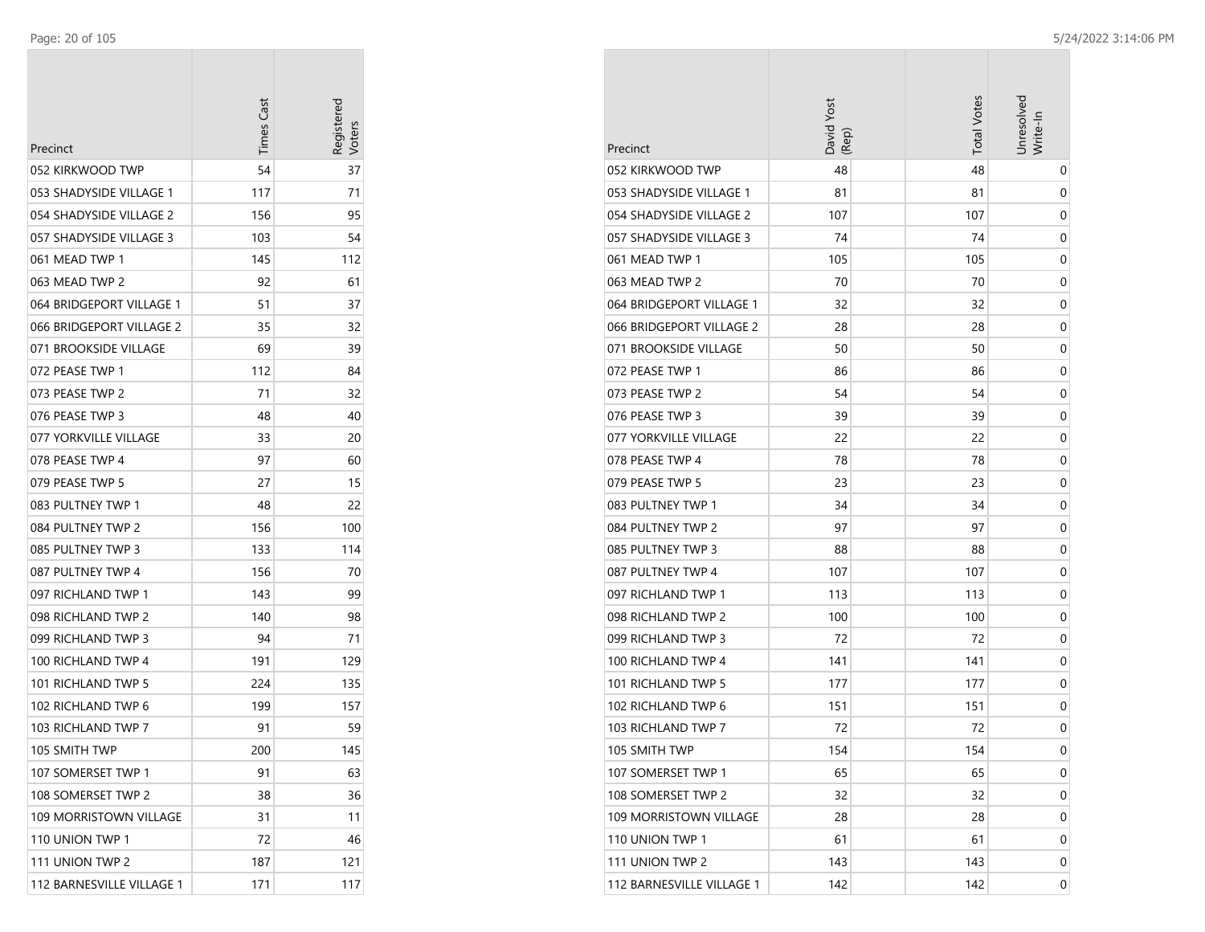| Precinct | Times Cast | Registered Voters |
|---|---|---|
| 052 KIRKWOOD TWP | 54 | 37 |
| 053 SHADYSIDE VILLAGE 1 | 117 | 71 |
| 054 SHADYSIDE VILLAGE 2 | 156 | 95 |
| 057 SHADYSIDE VILLAGE 3 | 103 | 54 |
| 061 MEAD TWP 1 | 145 | 112 |
| 063 MEAD TWP 2 | 92 | 61 |
| 064 BRIDGEPORT VILLAGE 1 | 51 | 37 |
| 066 BRIDGEPORT VILLAGE 2 | 35 | 32 |
| 071 BROOKSIDE VILLAGE | 69 | 39 |
| 072 PEASE TWP 1 | 112 | 84 |
| 073 PEASE TWP 2 | 71 | 32 |
| 076 PEASE TWP 3 | 48 | 40 |
| 077 YORKVILLE VILLAGE | 33 | 20 |
| 078 PEASE TWP 4 | 97 | 60 |
| 079 PEASE TWP 5 | 27 | 15 |
| 083 PULTNEY TWP 1 | 48 | 22 |
| 084 PULTNEY TWP 2 | 156 | 100 |
| 085 PULTNEY TWP 3 | 133 | 114 |
| 087 PULTNEY TWP 4 | 156 | 70 |
| 097 RICHLAND TWP 1 | 143 | 99 |
| 098 RICHLAND TWP 2 | 140 | 98 |
| 099 RICHLAND TWP 3 | 94 | 71 |
| 100 RICHLAND TWP 4 | 191 | 129 |
| 101 RICHLAND TWP 5 | 224 | 135 |
| 102 RICHLAND TWP 6 | 199 | 157 |
| 103 RICHLAND TWP 7 | 91 | 59 |
| 105 SMITH TWP | 200 | 145 |
| 107 SOMERSET TWP 1 | 91 | 63 |
| 108 SOMERSET TWP 2 | 38 | 36 |
| 109 MORRISTOWN VILLAGE | 31 | 11 |
| 110 UNION TWP 1 | 72 | 46 |
| 111 UNION TWP 2 | 187 | 121 |
| 112 BARNESVILLE VILLAGE 1 | 171 | 117 |

| Precinct | David Yost (Rep) | Total Votes | Unresolved Write-In |
|---|---|---|---|
| 052 KIRKWOOD TWP | 48 | 48 | 0 |
| 053 SHADYSIDE VILLAGE 1 | 81 | 81 | 0 |
| 054 SHADYSIDE VILLAGE 2 | 107 | 107 | 0 |
| 057 SHADYSIDE VILLAGE 3 | 74 | 74 | 0 |
| 061 MEAD TWP 1 | 105 | 105 | 0 |
| 063 MEAD TWP 2 | 70 | 70 | 0 |
| 064 BRIDGEPORT VILLAGE 1 | 32 | 32 | 0 |
| 066 BRIDGEPORT VILLAGE 2 | 28 | 28 | 0 |
| 071 BROOKSIDE VILLAGE | 50 | 50 | 0 |
| 072 PEASE TWP 1 | 86 | 86 | 0 |
| 073 PEASE TWP 2 | 54 | 54 | 0 |
| 076 PEASE TWP 3 | 39 | 39 | 0 |
| 077 YORKVILLE VILLAGE | 22 | 22 | 0 |
| 078 PEASE TWP 4 | 78 | 78 | 0 |
| 079 PEASE TWP 5 | 23 | 23 | 0 |
| 083 PULTNEY TWP 1 | 34 | 34 | 0 |
| 084 PULTNEY TWP 2 | 97 | 97 | 0 |
| 085 PULTNEY TWP 3 | 88 | 88 | 0 |
| 087 PULTNEY TWP 4 | 107 | 107 | 0 |
| 097 RICHLAND TWP 1 | 113 | 113 | 0 |
| 098 RICHLAND TWP 2 | 100 | 100 | 0 |
| 099 RICHLAND TWP 3 | 72 | 72 | 0 |
| 100 RICHLAND TWP 4 | 141 | 141 | 0 |
| 101 RICHLAND TWP 5 | 177 | 177 | 0 |
| 102 RICHLAND TWP 6 | 151 | 151 | 0 |
| 103 RICHLAND TWP 7 | 72 | 72 | 0 |
| 105 SMITH TWP | 154 | 154 | 0 |
| 107 SOMERSET TWP 1 | 65 | 65 | 0 |
| 108 SOMERSET TWP 2 | 32 | 32 | 0 |
| 109 MORRISTOWN VILLAGE | 28 | 28 | 0 |
| 110 UNION TWP 1 | 61 | 61 | 0 |
| 111 UNION TWP 2 | 143 | 143 | 0 |
| 112 BARNESVILLE VILLAGE 1 | 142 | 142 | 0 |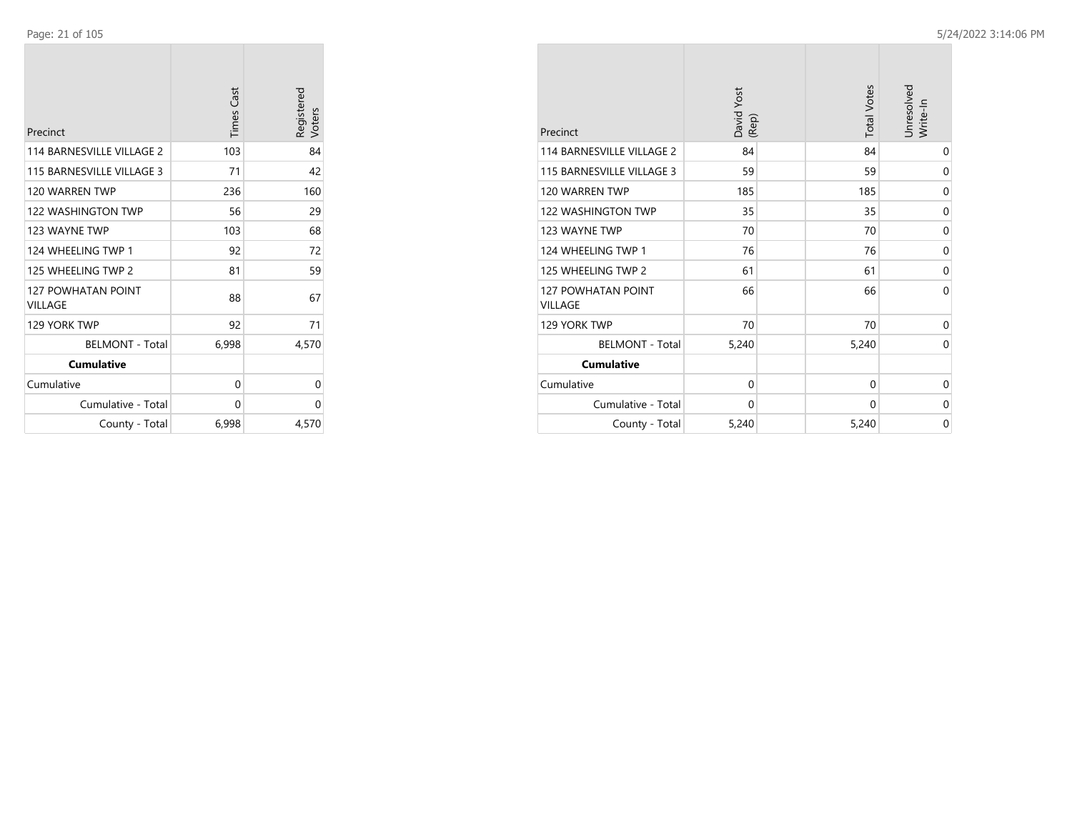| Precinct | Times Cast | Registered Voters |
|---|---|---|
| 114 BARNESVILLE VILLAGE 2 | 103 | 84 |
| 115 BARNESVILLE VILLAGE 3 | 71 | 42 |
| 120 WARREN TWP | 236 | 160 |
| 122 WASHINGTON TWP | 56 | 29 |
| 123 WAYNE TWP | 103 | 68 |
| 124 WHEELING TWP 1 | 92 | 72 |
| 125 WHEELING TWP 2 | 81 | 59 |
| 127 POWHATAN POINT VILLAGE | 88 | 67 |
| 129 YORK TWP | 92 | 71 |
| BELMONT - Total | 6,998 | 4,570 |
| **Cumulative** | | |
| Cumulative | 0 | 0 |
| Cumulative - Total | 0 | 0 |
| County - Total | 6,998 | 4,570 |

| Precinct | David Yost (Rep) | Total Votes | Unresolved Write-In |
|---|---|---|---|
| 114 BARNESVILLE VILLAGE 2 | 84 | 84 | 0 |
| 115 BARNESVILLE VILLAGE 3 | 59 | 59 | 0 |
| 120 WARREN TWP | 185 | 185 | 0 |
| 122 WASHINGTON TWP | 35 | 35 | 0 |
| 123 WAYNE TWP | 70 | 70 | 0 |
| 124 WHEELING TWP 1 | 76 | 76 | 0 |
| 125 WHEELING TWP 2 | 61 | 61 | 0 |
| 127 POWHATAN POINT VILLAGE | 66 | 66 | 0 |
| 129 YORK TWP | 70 | 70 | 0 |
| BELMONT - Total | 5,240 | 5,240 | 0 |
| **Cumulative** | | | |
| Cumulative | 0 | 0 | 0 |
| Cumulative - Total | 0 | 0 | 0 |
| County - Total | 5,240 | 5,240 | 0 |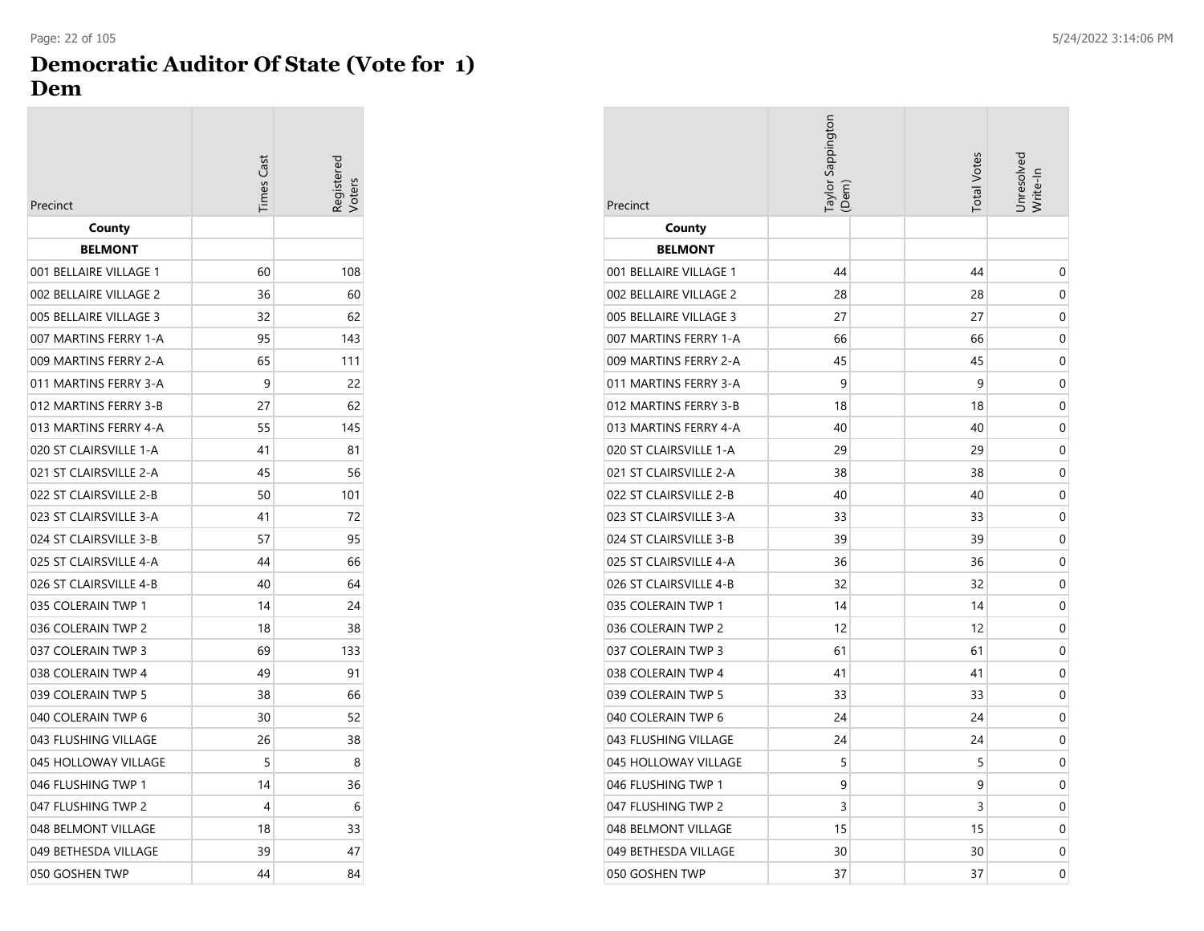# Democratic Auditor Of State (Vote for 1)
# Dem

| Precinct | Times Cast | Registered Voters | Taylor Sappington (Dem) | Total Votes | Unresolved Write-In |
|---|---|---|---|---|---|
| **County** | | | | | |
| **BELMONT** | | | | | |
| 001 BELLAIRE VILLAGE 1 | 60 | 108 | 44 | 44 | 0 |
| 002 BELLAIRE VILLAGE 2 | 36 | 60 | 28 | 28 | 0 |
| 005 BELLAIRE VILLAGE 3 | 32 | 62 | 27 | 27 | 0 |
| 007 MARTINS FERRY 1-A | 95 | 143 | 66 | 66 | 0 |
| 009 MARTINS FERRY 2-A | 65 | 111 | 45 | 45 | 0 |
| 011 MARTINS FERRY 3-A | 9 | 22 | 9 | 9 | 0 |
| 012 MARTINS FERRY 3-B | 27 | 62 | 18 | 18 | 0 |
| 013 MARTINS FERRY 4-A | 55 | 145 | 40 | 40 | 0 |
| 020 ST CLAIRSVILLE 1-A | 41 | 81 | 29 | 29 | 0 |
| 021 ST CLAIRSVILLE 2-A | 45 | 56 | 38 | 38 | 0 |
| 022 ST CLAIRSVILLE 2-B | 50 | 101 | 40 | 40 | 0 |
| 023 ST CLAIRSVILLE 3-A | 41 | 72 | 33 | 33 | 0 |
| 024 ST CLAIRSVILLE 3-B | 57 | 95 | 39 | 39 | 0 |
| 025 ST CLAIRSVILLE 4-A | 44 | 66 | 36 | 36 | 0 |
| 026 ST CLAIRSVILLE 4-B | 40 | 64 | 32 | 32 | 0 |
| 035 COLERAIN TWP 1 | 14 | 24 | 14 | 14 | 0 |
| 036 COLERAIN TWP 2 | 18 | 38 | 12 | 12 | 0 |
| 037 COLERAIN TWP 3 | 69 | 133 | 61 | 61 | 0 |
| 038 COLERAIN TWP 4 | 49 | 91 | 41 | 41 | 0 |
| 039 COLERAIN TWP 5 | 38 | 66 | 33 | 33 | 0 |
| 040 COLERAIN TWP 6 | 30 | 52 | 24 | 24 | 0 |
| 043 FLUSHING VILLAGE | 26 | 38 | 24 | 24 | 0 |
| 045 HOLLOWAY VILLAGE | 5 | 8 | 5 | 5 | 0 |
| 046 FLUSHING TWP 1 | 14 | 36 | 9 | 9 | 0 |
| 047 FLUSHING TWP 2 | 4 | 6 | 3 | 3 | 0 |
| 048 BELMONT VILLAGE | 18 | 33 | 15 | 15 | 0 |
| 049 BETHESDA VILLAGE | 39 | 47 | 30 | 30 | 0 |
| 050 GOSHEN TWP | 44 | 84 | 37 | 37 | 0 |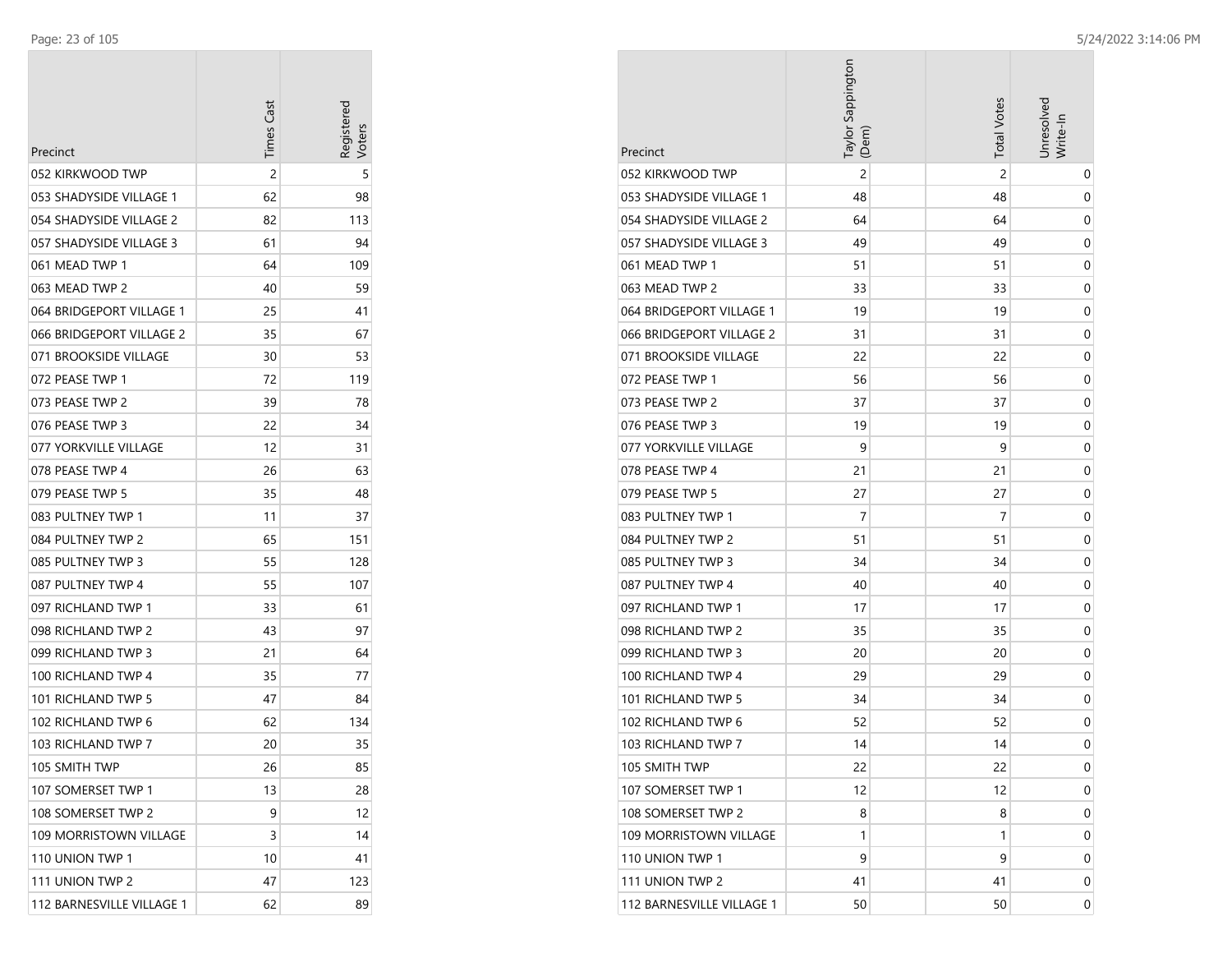| Precinct | Times Cast | Registered Voters |
|---|---|---|
| 052 KIRKWOOD TWP | 2 | 5 |
| 053 SHADYSIDE VILLAGE 1 | 62 | 98 |
| 054 SHADYSIDE VILLAGE 2 | 82 | 113 |
| 057 SHADYSIDE VILLAGE 3 | 61 | 94 |
| 061 MEAD TWP 1 | 64 | 109 |
| 063 MEAD TWP 2 | 40 | 59 |
| 064 BRIDGEPORT VILLAGE 1 | 25 | 41 |
| 066 BRIDGEPORT VILLAGE 2 | 35 | 67 |
| 071 BROOKSIDE VILLAGE | 30 | 53 |
| 072 PEASE TWP 1 | 72 | 119 |
| 073 PEASE TWP 2 | 39 | 78 |
| 076 PEASE TWP 3 | 22 | 34 |
| 077 YORKVILLE VILLAGE | 12 | 31 |
| 078 PEASE TWP 4 | 26 | 63 |
| 079 PEASE TWP 5 | 35 | 48 |
| 083 PULTNEY TWP 1 | 11 | 37 |
| 084 PULTNEY TWP 2 | 65 | 151 |
| 085 PULTNEY TWP 3 | 55 | 128 |
| 087 PULTNEY TWP 4 | 55 | 107 |
| 097 RICHLAND TWP 1 | 33 | 61 |
| 098 RICHLAND TWP 2 | 43 | 97 |
| 099 RICHLAND TWP 3 | 21 | 64 |
| 100 RICHLAND TWP 4 | 35 | 77 |
| 101 RICHLAND TWP 5 | 47 | 84 |
| 102 RICHLAND TWP 6 | 62 | 134 |
| 103 RICHLAND TWP 7 | 20 | 35 |
| 105 SMITH TWP | 26 | 85 |
| 107 SOMERSET TWP 1 | 13 | 28 |
| 108 SOMERSET TWP 2 | 9 | 12 |
| 109 MORRISTOWN VILLAGE | 3 | 14 |
| 110 UNION TWP 1 | 10 | 41 |
| 111 UNION TWP 2 | 47 | 123 |
| 112 BARNESVILLE VILLAGE 1 | 62 | 89 |

| Precinct | Taylor Sappington (Dem) | Total Votes | Unresolved Write-In |
|---|---|---|---|
| 052 KIRKWOOD TWP | 2 | 2 | 0 |
| 053 SHADYSIDE VILLAGE 1 | 48 | 48 | 0 |
| 054 SHADYSIDE VILLAGE 2 | 64 | 64 | 0 |
| 057 SHADYSIDE VILLAGE 3 | 49 | 49 | 0 |
| 061 MEAD TWP 1 | 51 | 51 | 0 |
| 063 MEAD TWP 2 | 33 | 33 | 0 |
| 064 BRIDGEPORT VILLAGE 1 | 19 | 19 | 0 |
| 066 BRIDGEPORT VILLAGE 2 | 31 | 31 | 0 |
| 071 BROOKSIDE VILLAGE | 22 | 22 | 0 |
| 072 PEASE TWP 1 | 56 | 56 | 0 |
| 073 PEASE TWP 2 | 37 | 37 | 0 |
| 076 PEASE TWP 3 | 19 | 19 | 0 |
| 077 YORKVILLE VILLAGE | 9 | 9 | 0 |
| 078 PEASE TWP 4 | 21 | 21 | 0 |
| 079 PEASE TWP 5 | 27 | 27 | 0 |
| 083 PULTNEY TWP 1 | 7 | 7 | 0 |
| 084 PULTNEY TWP 2 | 51 | 51 | 0 |
| 085 PULTNEY TWP 3 | 34 | 34 | 0 |
| 087 PULTNEY TWP 4 | 40 | 40 | 0 |
| 097 RICHLAND TWP 1 | 17 | 17 | 0 |
| 098 RICHLAND TWP 2 | 35 | 35 | 0 |
| 099 RICHLAND TWP 3 | 20 | 20 | 0 |
| 100 RICHLAND TWP 4 | 29 | 29 | 0 |
| 101 RICHLAND TWP 5 | 34 | 34 | 0 |
| 102 RICHLAND TWP 6 | 52 | 52 | 0 |
| 103 RICHLAND TWP 7 | 14 | 14 | 0 |
| 105 SMITH TWP | 22 | 22 | 0 |
| 107 SOMERSET TWP 1 | 12 | 12 | 0 |
| 108 SOMERSET TWP 2 | 8 | 8 | 0 |
| 109 MORRISTOWN VILLAGE | 1 | 1 | 0 |
| 110 UNION TWP 1 | 9 | 9 | 0 |
| 111 UNION TWP 2 | 41 | 41 | 0 |
| 112 BARNESVILLE VILLAGE 1 | 50 | 50 | 0 |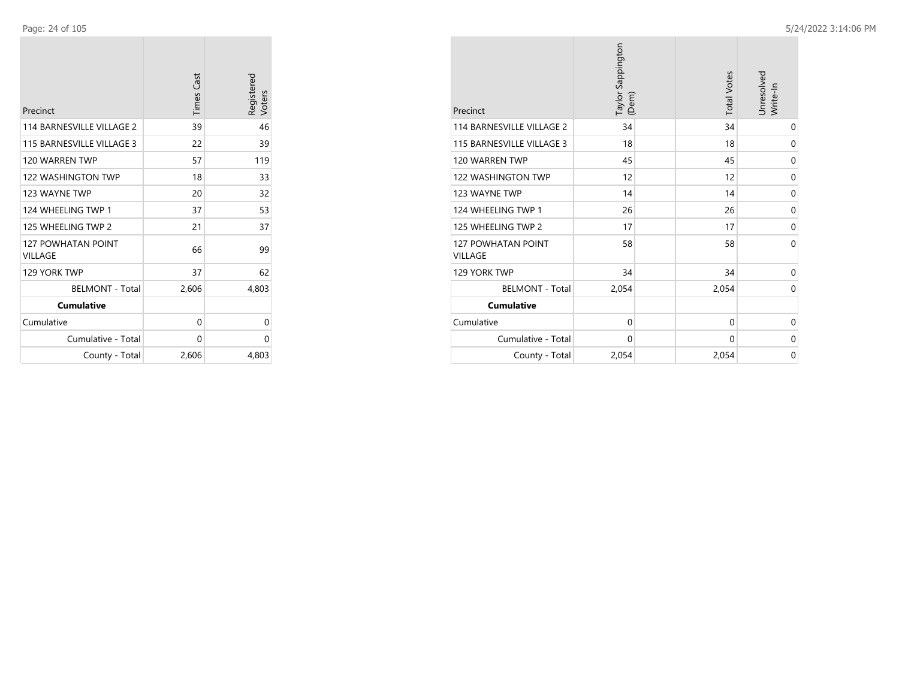| Precinct | Times Cast | Registered Voters |
|---|---|---|
| 114 BARNESVILLE VILLAGE 2 | 39 | 46 |
| 115 BARNESVILLE VILLAGE 3 | 22 | 39 |
| 120 WARREN TWP | 57 | 119 |
| 122 WASHINGTON TWP | 18 | 33 |
| 123 WAYNE TWP | 20 | 32 |
| 124 WHEELING TWP 1 | 37 | 53 |
| 125 WHEELING TWP 2 | 21 | 37 |
| 127 POWHATAN POINT VILLAGE | 66 | 99 |
| 129 YORK TWP | 37 | 62 |
| BELMONT - Total | 2,606 | 4,803 |
| **Cumulative** | | |
| Cumulative | 0 | 0 |
| Cumulative - Total | 0 | 0 |
| County - Total | 2,606 | 4,803 |

| Precinct | Taylor Sappington (Dem) | Total Votes | Unresolved Write-In |
|---|---|---|---|
| 114 BARNESVILLE VILLAGE 2 | 34 | 34 | 0 |
| 115 BARNESVILLE VILLAGE 3 | 18 | 18 | 0 |
| 120 WARREN TWP | 45 | 45 | 0 |
| 122 WASHINGTON TWP | 12 | 12 | 0 |
| 123 WAYNE TWP | 14 | 14 | 0 |
| 124 WHEELING TWP 1 | 26 | 26 | 0 |
| 125 WHEELING TWP 2 | 17 | 17 | 0 |
| 127 POWHATAN POINT VILLAGE | 58 | 58 | 0 |
| 129 YORK TWP | 34 | 34 | 0 |
| BELMONT - Total | 2,054 | 2,054 | 0 |
| **Cumulative** | | | |
| Cumulative | 0 | 0 | 0 |
| Cumulative - Total | 0 | 0 | 0 |
| County - Total | 2,054 | 2,054 | 0 |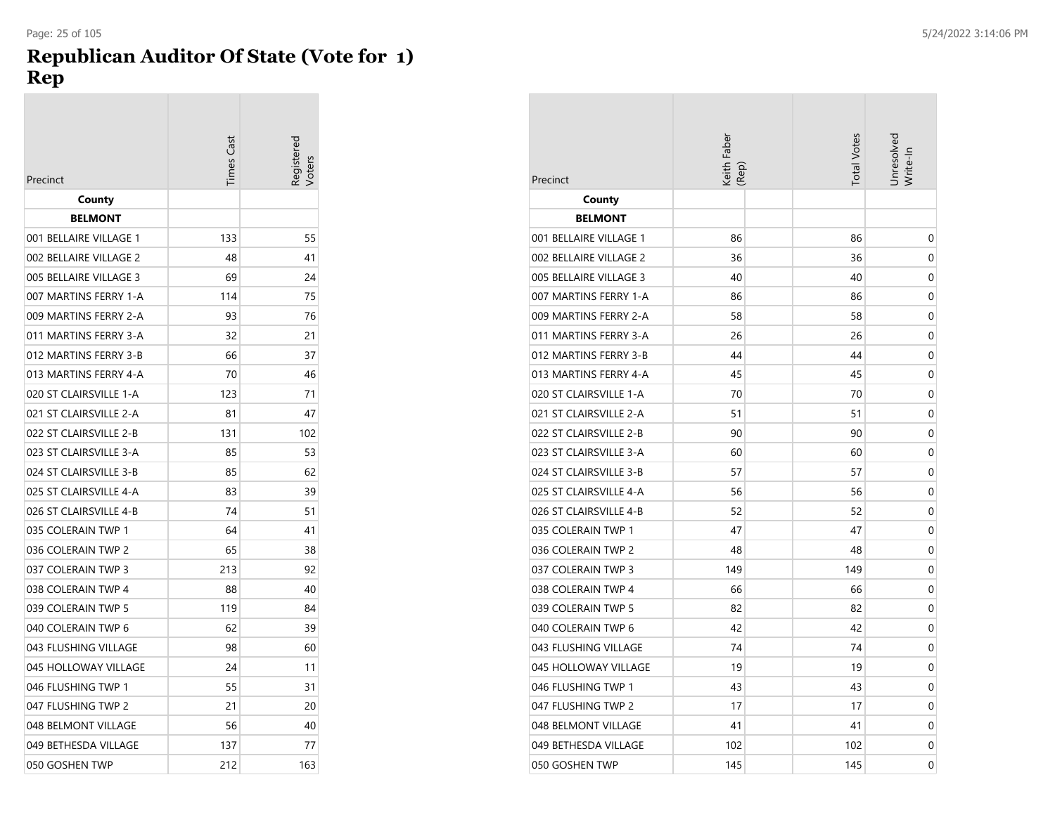# Republican Auditor Of State (Vote for 1)
# Rep

| Precinct | Times Cast | Registered Voters |
|---|---|---|
| **County** | | |
| **BELMONT** | | |
| 001 BELLAIRE VILLAGE 1 | 133 | 55 |
| 002 BELLAIRE VILLAGE 2 | 48 | 41 |
| 005 BELLAIRE VILLAGE 3 | 69 | 24 |
| 007 MARTINS FERRY 1-A | 114 | 75 |
| 009 MARTINS FERRY 2-A | 93 | 76 |
| 011 MARTINS FERRY 3-A | 32 | 21 |
| 012 MARTINS FERRY 3-B | 66 | 37 |
| 013 MARTINS FERRY 4-A | 70 | 46 |
| 020 ST CLAIRSVILLE 1-A | 123 | 71 |
| 021 ST CLAIRSVILLE 2-A | 81 | 47 |
| 022 ST CLAIRSVILLE 2-B | 131 | 102 |
| 023 ST CLAIRSVILLE 3-A | 85 | 53 |
| 024 ST CLAIRSVILLE 3-B | 85 | 62 |
| 025 ST CLAIRSVILLE 4-A | 83 | 39 |
| 026 ST CLAIRSVILLE 4-B | 74 | 51 |
| 035 COLERAIN TWP 1 | 64 | 41 |
| 036 COLERAIN TWP 2 | 65 | 38 |
| 037 COLERAIN TWP 3 | 213 | 92 |
| 038 COLERAIN TWP 4 | 88 | 40 |
| 039 COLERAIN TWP 5 | 119 | 84 |
| 040 COLERAIN TWP 6 | 62 | 39 |
| 043 FLUSHING VILLAGE | 98 | 60 |
| 045 HOLLOWAY VILLAGE | 24 | 11 |
| 046 FLUSHING TWP 1 | 55 | 31 |
| 047 FLUSHING TWP 2 | 21 | 20 |
| 048 BELMONT VILLAGE | 56 | 40 |
| 049 BETHESDA VILLAGE | 137 | 77 |
| 050 GOSHEN TWP | 212 | 163 |

| Precinct | Keith Faber (Rep) | | Total Votes | Unresolved Write-In |
|---|---|---|---|---|
| **County** | | | | |
| **BELMONT** | | | | |
| 001 BELLAIRE VILLAGE 1 | 86 | | 86 | 0 |
| 002 BELLAIRE VILLAGE 2 | 36 | | 36 | 0 |
| 005 BELLAIRE VILLAGE 3 | 40 | | 40 | 0 |
| 007 MARTINS FERRY 1-A | 86 | | 86 | 0 |
| 009 MARTINS FERRY 2-A | 58 | | 58 | 0 |
| 011 MARTINS FERRY 3-A | 26 | | 26 | 0 |
| 012 MARTINS FERRY 3-B | 44 | | 44 | 0 |
| 013 MARTINS FERRY 4-A | 45 | | 45 | 0 |
| 020 ST CLAIRSVILLE 1-A | 70 | | 70 | 0 |
| 021 ST CLAIRSVILLE 2-A | 51 | | 51 | 0 |
| 022 ST CLAIRSVILLE 2-B | 90 | | 90 | 0 |
| 023 ST CLAIRSVILLE 3-A | 60 | | 60 | 0 |
| 024 ST CLAIRSVILLE 3-B | 57 | | 57 | 0 |
| 025 ST CLAIRSVILLE 4-A | 56 | | 56 | 0 |
| 026 ST CLAIRSVILLE 4-B | 52 | | 52 | 0 |
| 035 COLERAIN TWP 1 | 47 | | 47 | 0 |
| 036 COLERAIN TWP 2 | 48 | | 48 | 0 |
| 037 COLERAIN TWP 3 | 149 | | 149 | 0 |
| 038 COLERAIN TWP 4 | 66 | | 66 | 0 |
| 039 COLERAIN TWP 5 | 82 | | 82 | 0 |
| 040 COLERAIN TWP 6 | 42 | | 42 | 0 |
| 043 FLUSHING VILLAGE | 74 | | 74 | 0 |
| 045 HOLLOWAY VILLAGE | 19 | | 19 | 0 |
| 046 FLUSHING TWP 1 | 43 | | 43 | 0 |
| 047 FLUSHING TWP 2 | 17 | | 17 | 0 |
| 048 BELMONT VILLAGE | 41 | | 41 | 0 |
| 049 BETHESDA VILLAGE | 102 | | 102 | 0 |
| 050 GOSHEN TWP | 145 | | 145 | 0 |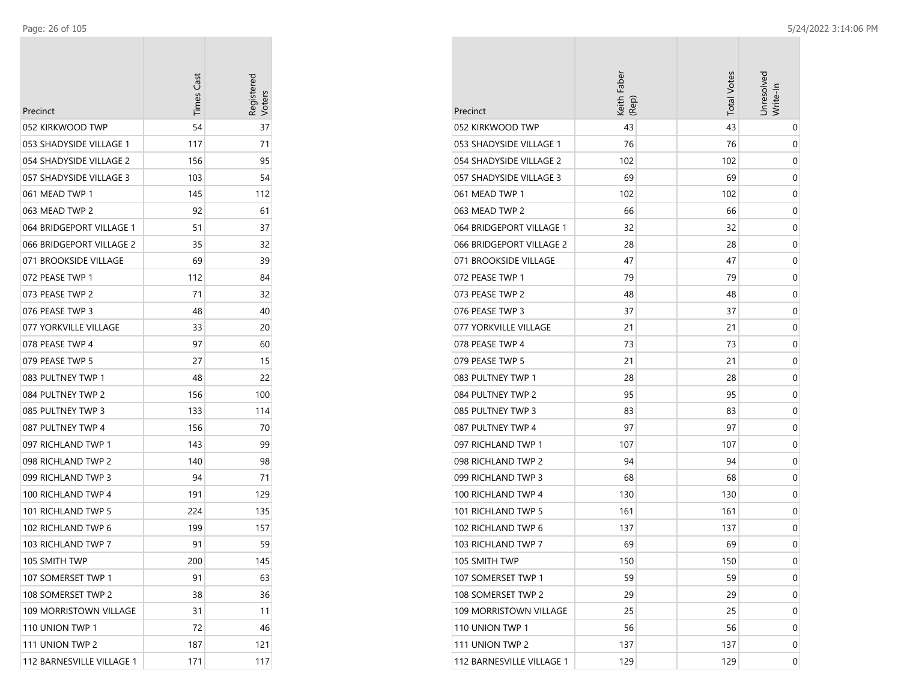| Precinct | Times Cast | Registered Voters |
|---|---|---|
| 052 KIRKWOOD TWP | 54 | 37 |
| 053 SHADYSIDE VILLAGE 1 | 117 | 71 |
| 054 SHADYSIDE VILLAGE 2 | 156 | 95 |
| 057 SHADYSIDE VILLAGE 3 | 103 | 54 |
| 061 MEAD TWP 1 | 145 | 112 |
| 063 MEAD TWP 2 | 92 | 61 |
| 064 BRIDGEPORT VILLAGE 1 | 51 | 37 |
| 066 BRIDGEPORT VILLAGE 2 | 35 | 32 |
| 071 BROOKSIDE VILLAGE | 69 | 39 |
| 072 PEASE TWP 1 | 112 | 84 |
| 073 PEASE TWP 2 | 71 | 32 |
| 076 PEASE TWP 3 | 48 | 40 |
| 077 YORKVILLE VILLAGE | 33 | 20 |
| 078 PEASE TWP 4 | 97 | 60 |
| 079 PEASE TWP 5 | 27 | 15 |
| 083 PULTNEY TWP 1 | 48 | 22 |
| 084 PULTNEY TWP 2 | 156 | 100 |
| 085 PULTNEY TWP 3 | 133 | 114 |
| 087 PULTNEY TWP 4 | 156 | 70 |
| 097 RICHLAND TWP 1 | 143 | 99 |
| 098 RICHLAND TWP 2 | 140 | 98 |
| 099 RICHLAND TWP 3 | 94 | 71 |
| 100 RICHLAND TWP 4 | 191 | 129 |
| 101 RICHLAND TWP 5 | 224 | 135 |
| 102 RICHLAND TWP 6 | 199 | 157 |
| 103 RICHLAND TWP 7 | 91 | 59 |
| 105 SMITH TWP | 200 | 145 |
| 107 SOMERSET TWP 1 | 91 | 63 |
| 108 SOMERSET TWP 2 | 38 | 36 |
| 109 MORRISTOWN VILLAGE | 31 | 11 |
| 110 UNION TWP 1 | 72 | 46 |
| 111 UNION TWP 2 | 187 | 121 |
| 112 BARNESVILLE VILLAGE 1 | 171 | 117 |

| Precinct | Keith Faber (Rep) | Total Votes | Unresolved Write-In |
|---|---|---|---|
| 052 KIRKWOOD TWP | 43 | 43 | 0 |
| 053 SHADYSIDE VILLAGE 1 | 76 | 76 | 0 |
| 054 SHADYSIDE VILLAGE 2 | 102 | 102 | 0 |
| 057 SHADYSIDE VILLAGE 3 | 69 | 69 | 0 |
| 061 MEAD TWP 1 | 102 | 102 | 0 |
| 063 MEAD TWP 2 | 66 | 66 | 0 |
| 064 BRIDGEPORT VILLAGE 1 | 32 | 32 | 0 |
| 066 BRIDGEPORT VILLAGE 2 | 28 | 28 | 0 |
| 071 BROOKSIDE VILLAGE | 47 | 47 | 0 |
| 072 PEASE TWP 1 | 79 | 79 | 0 |
| 073 PEASE TWP 2 | 48 | 48 | 0 |
| 076 PEASE TWP 3 | 37 | 37 | 0 |
| 077 YORKVILLE VILLAGE | 21 | 21 | 0 |
| 078 PEASE TWP 4 | 73 | 73 | 0 |
| 079 PEASE TWP 5 | 21 | 21 | 0 |
| 083 PULTNEY TWP 1 | 28 | 28 | 0 |
| 084 PULTNEY TWP 2 | 95 | 95 | 0 |
| 085 PULTNEY TWP 3 | 83 | 83 | 0 |
| 087 PULTNEY TWP 4 | 97 | 97 | 0 |
| 097 RICHLAND TWP 1 | 107 | 107 | 0 |
| 098 RICHLAND TWP 2 | 94 | 94 | 0 |
| 099 RICHLAND TWP 3 | 68 | 68 | 0 |
| 100 RICHLAND TWP 4 | 130 | 130 | 0 |
| 101 RICHLAND TWP 5 | 161 | 161 | 0 |
| 102 RICHLAND TWP 6 | 137 | 137 | 0 |
| 103 RICHLAND TWP 7 | 69 | 69 | 0 |
| 105 SMITH TWP | 150 | 150 | 0 |
| 107 SOMERSET TWP 1 | 59 | 59 | 0 |
| 108 SOMERSET TWP 2 | 29 | 29 | 0 |
| 109 MORRISTOWN VILLAGE | 25 | 25 | 0 |
| 110 UNION TWP 1 | 56 | 56 | 0 |
| 111 UNION TWP 2 | 137 | 137 | 0 |
| 112 BARNESVILLE VILLAGE 1 | 129 | 129 | 0 |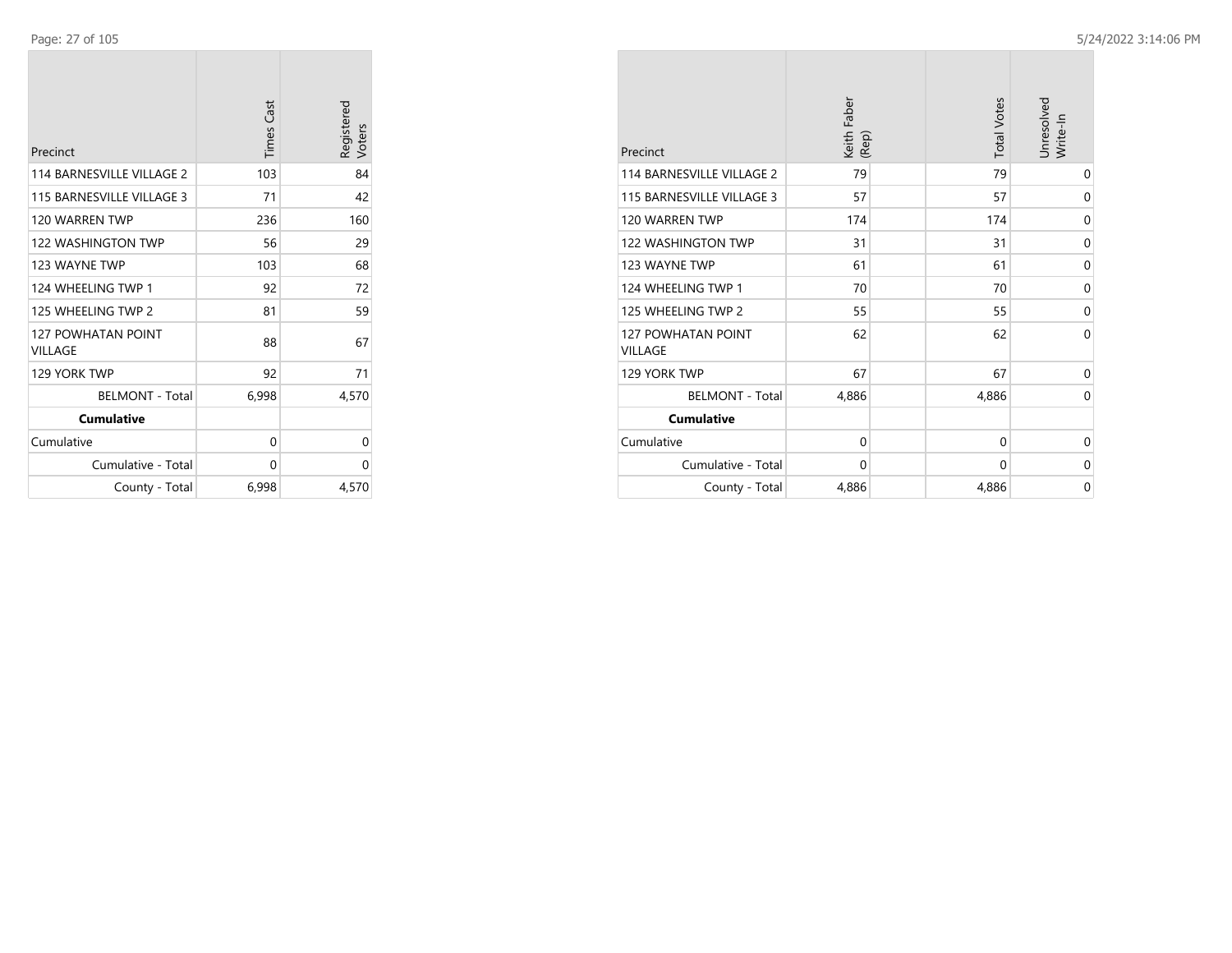| Precinct | Times Cast | Registered Voters |
|---|---|---|
| 114 BARNESVILLE VILLAGE 2 | 103 | 84 |
| 115 BARNESVILLE VILLAGE 3 | 71 | 42 |
| 120 WARREN TWP | 236 | 160 |
| 122 WASHINGTON TWP | 56 | 29 |
| 123 WAYNE TWP | 103 | 68 |
| 124 WHEELING TWP 1 | 92 | 72 |
| 125 WHEELING TWP 2 | 81 | 59 |
| 127 POWHATAN POINT VILLAGE | 88 | 67 |
| 129 YORK TWP | 92 | 71 |
| BELMONT - Total | 6,998 | 4,570 |
| **Cumulative** | | |
| Cumulative | 0 | 0 |
| Cumulative - Total | 0 | 0 |
| County - Total | 6,998 | 4,570 |

| Precinct | Keith Faber (Rep) | Total Votes | Unresolved Write-In |
|---|---|---|---|
| 114 BARNESVILLE VILLAGE 2 | 79 | 79 | 0 |
| 115 BARNESVILLE VILLAGE 3 | 57 | 57 | 0 |
| 120 WARREN TWP | 174 | 174 | 0 |
| 122 WASHINGTON TWP | 31 | 31 | 0 |
| 123 WAYNE TWP | 61 | 61 | 0 |
| 124 WHEELING TWP 1 | 70 | 70 | 0 |
| 125 WHEELING TWP 2 | 55 | 55 | 0 |
| 127 POWHATAN POINT VILLAGE | 62 | 62 | 0 |
| 129 YORK TWP | 67 | 67 | 0 |
| BELMONT - Total | 4,886 | 4,886 | 0 |
| **Cumulative** | | | |
| Cumulative | 0 | 0 | 0 |
| Cumulative - Total | 0 | 0 | 0 |
| County - Total | 4,886 | 4,886 | 0 |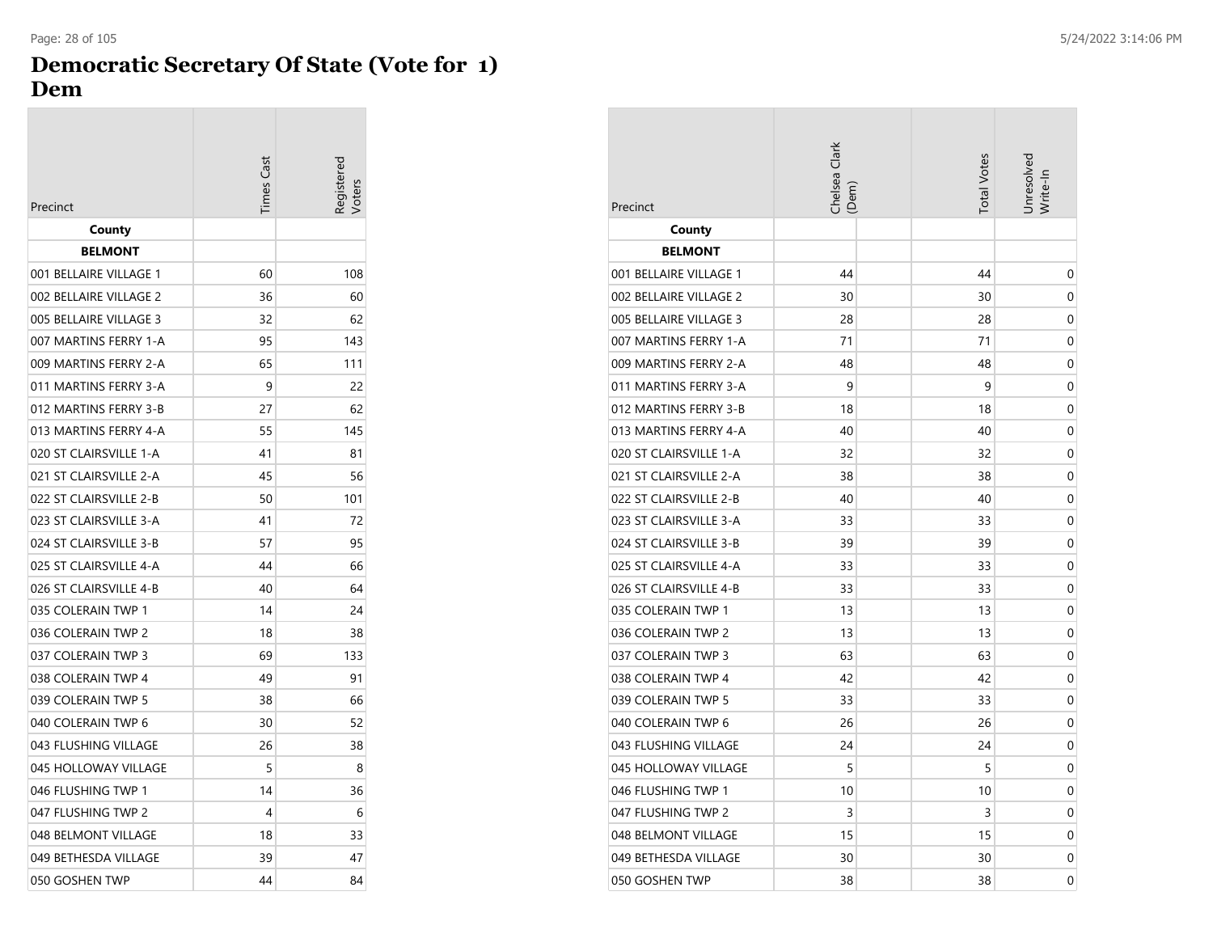# Democratic Secretary Of State (Vote for 1)
## Dem

| Precinct | Times Cast | Registered Voters |
|---|---|---|
| **County** | | |
| **BELMONT** | | |
| 001 BELLAIRE VILLAGE 1 | 60 | 108 |
| 002 BELLAIRE VILLAGE 2 | 36 | 60 |
| 005 BELLAIRE VILLAGE 3 | 32 | 62 |
| 007 MARTINS FERRY 1-A | 95 | 143 |
| 009 MARTINS FERRY 2-A | 65 | 111 |
| 011 MARTINS FERRY 3-A | 9 | 22 |
| 012 MARTINS FERRY 3-B | 27 | 62 |
| 013 MARTINS FERRY 4-A | 55 | 145 |
| 020 ST CLAIRSVILLE 1-A | 41 | 81 |
| 021 ST CLAIRSVILLE 2-A | 45 | 56 |
| 022 ST CLAIRSVILLE 2-B | 50 | 101 |
| 023 ST CLAIRSVILLE 3-A | 41 | 72 |
| 024 ST CLAIRSVILLE 3-B | 57 | 95 |
| 025 ST CLAIRSVILLE 4-A | 44 | 66 |
| 026 ST CLAIRSVILLE 4-B | 40 | 64 |
| 035 COLERAIN TWP 1 | 14 | 24 |
| 036 COLERAIN TWP 2 | 18 | 38 |
| 037 COLERAIN TWP 3 | 69 | 133 |
| 038 COLERAIN TWP 4 | 49 | 91 |
| 039 COLERAIN TWP 5 | 38 | 66 |
| 040 COLERAIN TWP 6 | 30 | 52 |
| 043 FLUSHING VILLAGE | 26 | 38 |
| 045 HOLLOWAY VILLAGE | 5 | 8 |
| 046 FLUSHING TWP 1 | 14 | 36 |
| 047 FLUSHING TWP 2 | 4 | 6 |
| 048 BELMONT VILLAGE | 18 | 33 |
| 049 BETHESDA VILLAGE | 39 | 47 |
| 050 GOSHEN TWP | 44 | 84 |

| Precinct | Chelsea Clark (Dem) | | Total Votes | Unresolved Write-In |
|---|---|---|---|---|
| **County** | | | | |
| **BELMONT** | | | | |
| 001 BELLAIRE VILLAGE 1 | 44 | | 44 | 0 |
| 002 BELLAIRE VILLAGE 2 | 30 | | 30 | 0 |
| 005 BELLAIRE VILLAGE 3 | 28 | | 28 | 0 |
| 007 MARTINS FERRY 1-A | 71 | | 71 | 0 |
| 009 MARTINS FERRY 2-A | 48 | | 48 | 0 |
| 011 MARTINS FERRY 3-A | 9 | | 9 | 0 |
| 012 MARTINS FERRY 3-B | 18 | | 18 | 0 |
| 013 MARTINS FERRY 4-A | 40 | | 40 | 0 |
| 020 ST CLAIRSVILLE 1-A | 32 | | 32 | 0 |
| 021 ST CLAIRSVILLE 2-A | 38 | | 38 | 0 |
| 022 ST CLAIRSVILLE 2-B | 40 | | 40 | 0 |
| 023 ST CLAIRSVILLE 3-A | 33 | | 33 | 0 |
| 024 ST CLAIRSVILLE 3-B | 39 | | 39 | 0 |
| 025 ST CLAIRSVILLE 4-A | 33 | | 33 | 0 |
| 026 ST CLAIRSVILLE 4-B | 33 | | 33 | 0 |
| 035 COLERAIN TWP 1 | 13 | | 13 | 0 |
| 036 COLERAIN TWP 2 | 13 | | 13 | 0 |
| 037 COLERAIN TWP 3 | 63 | | 63 | 0 |
| 038 COLERAIN TWP 4 | 42 | | 42 | 0 |
| 039 COLERAIN TWP 5 | 33 | | 33 | 0 |
| 040 COLERAIN TWP 6 | 26 | | 26 | 0 |
| 043 FLUSHING VILLAGE | 24 | | 24 | 0 |
| 045 HOLLOWAY VILLAGE | 5 | | 5 | 0 |
| 046 FLUSHING TWP 1 | 10 | | 10 | 0 |
| 047 FLUSHING TWP 2 | 3 | | 3 | 0 |
| 048 BELMONT VILLAGE | 15 | | 15 | 0 |
| 049 BETHESDA VILLAGE | 30 | | 30 | 0 |
| 050 GOSHEN TWP | 38 | | 38 | 0 |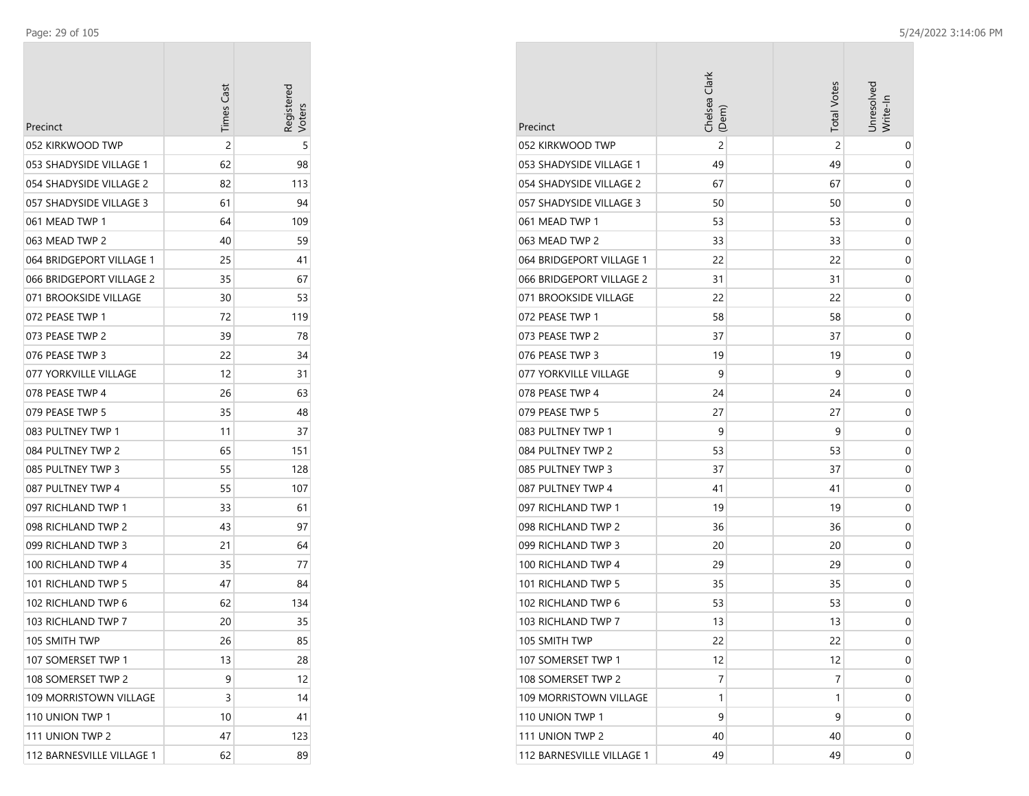| Precinct | Times Cast | Registered Voters |
|---|---|---|
| 052 KIRKWOOD TWP | 2 | 5 |
| 053 SHADYSIDE VILLAGE 1 | 62 | 98 |
| 054 SHADYSIDE VILLAGE 2 | 82 | 113 |
| 057 SHADYSIDE VILLAGE 3 | 61 | 94 |
| 061 MEAD TWP 1 | 64 | 109 |
| 063 MEAD TWP 2 | 40 | 59 |
| 064 BRIDGEPORT VILLAGE 1 | 25 | 41 |
| 066 BRIDGEPORT VILLAGE 2 | 35 | 67 |
| 071 BROOKSIDE VILLAGE | 30 | 53 |
| 072 PEASE TWP 1 | 72 | 119 |
| 073 PEASE TWP 2 | 39 | 78 |
| 076 PEASE TWP 3 | 22 | 34 |
| 077 YORKVILLE VILLAGE | 12 | 31 |
| 078 PEASE TWP 4 | 26 | 63 |
| 079 PEASE TWP 5 | 35 | 48 |
| 083 PULTNEY TWP 1 | 11 | 37 |
| 084 PULTNEY TWP 2 | 65 | 151 |
| 085 PULTNEY TWP 3 | 55 | 128 |
| 087 PULTNEY TWP 4 | 55 | 107 |
| 097 RICHLAND TWP 1 | 33 | 61 |
| 098 RICHLAND TWP 2 | 43 | 97 |
| 099 RICHLAND TWP 3 | 21 | 64 |
| 100 RICHLAND TWP 4 | 35 | 77 |
| 101 RICHLAND TWP 5 | 47 | 84 |
| 102 RICHLAND TWP 6 | 62 | 134 |
| 103 RICHLAND TWP 7 | 20 | 35 |
| 105 SMITH TWP | 26 | 85 |
| 107 SOMERSET TWP 1 | 13 | 28 |
| 108 SOMERSET TWP 2 | 9 | 12 |
| 109 MORRISTOWN VILLAGE | 3 | 14 |
| 110 UNION TWP 1 | 10 | 41 |
| 111 UNION TWP 2 | 47 | 123 |
| 112 BARNESVILLE VILLAGE 1 | 62 | 89 |

| Precinct | Chelsea Clark (Dem) | Total Votes | Unresolved Write-In |
|---|---|---|---|
| 052 KIRKWOOD TWP | 2 | 2 | 0 |
| 053 SHADYSIDE VILLAGE 1 | 49 | 49 | 0 |
| 054 SHADYSIDE VILLAGE 2 | 67 | 67 | 0 |
| 057 SHADYSIDE VILLAGE 3 | 50 | 50 | 0 |
| 061 MEAD TWP 1 | 53 | 53 | 0 |
| 063 MEAD TWP 2 | 33 | 33 | 0 |
| 064 BRIDGEPORT VILLAGE 1 | 22 | 22 | 0 |
| 066 BRIDGEPORT VILLAGE 2 | 31 | 31 | 0 |
| 071 BROOKSIDE VILLAGE | 22 | 22 | 0 |
| 072 PEASE TWP 1 | 58 | 58 | 0 |
| 073 PEASE TWP 2 | 37 | 37 | 0 |
| 076 PEASE TWP 3 | 19 | 19 | 0 |
| 077 YORKVILLE VILLAGE | 9 | 9 | 0 |
| 078 PEASE TWP 4 | 24 | 24 | 0 |
| 079 PEASE TWP 5 | 27 | 27 | 0 |
| 083 PULTNEY TWP 1 | 9 | 9 | 0 |
| 084 PULTNEY TWP 2 | 53 | 53 | 0 |
| 085 PULTNEY TWP 3 | 37 | 37 | 0 |
| 087 PULTNEY TWP 4 | 41 | 41 | 0 |
| 097 RICHLAND TWP 1 | 19 | 19 | 0 |
| 098 RICHLAND TWP 2 | 36 | 36 | 0 |
| 099 RICHLAND TWP 3 | 20 | 20 | 0 |
| 100 RICHLAND TWP 4 | 29 | 29 | 0 |
| 101 RICHLAND TWP 5 | 35 | 35 | 0 |
| 102 RICHLAND TWP 6 | 53 | 53 | 0 |
| 103 RICHLAND TWP 7 | 13 | 13 | 0 |
| 105 SMITH TWP | 22 | 22 | 0 |
| 107 SOMERSET TWP 1 | 12 | 12 | 0 |
| 108 SOMERSET TWP 2 | 7 | 7 | 0 |
| 109 MORRISTOWN VILLAGE | 1 | 1 | 0 |
| 110 UNION TWP 1 | 9 | 9 | 0 |
| 111 UNION TWP 2 | 40 | 40 | 0 |
| 112 BARNESVILLE VILLAGE 1 | 49 | 49 | 0 |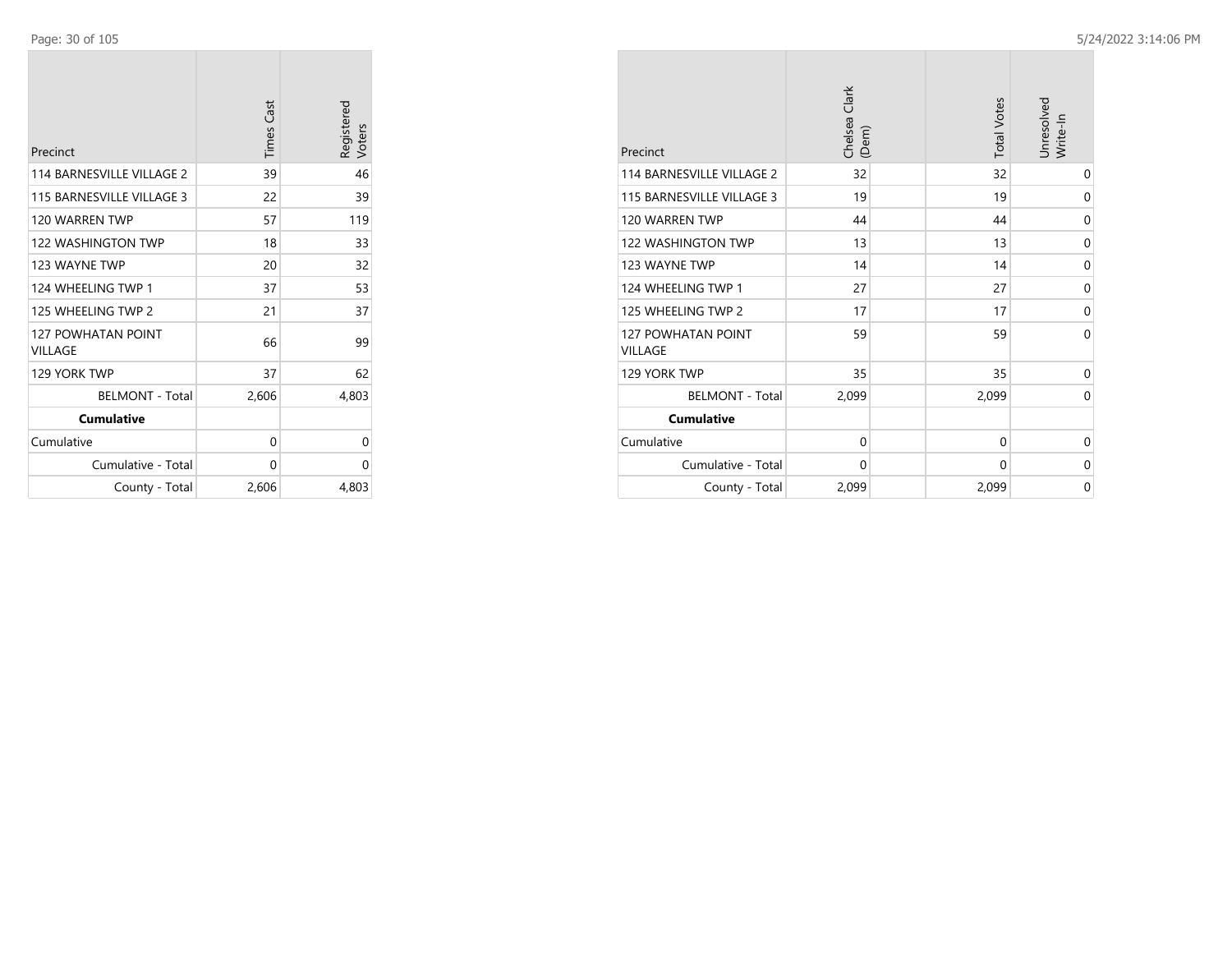| Precinct | Times Cast | Registered Voters |
|---|---|---|
| 114 BARNESVILLE VILLAGE 2 | 39 | 46 |
| 115 BARNESVILLE VILLAGE 3 | 22 | 39 |
| 120 WARREN TWP | 57 | 119 |
| 122 WASHINGTON TWP | 18 | 33 |
| 123 WAYNE TWP | 20 | 32 |
| 124 WHEELING TWP 1 | 37 | 53 |
| 125 WHEELING TWP 2 | 21 | 37 |
| 127 POWHATAN POINT VILLAGE | 66 | 99 |
| 129 YORK TWP | 37 | 62 |
| BELMONT - Total | 2,606 | 4,803 |
| **Cumulative** | | |
| Cumulative | 0 | 0 |
| Cumulative - Total | 0 | 0 |
| County - Total | 2,606 | 4,803 |

| Precinct | Chelsea Clark (Dem) | Total Votes | Unresolved Write-In |
|---|---|---|---|
| 114 BARNESVILLE VILLAGE 2 | 32 | 32 | 0 |
| 115 BARNESVILLE VILLAGE 3 | 19 | 19 | 0 |
| 120 WARREN TWP | 44 | 44 | 0 |
| 122 WASHINGTON TWP | 13 | 13 | 0 |
| 123 WAYNE TWP | 14 | 14 | 0 |
| 124 WHEELING TWP 1 | 27 | 27 | 0 |
| 125 WHEELING TWP 2 | 17 | 17 | 0 |
| 127 POWHATAN POINT VILLAGE | 59 | 59 | 0 |
| 129 YORK TWP | 35 | 35 | 0 |
| BELMONT - Total | 2,099 | 2,099 | 0 |
| **Cumulative** | | | |
| Cumulative | 0 | 0 | 0 |
| Cumulative - Total | 0 | 0 | 0 |
| County - Total | 2,099 | 2,099 | 0 |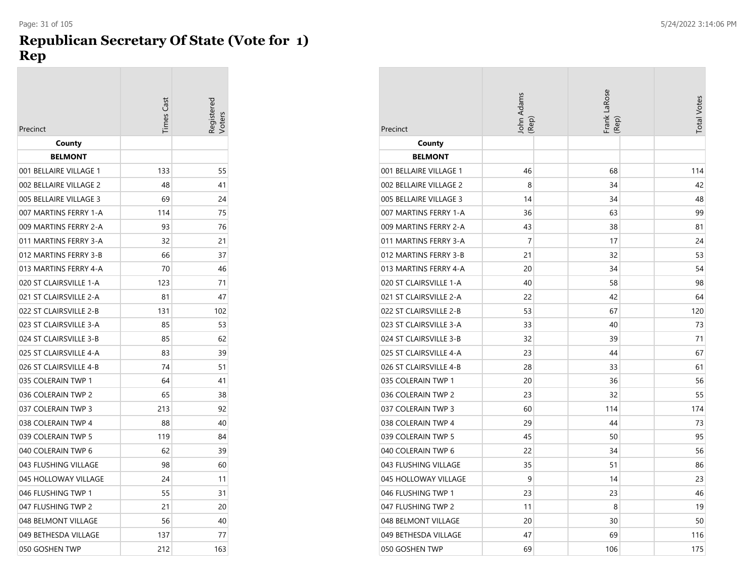# Republican Secretary Of State (Vote for 1)
# Rep

| Precinct | Times Cast | Registered Voters | John Adams (Rep) | Frank LaRose (Rep) | Total Votes |
|---|---|---|---|---|---|
| **County** | | | | | |
| **BELMONT** | | | | | |
| 001 BELLAIRE VILLAGE 1 | 133 | 55 | 46 | 68 | 114 |
| 002 BELLAIRE VILLAGE 2 | 48 | 41 | 8 | 34 | 42 |
| 005 BELLAIRE VILLAGE 3 | 69 | 24 | 14 | 34 | 48 |
| 007 MARTINS FERRY 1-A | 114 | 75 | 36 | 63 | 99 |
| 009 MARTINS FERRY 2-A | 93 | 76 | 43 | 38 | 81 |
| 011 MARTINS FERRY 3-A | 32 | 21 | 7 | 17 | 24 |
| 012 MARTINS FERRY 3-B | 66 | 37 | 21 | 32 | 53 |
| 013 MARTINS FERRY 4-A | 70 | 46 | 20 | 34 | 54 |
| 020 ST CLAIRSVILLE 1-A | 123 | 71 | 40 | 58 | 98 |
| 021 ST CLAIRSVILLE 2-A | 81 | 47 | 22 | 42 | 64 |
| 022 ST CLAIRSVILLE 2-B | 131 | 102 | 53 | 67 | 120 |
| 023 ST CLAIRSVILLE 3-A | 85 | 53 | 33 | 40 | 73 |
| 024 ST CLAIRSVILLE 3-B | 85 | 62 | 32 | 39 | 71 |
| 025 ST CLAIRSVILLE 4-A | 83 | 39 | 23 | 44 | 67 |
| 026 ST CLAIRSVILLE 4-B | 74 | 51 | 28 | 33 | 61 |
| 035 COLERAIN TWP 1 | 64 | 41 | 20 | 36 | 56 |
| 036 COLERAIN TWP 2 | 65 | 38 | 23 | 32 | 55 |
| 037 COLERAIN TWP 3 | 213 | 92 | 60 | 114 | 174 |
| 038 COLERAIN TWP 4 | 88 | 40 | 29 | 44 | 73 |
| 039 COLERAIN TWP 5 | 119 | 84 | 45 | 50 | 95 |
| 040 COLERAIN TWP 6 | 62 | 39 | 22 | 34 | 56 |
| 043 FLUSHING VILLAGE | 98 | 60 | 35 | 51 | 86 |
| 045 HOLLOWAY VILLAGE | 24 | 11 | 9 | 14 | 23 |
| 046 FLUSHING TWP 1 | 55 | 31 | 23 | 23 | 46 |
| 047 FLUSHING TWP 2 | 21 | 20 | 11 | 8 | 19 |
| 048 BELMONT VILLAGE | 56 | 40 | 20 | 30 | 50 |
| 049 BETHESDA VILLAGE | 137 | 77 | 47 | 69 | 116 |
| 050 GOSHEN TWP | 212 | 163 | 69 | 106 | 175 |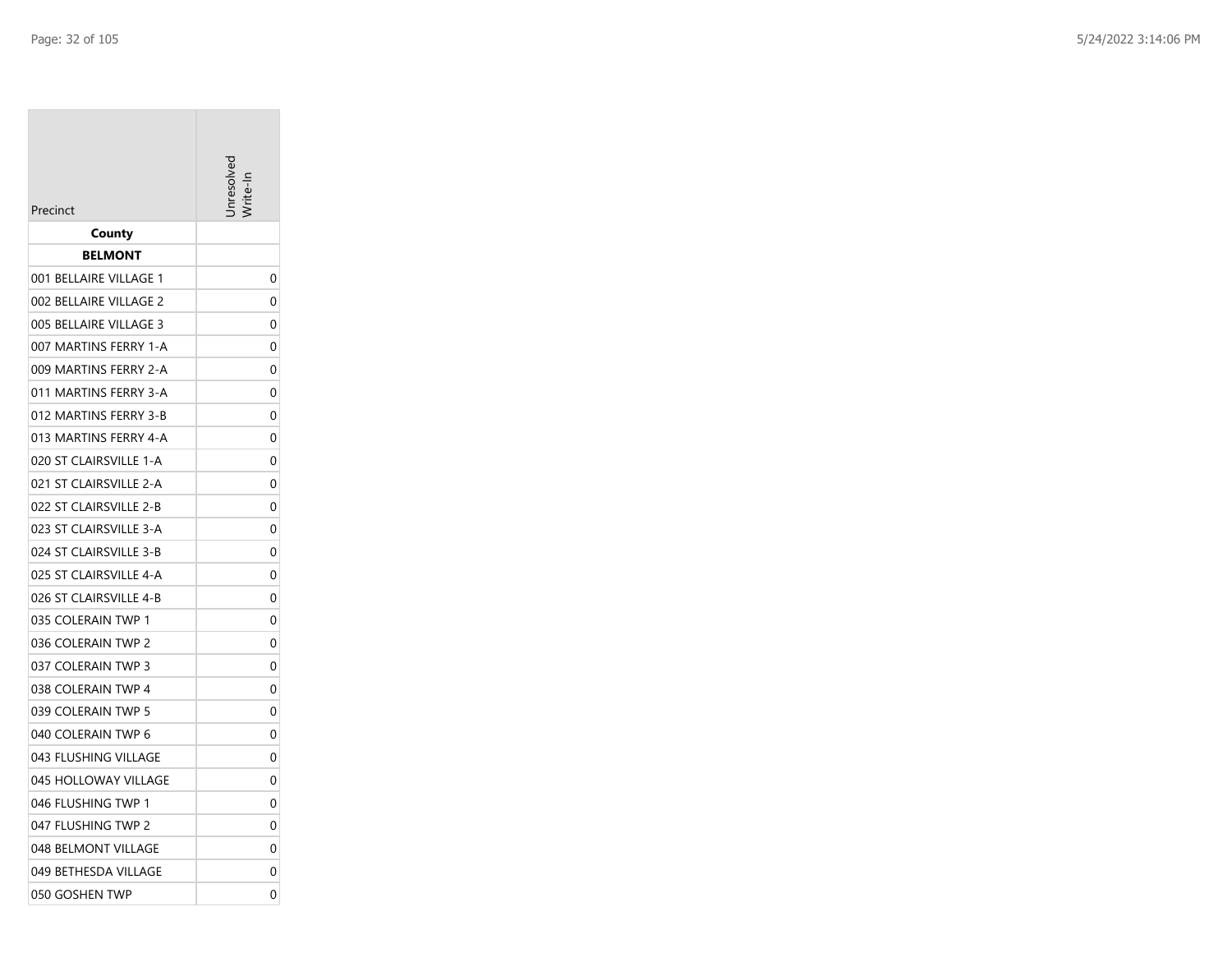| Precinct | Unresolved Write-In |
|---|---|
| **County** | |
| **BELMONT** | |
| 001 BELLAIRE VILLAGE 1 | 0 |
| 002 BELLAIRE VILLAGE 2 | 0 |
| 005 BELLAIRE VILLAGE 3 | 0 |
| 007 MARTINS FERRY 1-A | 0 |
| 009 MARTINS FERRY 2-A | 0 |
| 011 MARTINS FERRY 3-A | 0 |
| 012 MARTINS FERRY 3-B | 0 |
| 013 MARTINS FERRY 4-A | 0 |
| 020 ST CLAIRSVILLE 1-A | 0 |
| 021 ST CLAIRSVILLE 2-A | 0 |
| 022 ST CLAIRSVILLE 2-B | 0 |
| 023 ST CLAIRSVILLE 3-A | 0 |
| 024 ST CLAIRSVILLE 3-B | 0 |
| 025 ST CLAIRSVILLE 4-A | 0 |
| 026 ST CLAIRSVILLE 4-B | 0 |
| 035 COLERAIN TWP 1 | 0 |
| 036 COLERAIN TWP 2 | 0 |
| 037 COLERAIN TWP 3 | 0 |
| 038 COLERAIN TWP 4 | 0 |
| 039 COLERAIN TWP 5 | 0 |
| 040 COLERAIN TWP 6 | 0 |
| 043 FLUSHING VILLAGE | 0 |
| 045 HOLLOWAY VILLAGE | 0 |
| 046 FLUSHING TWP 1 | 0 |
| 047 FLUSHING TWP 2 | 0 |
| 048 BELMONT VILLAGE | 0 |
| 049 BETHESDA VILLAGE | 0 |
| 050 GOSHEN TWP | 0 |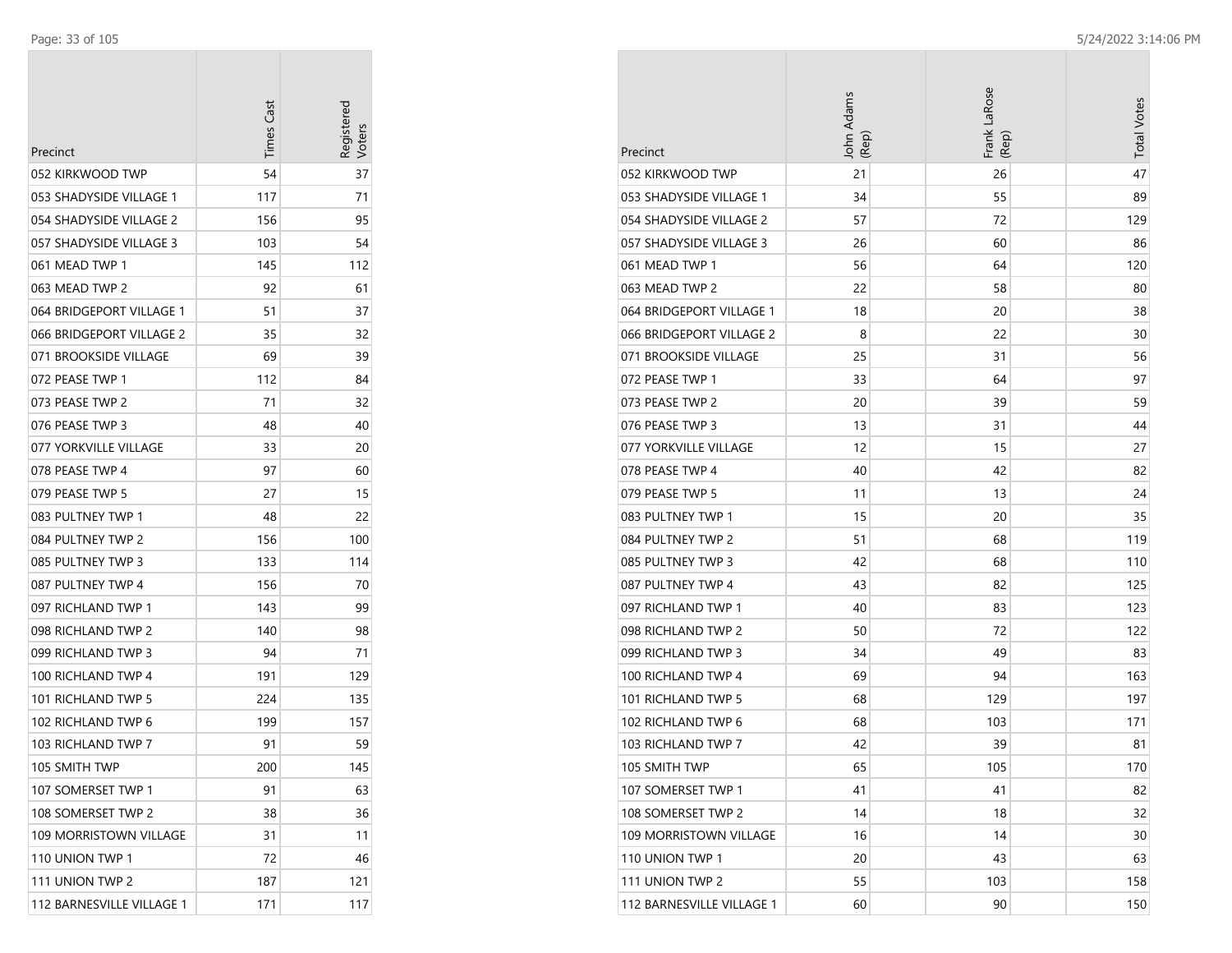| Precinct | Times Cast | Registered Voters |
|---|---|---|
| 052 KIRKWOOD TWP | 54 | 37 |
| 053 SHADYSIDE VILLAGE 1 | 117 | 71 |
| 054 SHADYSIDE VILLAGE 2 | 156 | 95 |
| 057 SHADYSIDE VILLAGE 3 | 103 | 54 |
| 061 MEAD TWP 1 | 145 | 112 |
| 063 MEAD TWP 2 | 92 | 61 |
| 064 BRIDGEPORT VILLAGE 1 | 51 | 37 |
| 066 BRIDGEPORT VILLAGE 2 | 35 | 32 |
| 071 BROOKSIDE VILLAGE | 69 | 39 |
| 072 PEASE TWP 1 | 112 | 84 |
| 073 PEASE TWP 2 | 71 | 32 |
| 076 PEASE TWP 3 | 48 | 40 |
| 077 YORKVILLE VILLAGE | 33 | 20 |
| 078 PEASE TWP 4 | 97 | 60 |
| 079 PEASE TWP 5 | 27 | 15 |
| 083 PULTNEY TWP 1 | 48 | 22 |
| 084 PULTNEY TWP 2 | 156 | 100 |
| 085 PULTNEY TWP 3 | 133 | 114 |
| 087 PULTNEY TWP 4 | 156 | 70 |
| 097 RICHLAND TWP 1 | 143 | 99 |
| 098 RICHLAND TWP 2 | 140 | 98 |
| 099 RICHLAND TWP 3 | 94 | 71 |
| 100 RICHLAND TWP 4 | 191 | 129 |
| 101 RICHLAND TWP 5 | 224 | 135 |
| 102 RICHLAND TWP 6 | 199 | 157 |
| 103 RICHLAND TWP 7 | 91 | 59 |
| 105 SMITH TWP | 200 | 145 |
| 107 SOMERSET TWP 1 | 91 | 63 |
| 108 SOMERSET TWP 2 | 38 | 36 |
| 109 MORRISTOWN VILLAGE | 31 | 11 |
| 110 UNION TWP 1 | 72 | 46 |
| 111 UNION TWP 2 | 187 | 121 |
| 112 BARNESVILLE VILLAGE 1 | 171 | 117 |

| Precinct | John Adams (Rep) | Frank LaRose (Rep) | Total Votes |
|---|---|---|---|
| 052 KIRKWOOD TWP | 21 | 26 | 47 |
| 053 SHADYSIDE VILLAGE 1 | 34 | 55 | 89 |
| 054 SHADYSIDE VILLAGE 2 | 57 | 72 | 129 |
| 057 SHADYSIDE VILLAGE 3 | 26 | 60 | 86 |
| 061 MEAD TWP 1 | 56 | 64 | 120 |
| 063 MEAD TWP 2 | 22 | 58 | 80 |
| 064 BRIDGEPORT VILLAGE 1 | 18 | 20 | 38 |
| 066 BRIDGEPORT VILLAGE 2 | 8 | 22 | 30 |
| 071 BROOKSIDE VILLAGE | 25 | 31 | 56 |
| 072 PEASE TWP 1 | 33 | 64 | 97 |
| 073 PEASE TWP 2 | 20 | 39 | 59 |
| 076 PEASE TWP 3 | 13 | 31 | 44 |
| 077 YORKVILLE VILLAGE | 12 | 15 | 27 |
| 078 PEASE TWP 4 | 40 | 42 | 82 |
| 079 PEASE TWP 5 | 11 | 13 | 24 |
| 083 PULTNEY TWP 1 | 15 | 20 | 35 |
| 084 PULTNEY TWP 2 | 51 | 68 | 119 |
| 085 PULTNEY TWP 3 | 42 | 68 | 110 |
| 087 PULTNEY TWP 4 | 43 | 82 | 125 |
| 097 RICHLAND TWP 1 | 40 | 83 | 123 |
| 098 RICHLAND TWP 2 | 50 | 72 | 122 |
| 099 RICHLAND TWP 3 | 34 | 49 | 83 |
| 100 RICHLAND TWP 4 | 69 | 94 | 163 |
| 101 RICHLAND TWP 5 | 68 | 129 | 197 |
| 102 RICHLAND TWP 6 | 68 | 103 | 171 |
| 103 RICHLAND TWP 7 | 42 | 39 | 81 |
| 105 SMITH TWP | 65 | 105 | 170 |
| 107 SOMERSET TWP 1 | 41 | 41 | 82 |
| 108 SOMERSET TWP 2 | 14 | 18 | 32 |
| 109 MORRISTOWN VILLAGE | 16 | 14 | 30 |
| 110 UNION TWP 1 | 20 | 43 | 63 |
| 111 UNION TWP 2 | 55 | 103 | 158 |
| 112 BARNESVILLE VILLAGE 1 | 60 | 90 | 150 |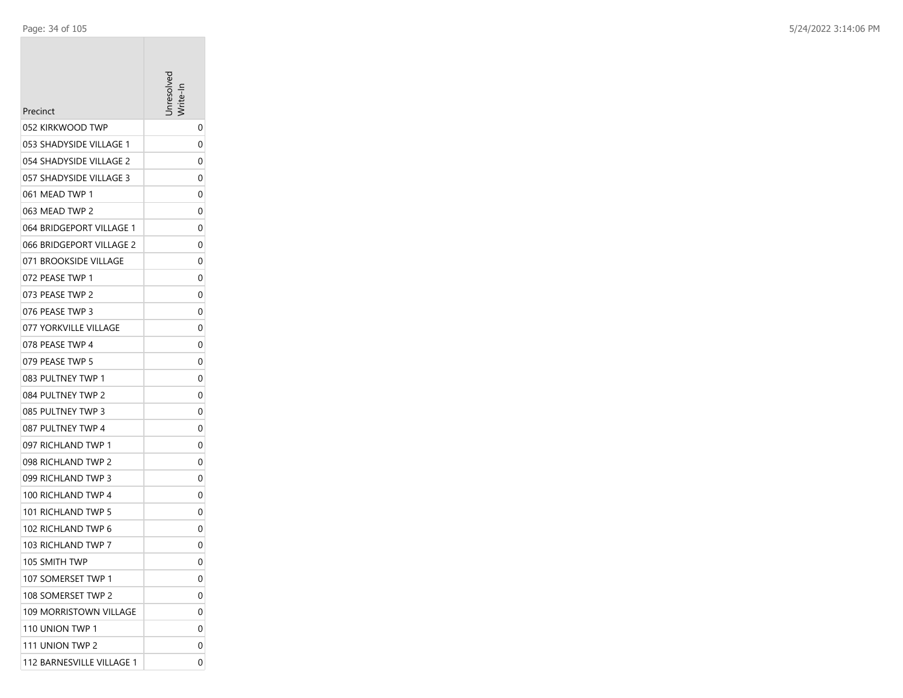| Precinct | Unresolved Write-In |
| --- | --- |
| 052 KIRKWOOD TWP | 0 |
| 053 SHADYSIDE VILLAGE 1 | 0 |
| 054 SHADYSIDE VILLAGE 2 | 0 |
| 057 SHADYSIDE VILLAGE 3 | 0 |
| 061 MEAD TWP 1 | 0 |
| 063 MEAD TWP 2 | 0 |
| 064 BRIDGEPORT VILLAGE 1 | 0 |
| 066 BRIDGEPORT VILLAGE 2 | 0 |
| 071 BROOKSIDE VILLAGE | 0 |
| 072 PEASE TWP 1 | 0 |
| 073 PEASE TWP 2 | 0 |
| 076 PEASE TWP 3 | 0 |
| 077 YORKVILLE VILLAGE | 0 |
| 078 PEASE TWP 4 | 0 |
| 079 PEASE TWP 5 | 0 |
| 083 PULTNEY TWP 1 | 0 |
| 084 PULTNEY TWP 2 | 0 |
| 085 PULTNEY TWP 3 | 0 |
| 087 PULTNEY TWP 4 | 0 |
| 097 RICHLAND TWP 1 | 0 |
| 098 RICHLAND TWP 2 | 0 |
| 099 RICHLAND TWP 3 | 0 |
| 100 RICHLAND TWP 4 | 0 |
| 101 RICHLAND TWP 5 | 0 |
| 102 RICHLAND TWP 6 | 0 |
| 103 RICHLAND TWP 7 | 0 |
| 105 SMITH TWP | 0 |
| 107 SOMERSET TWP 1 | 0 |
| 108 SOMERSET TWP 2 | 0 |
| 109 MORRISTOWN VILLAGE | 0 |
| 110 UNION TWP 1 | 0 |
| 111 UNION TWP 2 | 0 |
| 112 BARNESVILLE VILLAGE 1 | 0 |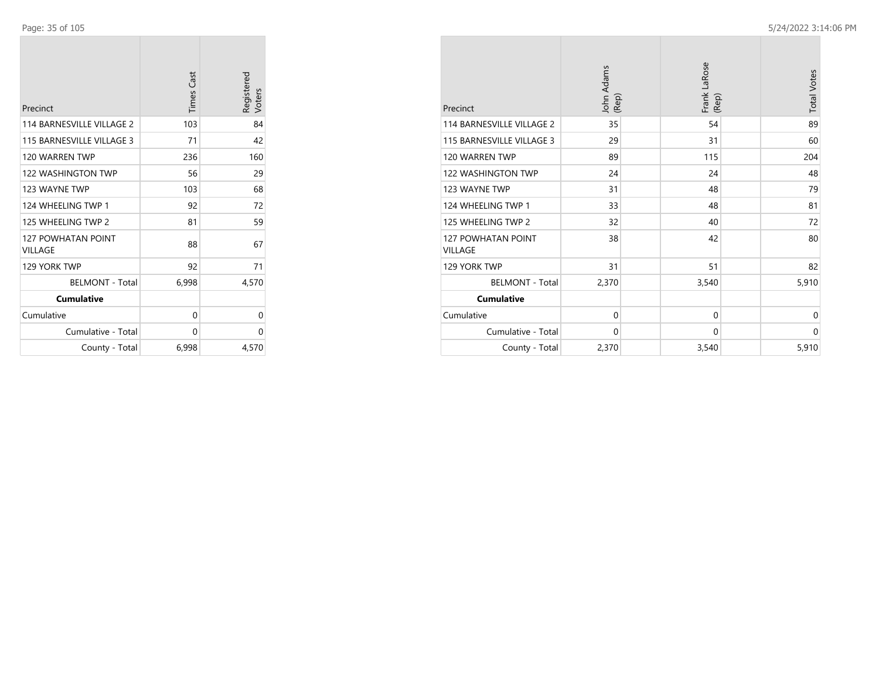| Precinct | Times Cast | Registered Voters |
|---|---|---|
| 114 BARNESVILLE VILLAGE 2 | 103 | 84 |
| 115 BARNESVILLE VILLAGE 3 | 71 | 42 |
| 120 WARREN TWP | 236 | 160 |
| 122 WASHINGTON TWP | 56 | 29 |
| 123 WAYNE TWP | 103 | 68 |
| 124 WHEELING TWP 1 | 92 | 72 |
| 125 WHEELING TWP 2 | 81 | 59 |
| 127 POWHATAN POINT VILLAGE | 88 | 67 |
| 129 YORK TWP | 92 | 71 |
| BELMONT - Total | 6,998 | 4,570 |
| **Cumulative** | | |
| Cumulative | 0 | 0 |
| Cumulative - Total | 0 | 0 |
| County - Total | 6,998 | 4,570 |

| Precinct | John Adams (Rep) | Frank LaRose (Rep) | Total Votes |
|---|---|---|---|
| 114 BARNESVILLE VILLAGE 2 | 35 | 54 | 89 |
| 115 BARNESVILLE VILLAGE 3 | 29 | 31 | 60 |
| 120 WARREN TWP | 89 | 115 | 204 |
| 122 WASHINGTON TWP | 24 | 24 | 48 |
| 123 WAYNE TWP | 31 | 48 | 79 |
| 124 WHEELING TWP 1 | 33 | 48 | 81 |
| 125 WHEELING TWP 2 | 32 | 40 | 72 |
| 127 POWHATAN POINT VILLAGE | 38 | 42 | 80 |
| 129 YORK TWP | 31 | 51 | 82 |
| BELMONT - Total | 2,370 | 3,540 | 5,910 |
| **Cumulative** | | | |
| Cumulative | 0 | 0 | 0 |
| Cumulative - Total | 0 | 0 | 0 |
| County - Total | 2,370 | 3,540 | 5,910 |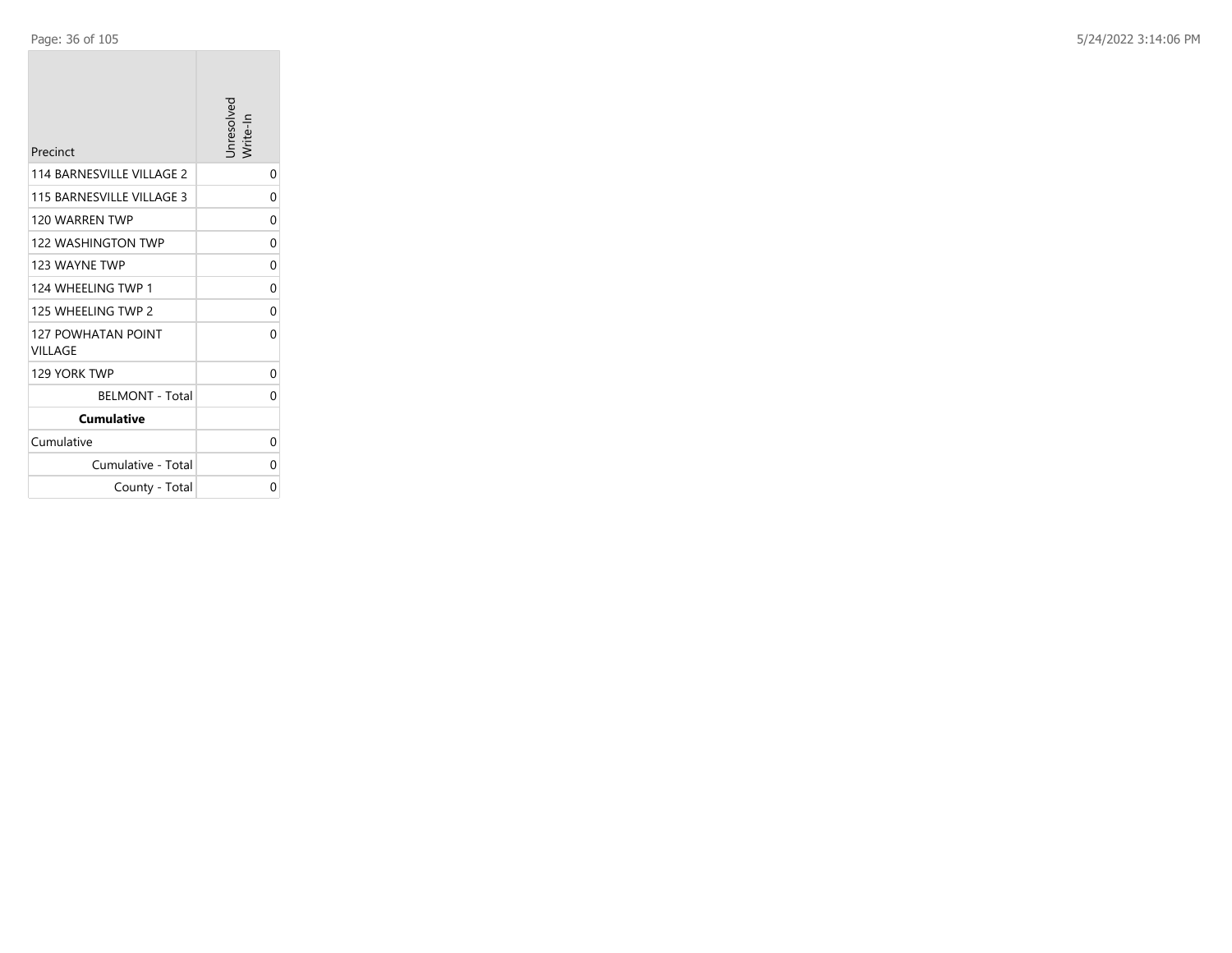| Precinct | Unresolved Write-In |
|---|---|
| 114 BARNESVILLE VILLAGE 2 | 0 |
| 115 BARNESVILLE VILLAGE 3 | 0 |
| 120 WARREN TWP | 0 |
| 122 WASHINGTON TWP | 0 |
| 123 WAYNE TWP | 0 |
| 124 WHEELING TWP 1 | 0 |
| 125 WHEELING TWP 2 | 0 |
| 127 POWHATAN POINT VILLAGE | 0 |
| 129 YORK TWP | 0 |
| BELMONT - Total | 0 |
| **Cumulative** | |
| Cumulative | 0 |
| Cumulative - Total | 0 |
| County - Total | 0 |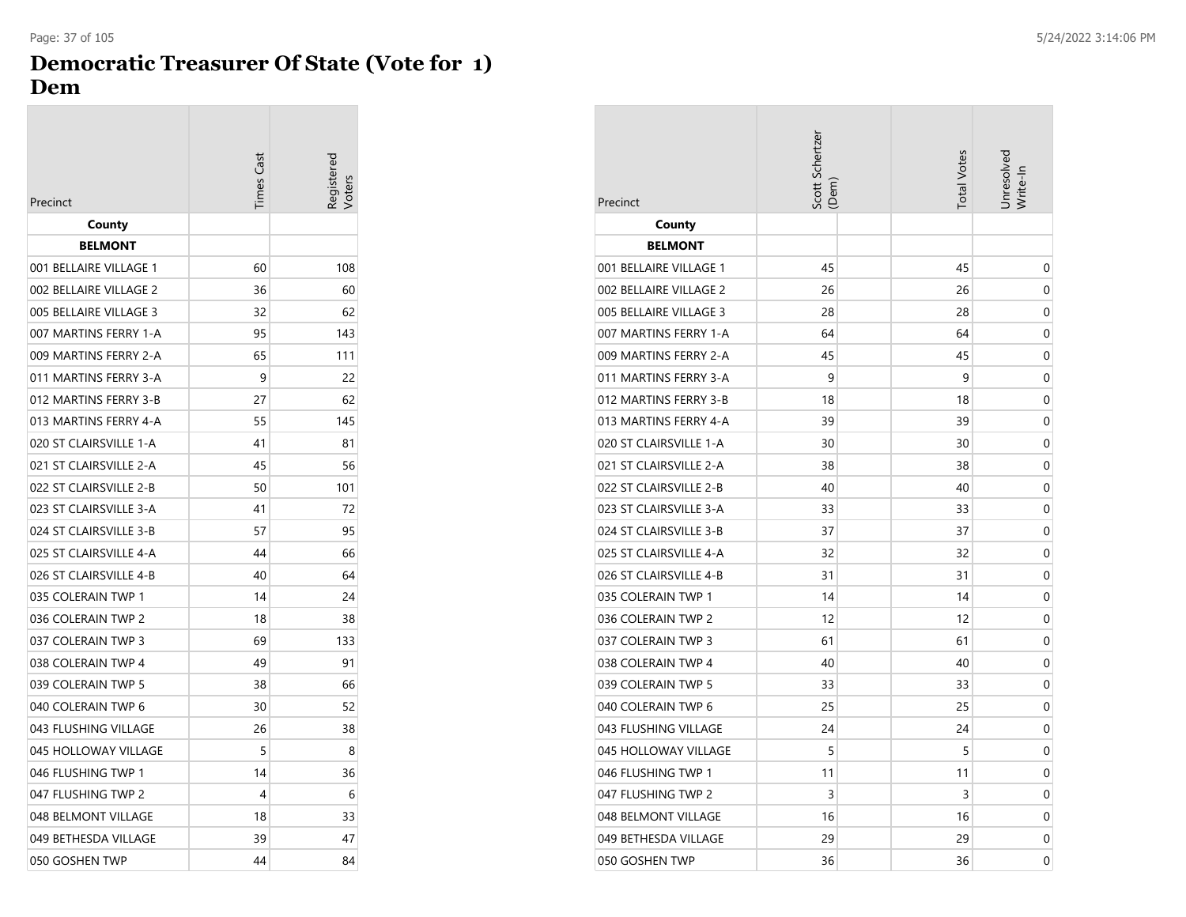# Democratic Treasurer Of State (Vote for 1)
## Dem

| Precinct | Times Cast | Registered Voters | Scott Schertzer (Dem) | Total Votes | Unresolved Write-In |
|---|---|---|---|---|---|
| **County** | | | | | |
| **BELMONT** | | | | | |
| 001 BELLAIRE VILLAGE 1 | 60 | 108 | 45 | 45 | 0 |
| 002 BELLAIRE VILLAGE 2 | 36 | 60 | 26 | 26 | 0 |
| 005 BELLAIRE VILLAGE 3 | 32 | 62 | 28 | 28 | 0 |
| 007 MARTINS FERRY 1-A | 95 | 143 | 64 | 64 | 0 |
| 009 MARTINS FERRY 2-A | 65 | 111 | 45 | 45 | 0 |
| 011 MARTINS FERRY 3-A | 9 | 22 | 9 | 9 | 0 |
| 012 MARTINS FERRY 3-B | 27 | 62 | 18 | 18 | 0 |
| 013 MARTINS FERRY 4-A | 55 | 145 | 39 | 39 | 0 |
| 020 ST CLAIRSVILLE 1-A | 41 | 81 | 30 | 30 | 0 |
| 021 ST CLAIRSVILLE 2-A | 45 | 56 | 38 | 38 | 0 |
| 022 ST CLAIRSVILLE 2-B | 50 | 101 | 40 | 40 | 0 |
| 023 ST CLAIRSVILLE 3-A | 41 | 72 | 33 | 33 | 0 |
| 024 ST CLAIRSVILLE 3-B | 57 | 95 | 37 | 37 | 0 |
| 025 ST CLAIRSVILLE 4-A | 44 | 66 | 32 | 32 | 0 |
| 026 ST CLAIRSVILLE 4-B | 40 | 64 | 31 | 31 | 0 |
| 035 COLERAIN TWP 1 | 14 | 24 | 14 | 14 | 0 |
| 036 COLERAIN TWP 2 | 18 | 38 | 12 | 12 | 0 |
| 037 COLERAIN TWP 3 | 69 | 133 | 61 | 61 | 0 |
| 038 COLERAIN TWP 4 | 49 | 91 | 40 | 40 | 0 |
| 039 COLERAIN TWP 5 | 38 | 66 | 33 | 33 | 0 |
| 040 COLERAIN TWP 6 | 30 | 52 | 25 | 25 | 0 |
| 043 FLUSHING VILLAGE | 26 | 38 | 24 | 24 | 0 |
| 045 HOLLOWAY VILLAGE | 5 | 8 | 5 | 5 | 0 |
| 046 FLUSHING TWP 1 | 14 | 36 | 11 | 11 | 0 |
| 047 FLUSHING TWP 2 | 4 | 6 | 3 | 3 | 0 |
| 048 BELMONT VILLAGE | 18 | 33 | 16 | 16 | 0 |
| 049 BETHESDA VILLAGE | 39 | 47 | 29 | 29 | 0 |
| 050 GOSHEN TWP | 44 | 84 | 36 | 36 | 0 |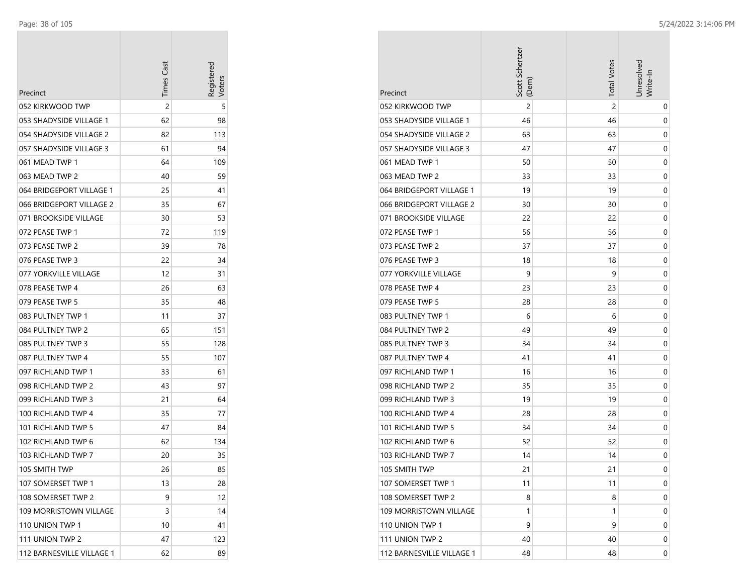| Precinct | Times Cast | Registered Voters |
| --- | --- | --- |
| 052 KIRKWOOD TWP | 2 | 5 |
| 053 SHADYSIDE VILLAGE 1 | 62 | 98 |
| 054 SHADYSIDE VILLAGE 2 | 82 | 113 |
| 057 SHADYSIDE VILLAGE 3 | 61 | 94 |
| 061 MEAD TWP 1 | 64 | 109 |
| 063 MEAD TWP 2 | 40 | 59 |
| 064 BRIDGEPORT VILLAGE 1 | 25 | 41 |
| 066 BRIDGEPORT VILLAGE 2 | 35 | 67 |
| 071 BROOKSIDE VILLAGE | 30 | 53 |
| 072 PEASE TWP 1 | 72 | 119 |
| 073 PEASE TWP 2 | 39 | 78 |
| 076 PEASE TWP 3 | 22 | 34 |
| 077 YORKVILLE VILLAGE | 12 | 31 |
| 078 PEASE TWP 4 | 26 | 63 |
| 079 PEASE TWP 5 | 35 | 48 |
| 083 PULTNEY TWP 1 | 11 | 37 |
| 084 PULTNEY TWP 2 | 65 | 151 |
| 085 PULTNEY TWP 3 | 55 | 128 |
| 087 PULTNEY TWP 4 | 55 | 107 |
| 097 RICHLAND TWP 1 | 33 | 61 |
| 098 RICHLAND TWP 2 | 43 | 97 |
| 099 RICHLAND TWP 3 | 21 | 64 |
| 100 RICHLAND TWP 4 | 35 | 77 |
| 101 RICHLAND TWP 5 | 47 | 84 |
| 102 RICHLAND TWP 6 | 62 | 134 |
| 103 RICHLAND TWP 7 | 20 | 35 |
| 105 SMITH TWP | 26 | 85 |
| 107 SOMERSET TWP 1 | 13 | 28 |
| 108 SOMERSET TWP 2 | 9 | 12 |
| 109 MORRISTOWN VILLAGE | 3 | 14 |
| 110 UNION TWP 1 | 10 | 41 |
| 111 UNION TWP 2 | 47 | 123 |
| 112 BARNESVILLE VILLAGE 1 | 62 | 89 |

| Precinct | Scott Schertzer (Dem) | Total Votes | Unresolved Write-In |
| --- | --- | --- | --- |
| 052 KIRKWOOD TWP | 2 | 2 | 0 |
| 053 SHADYSIDE VILLAGE 1 | 46 | 46 | 0 |
| 054 SHADYSIDE VILLAGE 2 | 63 | 63 | 0 |
| 057 SHADYSIDE VILLAGE 3 | 47 | 47 | 0 |
| 061 MEAD TWP 1 | 50 | 50 | 0 |
| 063 MEAD TWP 2 | 33 | 33 | 0 |
| 064 BRIDGEPORT VILLAGE 1 | 19 | 19 | 0 |
| 066 BRIDGEPORT VILLAGE 2 | 30 | 30 | 0 |
| 071 BROOKSIDE VILLAGE | 22 | 22 | 0 |
| 072 PEASE TWP 1 | 56 | 56 | 0 |
| 073 PEASE TWP 2 | 37 | 37 | 0 |
| 076 PEASE TWP 3 | 18 | 18 | 0 |
| 077 YORKVILLE VILLAGE | 9 | 9 | 0 |
| 078 PEASE TWP 4 | 23 | 23 | 0 |
| 079 PEASE TWP 5 | 28 | 28 | 0 |
| 083 PULTNEY TWP 1 | 6 | 6 | 0 |
| 084 PULTNEY TWP 2 | 49 | 49 | 0 |
| 085 PULTNEY TWP 3 | 34 | 34 | 0 |
| 087 PULTNEY TWP 4 | 41 | 41 | 0 |
| 097 RICHLAND TWP 1 | 16 | 16 | 0 |
| 098 RICHLAND TWP 2 | 35 | 35 | 0 |
| 099 RICHLAND TWP 3 | 19 | 19 | 0 |
| 100 RICHLAND TWP 4 | 28 | 28 | 0 |
| 101 RICHLAND TWP 5 | 34 | 34 | 0 |
| 102 RICHLAND TWP 6 | 52 | 52 | 0 |
| 103 RICHLAND TWP 7 | 14 | 14 | 0 |
| 105 SMITH TWP | 21 | 21 | 0 |
| 107 SOMERSET TWP 1 | 11 | 11 | 0 |
| 108 SOMERSET TWP 2 | 8 | 8 | 0 |
| 109 MORRISTOWN VILLAGE | 1 | 1 | 0 |
| 110 UNION TWP 1 | 9 | 9 | 0 |
| 111 UNION TWP 2 | 40 | 40 | 0 |
| 112 BARNESVILLE VILLAGE 1 | 48 | 48 | 0 |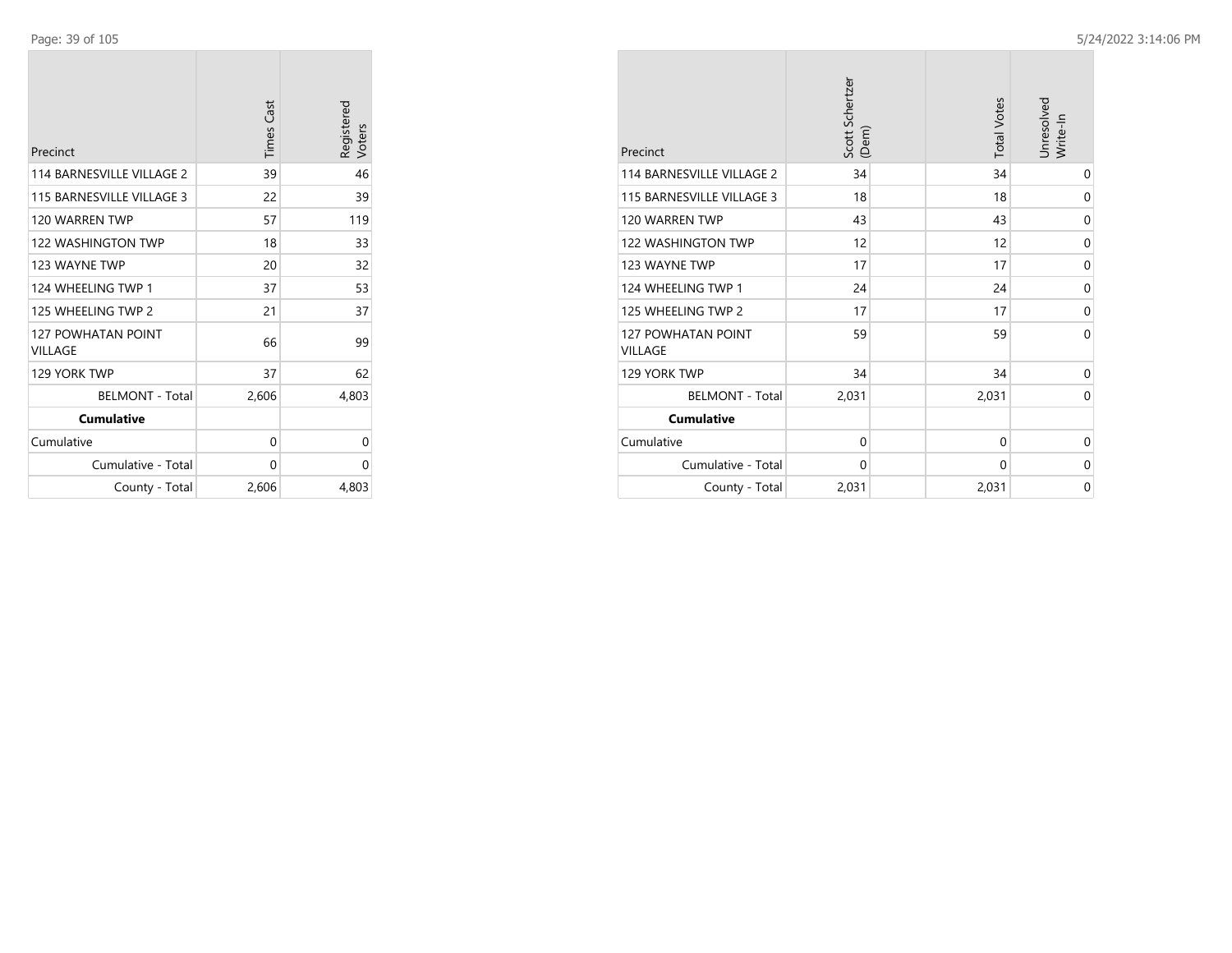| Precinct | Times Cast | Registered Voters |
|---|---|---|
| 114 BARNESVILLE VILLAGE 2 | 39 | 46 |
| 115 BARNESVILLE VILLAGE 3 | 22 | 39 |
| 120 WARREN TWP | 57 | 119 |
| 122 WASHINGTON TWP | 18 | 33 |
| 123 WAYNE TWP | 20 | 32 |
| 124 WHEELING TWP 1 | 37 | 53 |
| 125 WHEELING TWP 2 | 21 | 37 |
| 127 POWHATAN POINT VILLAGE | 66 | 99 |
| 129 YORK TWP | 37 | 62 |
| BELMONT - Total | 2,606 | 4,803 |
| **Cumulative** | | |
| Cumulative | 0 | 0 |
| Cumulative - Total | 0 | 0 |
| County - Total | 2,606 | 4,803 |

| Precinct | Scott Schertzer (Dem) | Total Votes | Unresolved Write-In |
|---|---|---|---|
| 114 BARNESVILLE VILLAGE 2 | 34 | 34 | 0 |
| 115 BARNESVILLE VILLAGE 3 | 18 | 18 | 0 |
| 120 WARREN TWP | 43 | 43 | 0 |
| 122 WASHINGTON TWP | 12 | 12 | 0 |
| 123 WAYNE TWP | 17 | 17 | 0 |
| 124 WHEELING TWP 1 | 24 | 24 | 0 |
| 125 WHEELING TWP 2 | 17 | 17 | 0 |
| 127 POWHATAN POINT VILLAGE | 59 | 59 | 0 |
| 129 YORK TWP | 34 | 34 | 0 |
| BELMONT - Total | 2,031 | 2,031 | 0 |
| **Cumulative** | | | |
| Cumulative | 0 | 0 | 0 |
| Cumulative - Total | 0 | 0 | 0 |
| County - Total | 2,031 | 2,031 | 0 |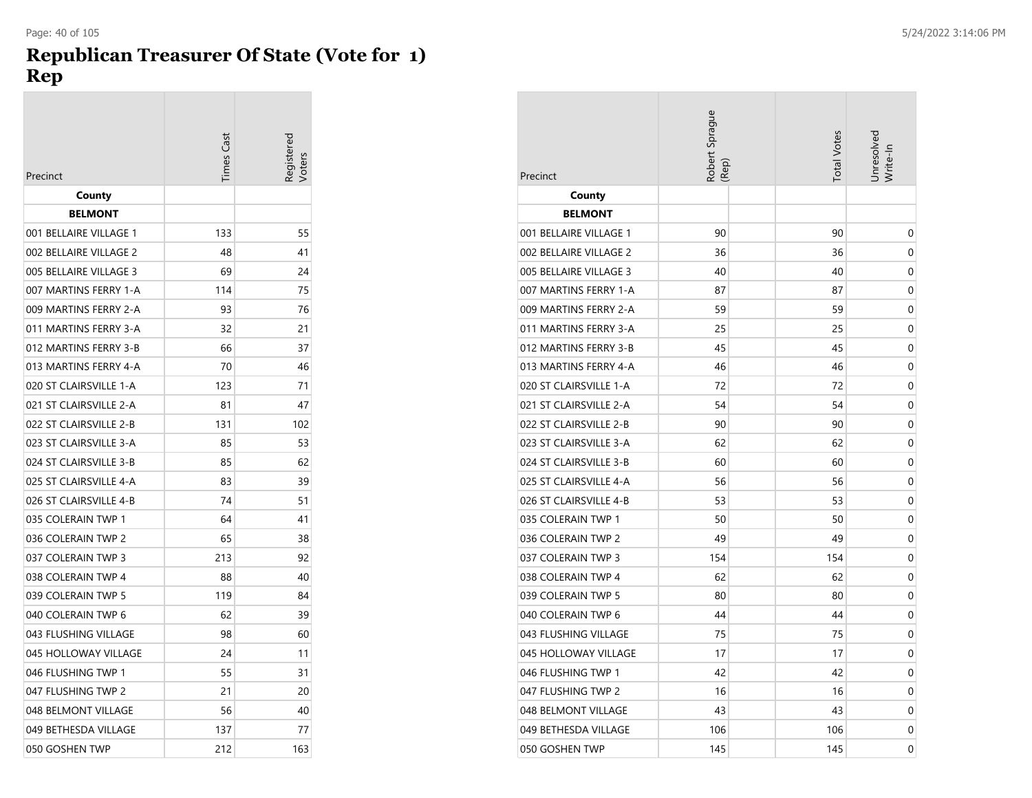# Republican Treasurer Of State (Vote for 1)
## Rep

| Precinct | Times Cast | Registered Voters |
|---|---|---|
| **County** | | |
| **BELMONT** | | |
| 001 BELLAIRE VILLAGE 1 | 133 | 55 |
| 002 BELLAIRE VILLAGE 2 | 48 | 41 |
| 005 BELLAIRE VILLAGE 3 | 69 | 24 |
| 007 MARTINS FERRY 1-A | 114 | 75 |
| 009 MARTINS FERRY 2-A | 93 | 76 |
| 011 MARTINS FERRY 3-A | 32 | 21 |
| 012 MARTINS FERRY 3-B | 66 | 37 |
| 013 MARTINS FERRY 4-A | 70 | 46 |
| 020 ST CLAIRSVILLE 1-A | 123 | 71 |
| 021 ST CLAIRSVILLE 2-A | 81 | 47 |
| 022 ST CLAIRSVILLE 2-B | 131 | 102 |
| 023 ST CLAIRSVILLE 3-A | 85 | 53 |
| 024 ST CLAIRSVILLE 3-B | 85 | 62 |
| 025 ST CLAIRSVILLE 4-A | 83 | 39 |
| 026 ST CLAIRSVILLE 4-B | 74 | 51 |
| 035 COLERAIN TWP 1 | 64 | 41 |
| 036 COLERAIN TWP 2 | 65 | 38 |
| 037 COLERAIN TWP 3 | 213 | 92 |
| 038 COLERAIN TWP 4 | 88 | 40 |
| 039 COLERAIN TWP 5 | 119 | 84 |
| 040 COLERAIN TWP 6 | 62 | 39 |
| 043 FLUSHING VILLAGE | 98 | 60 |
| 045 HOLLOWAY VILLAGE | 24 | 11 |
| 046 FLUSHING TWP 1 | 55 | 31 |
| 047 FLUSHING TWP 2 | 21 | 20 |
| 048 BELMONT VILLAGE | 56 | 40 |
| 049 BETHESDA VILLAGE | 137 | 77 |
| 050 GOSHEN TWP | 212 | 163 |

| Precinct | Robert Sprague (Rep) | | Total Votes | Unresolved Write-In |
|---|---|---|---|---|
| **County** | | | | |
| **BELMONT** | | | | |
| 001 BELLAIRE VILLAGE 1 | 90 | | 90 | 0 |
| 002 BELLAIRE VILLAGE 2 | 36 | | 36 | 0 |
| 005 BELLAIRE VILLAGE 3 | 40 | | 40 | 0 |
| 007 MARTINS FERRY 1-A | 87 | | 87 | 0 |
| 009 MARTINS FERRY 2-A | 59 | | 59 | 0 |
| 011 MARTINS FERRY 3-A | 25 | | 25 | 0 |
| 012 MARTINS FERRY 3-B | 45 | | 45 | 0 |
| 013 MARTINS FERRY 4-A | 46 | | 46 | 0 |
| 020 ST CLAIRSVILLE 1-A | 72 | | 72 | 0 |
| 021 ST CLAIRSVILLE 2-A | 54 | | 54 | 0 |
| 022 ST CLAIRSVILLE 2-B | 90 | | 90 | 0 |
| 023 ST CLAIRSVILLE 3-A | 62 | | 62 | 0 |
| 024 ST CLAIRSVILLE 3-B | 60 | | 60 | 0 |
| 025 ST CLAIRSVILLE 4-A | 56 | | 56 | 0 |
| 026 ST CLAIRSVILLE 4-B | 53 | | 53 | 0 |
| 035 COLERAIN TWP 1 | 50 | | 50 | 0 |
| 036 COLERAIN TWP 2 | 49 | | 49 | 0 |
| 037 COLERAIN TWP 3 | 154 | | 154 | 0 |
| 038 COLERAIN TWP 4 | 62 | | 62 | 0 |
| 039 COLERAIN TWP 5 | 80 | | 80 | 0 |
| 040 COLERAIN TWP 6 | 44 | | 44 | 0 |
| 043 FLUSHING VILLAGE | 75 | | 75 | 0 |
| 045 HOLLOWAY VILLAGE | 17 | | 17 | 0 |
| 046 FLUSHING TWP 1 | 42 | | 42 | 0 |
| 047 FLUSHING TWP 2 | 16 | | 16 | 0 |
| 048 BELMONT VILLAGE | 43 | | 43 | 0 |
| 049 BETHESDA VILLAGE | 106 | | 106 | 0 |
| 050 GOSHEN TWP | 145 | | 145 | 0 |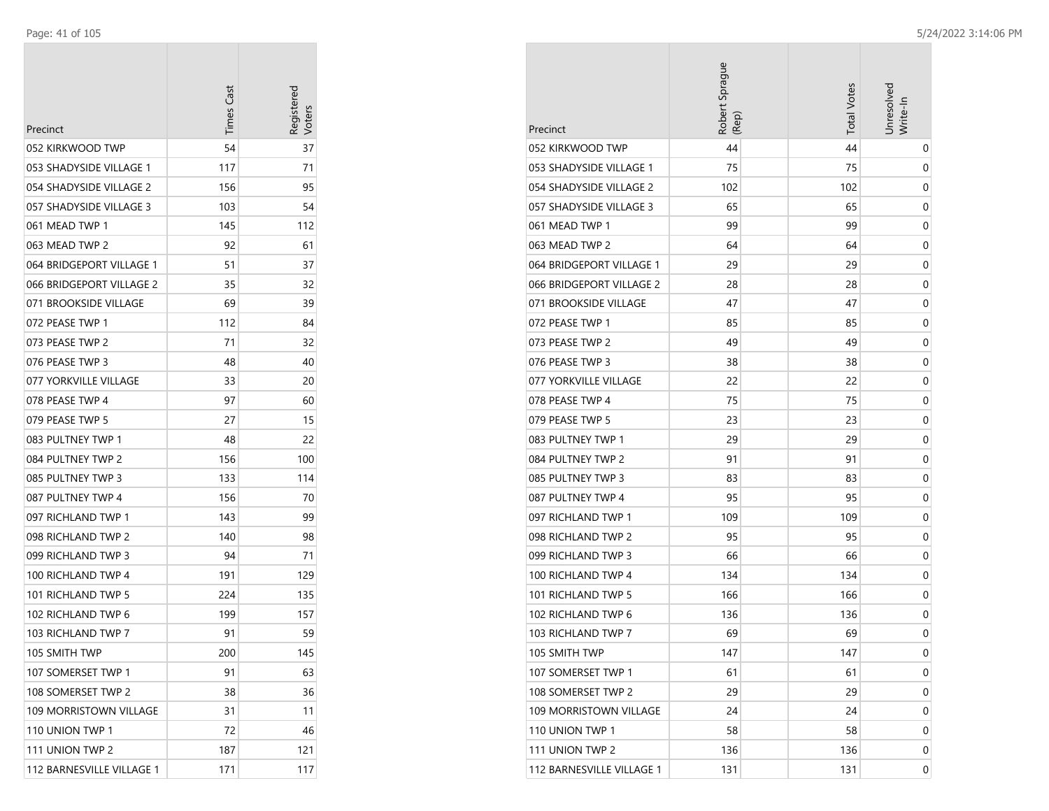| Precinct | Times Cast | Registered Voters |
| --- | --- | --- |
| 052 KIRKWOOD TWP | 54 | 37 |
| 053 SHADYSIDE VILLAGE 1 | 117 | 71 |
| 054 SHADYSIDE VILLAGE 2 | 156 | 95 |
| 057 SHADYSIDE VILLAGE 3 | 103 | 54 |
| 061 MEAD TWP 1 | 145 | 112 |
| 063 MEAD TWP 2 | 92 | 61 |
| 064 BRIDGEPORT VILLAGE 1 | 51 | 37 |
| 066 BRIDGEPORT VILLAGE 2 | 35 | 32 |
| 071 BROOKSIDE VILLAGE | 69 | 39 |
| 072 PEASE TWP 1 | 112 | 84 |
| 073 PEASE TWP 2 | 71 | 32 |
| 076 PEASE TWP 3 | 48 | 40 |
| 077 YORKVILLE VILLAGE | 33 | 20 |
| 078 PEASE TWP 4 | 97 | 60 |
| 079 PEASE TWP 5 | 27 | 15 |
| 083 PULTNEY TWP 1 | 48 | 22 |
| 084 PULTNEY TWP 2 | 156 | 100 |
| 085 PULTNEY TWP 3 | 133 | 114 |
| 087 PULTNEY TWP 4 | 156 | 70 |
| 097 RICHLAND TWP 1 | 143 | 99 |
| 098 RICHLAND TWP 2 | 140 | 98 |
| 099 RICHLAND TWP 3 | 94 | 71 |
| 100 RICHLAND TWP 4 | 191 | 129 |
| 101 RICHLAND TWP 5 | 224 | 135 |
| 102 RICHLAND TWP 6 | 199 | 157 |
| 103 RICHLAND TWP 7 | 91 | 59 |
| 105 SMITH TWP | 200 | 145 |
| 107 SOMERSET TWP 1 | 91 | 63 |
| 108 SOMERSET TWP 2 | 38 | 36 |
| 109 MORRISTOWN VILLAGE | 31 | 11 |
| 110 UNION TWP 1 | 72 | 46 |
| 111 UNION TWP 2 | 187 | 121 |
| 112 BARNESVILLE VILLAGE 1 | 171 | 117 |

| Precinct | Robert Sprague (Rep) | Total Votes | Unresolved Write-In |
| --- | --- | --- | --- |
| 052 KIRKWOOD TWP | 44 | 44 | 0 |
| 053 SHADYSIDE VILLAGE 1 | 75 | 75 | 0 |
| 054 SHADYSIDE VILLAGE 2 | 102 | 102 | 0 |
| 057 SHADYSIDE VILLAGE 3 | 65 | 65 | 0 |
| 061 MEAD TWP 1 | 99 | 99 | 0 |
| 063 MEAD TWP 2 | 64 | 64 | 0 |
| 064 BRIDGEPORT VILLAGE 1 | 29 | 29 | 0 |
| 066 BRIDGEPORT VILLAGE 2 | 28 | 28 | 0 |
| 071 BROOKSIDE VILLAGE | 47 | 47 | 0 |
| 072 PEASE TWP 1 | 85 | 85 | 0 |
| 073 PEASE TWP 2 | 49 | 49 | 0 |
| 076 PEASE TWP 3 | 38 | 38 | 0 |
| 077 YORKVILLE VILLAGE | 22 | 22 | 0 |
| 078 PEASE TWP 4 | 75 | 75 | 0 |
| 079 PEASE TWP 5 | 23 | 23 | 0 |
| 083 PULTNEY TWP 1 | 29 | 29 | 0 |
| 084 PULTNEY TWP 2 | 91 | 91 | 0 |
| 085 PULTNEY TWP 3 | 83 | 83 | 0 |
| 087 PULTNEY TWP 4 | 95 | 95 | 0 |
| 097 RICHLAND TWP 1 | 109 | 109 | 0 |
| 098 RICHLAND TWP 2 | 95 | 95 | 0 |
| 099 RICHLAND TWP 3 | 66 | 66 | 0 |
| 100 RICHLAND TWP 4 | 134 | 134 | 0 |
| 101 RICHLAND TWP 5 | 166 | 166 | 0 |
| 102 RICHLAND TWP 6 | 136 | 136 | 0 |
| 103 RICHLAND TWP 7 | 69 | 69 | 0 |
| 105 SMITH TWP | 147 | 147 | 0 |
| 107 SOMERSET TWP 1 | 61 | 61 | 0 |
| 108 SOMERSET TWP 2 | 29 | 29 | 0 |
| 109 MORRISTOWN VILLAGE | 24 | 24 | 0 |
| 110 UNION TWP 1 | 58 | 58 | 0 |
| 111 UNION TWP 2 | 136 | 136 | 0 |
| 112 BARNESVILLE VILLAGE 1 | 131 | 131 | 0 |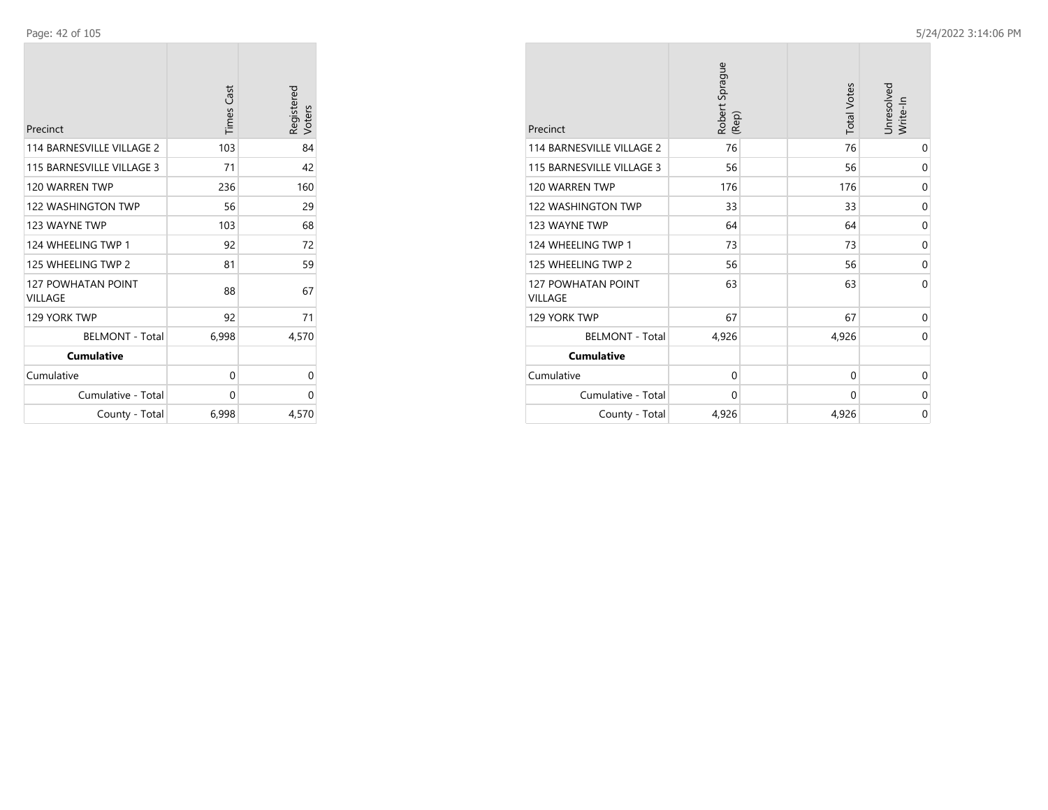| Precinct | Times Cast | Registered Voters |
|---|---|---|
| 114 BARNESVILLE VILLAGE 2 | 103 | 84 |
| 115 BARNESVILLE VILLAGE 3 | 71 | 42 |
| 120 WARREN TWP | 236 | 160 |
| 122 WASHINGTON TWP | 56 | 29 |
| 123 WAYNE TWP | 103 | 68 |
| 124 WHEELING TWP 1 | 92 | 72 |
| 125 WHEELING TWP 2 | 81 | 59 |
| 127 POWHATAN POINT VILLAGE | 88 | 67 |
| 129 YORK TWP | 92 | 71 |
| BELMONT - Total | 6,998 | 4,570 |
| **Cumulative** | | |
| Cumulative | 0 | 0 |
| Cumulative - Total | 0 | 0 |
| County - Total | 6,998 | 4,570 |

| Precinct | Robert Sprague (Rep) | Total Votes | Unresolved Write-In |
|---|---|---|---|
| 114 BARNESVILLE VILLAGE 2 | 76 | 76 | 0 |
| 115 BARNESVILLE VILLAGE 3 | 56 | 56 | 0 |
| 120 WARREN TWP | 176 | 176 | 0 |
| 122 WASHINGTON TWP | 33 | 33 | 0 |
| 123 WAYNE TWP | 64 | 64 | 0 |
| 124 WHEELING TWP 1 | 73 | 73 | 0 |
| 125 WHEELING TWP 2 | 56 | 56 | 0 |
| 127 POWHATAN POINT VILLAGE | 63 | 63 | 0 |
| 129 YORK TWP | 67 | 67 | 0 |
| BELMONT - Total | 4,926 | 4,926 | 0 |
| **Cumulative** | | | |
| Cumulative | 0 | 0 | 0 |
| Cumulative - Total | 0 | 0 | 0 |
| County - Total | 4,926 | 4,926 | 0 |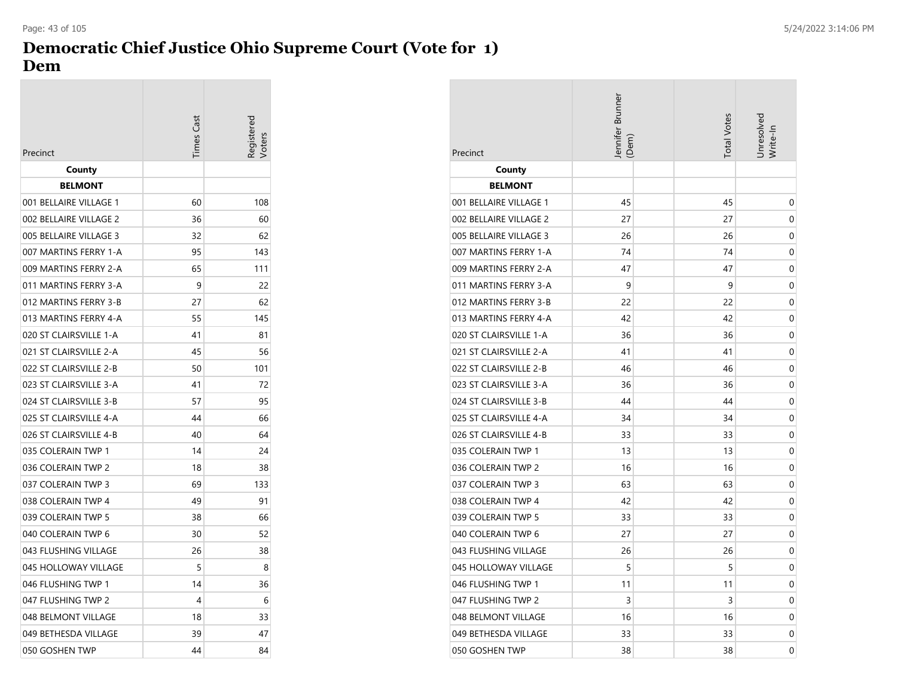# Democratic Chief Justice Ohio Supreme Court (Vote for 1)
# Dem

| Precinct | Times Cast | Registered Voters |
|---|---|---|
| **County** | | |
| **BELMONT** | | |
| 001 BELLAIRE VILLAGE 1 | 60 | 108 |
| 002 BELLAIRE VILLAGE 2 | 36 | 60 |
| 005 BELLAIRE VILLAGE 3 | 32 | 62 |
| 007 MARTINS FERRY 1-A | 95 | 143 |
| 009 MARTINS FERRY 2-A | 65 | 111 |
| 011 MARTINS FERRY 3-A | 9 | 22 |
| 012 MARTINS FERRY 3-B | 27 | 62 |
| 013 MARTINS FERRY 4-A | 55 | 145 |
| 020 ST CLAIRSVILLE 1-A | 41 | 81 |
| 021 ST CLAIRSVILLE 2-A | 45 | 56 |
| 022 ST CLAIRSVILLE 2-B | 50 | 101 |
| 023 ST CLAIRSVILLE 3-A | 41 | 72 |
| 024 ST CLAIRSVILLE 3-B | 57 | 95 |
| 025 ST CLAIRSVILLE 4-A | 44 | 66 |
| 026 ST CLAIRSVILLE 4-B | 40 | 64 |
| 035 COLERAIN TWP 1 | 14 | 24 |
| 036 COLERAIN TWP 2 | 18 | 38 |
| 037 COLERAIN TWP 3 | 69 | 133 |
| 038 COLERAIN TWP 4 | 49 | 91 |
| 039 COLERAIN TWP 5 | 38 | 66 |
| 040 COLERAIN TWP 6 | 30 | 52 |
| 043 FLUSHING VILLAGE | 26 | 38 |
| 045 HOLLOWAY VILLAGE | 5 | 8 |
| 046 FLUSHING TWP 1 | 14 | 36 |
| 047 FLUSHING TWP 2 | 4 | 6 |
| 048 BELMONT VILLAGE | 18 | 33 |
| 049 BETHESDA VILLAGE | 39 | 47 |
| 050 GOSHEN TWP | 44 | 84 |

| Precinct | Jennifer Brunner (Dem) | | Total Votes | Unresolved Write-In |
|---|---|---|---|---|
| **County** | | | | |
| **BELMONT** | | | | |
| 001 BELLAIRE VILLAGE 1 | 45 | | 45 | 0 |
| 002 BELLAIRE VILLAGE 2 | 27 | | 27 | 0 |
| 005 BELLAIRE VILLAGE 3 | 26 | | 26 | 0 |
| 007 MARTINS FERRY 1-A | 74 | | 74 | 0 |
| 009 MARTINS FERRY 2-A | 47 | | 47 | 0 |
| 011 MARTINS FERRY 3-A | 9 | | 9 | 0 |
| 012 MARTINS FERRY 3-B | 22 | | 22 | 0 |
| 013 MARTINS FERRY 4-A | 42 | | 42 | 0 |
| 020 ST CLAIRSVILLE 1-A | 36 | | 36 | 0 |
| 021 ST CLAIRSVILLE 2-A | 41 | | 41 | 0 |
| 022 ST CLAIRSVILLE 2-B | 46 | | 46 | 0 |
| 023 ST CLAIRSVILLE 3-A | 36 | | 36 | 0 |
| 024 ST CLAIRSVILLE 3-B | 44 | | 44 | 0 |
| 025 ST CLAIRSVILLE 4-A | 34 | | 34 | 0 |
| 026 ST CLAIRSVILLE 4-B | 33 | | 33 | 0 |
| 035 COLERAIN TWP 1 | 13 | | 13 | 0 |
| 036 COLERAIN TWP 2 | 16 | | 16 | 0 |
| 037 COLERAIN TWP 3 | 63 | | 63 | 0 |
| 038 COLERAIN TWP 4 | 42 | | 42 | 0 |
| 039 COLERAIN TWP 5 | 33 | | 33 | 0 |
| 040 COLERAIN TWP 6 | 27 | | 27 | 0 |
| 043 FLUSHING VILLAGE | 26 | | 26 | 0 |
| 045 HOLLOWAY VILLAGE | 5 | | 5 | 0 |
| 046 FLUSHING TWP 1 | 11 | | 11 | 0 |
| 047 FLUSHING TWP 2 | 3 | | 3 | 0 |
| 048 BELMONT VILLAGE | 16 | | 16 | 0 |
| 049 BETHESDA VILLAGE | 33 | | 33 | 0 |
| 050 GOSHEN TWP | 38 | | 38 | 0 |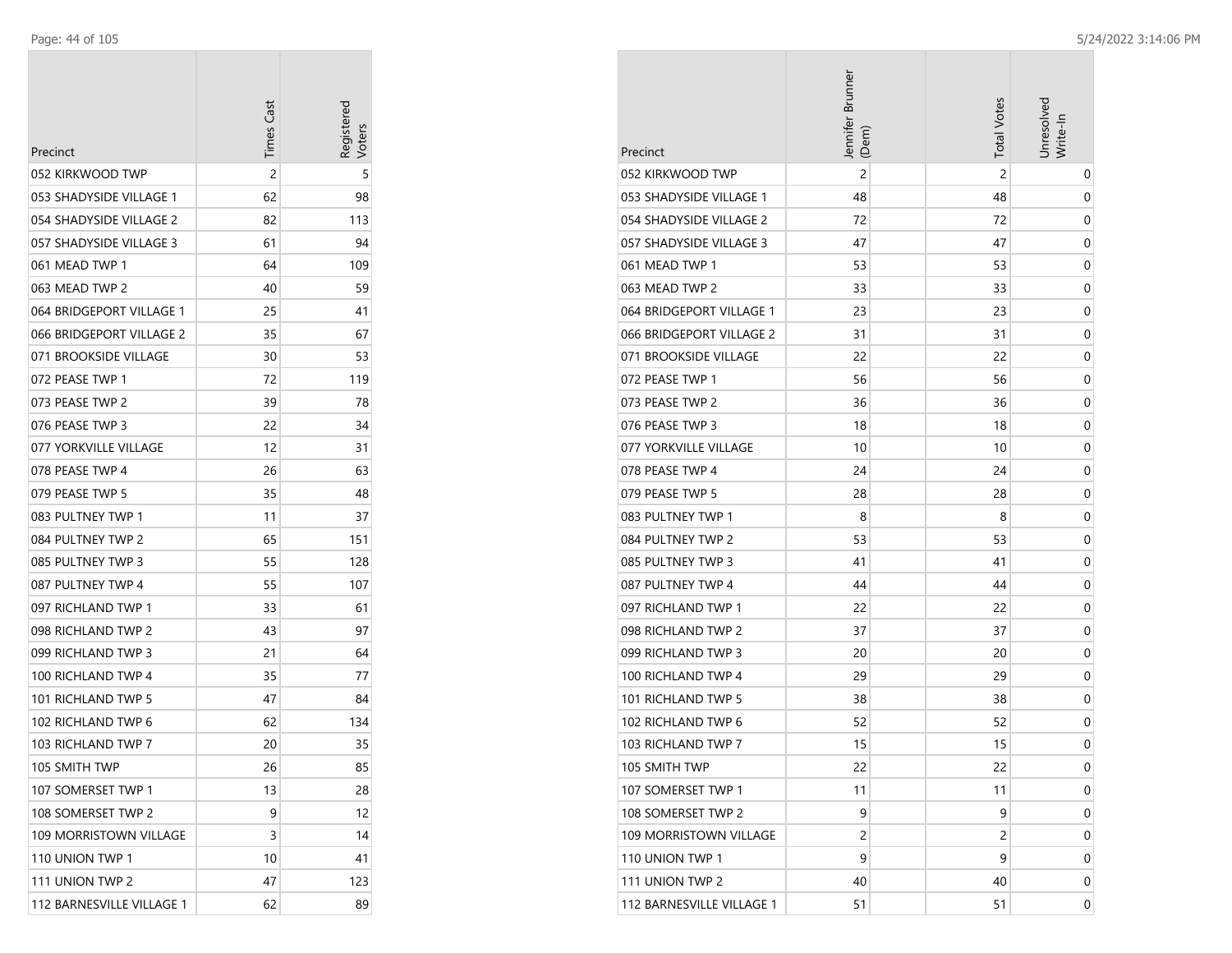| Precinct | Times Cast | Registered Voters |
|---|---|---|
| 052 KIRKWOOD TWP | 2 | 5 |
| 053 SHADYSIDE VILLAGE 1 | 62 | 98 |
| 054 SHADYSIDE VILLAGE 2 | 82 | 113 |
| 057 SHADYSIDE VILLAGE 3 | 61 | 94 |
| 061 MEAD TWP 1 | 64 | 109 |
| 063 MEAD TWP 2 | 40 | 59 |
| 064 BRIDGEPORT VILLAGE 1 | 25 | 41 |
| 066 BRIDGEPORT VILLAGE 2 | 35 | 67 |
| 071 BROOKSIDE VILLAGE | 30 | 53 |
| 072 PEASE TWP 1 | 72 | 119 |
| 073 PEASE TWP 2 | 39 | 78 |
| 076 PEASE TWP 3 | 22 | 34 |
| 077 YORKVILLE VILLAGE | 12 | 31 |
| 078 PEASE TWP 4 | 26 | 63 |
| 079 PEASE TWP 5 | 35 | 48 |
| 083 PULTNEY TWP 1 | 11 | 37 |
| 084 PULTNEY TWP 2 | 65 | 151 |
| 085 PULTNEY TWP 3 | 55 | 128 |
| 087 PULTNEY TWP 4 | 55 | 107 |
| 097 RICHLAND TWP 1 | 33 | 61 |
| 098 RICHLAND TWP 2 | 43 | 97 |
| 099 RICHLAND TWP 3 | 21 | 64 |
| 100 RICHLAND TWP 4 | 35 | 77 |
| 101 RICHLAND TWP 5 | 47 | 84 |
| 102 RICHLAND TWP 6 | 62 | 134 |
| 103 RICHLAND TWP 7 | 20 | 35 |
| 105 SMITH TWP | 26 | 85 |
| 107 SOMERSET TWP 1 | 13 | 28 |
| 108 SOMERSET TWP 2 | 9 | 12 |
| 109 MORRISTOWN VILLAGE | 3 | 14 |
| 110 UNION TWP 1 | 10 | 41 |
| 111 UNION TWP 2 | 47 | 123 |
| 112 BARNESVILLE VILLAGE 1 | 62 | 89 |

| Precinct | Jennifer Brunner (Dem) | Total Votes | Unresolved Write-In |
|---|---|---|---|
| 052 KIRKWOOD TWP | 2 | 2 | 0 |
| 053 SHADYSIDE VILLAGE 1 | 48 | 48 | 0 |
| 054 SHADYSIDE VILLAGE 2 | 72 | 72 | 0 |
| 057 SHADYSIDE VILLAGE 3 | 47 | 47 | 0 |
| 061 MEAD TWP 1 | 53 | 53 | 0 |
| 063 MEAD TWP 2 | 33 | 33 | 0 |
| 064 BRIDGEPORT VILLAGE 1 | 23 | 23 | 0 |
| 066 BRIDGEPORT VILLAGE 2 | 31 | 31 | 0 |
| 071 BROOKSIDE VILLAGE | 22 | 22 | 0 |
| 072 PEASE TWP 1 | 56 | 56 | 0 |
| 073 PEASE TWP 2 | 36 | 36 | 0 |
| 076 PEASE TWP 3 | 18 | 18 | 0 |
| 077 YORKVILLE VILLAGE | 10 | 10 | 0 |
| 078 PEASE TWP 4 | 24 | 24 | 0 |
| 079 PEASE TWP 5 | 28 | 28 | 0 |
| 083 PULTNEY TWP 1 | 8 | 8 | 0 |
| 084 PULTNEY TWP 2 | 53 | 53 | 0 |
| 085 PULTNEY TWP 3 | 41 | 41 | 0 |
| 087 PULTNEY TWP 4 | 44 | 44 | 0 |
| 097 RICHLAND TWP 1 | 22 | 22 | 0 |
| 098 RICHLAND TWP 2 | 37 | 37 | 0 |
| 099 RICHLAND TWP 3 | 20 | 20 | 0 |
| 100 RICHLAND TWP 4 | 29 | 29 | 0 |
| 101 RICHLAND TWP 5 | 38 | 38 | 0 |
| 102 RICHLAND TWP 6 | 52 | 52 | 0 |
| 103 RICHLAND TWP 7 | 15 | 15 | 0 |
| 105 SMITH TWP | 22 | 22 | 0 |
| 107 SOMERSET TWP 1 | 11 | 11 | 0 |
| 108 SOMERSET TWP 2 | 9 | 9 | 0 |
| 109 MORRISTOWN VILLAGE | 2 | 2 | 0 |
| 110 UNION TWP 1 | 9 | 9 | 0 |
| 111 UNION TWP 2 | 40 | 40 | 0 |
| 112 BARNESVILLE VILLAGE 1 | 51 | 51 | 0 |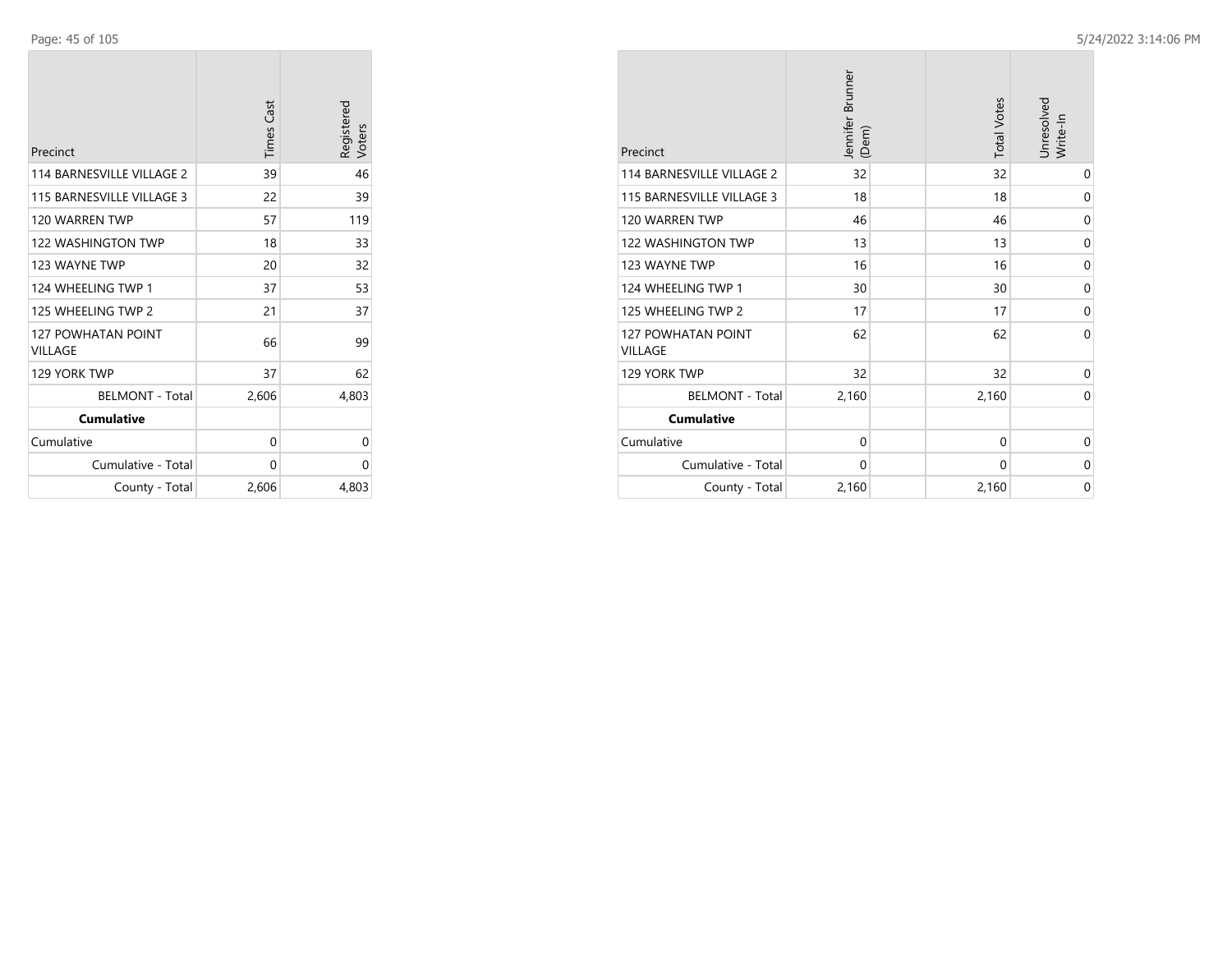| Precinct | Times Cast | Registered Voters |
|---|---|---|
| 114 BARNESVILLE VILLAGE 2 | 39 | 46 |
| 115 BARNESVILLE VILLAGE 3 | 22 | 39 |
| 120 WARREN TWP | 57 | 119 |
| 122 WASHINGTON TWP | 18 | 33 |
| 123 WAYNE TWP | 20 | 32 |
| 124 WHEELING TWP 1 | 37 | 53 |
| 125 WHEELING TWP 2 | 21 | 37 |
| 127 POWHATAN POINT VILLAGE | 66 | 99 |
| 129 YORK TWP | 37 | 62 |
| BELMONT - Total | 2,606 | 4,803 |
| **Cumulative** | | |
| Cumulative | 0 | 0 |
| Cumulative - Total | 0 | 0 |
| County - Total | 2,606 | 4,803 |

| Precinct | Jennifer Brunner (Dem) | Total Votes | Unresolved Write-In |
|---|---|---|---|
| 114 BARNESVILLE VILLAGE 2 | 32 | 32 | 0 |
| 115 BARNESVILLE VILLAGE 3 | 18 | 18 | 0 |
| 120 WARREN TWP | 46 | 46 | 0 |
| 122 WASHINGTON TWP | 13 | 13 | 0 |
| 123 WAYNE TWP | 16 | 16 | 0 |
| 124 WHEELING TWP 1 | 30 | 30 | 0 |
| 125 WHEELING TWP 2 | 17 | 17 | 0 |
| 127 POWHATAN POINT VILLAGE | 62 | 62 | 0 |
| 129 YORK TWP | 32 | 32 | 0 |
| BELMONT - Total | 2,160 | 2,160 | 0 |
| **Cumulative** | | | |
| Cumulative | 0 | 0 | 0 |
| Cumulative - Total | 0 | 0 | 0 |
| County - Total | 2,160 | 2,160 | 0 |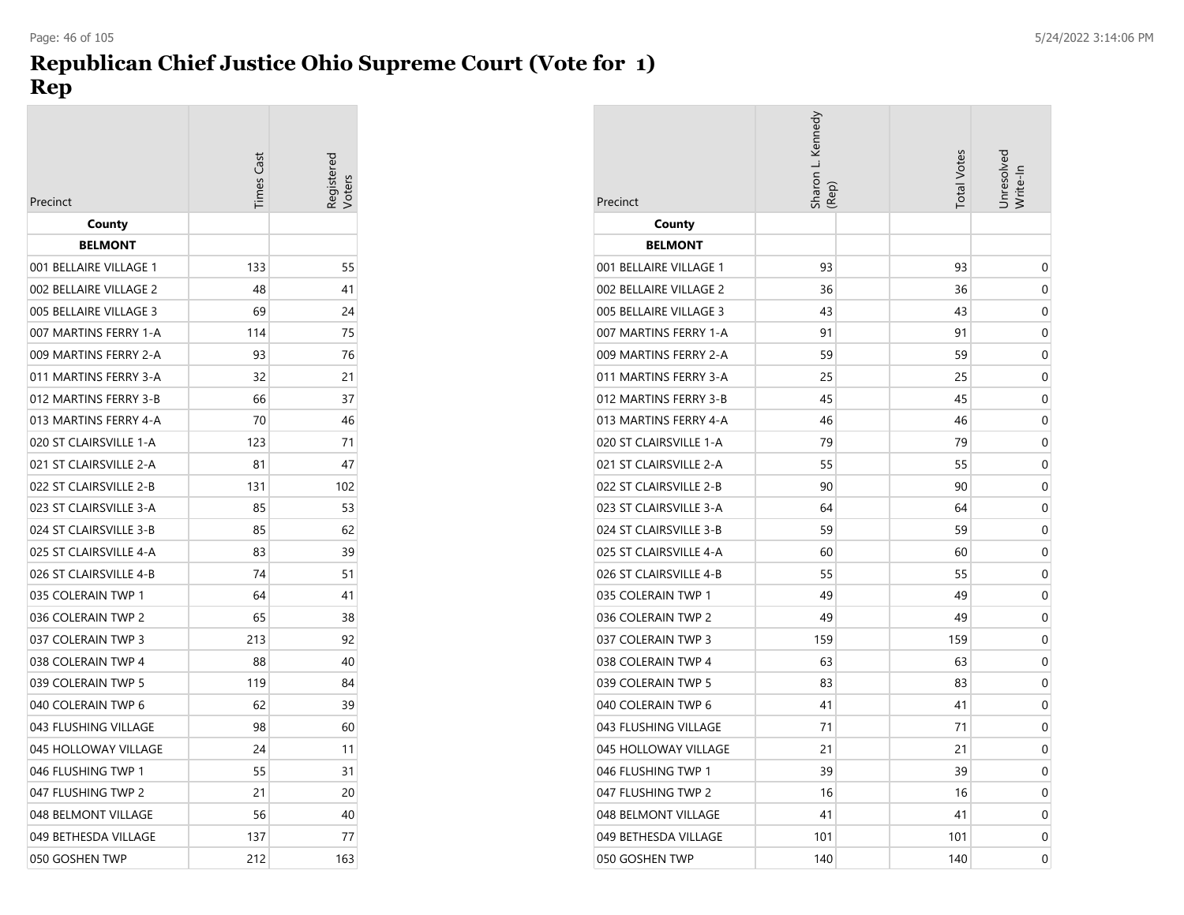# Republican Chief Justice Ohio Supreme Court (Vote for 1)
# Rep

| Precinct | Times Cast | Registered Voters | Sharon L. Kennedy (Rep) | Total Votes | Unresolved Write-In |
|---|---|---|---|---|---|
| **County** | | | | | |
| **BELMONT** | | | | | |
| 001 BELLAIRE VILLAGE 1 | 133 | 55 | 93 | 93 | 0 |
| 002 BELLAIRE VILLAGE 2 | 48 | 41 | 36 | 36 | 0 |
| 005 BELLAIRE VILLAGE 3 | 69 | 24 | 43 | 43 | 0 |
| 007 MARTINS FERRY 1-A | 114 | 75 | 91 | 91 | 0 |
| 009 MARTINS FERRY 2-A | 93 | 76 | 59 | 59 | 0 |
| 011 MARTINS FERRY 3-A | 32 | 21 | 25 | 25 | 0 |
| 012 MARTINS FERRY 3-B | 66 | 37 | 45 | 45 | 0 |
| 013 MARTINS FERRY 4-A | 70 | 46 | 46 | 46 | 0 |
| 020 ST CLAIRSVILLE 1-A | 123 | 71 | 79 | 79 | 0 |
| 021 ST CLAIRSVILLE 2-A | 81 | 47 | 55 | 55 | 0 |
| 022 ST CLAIRSVILLE 2-B | 131 | 102 | 90 | 90 | 0 |
| 023 ST CLAIRSVILLE 3-A | 85 | 53 | 64 | 64 | 0 |
| 024 ST CLAIRSVILLE 3-B | 85 | 62 | 59 | 59 | 0 |
| 025 ST CLAIRSVILLE 4-A | 83 | 39 | 60 | 60 | 0 |
| 026 ST CLAIRSVILLE 4-B | 74 | 51 | 55 | 55 | 0 |
| 035 COLERAIN TWP 1 | 64 | 41 | 49 | 49 | 0 |
| 036 COLERAIN TWP 2 | 65 | 38 | 49 | 49 | 0 |
| 037 COLERAIN TWP 3 | 213 | 92 | 159 | 159 | 0 |
| 038 COLERAIN TWP 4 | 88 | 40 | 63 | 63 | 0 |
| 039 COLERAIN TWP 5 | 119 | 84 | 83 | 83 | 0 |
| 040 COLERAIN TWP 6 | 62 | 39 | 41 | 41 | 0 |
| 043 FLUSHING VILLAGE | 98 | 60 | 71 | 71 | 0 |
| 045 HOLLOWAY VILLAGE | 24 | 11 | 21 | 21 | 0 |
| 046 FLUSHING TWP 1 | 55 | 31 | 39 | 39 | 0 |
| 047 FLUSHING TWP 2 | 21 | 20 | 16 | 16 | 0 |
| 048 BELMONT VILLAGE | 56 | 40 | 41 | 41 | 0 |
| 049 BETHESDA VILLAGE | 137 | 77 | 101 | 101 | 0 |
| 050 GOSHEN TWP | 212 | 163 | 140 | 140 | 0 |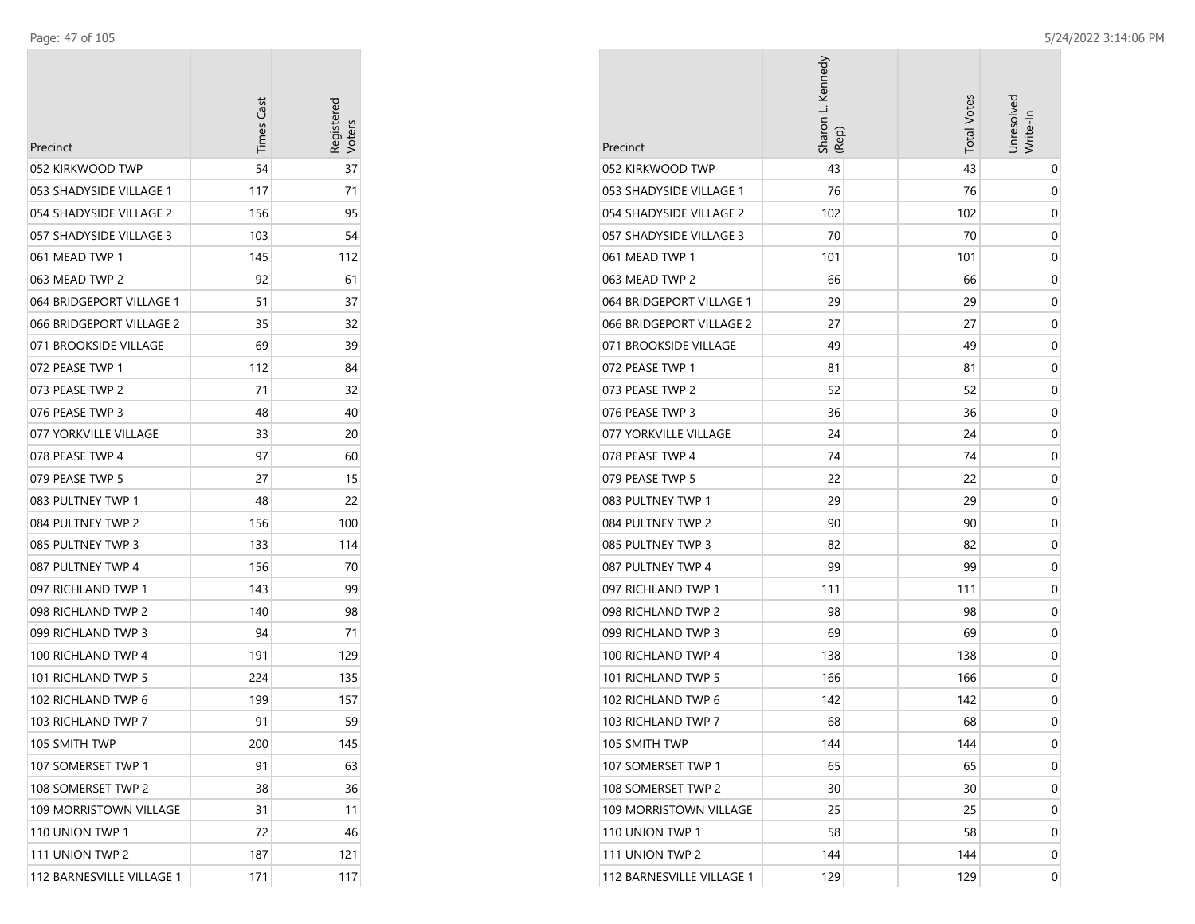| Precinct | Times Cast | Registered Voters |
|---|---|---|
| 052 KIRKWOOD TWP | 54 | 37 |
| 053 SHADYSIDE VILLAGE 1 | 117 | 71 |
| 054 SHADYSIDE VILLAGE 2 | 156 | 95 |
| 057 SHADYSIDE VILLAGE 3 | 103 | 54 |
| 061 MEAD TWP 1 | 145 | 112 |
| 063 MEAD TWP 2 | 92 | 61 |
| 064 BRIDGEPORT VILLAGE 1 | 51 | 37 |
| 066 BRIDGEPORT VILLAGE 2 | 35 | 32 |
| 071 BROOKSIDE VILLAGE | 69 | 39 |
| 072 PEASE TWP 1 | 112 | 84 |
| 073 PEASE TWP 2 | 71 | 32 |
| 076 PEASE TWP 3 | 48 | 40 |
| 077 YORKVILLE VILLAGE | 33 | 20 |
| 078 PEASE TWP 4 | 97 | 60 |
| 079 PEASE TWP 5 | 27 | 15 |
| 083 PULTNEY TWP 1 | 48 | 22 |
| 084 PULTNEY TWP 2 | 156 | 100 |
| 085 PULTNEY TWP 3 | 133 | 114 |
| 087 PULTNEY TWP 4 | 156 | 70 |
| 097 RICHLAND TWP 1 | 143 | 99 |
| 098 RICHLAND TWP 2 | 140 | 98 |
| 099 RICHLAND TWP 3 | 94 | 71 |
| 100 RICHLAND TWP 4 | 191 | 129 |
| 101 RICHLAND TWP 5 | 224 | 135 |
| 102 RICHLAND TWP 6 | 199 | 157 |
| 103 RICHLAND TWP 7 | 91 | 59 |
| 105 SMITH TWP | 200 | 145 |
| 107 SOMERSET TWP 1 | 91 | 63 |
| 108 SOMERSET TWP 2 | 38 | 36 |
| 109 MORRISTOWN VILLAGE | 31 | 11 |
| 110 UNION TWP 1 | 72 | 46 |
| 111 UNION TWP 2 | 187 | 121 |
| 112 BARNESVILLE VILLAGE 1 | 171 | 117 |

| Precinct | Sharon L. Kennedy (Rep) | Total Votes | Unresolved Write-In |
|---|---|---|---|
| 052 KIRKWOOD TWP | 43 | 43 | 0 |
| 053 SHADYSIDE VILLAGE 1 | 76 | 76 | 0 |
| 054 SHADYSIDE VILLAGE 2 | 102 | 102 | 0 |
| 057 SHADYSIDE VILLAGE 3 | 70 | 70 | 0 |
| 061 MEAD TWP 1 | 101 | 101 | 0 |
| 063 MEAD TWP 2 | 66 | 66 | 0 |
| 064 BRIDGEPORT VILLAGE 1 | 29 | 29 | 0 |
| 066 BRIDGEPORT VILLAGE 2 | 27 | 27 | 0 |
| 071 BROOKSIDE VILLAGE | 49 | 49 | 0 |
| 072 PEASE TWP 1 | 81 | 81 | 0 |
| 073 PEASE TWP 2 | 52 | 52 | 0 |
| 076 PEASE TWP 3 | 36 | 36 | 0 |
| 077 YORKVILLE VILLAGE | 24 | 24 | 0 |
| 078 PEASE TWP 4 | 74 | 74 | 0 |
| 079 PEASE TWP 5 | 22 | 22 | 0 |
| 083 PULTNEY TWP 1 | 29 | 29 | 0 |
| 084 PULTNEY TWP 2 | 90 | 90 | 0 |
| 085 PULTNEY TWP 3 | 82 | 82 | 0 |
| 087 PULTNEY TWP 4 | 99 | 99 | 0 |
| 097 RICHLAND TWP 1 | 111 | 111 | 0 |
| 098 RICHLAND TWP 2 | 98 | 98 | 0 |
| 099 RICHLAND TWP 3 | 69 | 69 | 0 |
| 100 RICHLAND TWP 4 | 138 | 138 | 0 |
| 101 RICHLAND TWP 5 | 166 | 166 | 0 |
| 102 RICHLAND TWP 6 | 142 | 142 | 0 |
| 103 RICHLAND TWP 7 | 68 | 68 | 0 |
| 105 SMITH TWP | 144 | 144 | 0 |
| 107 SOMERSET TWP 1 | 65 | 65 | 0 |
| 108 SOMERSET TWP 2 | 30 | 30 | 0 |
| 109 MORRISTOWN VILLAGE | 25 | 25 | 0 |
| 110 UNION TWP 1 | 58 | 58 | 0 |
| 111 UNION TWP 2 | 144 | 144 | 0 |
| 112 BARNESVILLE VILLAGE 1 | 129 | 129 | 0 |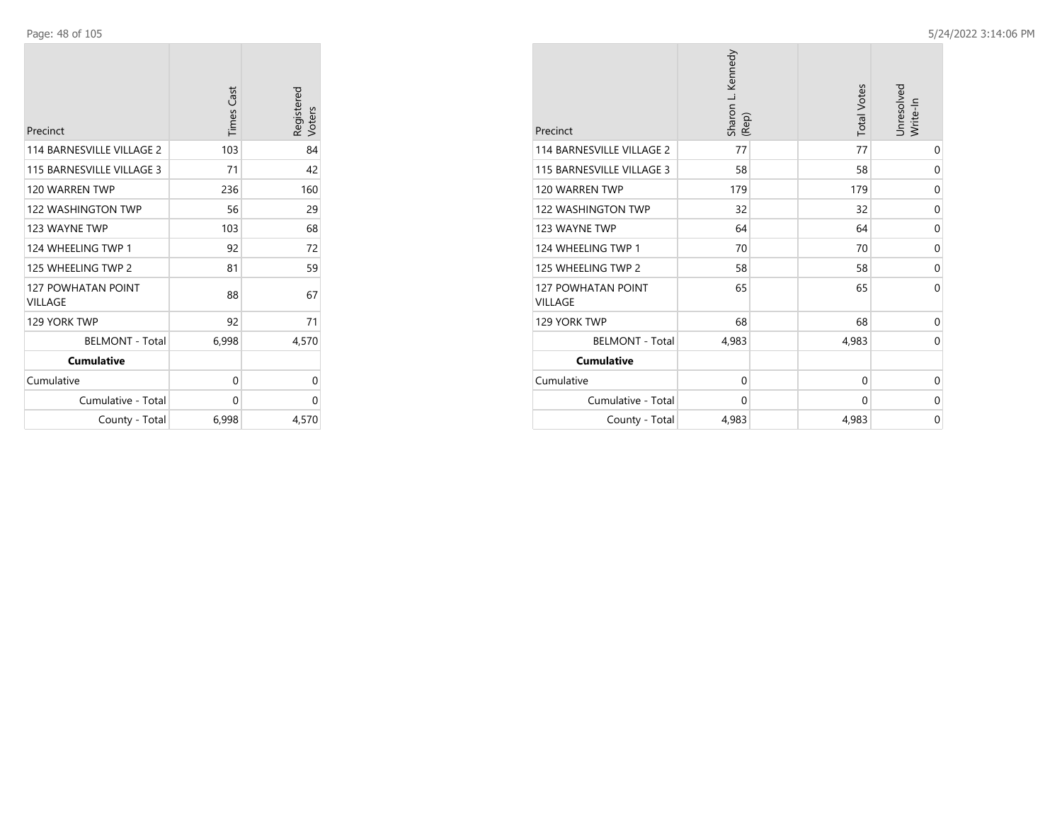| Precinct | Times Cast | Registered Voters |
|---|---|---|
| 114 BARNESVILLE VILLAGE 2 | 103 | 84 |
| 115 BARNESVILLE VILLAGE 3 | 71 | 42 |
| 120 WARREN TWP | 236 | 160 |
| 122 WASHINGTON TWP | 56 | 29 |
| 123 WAYNE TWP | 103 | 68 |
| 124 WHEELING TWP 1 | 92 | 72 |
| 125 WHEELING TWP 2 | 81 | 59 |
| 127 POWHATAN POINT VILLAGE | 88 | 67 |
| 129 YORK TWP | 92 | 71 |
| BELMONT - Total | 6,998 | 4,570 |
| **Cumulative** | | |
| Cumulative | 0 | 0 |
| Cumulative - Total | 0 | 0 |
| County - Total | 6,998 | 4,570 |

| Precinct | Sharon L. Kennedy (Rep) | Total Votes | Unresolved Write-In |
|---|---|---|---|
| 114 BARNESVILLE VILLAGE 2 | 77 | 77 | 0 |
| 115 BARNESVILLE VILLAGE 3 | 58 | 58 | 0 |
| 120 WARREN TWP | 179 | 179 | 0 |
| 122 WASHINGTON TWP | 32 | 32 | 0 |
| 123 WAYNE TWP | 64 | 64 | 0 |
| 124 WHEELING TWP 1 | 70 | 70 | 0 |
| 125 WHEELING TWP 2 | 58 | 58 | 0 |
| 127 POWHATAN POINT VILLAGE | 65 | 65 | 0 |
| 129 YORK TWP | 68 | 68 | 0 |
| BELMONT - Total | 4,983 | 4,983 | 0 |
| **Cumulative** | | | |
| Cumulative | 0 | 0 | 0 |
| Cumulative - Total | 0 | 0 | 0 |
| County - Total | 4,983 | 4,983 | 0 |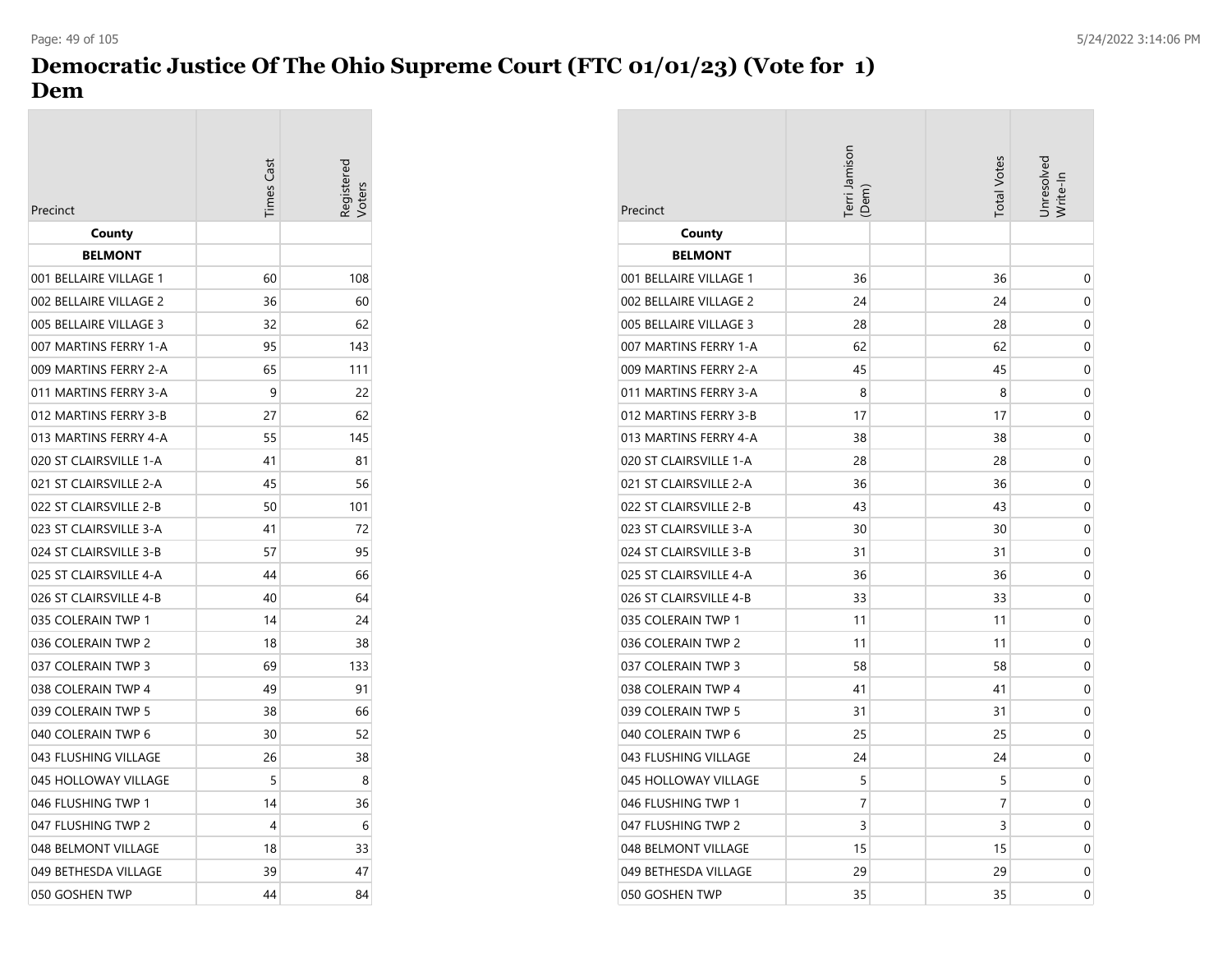# Democratic Justice Of The Ohio Supreme Court (FTC 01/01/23) (Vote for 1)
## Dem

| Precinct | Times Cast | Registered Voters |
|---|---|---|
| **County** | | |
| **BELMONT** | | |
| 001 BELLAIRE VILLAGE 1 | 60 | 108 |
| 002 BELLAIRE VILLAGE 2 | 36 | 60 |
| 005 BELLAIRE VILLAGE 3 | 32 | 62 |
| 007 MARTINS FERRY 1-A | 95 | 143 |
| 009 MARTINS FERRY 2-A | 65 | 111 |
| 011 MARTINS FERRY 3-A | 9 | 22 |
| 012 MARTINS FERRY 3-B | 27 | 62 |
| 013 MARTINS FERRY 4-A | 55 | 145 |
| 020 ST CLAIRSVILLE 1-A | 41 | 81 |
| 021 ST CLAIRSVILLE 2-A | 45 | 56 |
| 022 ST CLAIRSVILLE 2-B | 50 | 101 |
| 023 ST CLAIRSVILLE 3-A | 41 | 72 |
| 024 ST CLAIRSVILLE 3-B | 57 | 95 |
| 025 ST CLAIRSVILLE 4-A | 44 | 66 |
| 026 ST CLAIRSVILLE 4-B | 40 | 64 |
| 035 COLERAIN TWP 1 | 14 | 24 |
| 036 COLERAIN TWP 2 | 18 | 38 |
| 037 COLERAIN TWP 3 | 69 | 133 |
| 038 COLERAIN TWP 4 | 49 | 91 |
| 039 COLERAIN TWP 5 | 38 | 66 |
| 040 COLERAIN TWP 6 | 30 | 52 |
| 043 FLUSHING VILLAGE | 26 | 38 |
| 045 HOLLOWAY VILLAGE | 5 | 8 |
| 046 FLUSHING TWP 1 | 14 | 36 |
| 047 FLUSHING TWP 2 | 4 | 6 |
| 048 BELMONT VILLAGE | 18 | 33 |
| 049 BETHESDA VILLAGE | 39 | 47 |
| 050 GOSHEN TWP | 44 | 84 |

| Precinct | Terri Jamison (Dem) | | Total Votes | Unresolved Write-In |
|---|---|---|---|---|
| **County** | | | | |
| **BELMONT** | | | | |
| 001 BELLAIRE VILLAGE 1 | 36 | | 36 | 0 |
| 002 BELLAIRE VILLAGE 2 | 24 | | 24 | 0 |
| 005 BELLAIRE VILLAGE 3 | 28 | | 28 | 0 |
| 007 MARTINS FERRY 1-A | 62 | | 62 | 0 |
| 009 MARTINS FERRY 2-A | 45 | | 45 | 0 |
| 011 MARTINS FERRY 3-A | 8 | | 8 | 0 |
| 012 MARTINS FERRY 3-B | 17 | | 17 | 0 |
| 013 MARTINS FERRY 4-A | 38 | | 38 | 0 |
| 020 ST CLAIRSVILLE 1-A | 28 | | 28 | 0 |
| 021 ST CLAIRSVILLE 2-A | 36 | | 36 | 0 |
| 022 ST CLAIRSVILLE 2-B | 43 | | 43 | 0 |
| 023 ST CLAIRSVILLE 3-A | 30 | | 30 | 0 |
| 024 ST CLAIRSVILLE 3-B | 31 | | 31 | 0 |
| 025 ST CLAIRSVILLE 4-A | 36 | | 36 | 0 |
| 026 ST CLAIRSVILLE 4-B | 33 | | 33 | 0 |
| 035 COLERAIN TWP 1 | 11 | | 11 | 0 |
| 036 COLERAIN TWP 2 | 11 | | 11 | 0 |
| 037 COLERAIN TWP 3 | 58 | | 58 | 0 |
| 038 COLERAIN TWP 4 | 41 | | 41 | 0 |
| 039 COLERAIN TWP 5 | 31 | | 31 | 0 |
| 040 COLERAIN TWP 6 | 25 | | 25 | 0 |
| 043 FLUSHING VILLAGE | 24 | | 24 | 0 |
| 045 HOLLOWAY VILLAGE | 5 | | 5 | 0 |
| 046 FLUSHING TWP 1 | 7 | | 7 | 0 |
| 047 FLUSHING TWP 2 | 3 | | 3 | 0 |
| 048 BELMONT VILLAGE | 15 | | 15 | 0 |
| 049 BETHESDA VILLAGE | 29 | | 29 | 0 |
| 050 GOSHEN TWP | 35 | | 35 | 0 |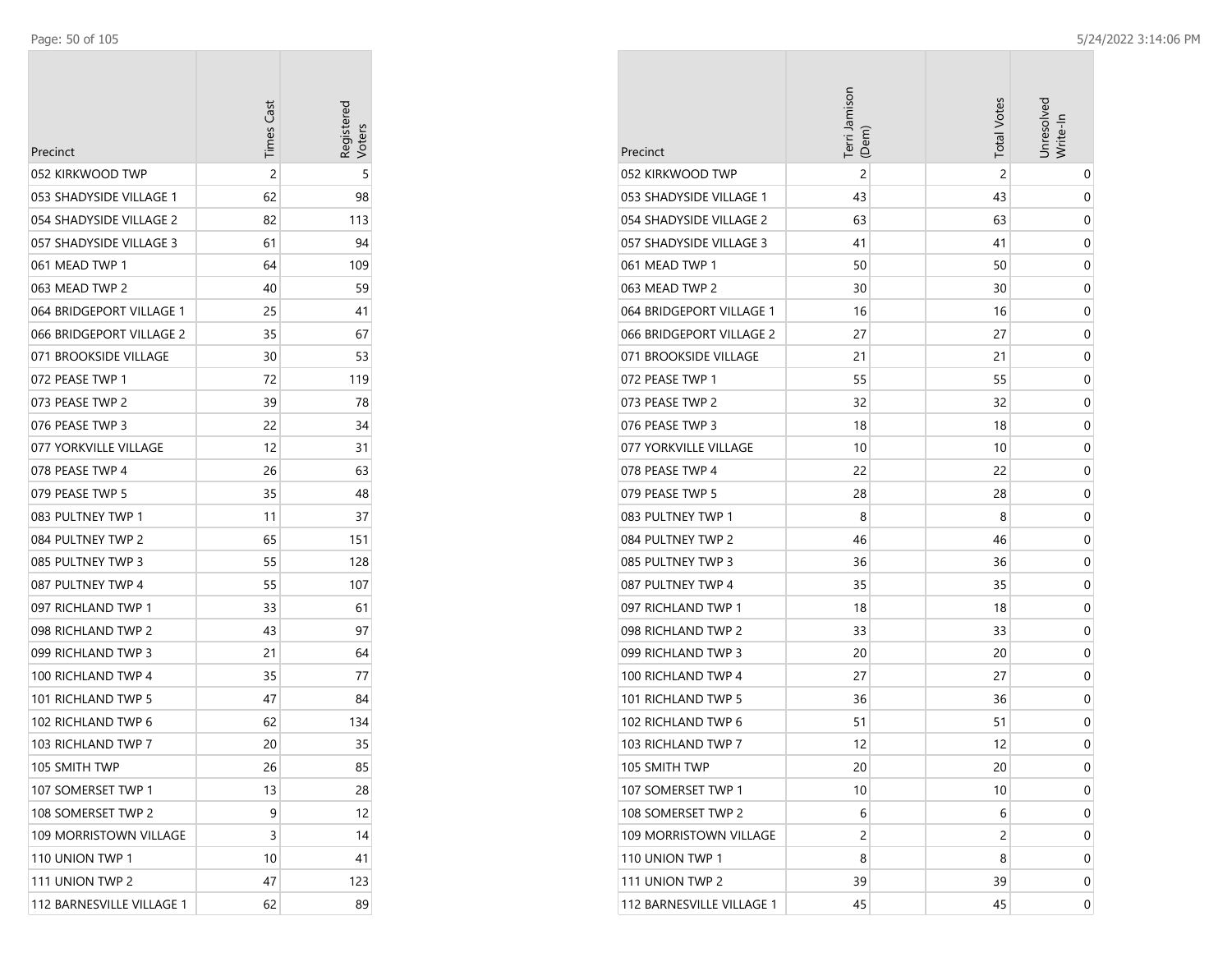| Precinct | Times Cast | Registered Voters |
|---|---|---|
| 052 KIRKWOOD TWP | 2 | 5 |
| 053 SHADYSIDE VILLAGE 1 | 62 | 98 |
| 054 SHADYSIDE VILLAGE 2 | 82 | 113 |
| 057 SHADYSIDE VILLAGE 3 | 61 | 94 |
| 061 MEAD TWP 1 | 64 | 109 |
| 063 MEAD TWP 2 | 40 | 59 |
| 064 BRIDGEPORT VILLAGE 1 | 25 | 41 |
| 066 BRIDGEPORT VILLAGE 2 | 35 | 67 |
| 071 BROOKSIDE VILLAGE | 30 | 53 |
| 072 PEASE TWP 1 | 72 | 119 |
| 073 PEASE TWP 2 | 39 | 78 |
| 076 PEASE TWP 3 | 22 | 34 |
| 077 YORKVILLE VILLAGE | 12 | 31 |
| 078 PEASE TWP 4 | 26 | 63 |
| 079 PEASE TWP 5 | 35 | 48 |
| 083 PULTNEY TWP 1 | 11 | 37 |
| 084 PULTNEY TWP 2 | 65 | 151 |
| 085 PULTNEY TWP 3 | 55 | 128 |
| 087 PULTNEY TWP 4 | 55 | 107 |
| 097 RICHLAND TWP 1 | 33 | 61 |
| 098 RICHLAND TWP 2 | 43 | 97 |
| 099 RICHLAND TWP 3 | 21 | 64 |
| 100 RICHLAND TWP 4 | 35 | 77 |
| 101 RICHLAND TWP 5 | 47 | 84 |
| 102 RICHLAND TWP 6 | 62 | 134 |
| 103 RICHLAND TWP 7 | 20 | 35 |
| 105 SMITH TWP | 26 | 85 |
| 107 SOMERSET TWP 1 | 13 | 28 |
| 108 SOMERSET TWP 2 | 9 | 12 |
| 109 MORRISTOWN VILLAGE | 3 | 14 |
| 110 UNION TWP 1 | 10 | 41 |
| 111 UNION TWP 2 | 47 | 123 |
| 112 BARNESVILLE VILLAGE 1 | 62 | 89 |

| Precinct | Terri Jamison (Dem) | Total Votes | Unresolved Write-In |
|---|---|---|---|
| 052 KIRKWOOD TWP | 2 | 2 | 0 |
| 053 SHADYSIDE VILLAGE 1 | 43 | 43 | 0 |
| 054 SHADYSIDE VILLAGE 2 | 63 | 63 | 0 |
| 057 SHADYSIDE VILLAGE 3 | 41 | 41 | 0 |
| 061 MEAD TWP 1 | 50 | 50 | 0 |
| 063 MEAD TWP 2 | 30 | 30 | 0 |
| 064 BRIDGEPORT VILLAGE 1 | 16 | 16 | 0 |
| 066 BRIDGEPORT VILLAGE 2 | 27 | 27 | 0 |
| 071 BROOKSIDE VILLAGE | 21 | 21 | 0 |
| 072 PEASE TWP 1 | 55 | 55 | 0 |
| 073 PEASE TWP 2 | 32 | 32 | 0 |
| 076 PEASE TWP 3 | 18 | 18 | 0 |
| 077 YORKVILLE VILLAGE | 10 | 10 | 0 |
| 078 PEASE TWP 4 | 22 | 22 | 0 |
| 079 PEASE TWP 5 | 28 | 28 | 0 |
| 083 PULTNEY TWP 1 | 8 | 8 | 0 |
| 084 PULTNEY TWP 2 | 46 | 46 | 0 |
| 085 PULTNEY TWP 3 | 36 | 36 | 0 |
| 087 PULTNEY TWP 4 | 35 | 35 | 0 |
| 097 RICHLAND TWP 1 | 18 | 18 | 0 |
| 098 RICHLAND TWP 2 | 33 | 33 | 0 |
| 099 RICHLAND TWP 3 | 20 | 20 | 0 |
| 100 RICHLAND TWP 4 | 27 | 27 | 0 |
| 101 RICHLAND TWP 5 | 36 | 36 | 0 |
| 102 RICHLAND TWP 6 | 51 | 51 | 0 |
| 103 RICHLAND TWP 7 | 12 | 12 | 0 |
| 105 SMITH TWP | 20 | 20 | 0 |
| 107 SOMERSET TWP 1 | 10 | 10 | 0 |
| 108 SOMERSET TWP 2 | 6 | 6 | 0 |
| 109 MORRISTOWN VILLAGE | 2 | 2 | 0 |
| 110 UNION TWP 1 | 8 | 8 | 0 |
| 111 UNION TWP 2 | 39 | 39 | 0 |
| 112 BARNESVILLE VILLAGE 1 | 45 | 45 | 0 |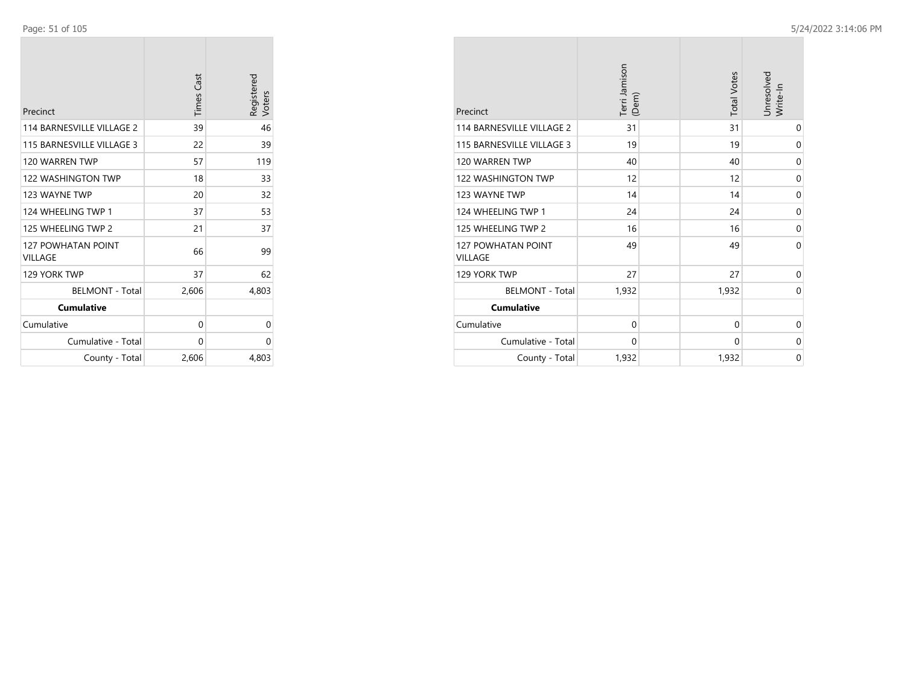| Precinct | Times Cast | Registered Voters |
|---|---|---|
| 114 BARNESVILLE VILLAGE 2 | 39 | 46 |
| 115 BARNESVILLE VILLAGE 3 | 22 | 39 |
| 120 WARREN TWP | 57 | 119 |
| 122 WASHINGTON TWP | 18 | 33 |
| 123 WAYNE TWP | 20 | 32 |
| 124 WHEELING TWP 1 | 37 | 53 |
| 125 WHEELING TWP 2 | 21 | 37 |
| 127 POWHATAN POINT VILLAGE | 66 | 99 |
| 129 YORK TWP | 37 | 62 |
| BELMONT - Total | 2,606 | 4,803 |
| **Cumulative** | | |
| Cumulative | 0 | 0 |
| Cumulative - Total | 0 | 0 |
| County - Total | 2,606 | 4,803 |

| Precinct | Terri Jamison (Dem) | Total Votes | Unresolved Write-In |
|---|---|---|---|
| 114 BARNESVILLE VILLAGE 2 | 31 | 31 | 0 |
| 115 BARNESVILLE VILLAGE 3 | 19 | 19 | 0 |
| 120 WARREN TWP | 40 | 40 | 0 |
| 122 WASHINGTON TWP | 12 | 12 | 0 |
| 123 WAYNE TWP | 14 | 14 | 0 |
| 124 WHEELING TWP 1 | 24 | 24 | 0 |
| 125 WHEELING TWP 2 | 16 | 16 | 0 |
| 127 POWHATAN POINT VILLAGE | 49 | 49 | 0 |
| 129 YORK TWP | 27 | 27 | 0 |
| BELMONT - Total | 1,932 | 1,932 | 0 |
| **Cumulative** | | | |
| Cumulative | 0 | 0 | 0 |
| Cumulative - Total | 0 | 0 | 0 |
| County - Total | 1,932 | 1,932 | 0 |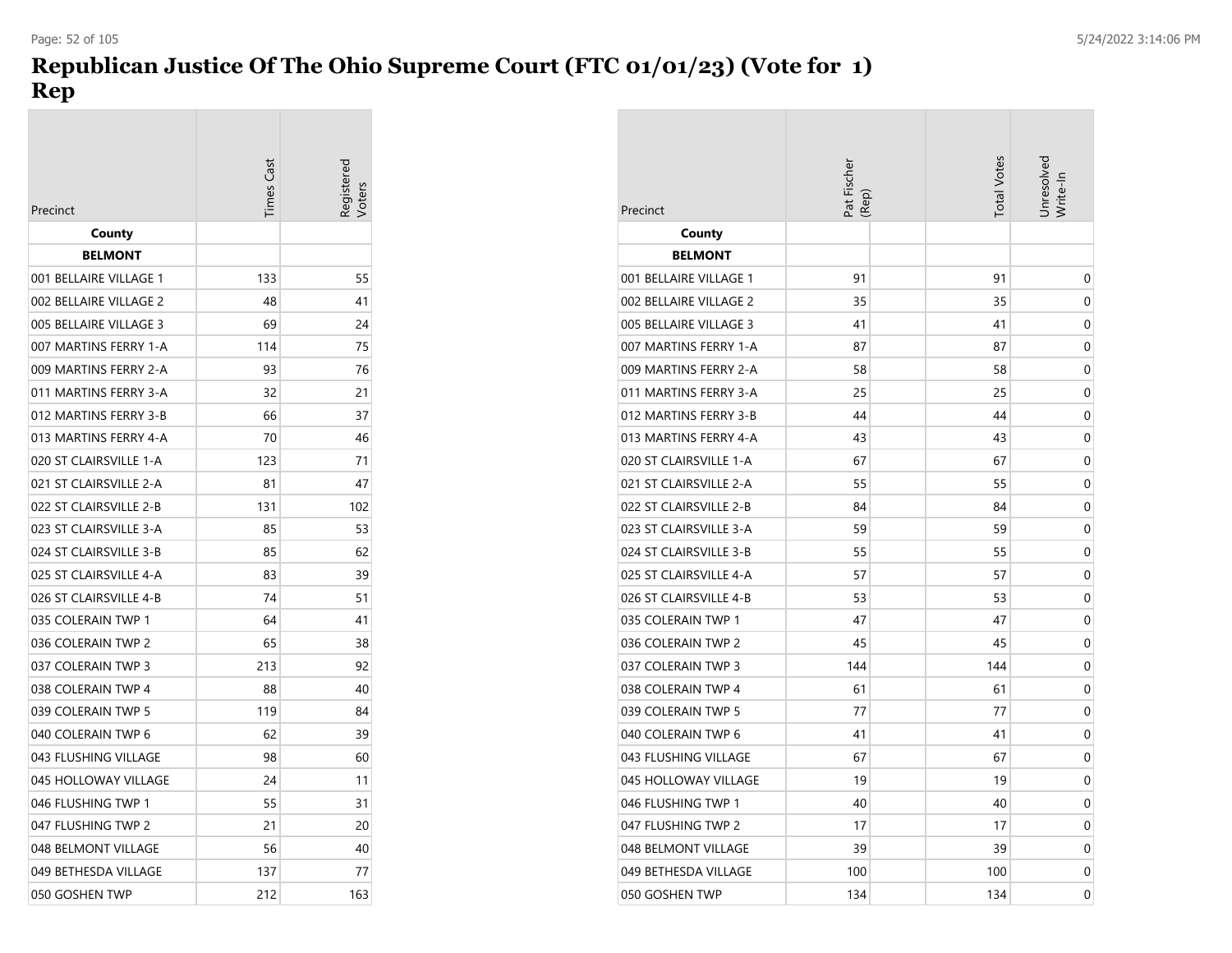# Republican Justice Of The Ohio Supreme Court (FTC 01/01/23) (Vote for 1) Rep

| Precinct | Times Cast | Registered Voters | Pat Fischer (Rep) | Total Votes | Unresolved Write-In |
|---|---|---|---|---|---|
| **County** | | | | | |
| **BELMONT** | | | | | |
| 001 BELLAIRE VILLAGE 1 | 133 | 55 | 91 | 91 | 0 |
| 002 BELLAIRE VILLAGE 2 | 48 | 41 | 35 | 35 | 0 |
| 005 BELLAIRE VILLAGE 3 | 69 | 24 | 41 | 41 | 0 |
| 007 MARTINS FERRY 1-A | 114 | 75 | 87 | 87 | 0 |
| 009 MARTINS FERRY 2-A | 93 | 76 | 58 | 58 | 0 |
| 011 MARTINS FERRY 3-A | 32 | 21 | 25 | 25 | 0 |
| 012 MARTINS FERRY 3-B | 66 | 37 | 44 | 44 | 0 |
| 013 MARTINS FERRY 4-A | 70 | 46 | 43 | 43 | 0 |
| 020 ST CLAIRSVILLE 1-A | 123 | 71 | 67 | 67 | 0 |
| 021 ST CLAIRSVILLE 2-A | 81 | 47 | 55 | 55 | 0 |
| 022 ST CLAIRSVILLE 2-B | 131 | 102 | 84 | 84 | 0 |
| 023 ST CLAIRSVILLE 3-A | 85 | 53 | 59 | 59 | 0 |
| 024 ST CLAIRSVILLE 3-B | 85 | 62 | 55 | 55 | 0 |
| 025 ST CLAIRSVILLE 4-A | 83 | 39 | 57 | 57 | 0 |
| 026 ST CLAIRSVILLE 4-B | 74 | 51 | 53 | 53 | 0 |
| 035 COLERAIN TWP 1 | 64 | 41 | 47 | 47 | 0 |
| 036 COLERAIN TWP 2 | 65 | 38 | 45 | 45 | 0 |
| 037 COLERAIN TWP 3 | 213 | 92 | 144 | 144 | 0 |
| 038 COLERAIN TWP 4 | 88 | 40 | 61 | 61 | 0 |
| 039 COLERAIN TWP 5 | 119 | 84 | 77 | 77 | 0 |
| 040 COLERAIN TWP 6 | 62 | 39 | 41 | 41 | 0 |
| 043 FLUSHING VILLAGE | 98 | 60 | 67 | 67 | 0 |
| 045 HOLLOWAY VILLAGE | 24 | 11 | 19 | 19 | 0 |
| 046 FLUSHING TWP 1 | 55 | 31 | 40 | 40 | 0 |
| 047 FLUSHING TWP 2 | 21 | 20 | 17 | 17 | 0 |
| 048 BELMONT VILLAGE | 56 | 40 | 39 | 39 | 0 |
| 049 BETHESDA VILLAGE | 137 | 77 | 100 | 100 | 0 |
| 050 GOSHEN TWP | 212 | 163 | 134 | 134 | 0 |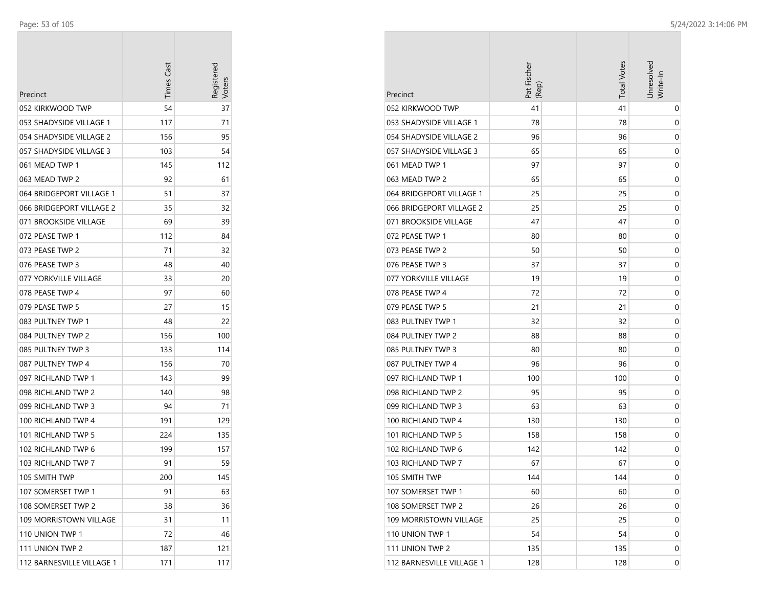| Precinct | Times Cast | Registered Voters |
|---|---|---|
| 052 KIRKWOOD TWP | 54 | 37 |
| 053 SHADYSIDE VILLAGE 1 | 117 | 71 |
| 054 SHADYSIDE VILLAGE 2 | 156 | 95 |
| 057 SHADYSIDE VILLAGE 3 | 103 | 54 |
| 061 MEAD TWP 1 | 145 | 112 |
| 063 MEAD TWP 2 | 92 | 61 |
| 064 BRIDGEPORT VILLAGE 1 | 51 | 37 |
| 066 BRIDGEPORT VILLAGE 2 | 35 | 32 |
| 071 BROOKSIDE VILLAGE | 69 | 39 |
| 072 PEASE TWP 1 | 112 | 84 |
| 073 PEASE TWP 2 | 71 | 32 |
| 076 PEASE TWP 3 | 48 | 40 |
| 077 YORKVILLE VILLAGE | 33 | 20 |
| 078 PEASE TWP 4 | 97 | 60 |
| 079 PEASE TWP 5 | 27 | 15 |
| 083 PULTNEY TWP 1 | 48 | 22 |
| 084 PULTNEY TWP 2 | 156 | 100 |
| 085 PULTNEY TWP 3 | 133 | 114 |
| 087 PULTNEY TWP 4 | 156 | 70 |
| 097 RICHLAND TWP 1 | 143 | 99 |
| 098 RICHLAND TWP 2 | 140 | 98 |
| 099 RICHLAND TWP 3 | 94 | 71 |
| 100 RICHLAND TWP 4 | 191 | 129 |
| 101 RICHLAND TWP 5 | 224 | 135 |
| 102 RICHLAND TWP 6 | 199 | 157 |
| 103 RICHLAND TWP 7 | 91 | 59 |
| 105 SMITH TWP | 200 | 145 |
| 107 SOMERSET TWP 1 | 91 | 63 |
| 108 SOMERSET TWP 2 | 38 | 36 |
| 109 MORRISTOWN VILLAGE | 31 | 11 |
| 110 UNION TWP 1 | 72 | 46 |
| 111 UNION TWP 2 | 187 | 121 |
| 112 BARNESVILLE VILLAGE 1 | 171 | 117 |

| Precinct | Pat Fischer (Rep) | Total Votes | Unresolved Write-In |
|---|---|---|---|
| 052 KIRKWOOD TWP | 41 | 41 | 0 |
| 053 SHADYSIDE VILLAGE 1 | 78 | 78 | 0 |
| 054 SHADYSIDE VILLAGE 2 | 96 | 96 | 0 |
| 057 SHADYSIDE VILLAGE 3 | 65 | 65 | 0 |
| 061 MEAD TWP 1 | 97 | 97 | 0 |
| 063 MEAD TWP 2 | 65 | 65 | 0 |
| 064 BRIDGEPORT VILLAGE 1 | 25 | 25 | 0 |
| 066 BRIDGEPORT VILLAGE 2 | 25 | 25 | 0 |
| 071 BROOKSIDE VILLAGE | 47 | 47 | 0 |
| 072 PEASE TWP 1 | 80 | 80 | 0 |
| 073 PEASE TWP 2 | 50 | 50 | 0 |
| 076 PEASE TWP 3 | 37 | 37 | 0 |
| 077 YORKVILLE VILLAGE | 19 | 19 | 0 |
| 078 PEASE TWP 4 | 72 | 72 | 0 |
| 079 PEASE TWP 5 | 21 | 21 | 0 |
| 083 PULTNEY TWP 1 | 32 | 32 | 0 |
| 084 PULTNEY TWP 2 | 88 | 88 | 0 |
| 085 PULTNEY TWP 3 | 80 | 80 | 0 |
| 087 PULTNEY TWP 4 | 96 | 96 | 0 |
| 097 RICHLAND TWP 1 | 100 | 100 | 0 |
| 098 RICHLAND TWP 2 | 95 | 95 | 0 |
| 099 RICHLAND TWP 3 | 63 | 63 | 0 |
| 100 RICHLAND TWP 4 | 130 | 130 | 0 |
| 101 RICHLAND TWP 5 | 158 | 158 | 0 |
| 102 RICHLAND TWP 6 | 142 | 142 | 0 |
| 103 RICHLAND TWP 7 | 67 | 67 | 0 |
| 105 SMITH TWP | 144 | 144 | 0 |
| 107 SOMERSET TWP 1 | 60 | 60 | 0 |
| 108 SOMERSET TWP 2 | 26 | 26 | 0 |
| 109 MORRISTOWN VILLAGE | 25 | 25 | 0 |
| 110 UNION TWP 1 | 54 | 54 | 0 |
| 111 UNION TWP 2 | 135 | 135 | 0 |
| 112 BARNESVILLE VILLAGE 1 | 128 | 128 | 0 |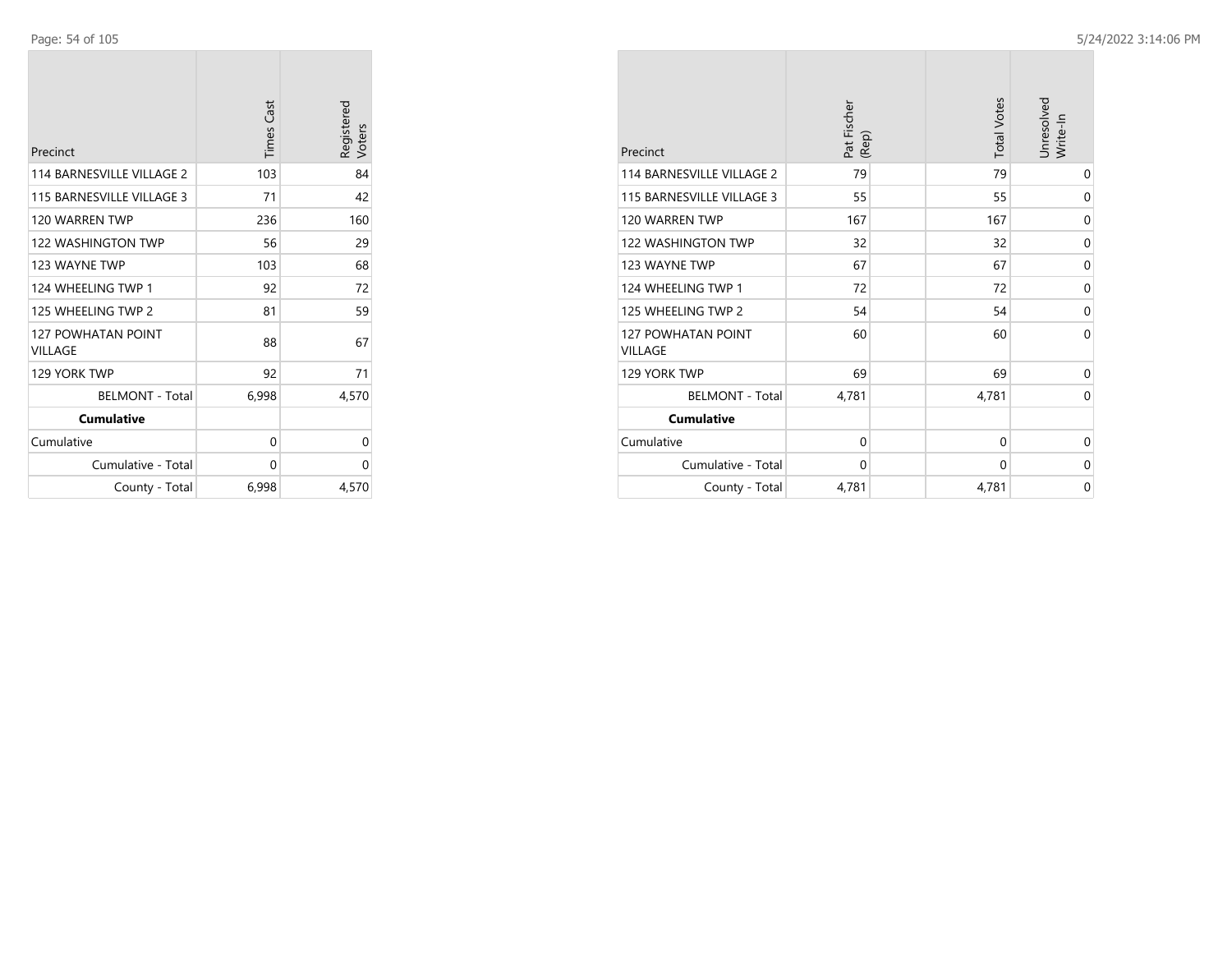| Precinct | Times Cast | Registered Voters |
| --- | --- | --- |
| 114 BARNESVILLE VILLAGE 2 | 103 | 84 |
| 115 BARNESVILLE VILLAGE 3 | 71 | 42 |
| 120 WARREN TWP | 236 | 160 |
| 122 WASHINGTON TWP | 56 | 29 |
| 123 WAYNE TWP | 103 | 68 |
| 124 WHEELING TWP 1 | 92 | 72 |
| 125 WHEELING TWP 2 | 81 | 59 |
| 127 POWHATAN POINT VILLAGE | 88 | 67 |
| 129 YORK TWP | 92 | 71 |
| BELMONT - Total | 6,998 | 4,570 |
| **Cumulative** | | |
| Cumulative | 0 | 0 |
| Cumulative - Total | 0 | 0 |
| County - Total | 6,998 | 4,570 |

| Precinct | Pat Fischer (Rep) | Total Votes | Unresolved Write-In |
| --- | --- | --- | --- |
| 114 BARNESVILLE VILLAGE 2 | 79 | 79 | 0 |
| 115 BARNESVILLE VILLAGE 3 | 55 | 55 | 0 |
| 120 WARREN TWP | 167 | 167 | 0 |
| 122 WASHINGTON TWP | 32 | 32 | 0 |
| 123 WAYNE TWP | 67 | 67 | 0 |
| 124 WHEELING TWP 1 | 72 | 72 | 0 |
| 125 WHEELING TWP 2 | 54 | 54 | 0 |
| 127 POWHATAN POINT VILLAGE | 60 | 60 | 0 |
| 129 YORK TWP | 69 | 69 | 0 |
| BELMONT - Total | 4,781 | 4,781 | 0 |
| **Cumulative** | | | |
| Cumulative | 0 | 0 | 0 |
| Cumulative - Total | 0 | 0 | 0 |
| County - Total | 4,781 | 4,781 | 0 |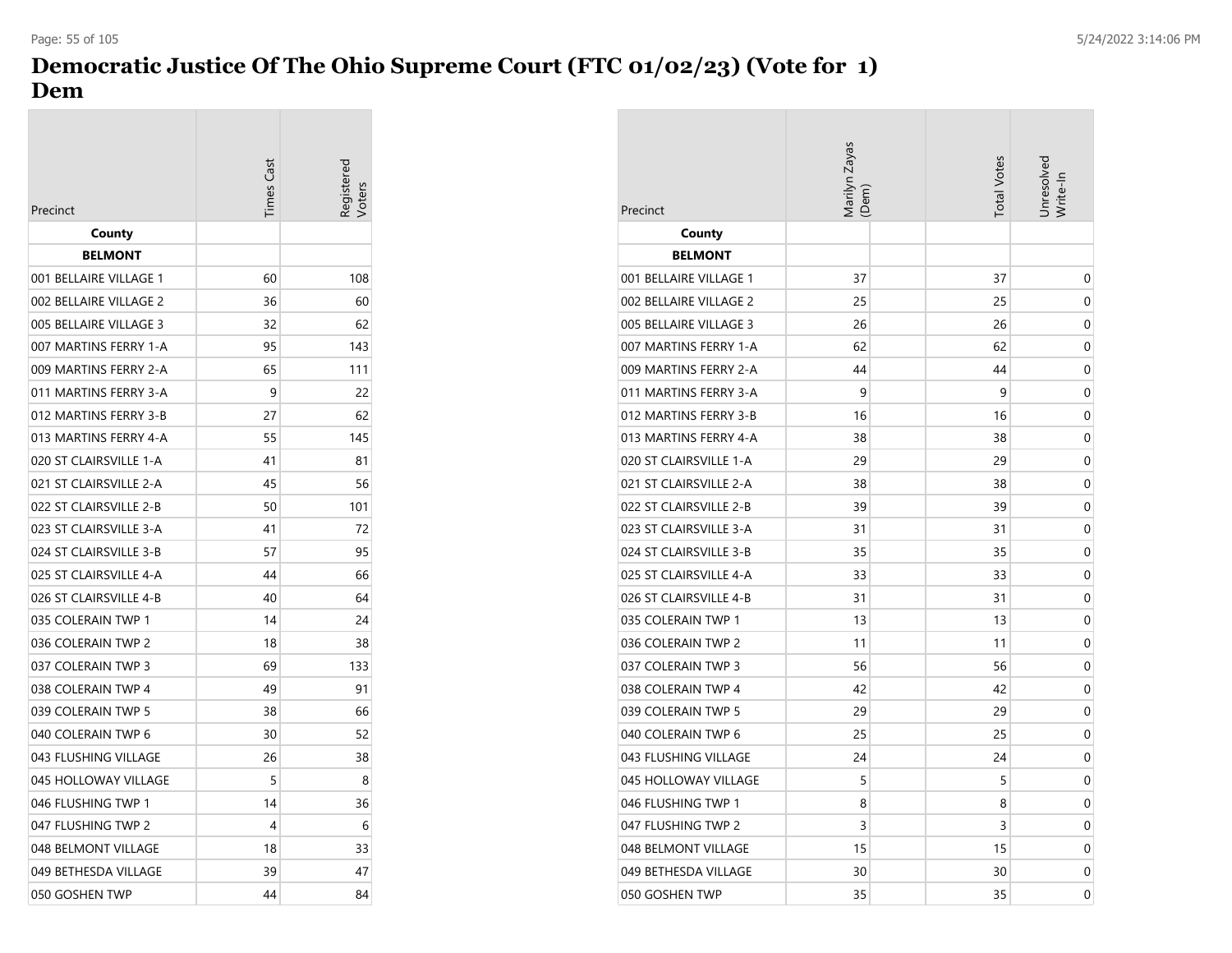# Democratic Justice Of The Ohio Supreme Court (FTC 01/02/23) (Vote for 1)
## Dem

| Precinct | Times Cast | Registered Voters |
|---|---|---|
| **County** | | |
| **BELMONT** | | |
| 001 BELLAIRE VILLAGE 1 | 60 | 108 |
| 002 BELLAIRE VILLAGE 2 | 36 | 60 |
| 005 BELLAIRE VILLAGE 3 | 32 | 62 |
| 007 MARTINS FERRY 1-A | 95 | 143 |
| 009 MARTINS FERRY 2-A | 65 | 111 |
| 011 MARTINS FERRY 3-A | 9 | 22 |
| 012 MARTINS FERRY 3-B | 27 | 62 |
| 013 MARTINS FERRY 4-A | 55 | 145 |
| 020 ST CLAIRSVILLE 1-A | 41 | 81 |
| 021 ST CLAIRSVILLE 2-A | 45 | 56 |
| 022 ST CLAIRSVILLE 2-B | 50 | 101 |
| 023 ST CLAIRSVILLE 3-A | 41 | 72 |
| 024 ST CLAIRSVILLE 3-B | 57 | 95 |
| 025 ST CLAIRSVILLE 4-A | 44 | 66 |
| 026 ST CLAIRSVILLE 4-B | 40 | 64 |
| 035 COLERAIN TWP 1 | 14 | 24 |
| 036 COLERAIN TWP 2 | 18 | 38 |
| 037 COLERAIN TWP 3 | 69 | 133 |
| 038 COLERAIN TWP 4 | 49 | 91 |
| 039 COLERAIN TWP 5 | 38 | 66 |
| 040 COLERAIN TWP 6 | 30 | 52 |
| 043 FLUSHING VILLAGE | 26 | 38 |
| 045 HOLLOWAY VILLAGE | 5 | 8 |
| 046 FLUSHING TWP 1 | 14 | 36 |
| 047 FLUSHING TWP 2 | 4 | 6 |
| 048 BELMONT VILLAGE | 18 | 33 |
| 049 BETHESDA VILLAGE | 39 | 47 |
| 050 GOSHEN TWP | 44 | 84 |

| Precinct | Marilyn Zayas (Dem) | Total Votes | Unresolved Write-In |
|---|---|---|---|
| **County** | | | |
| **BELMONT** | | | |
| 001 BELLAIRE VILLAGE 1 | 37 | 37 | 0 |
| 002 BELLAIRE VILLAGE 2 | 25 | 25 | 0 |
| 005 BELLAIRE VILLAGE 3 | 26 | 26 | 0 |
| 007 MARTINS FERRY 1-A | 62 | 62 | 0 |
| 009 MARTINS FERRY 2-A | 44 | 44 | 0 |
| 011 MARTINS FERRY 3-A | 9 | 9 | 0 |
| 012 MARTINS FERRY 3-B | 16 | 16 | 0 |
| 013 MARTINS FERRY 4-A | 38 | 38 | 0 |
| 020 ST CLAIRSVILLE 1-A | 29 | 29 | 0 |
| 021 ST CLAIRSVILLE 2-A | 38 | 38 | 0 |
| 022 ST CLAIRSVILLE 2-B | 39 | 39 | 0 |
| 023 ST CLAIRSVILLE 3-A | 31 | 31 | 0 |
| 024 ST CLAIRSVILLE 3-B | 35 | 35 | 0 |
| 025 ST CLAIRSVILLE 4-A | 33 | 33 | 0 |
| 026 ST CLAIRSVILLE 4-B | 31 | 31 | 0 |
| 035 COLERAIN TWP 1 | 13 | 13 | 0 |
| 036 COLERAIN TWP 2 | 11 | 11 | 0 |
| 037 COLERAIN TWP 3 | 56 | 56 | 0 |
| 038 COLERAIN TWP 4 | 42 | 42 | 0 |
| 039 COLERAIN TWP 5 | 29 | 29 | 0 |
| 040 COLERAIN TWP 6 | 25 | 25 | 0 |
| 043 FLUSHING VILLAGE | 24 | 24 | 0 |
| 045 HOLLOWAY VILLAGE | 5 | 5 | 0 |
| 046 FLUSHING TWP 1 | 8 | 8 | 0 |
| 047 FLUSHING TWP 2 | 3 | 3 | 0 |
| 048 BELMONT VILLAGE | 15 | 15 | 0 |
| 049 BETHESDA VILLAGE | 30 | 30 | 0 |
| 050 GOSHEN TWP | 35 | 35 | 0 |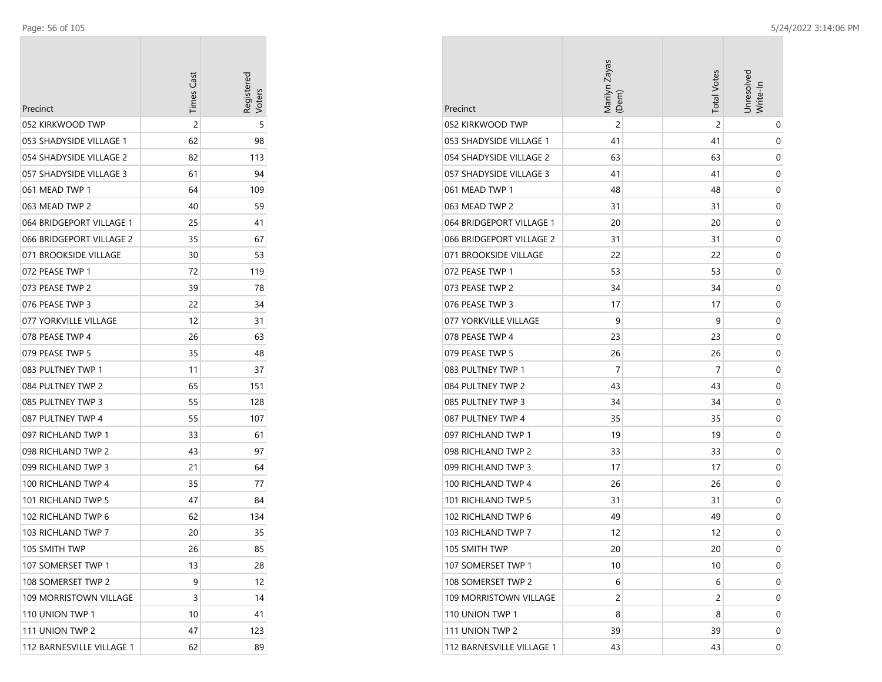| Precinct | Times Cast | Registered Voters |
|---|---|---|
| 052 KIRKWOOD TWP | 2 | 5 |
| 053 SHADYSIDE VILLAGE 1 | 62 | 98 |
| 054 SHADYSIDE VILLAGE 2 | 82 | 113 |
| 057 SHADYSIDE VILLAGE 3 | 61 | 94 |
| 061 MEAD TWP 1 | 64 | 109 |
| 063 MEAD TWP 2 | 40 | 59 |
| 064 BRIDGEPORT VILLAGE 1 | 25 | 41 |
| 066 BRIDGEPORT VILLAGE 2 | 35 | 67 |
| 071 BROOKSIDE VILLAGE | 30 | 53 |
| 072 PEASE TWP 1 | 72 | 119 |
| 073 PEASE TWP 2 | 39 | 78 |
| 076 PEASE TWP 3 | 22 | 34 |
| 077 YORKVILLE VILLAGE | 12 | 31 |
| 078 PEASE TWP 4 | 26 | 63 |
| 079 PEASE TWP 5 | 35 | 48 |
| 083 PULTNEY TWP 1 | 11 | 37 |
| 084 PULTNEY TWP 2 | 65 | 151 |
| 085 PULTNEY TWP 3 | 55 | 128 |
| 087 PULTNEY TWP 4 | 55 | 107 |
| 097 RICHLAND TWP 1 | 33 | 61 |
| 098 RICHLAND TWP 2 | 43 | 97 |
| 099 RICHLAND TWP 3 | 21 | 64 |
| 100 RICHLAND TWP 4 | 35 | 77 |
| 101 RICHLAND TWP 5 | 47 | 84 |
| 102 RICHLAND TWP 6 | 62 | 134 |
| 103 RICHLAND TWP 7 | 20 | 35 |
| 105 SMITH TWP | 26 | 85 |
| 107 SOMERSET TWP 1 | 13 | 28 |
| 108 SOMERSET TWP 2 | 9 | 12 |
| 109 MORRISTOWN VILLAGE | 3 | 14 |
| 110 UNION TWP 1 | 10 | 41 |
| 111 UNION TWP 2 | 47 | 123 |
| 112 BARNESVILLE VILLAGE 1 | 62 | 89 |

| Precinct | Marilyn Zayas (Dem) | Total Votes | Unresolved Write-In |
|---|---|---|---|
| 052 KIRKWOOD TWP | 2 | 2 | 0 |
| 053 SHADYSIDE VILLAGE 1 | 41 | 41 | 0 |
| 054 SHADYSIDE VILLAGE 2 | 63 | 63 | 0 |
| 057 SHADYSIDE VILLAGE 3 | 41 | 41 | 0 |
| 061 MEAD TWP 1 | 48 | 48 | 0 |
| 063 MEAD TWP 2 | 31 | 31 | 0 |
| 064 BRIDGEPORT VILLAGE 1 | 20 | 20 | 0 |
| 066 BRIDGEPORT VILLAGE 2 | 31 | 31 | 0 |
| 071 BROOKSIDE VILLAGE | 22 | 22 | 0 |
| 072 PEASE TWP 1 | 53 | 53 | 0 |
| 073 PEASE TWP 2 | 34 | 34 | 0 |
| 076 PEASE TWP 3 | 17 | 17 | 0 |
| 077 YORKVILLE VILLAGE | 9 | 9 | 0 |
| 078 PEASE TWP 4 | 23 | 23 | 0 |
| 079 PEASE TWP 5 | 26 | 26 | 0 |
| 083 PULTNEY TWP 1 | 7 | 7 | 0 |
| 084 PULTNEY TWP 2 | 43 | 43 | 0 |
| 085 PULTNEY TWP 3 | 34 | 34 | 0 |
| 087 PULTNEY TWP 4 | 35 | 35 | 0 |
| 097 RICHLAND TWP 1 | 19 | 19 | 0 |
| 098 RICHLAND TWP 2 | 33 | 33 | 0 |
| 099 RICHLAND TWP 3 | 17 | 17 | 0 |
| 100 RICHLAND TWP 4 | 26 | 26 | 0 |
| 101 RICHLAND TWP 5 | 31 | 31 | 0 |
| 102 RICHLAND TWP 6 | 49 | 49 | 0 |
| 103 RICHLAND TWP 7 | 12 | 12 | 0 |
| 105 SMITH TWP | 20 | 20 | 0 |
| 107 SOMERSET TWP 1 | 10 | 10 | 0 |
| 108 SOMERSET TWP 2 | 6 | 6 | 0 |
| 109 MORRISTOWN VILLAGE | 2 | 2 | 0 |
| 110 UNION TWP 1 | 8 | 8 | 0 |
| 111 UNION TWP 2 | 39 | 39 | 0 |
| 112 BARNESVILLE VILLAGE 1 | 43 | 43 | 0 |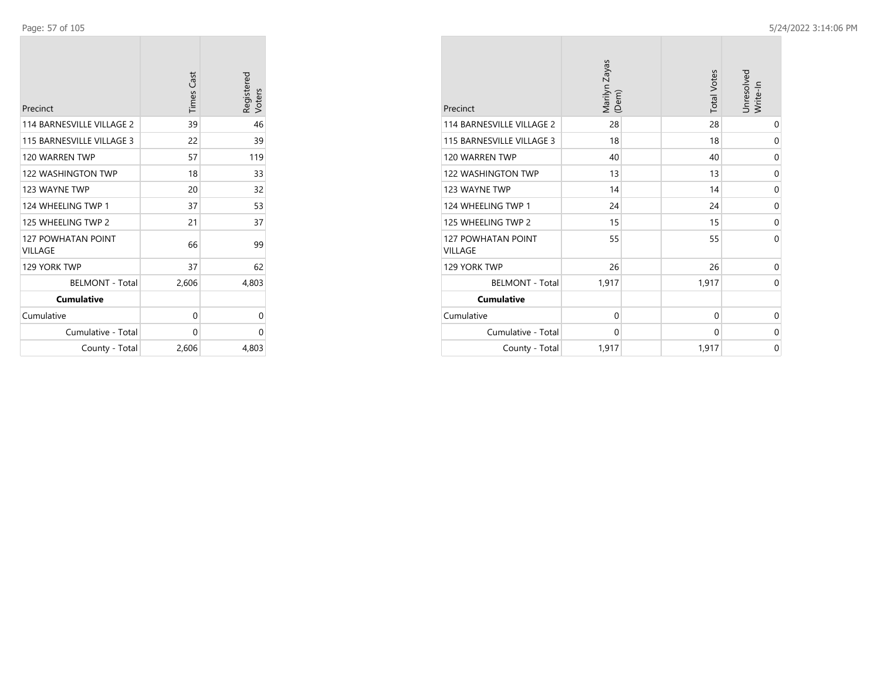| Precinct | Times Cast | Registered Voters |
|---|---|---|
| 114 BARNESVILLE VILLAGE 2 | 39 | 46 |
| 115 BARNESVILLE VILLAGE 3 | 22 | 39 |
| 120 WARREN TWP | 57 | 119 |
| 122 WASHINGTON TWP | 18 | 33 |
| 123 WAYNE TWP | 20 | 32 |
| 124 WHEELING TWP 1 | 37 | 53 |
| 125 WHEELING TWP 2 | 21 | 37 |
| 127 POWHATAN POINT VILLAGE | 66 | 99 |
| 129 YORK TWP | 37 | 62 |
| BELMONT - Total | 2,606 | 4,803 |
| **Cumulative** | | |
| Cumulative | 0 | 0 |
| Cumulative - Total | 0 | 0 |
| County - Total | 2,606 | 4,803 |

| Precinct | Marilyn Zayas (Dem) | Total Votes | Unresolved Write-In |
|---|---|---|---|
| 114 BARNESVILLE VILLAGE 2 | 28 | 28 | 0 |
| 115 BARNESVILLE VILLAGE 3 | 18 | 18 | 0 |
| 120 WARREN TWP | 40 | 40 | 0 |
| 122 WASHINGTON TWP | 13 | 13 | 0 |
| 123 WAYNE TWP | 14 | 14 | 0 |
| 124 WHEELING TWP 1 | 24 | 24 | 0 |
| 125 WHEELING TWP 2 | 15 | 15 | 0 |
| 127 POWHATAN POINT VILLAGE | 55 | 55 | 0 |
| 129 YORK TWP | 26 | 26 | 0 |
| BELMONT - Total | 1,917 | 1,917 | 0 |
| **Cumulative** | | | |
| Cumulative | 0 | 0 | 0 |
| Cumulative - Total | 0 | 0 | 0 |
| County - Total | 1,917 | 1,917 | 0 |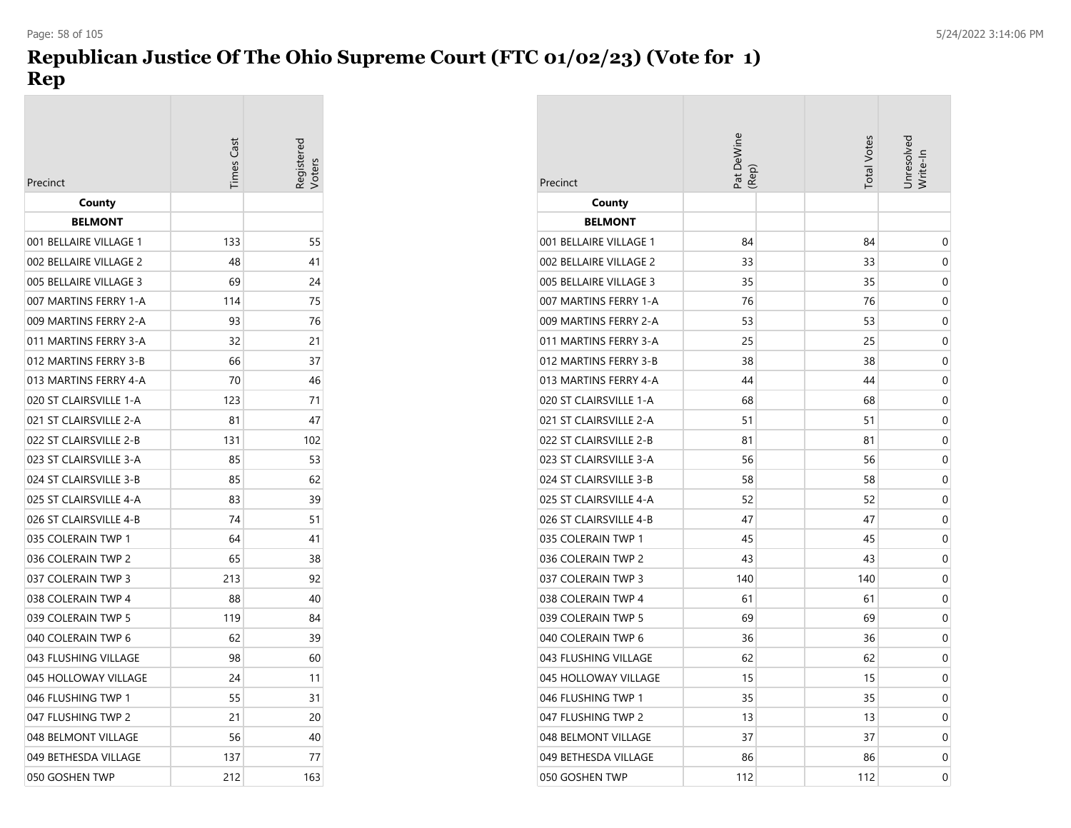# Republican Justice Of The Ohio Supreme Court (FTC 01/02/23) (Vote for 1)
## Rep

| Precinct | Times Cast | Registered Voters | Pat DeWine (Rep) | Total Votes | Unresolved Write-In |
|---|---|---|---|---|---|
| **County** | | | | | |
| **BELMONT** | | | | | |
| 001 BELLAIRE VILLAGE 1 | 133 | 55 | 84 | 84 | 0 |
| 002 BELLAIRE VILLAGE 2 | 48 | 41 | 33 | 33 | 0 |
| 005 BELLAIRE VILLAGE 3 | 69 | 24 | 35 | 35 | 0 |
| 007 MARTINS FERRY 1-A | 114 | 75 | 76 | 76 | 0 |
| 009 MARTINS FERRY 2-A | 93 | 76 | 53 | 53 | 0 |
| 011 MARTINS FERRY 3-A | 32 | 21 | 25 | 25 | 0 |
| 012 MARTINS FERRY 3-B | 66 | 37 | 38 | 38 | 0 |
| 013 MARTINS FERRY 4-A | 70 | 46 | 44 | 44 | 0 |
| 020 ST CLAIRSVILLE 1-A | 123 | 71 | 68 | 68 | 0 |
| 021 ST CLAIRSVILLE 2-A | 81 | 47 | 51 | 51 | 0 |
| 022 ST CLAIRSVILLE 2-B | 131 | 102 | 81 | 81 | 0 |
| 023 ST CLAIRSVILLE 3-A | 85 | 53 | 56 | 56 | 0 |
| 024 ST CLAIRSVILLE 3-B | 85 | 62 | 58 | 58 | 0 |
| 025 ST CLAIRSVILLE 4-A | 83 | 39 | 52 | 52 | 0 |
| 026 ST CLAIRSVILLE 4-B | 74 | 51 | 47 | 47 | 0 |
| 035 COLERAIN TWP 1 | 64 | 41 | 45 | 45 | 0 |
| 036 COLERAIN TWP 2 | 65 | 38 | 43 | 43 | 0 |
| 037 COLERAIN TWP 3 | 213 | 92 | 140 | 140 | 0 |
| 038 COLERAIN TWP 4 | 88 | 40 | 61 | 61 | 0 |
| 039 COLERAIN TWP 5 | 119 | 84 | 69 | 69 | 0 |
| 040 COLERAIN TWP 6 | 62 | 39 | 36 | 36 | 0 |
| 043 FLUSHING VILLAGE | 98 | 60 | 62 | 62 | 0 |
| 045 HOLLOWAY VILLAGE | 24 | 11 | 15 | 15 | 0 |
| 046 FLUSHING TWP 1 | 55 | 31 | 35 | 35 | 0 |
| 047 FLUSHING TWP 2 | 21 | 20 | 13 | 13 | 0 |
| 048 BELMONT VILLAGE | 56 | 40 | 37 | 37 | 0 |
| 049 BETHESDA VILLAGE | 137 | 77 | 86 | 86 | 0 |
| 050 GOSHEN TWP | 212 | 163 | 112 | 112 | 0 |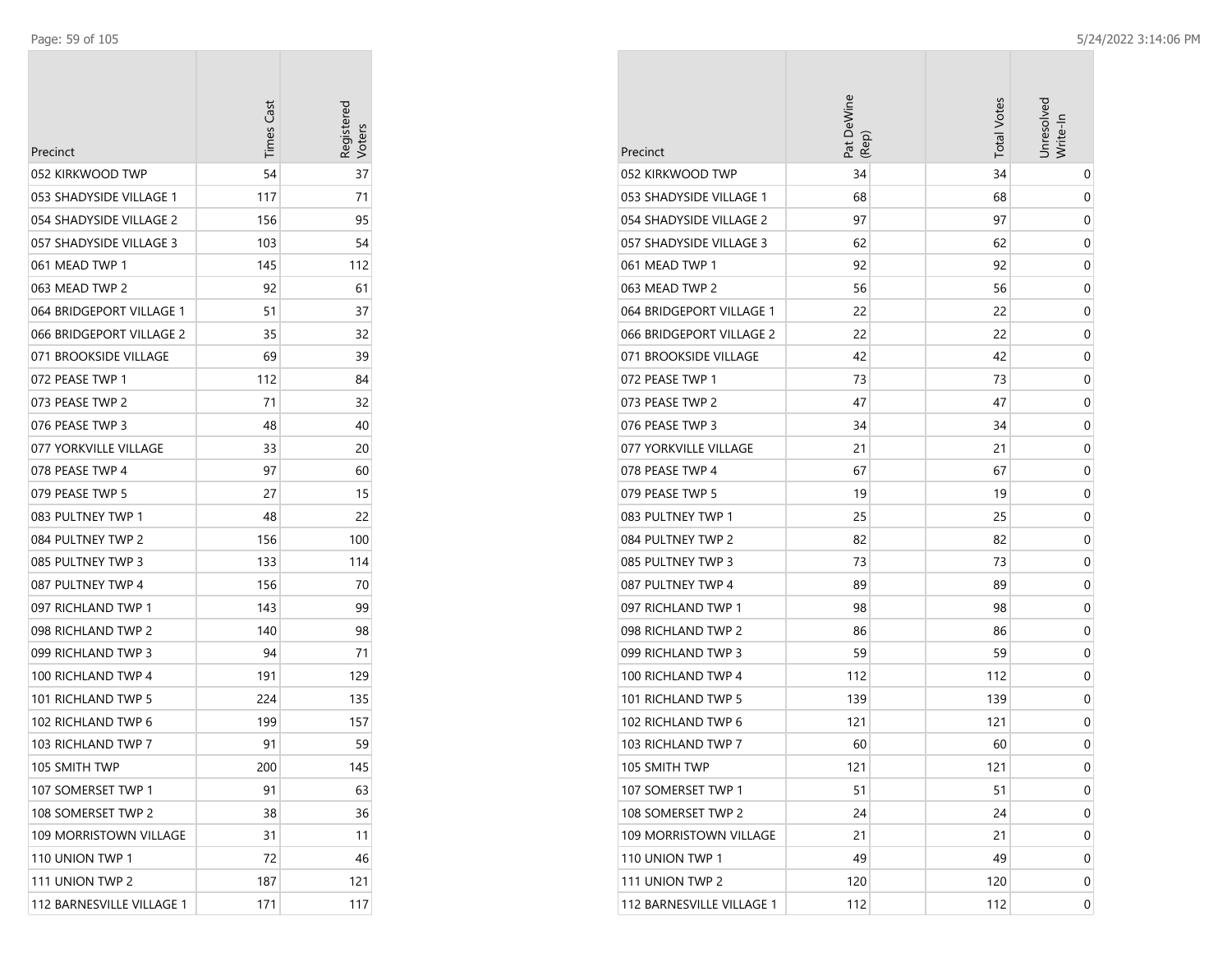| Precinct | Times Cast | Registered Voters |
|---|---|---|
| 052 KIRKWOOD TWP | 54 | 37 |
| 053 SHADYSIDE VILLAGE 1 | 117 | 71 |
| 054 SHADYSIDE VILLAGE 2 | 156 | 95 |
| 057 SHADYSIDE VILLAGE 3 | 103 | 54 |
| 061 MEAD TWP 1 | 145 | 112 |
| 063 MEAD TWP 2 | 92 | 61 |
| 064 BRIDGEPORT VILLAGE 1 | 51 | 37 |
| 066 BRIDGEPORT VILLAGE 2 | 35 | 32 |
| 071 BROOKSIDE VILLAGE | 69 | 39 |
| 072 PEASE TWP 1 | 112 | 84 |
| 073 PEASE TWP 2 | 71 | 32 |
| 076 PEASE TWP 3 | 48 | 40 |
| 077 YORKVILLE VILLAGE | 33 | 20 |
| 078 PEASE TWP 4 | 97 | 60 |
| 079 PEASE TWP 5 | 27 | 15 |
| 083 PULTNEY TWP 1 | 48 | 22 |
| 084 PULTNEY TWP 2 | 156 | 100 |
| 085 PULTNEY TWP 3 | 133 | 114 |
| 087 PULTNEY TWP 4 | 156 | 70 |
| 097 RICHLAND TWP 1 | 143 | 99 |
| 098 RICHLAND TWP 2 | 140 | 98 |
| 099 RICHLAND TWP 3 | 94 | 71 |
| 100 RICHLAND TWP 4 | 191 | 129 |
| 101 RICHLAND TWP 5 | 224 | 135 |
| 102 RICHLAND TWP 6 | 199 | 157 |
| 103 RICHLAND TWP 7 | 91 | 59 |
| 105 SMITH TWP | 200 | 145 |
| 107 SOMERSET TWP 1 | 91 | 63 |
| 108 SOMERSET TWP 2 | 38 | 36 |
| 109 MORRISTOWN VILLAGE | 31 | 11 |
| 110 UNION TWP 1 | 72 | 46 |
| 111 UNION TWP 2 | 187 | 121 |
| 112 BARNESVILLE VILLAGE 1 | 171 | 117 |

| Precinct | Pat DeWine (Rep) | Total Votes | Unresolved Write-In |
|---|---|---|---|
| 052 KIRKWOOD TWP | 34 | 34 | 0 |
| 053 SHADYSIDE VILLAGE 1 | 68 | 68 | 0 |
| 054 SHADYSIDE VILLAGE 2 | 97 | 97 | 0 |
| 057 SHADYSIDE VILLAGE 3 | 62 | 62 | 0 |
| 061 MEAD TWP 1 | 92 | 92 | 0 |
| 063 MEAD TWP 2 | 56 | 56 | 0 |
| 064 BRIDGEPORT VILLAGE 1 | 22 | 22 | 0 |
| 066 BRIDGEPORT VILLAGE 2 | 22 | 22 | 0 |
| 071 BROOKSIDE VILLAGE | 42 | 42 | 0 |
| 072 PEASE TWP 1 | 73 | 73 | 0 |
| 073 PEASE TWP 2 | 47 | 47 | 0 |
| 076 PEASE TWP 3 | 34 | 34 | 0 |
| 077 YORKVILLE VILLAGE | 21 | 21 | 0 |
| 078 PEASE TWP 4 | 67 | 67 | 0 |
| 079 PEASE TWP 5 | 19 | 19 | 0 |
| 083 PULTNEY TWP 1 | 25 | 25 | 0 |
| 084 PULTNEY TWP 2 | 82 | 82 | 0 |
| 085 PULTNEY TWP 3 | 73 | 73 | 0 |
| 087 PULTNEY TWP 4 | 89 | 89 | 0 |
| 097 RICHLAND TWP 1 | 98 | 98 | 0 |
| 098 RICHLAND TWP 2 | 86 | 86 | 0 |
| 099 RICHLAND TWP 3 | 59 | 59 | 0 |
| 100 RICHLAND TWP 4 | 112 | 112 | 0 |
| 101 RICHLAND TWP 5 | 139 | 139 | 0 |
| 102 RICHLAND TWP 6 | 121 | 121 | 0 |
| 103 RICHLAND TWP 7 | 60 | 60 | 0 |
| 105 SMITH TWP | 121 | 121 | 0 |
| 107 SOMERSET TWP 1 | 51 | 51 | 0 |
| 108 SOMERSET TWP 2 | 24 | 24 | 0 |
| 109 MORRISTOWN VILLAGE | 21 | 21 | 0 |
| 110 UNION TWP 1 | 49 | 49 | 0 |
| 111 UNION TWP 2 | 120 | 120 | 0 |
| 112 BARNESVILLE VILLAGE 1 | 112 | 112 | 0 |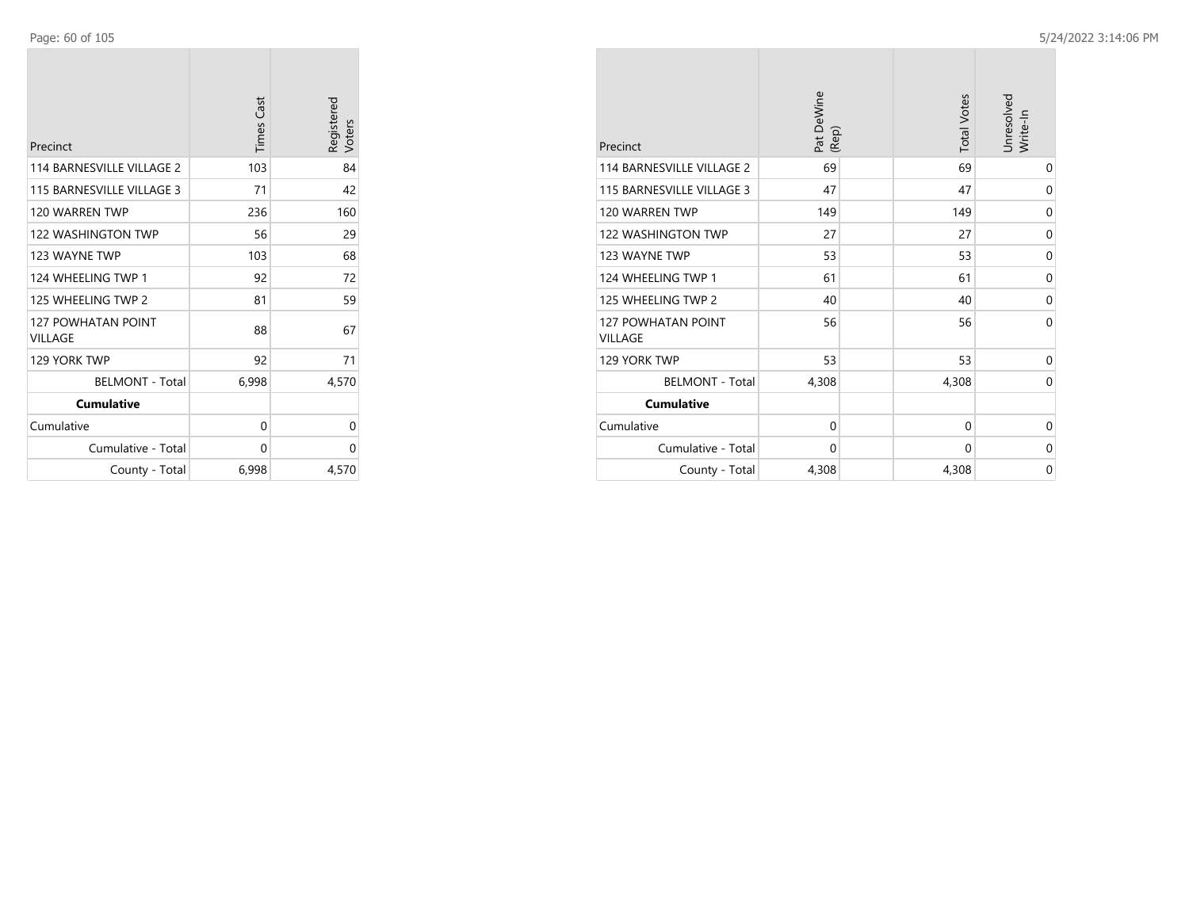| Precinct | Times Cast | Registered Voters |
|---|---|---|
| 114 BARNESVILLE VILLAGE 2 | 103 | 84 |
| 115 BARNESVILLE VILLAGE 3 | 71 | 42 |
| 120 WARREN TWP | 236 | 160 |
| 122 WASHINGTON TWP | 56 | 29 |
| 123 WAYNE TWP | 103 | 68 |
| 124 WHEELING TWP 1 | 92 | 72 |
| 125 WHEELING TWP 2 | 81 | 59 |
| 127 POWHATAN POINT VILLAGE | 88 | 67 |
| 129 YORK TWP | 92 | 71 |
| BELMONT - Total | 6,998 | 4,570 |
| **Cumulative** | | |
| Cumulative | 0 | 0 |
| Cumulative - Total | 0 | 0 |
| County - Total | 6,998 | 4,570 |

| Precinct | Pat DeWine (Rep) | Total Votes | Unresolved Write-In |
|---|---|---|---|
| 114 BARNESVILLE VILLAGE 2 | 69 | 69 | 0 |
| 115 BARNESVILLE VILLAGE 3 | 47 | 47 | 0 |
| 120 WARREN TWP | 149 | 149 | 0 |
| 122 WASHINGTON TWP | 27 | 27 | 0 |
| 123 WAYNE TWP | 53 | 53 | 0 |
| 124 WHEELING TWP 1 | 61 | 61 | 0 |
| 125 WHEELING TWP 2 | 40 | 40 | 0 |
| 127 POWHATAN POINT VILLAGE | 56 | 56 | 0 |
| 129 YORK TWP | 53 | 53 | 0 |
| BELMONT - Total | 4,308 | 4,308 | 0 |
| **Cumulative** | | | |
| Cumulative | 0 | 0 | 0 |
| Cumulative - Total | 0 | 0 | 0 |
| County - Total | 4,308 | 4,308 | 0 |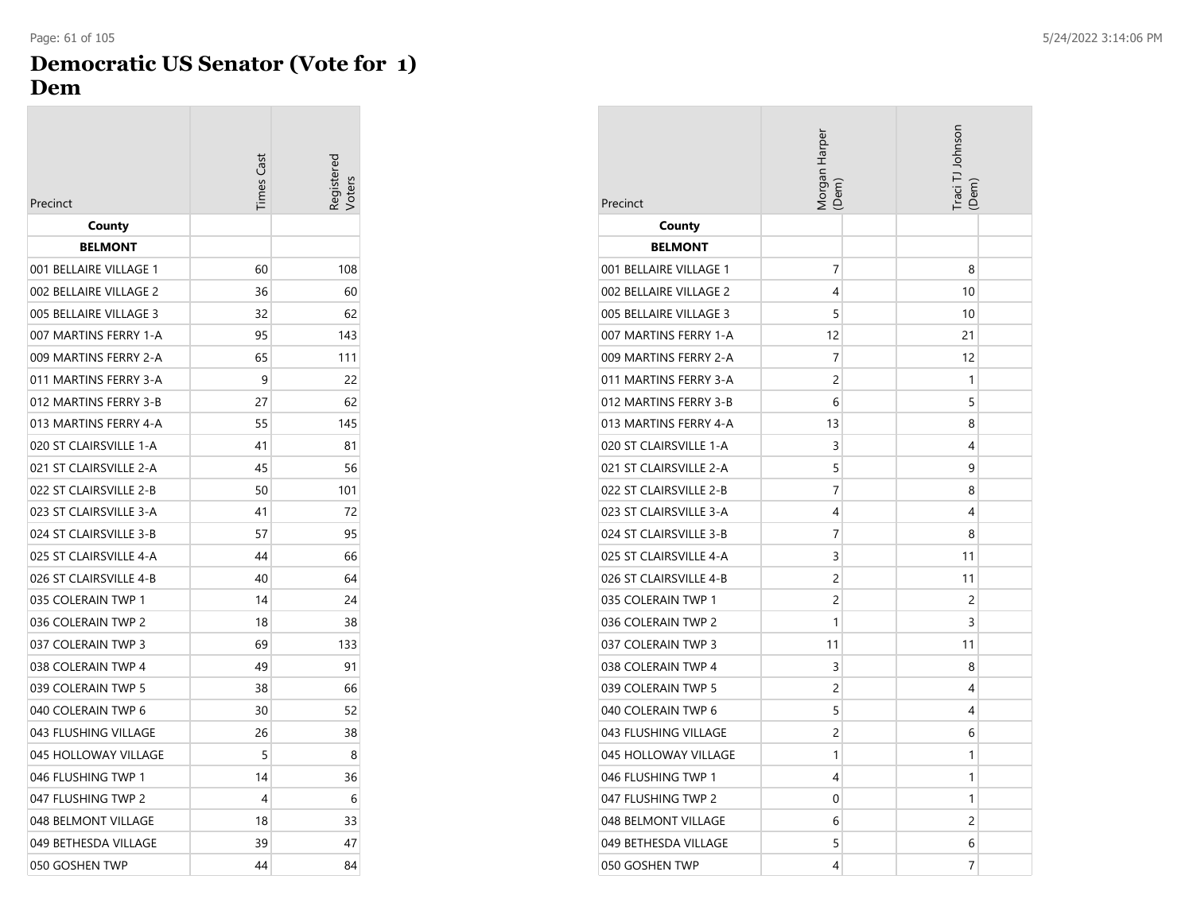# Democratic US Senator (Vote for 1)
## Dem

| Precinct | Times Cast | Registered Voters | Morgan Harper (Dem) | Traci TJ Johnson (Dem) |
|---|---|---|---|---|
| **County** | | | | |
| **BELMONT** | | | | |
| 001 BELLAIRE VILLAGE 1 | 60 | 108 | 7 | 8 |
| 002 BELLAIRE VILLAGE 2 | 36 | 60 | 4 | 10 |
| 005 BELLAIRE VILLAGE 3 | 32 | 62 | 5 | 10 |
| 007 MARTINS FERRY 1-A | 95 | 143 | 12 | 21 |
| 009 MARTINS FERRY 2-A | 65 | 111 | 7 | 12 |
| 011 MARTINS FERRY 3-A | 9 | 22 | 2 | 1 |
| 012 MARTINS FERRY 3-B | 27 | 62 | 6 | 5 |
| 013 MARTINS FERRY 4-A | 55 | 145 | 13 | 8 |
| 020 ST CLAIRSVILLE 1-A | 41 | 81 | 3 | 4 |
| 021 ST CLAIRSVILLE 2-A | 45 | 56 | 5 | 9 |
| 022 ST CLAIRSVILLE 2-B | 50 | 101 | 7 | 8 |
| 023 ST CLAIRSVILLE 3-A | 41 | 72 | 4 | 4 |
| 024 ST CLAIRSVILLE 3-B | 57 | 95 | 7 | 8 |
| 025 ST CLAIRSVILLE 4-A | 44 | 66 | 3 | 11 |
| 026 ST CLAIRSVILLE 4-B | 40 | 64 | 2 | 11 |
| 035 COLERAIN TWP 1 | 14 | 24 | 2 | 2 |
| 036 COLERAIN TWP 2 | 18 | 38 | 1 | 3 |
| 037 COLERAIN TWP 3 | 69 | 133 | 11 | 11 |
| 038 COLERAIN TWP 4 | 49 | 91 | 3 | 8 |
| 039 COLERAIN TWP 5 | 38 | 66 | 2 | 4 |
| 040 COLERAIN TWP 6 | 30 | 52 | 5 | 4 |
| 043 FLUSHING VILLAGE | 26 | 38 | 2 | 6 |
| 045 HOLLOWAY VILLAGE | 5 | 8 | 1 | 1 |
| 046 FLUSHING TWP 1 | 14 | 36 | 4 | 1 |
| 047 FLUSHING TWP 2 | 4 | 6 | 0 | 1 |
| 048 BELMONT VILLAGE | 18 | 33 | 6 | 2 |
| 049 BETHESDA VILLAGE | 39 | 47 | 5 | 6 |
| 050 GOSHEN TWP | 44 | 84 | 4 | 7 |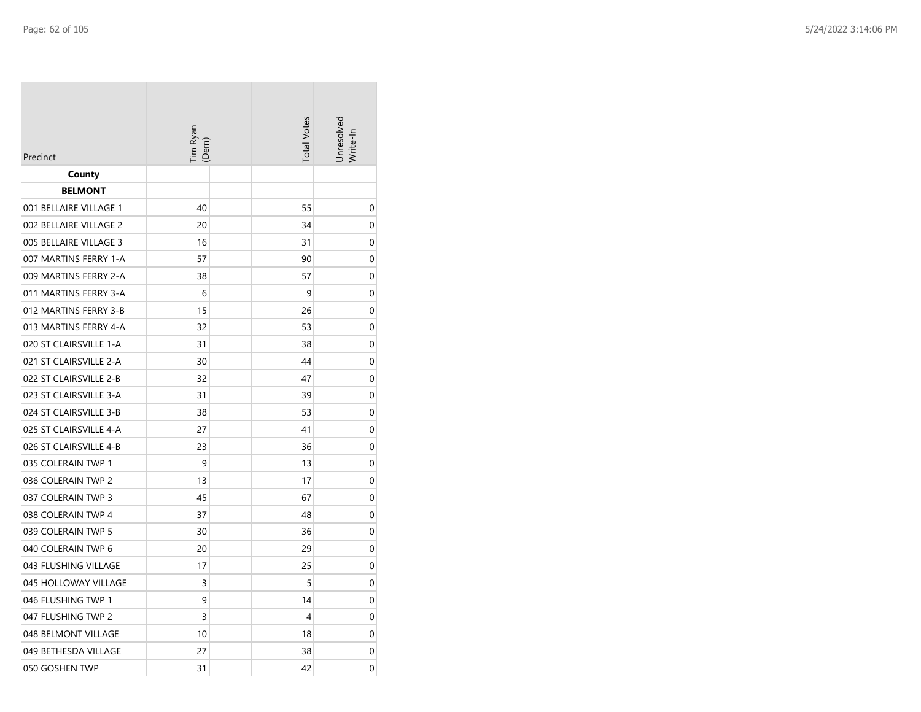| Precinct | Tim Ryan (Dem) | | Total Votes | Unresolved Write-In |
|---|---|---|---|---|
| **County** | | | | |
| **BELMONT** | | | | |
| 001 BELLAIRE VILLAGE 1 | 40 | | 55 | 0 |
| 002 BELLAIRE VILLAGE 2 | 20 | | 34 | 0 |
| 005 BELLAIRE VILLAGE 3 | 16 | | 31 | 0 |
| 007 MARTINS FERRY 1-A | 57 | | 90 | 0 |
| 009 MARTINS FERRY 2-A | 38 | | 57 | 0 |
| 011 MARTINS FERRY 3-A | 6 | | 9 | 0 |
| 012 MARTINS FERRY 3-B | 15 | | 26 | 0 |
| 013 MARTINS FERRY 4-A | 32 | | 53 | 0 |
| 020 ST CLAIRSVILLE 1-A | 31 | | 38 | 0 |
| 021 ST CLAIRSVILLE 2-A | 30 | | 44 | 0 |
| 022 ST CLAIRSVILLE 2-B | 32 | | 47 | 0 |
| 023 ST CLAIRSVILLE 3-A | 31 | | 39 | 0 |
| 024 ST CLAIRSVILLE 3-B | 38 | | 53 | 0 |
| 025 ST CLAIRSVILLE 4-A | 27 | | 41 | 0 |
| 026 ST CLAIRSVILLE 4-B | 23 | | 36 | 0 |
| 035 COLERAIN TWP 1 | 9 | | 13 | 0 |
| 036 COLERAIN TWP 2 | 13 | | 17 | 0 |
| 037 COLERAIN TWP 3 | 45 | | 67 | 0 |
| 038 COLERAIN TWP 4 | 37 | | 48 | 0 |
| 039 COLERAIN TWP 5 | 30 | | 36 | 0 |
| 040 COLERAIN TWP 6 | 20 | | 29 | 0 |
| 043 FLUSHING VILLAGE | 17 | | 25 | 0 |
| 045 HOLLOWAY VILLAGE | 3 | | 5 | 0 |
| 046 FLUSHING TWP 1 | 9 | | 14 | 0 |
| 047 FLUSHING TWP 2 | 3 | | 4 | 0 |
| 048 BELMONT VILLAGE | 10 | | 18 | 0 |
| 049 BETHESDA VILLAGE | 27 | | 38 | 0 |
| 050 GOSHEN TWP | 31 | | 42 | 0 |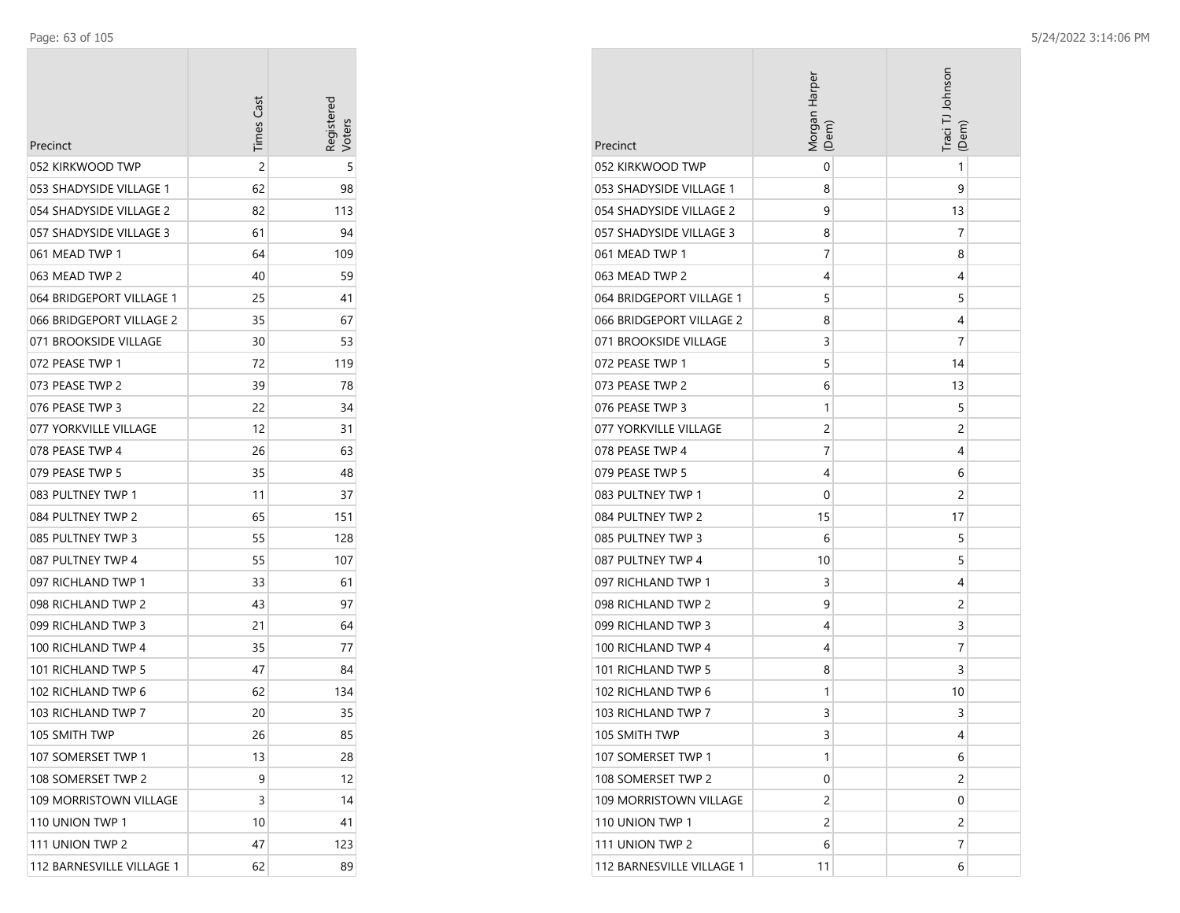| Precinct | Times Cast | Registered Voters |
|---|---|---|
| 052 KIRKWOOD TWP | 2 | 5 |
| 053 SHADYSIDE VILLAGE 1 | 62 | 98 |
| 054 SHADYSIDE VILLAGE 2 | 82 | 113 |
| 057 SHADYSIDE VILLAGE 3 | 61 | 94 |
| 061 MEAD TWP 1 | 64 | 109 |
| 063 MEAD TWP 2 | 40 | 59 |
| 064 BRIDGEPORT VILLAGE 1 | 25 | 41 |
| 066 BRIDGEPORT VILLAGE 2 | 35 | 67 |
| 071 BROOKSIDE VILLAGE | 30 | 53 |
| 072 PEASE TWP 1 | 72 | 119 |
| 073 PEASE TWP 2 | 39 | 78 |
| 076 PEASE TWP 3 | 22 | 34 |
| 077 YORKVILLE VILLAGE | 12 | 31 |
| 078 PEASE TWP 4 | 26 | 63 |
| 079 PEASE TWP 5 | 35 | 48 |
| 083 PULTNEY TWP 1 | 11 | 37 |
| 084 PULTNEY TWP 2 | 65 | 151 |
| 085 PULTNEY TWP 3 | 55 | 128 |
| 087 PULTNEY TWP 4 | 55 | 107 |
| 097 RICHLAND TWP 1 | 33 | 61 |
| 098 RICHLAND TWP 2 | 43 | 97 |
| 099 RICHLAND TWP 3 | 21 | 64 |
| 100 RICHLAND TWP 4 | 35 | 77 |
| 101 RICHLAND TWP 5 | 47 | 84 |
| 102 RICHLAND TWP 6 | 62 | 134 |
| 103 RICHLAND TWP 7 | 20 | 35 |
| 105 SMITH TWP | 26 | 85 |
| 107 SOMERSET TWP 1 | 13 | 28 |
| 108 SOMERSET TWP 2 | 9 | 12 |
| 109 MORRISTOWN VILLAGE | 3 | 14 |
| 110 UNION TWP 1 | 10 | 41 |
| 111 UNION TWP 2 | 47 | 123 |
| 112 BARNESVILLE VILLAGE 1 | 62 | 89 |

| Precinct | Morgan Harper (Dem) | Traci TJ Johnson (Dem) |
|---|---|---|
| 052 KIRKWOOD TWP | 0 | 1 |
| 053 SHADYSIDE VILLAGE 1 | 8 | 9 |
| 054 SHADYSIDE VILLAGE 2 | 9 | 13 |
| 057 SHADYSIDE VILLAGE 3 | 8 | 7 |
| 061 MEAD TWP 1 | 7 | 8 |
| 063 MEAD TWP 2 | 4 | 4 |
| 064 BRIDGEPORT VILLAGE 1 | 5 | 5 |
| 066 BRIDGEPORT VILLAGE 2 | 8 | 4 |
| 071 BROOKSIDE VILLAGE | 3 | 7 |
| 072 PEASE TWP 1 | 5 | 14 |
| 073 PEASE TWP 2 | 6 | 13 |
| 076 PEASE TWP 3 | 1 | 5 |
| 077 YORKVILLE VILLAGE | 2 | 2 |
| 078 PEASE TWP 4 | 7 | 4 |
| 079 PEASE TWP 5 | 4 | 6 |
| 083 PULTNEY TWP 1 | 0 | 2 |
| 084 PULTNEY TWP 2 | 15 | 17 |
| 085 PULTNEY TWP 3 | 6 | 5 |
| 087 PULTNEY TWP 4 | 10 | 5 |
| 097 RICHLAND TWP 1 | 3 | 4 |
| 098 RICHLAND TWP 2 | 9 | 2 |
| 099 RICHLAND TWP 3 | 4 | 3 |
| 100 RICHLAND TWP 4 | 4 | 7 |
| 101 RICHLAND TWP 5 | 8 | 3 |
| 102 RICHLAND TWP 6 | 1 | 10 |
| 103 RICHLAND TWP 7 | 3 | 3 |
| 105 SMITH TWP | 3 | 4 |
| 107 SOMERSET TWP 1 | 1 | 6 |
| 108 SOMERSET TWP 2 | 0 | 2 |
| 109 MORRISTOWN VILLAGE | 2 | 0 |
| 110 UNION TWP 1 | 2 | 2 |
| 111 UNION TWP 2 | 6 | 7 |
| 112 BARNESVILLE VILLAGE 1 | 11 | 6 |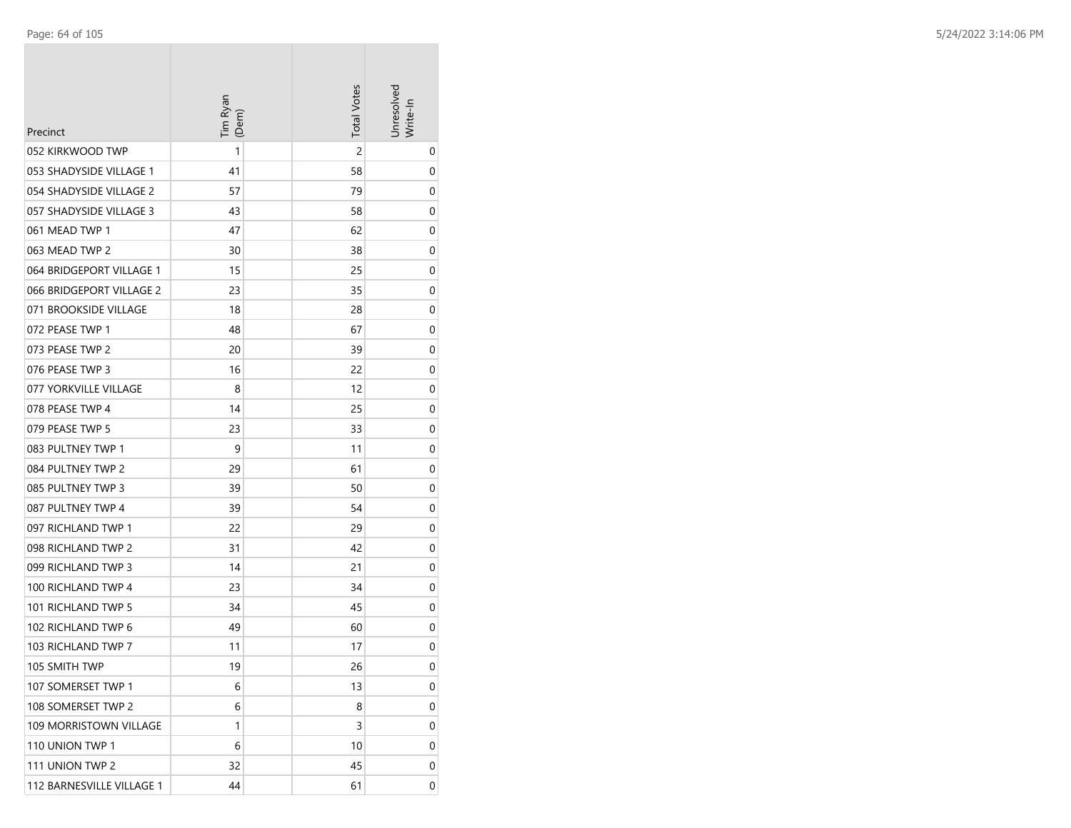| Precinct | Tim Ryan (Dem) | Total Votes | Unresolved Write-In |
|---|---|---|---|
| 052 KIRKWOOD TWP | 1 | 2 | 0 |
| 053 SHADYSIDE VILLAGE 1 | 41 | 58 | 0 |
| 054 SHADYSIDE VILLAGE 2 | 57 | 79 | 0 |
| 057 SHADYSIDE VILLAGE 3 | 43 | 58 | 0 |
| 061 MEAD TWP 1 | 47 | 62 | 0 |
| 063 MEAD TWP 2 | 30 | 38 | 0 |
| 064 BRIDGEPORT VILLAGE 1 | 15 | 25 | 0 |
| 066 BRIDGEPORT VILLAGE 2 | 23 | 35 | 0 |
| 071 BROOKSIDE VILLAGE | 18 | 28 | 0 |
| 072 PEASE TWP 1 | 48 | 67 | 0 |
| 073 PEASE TWP 2 | 20 | 39 | 0 |
| 076 PEASE TWP 3 | 16 | 22 | 0 |
| 077 YORKVILLE VILLAGE | 8 | 12 | 0 |
| 078 PEASE TWP 4 | 14 | 25 | 0 |
| 079 PEASE TWP 5 | 23 | 33 | 0 |
| 083 PULTNEY TWP 1 | 9 | 11 | 0 |
| 084 PULTNEY TWP 2 | 29 | 61 | 0 |
| 085 PULTNEY TWP 3 | 39 | 50 | 0 |
| 087 PULTNEY TWP 4 | 39 | 54 | 0 |
| 097 RICHLAND TWP 1 | 22 | 29 | 0 |
| 098 RICHLAND TWP 2 | 31 | 42 | 0 |
| 099 RICHLAND TWP 3 | 14 | 21 | 0 |
| 100 RICHLAND TWP 4 | 23 | 34 | 0 |
| 101 RICHLAND TWP 5 | 34 | 45 | 0 |
| 102 RICHLAND TWP 6 | 49 | 60 | 0 |
| 103 RICHLAND TWP 7 | 11 | 17 | 0 |
| 105 SMITH TWP | 19 | 26 | 0 |
| 107 SOMERSET TWP 1 | 6 | 13 | 0 |
| 108 SOMERSET TWP 2 | 6 | 8 | 0 |
| 109 MORRISTOWN VILLAGE | 1 | 3 | 0 |
| 110 UNION TWP 1 | 6 | 10 | 0 |
| 111 UNION TWP 2 | 32 | 45 | 0 |
| 112 BARNESVILLE VILLAGE 1 | 44 | 61 | 0 |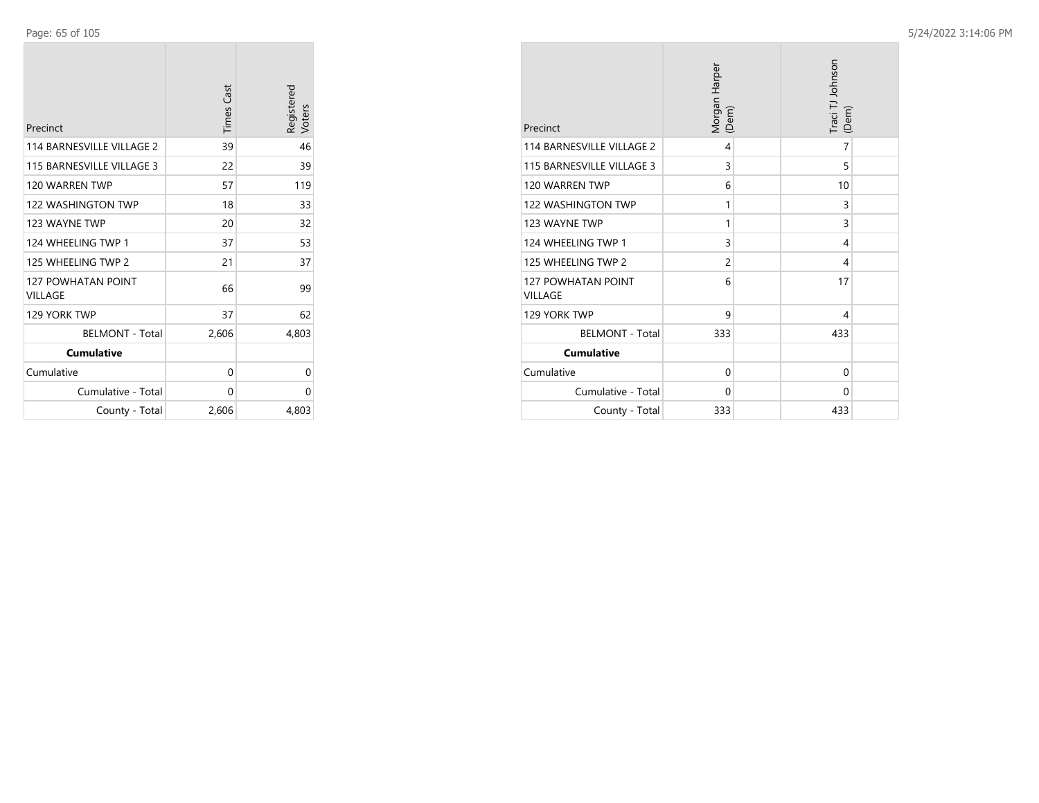| Precinct | Times Cast | Registered Voters |
|---|---|---|
| 114 BARNESVILLE VILLAGE 2 | 39 | 46 |
| 115 BARNESVILLE VILLAGE 3 | 22 | 39 |
| 120 WARREN TWP | 57 | 119 |
| 122 WASHINGTON TWP | 18 | 33 |
| 123 WAYNE TWP | 20 | 32 |
| 124 WHEELING TWP 1 | 37 | 53 |
| 125 WHEELING TWP 2 | 21 | 37 |
| 127 POWHATAN POINT VILLAGE | 66 | 99 |
| 129 YORK TWP | 37 | 62 |
| BELMONT - Total | 2,606 | 4,803 |
| **Cumulative** | | |
| Cumulative | 0 | 0 |
| Cumulative - Total | 0 | 0 |
| County - Total | 2,606 | 4,803 |

| Precinct | Morgan Harper (Dem) | Traci TJ Johnson (Dem) |
|---|---|---|
| 114 BARNESVILLE VILLAGE 2 | 4 | 7 |
| 115 BARNESVILLE VILLAGE 3 | 3 | 5 |
| 120 WARREN TWP | 6 | 10 |
| 122 WASHINGTON TWP | 1 | 3 |
| 123 WAYNE TWP | 1 | 3 |
| 124 WHEELING TWP 1 | 3 | 4 |
| 125 WHEELING TWP 2 | 2 | 4 |
| 127 POWHATAN POINT VILLAGE | 6 | 17 |
| 129 YORK TWP | 9 | 4 |
| BELMONT - Total | 333 | 433 |
| **Cumulative** | | |
| Cumulative | 0 | 0 |
| Cumulative - Total | 0 | 0 |
| County - Total | 333 | 433 |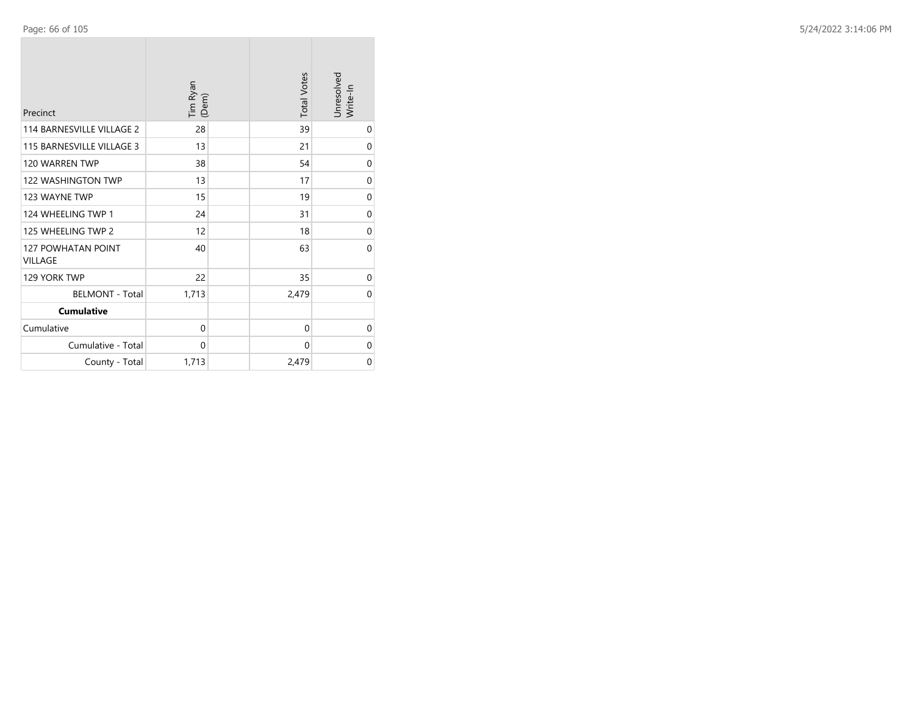| Precinct | Tim Ryan (Dem) | | Total Votes | Unresolved Write-In |
|---|---|---|---|---|
| 114 BARNESVILLE VILLAGE 2 | 28 | | 39 | 0 |
| 115 BARNESVILLE VILLAGE 3 | 13 | | 21 | 0 |
| 120 WARREN TWP | 38 | | 54 | 0 |
| 122 WASHINGTON TWP | 13 | | 17 | 0 |
| 123 WAYNE TWP | 15 | | 19 | 0 |
| 124 WHEELING TWP 1 | 24 | | 31 | 0 |
| 125 WHEELING TWP 2 | 12 | | 18 | 0 |
| 127 POWHATAN POINT VILLAGE | 40 | | 63 | 0 |
| 129 YORK TWP | 22 | | 35 | 0 |
| BELMONT - Total | 1,713 | | 2,479 | 0 |
| **Cumulative** | | | | |
| Cumulative | 0 | | 0 | 0 |
| Cumulative - Total | 0 | | 0 | 0 |
| County - Total | 1,713 | | 2,479 | 0 |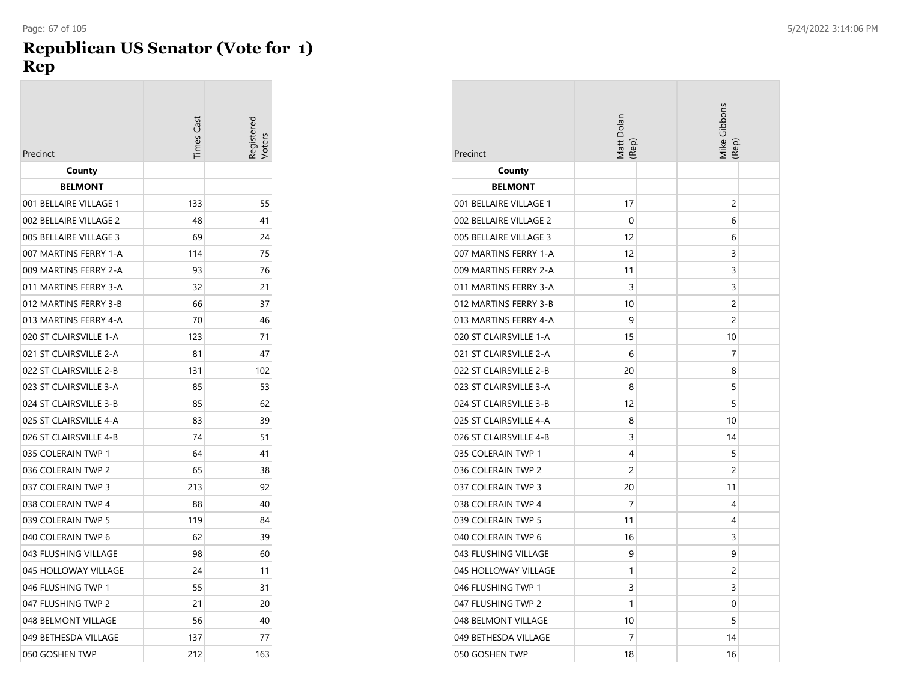# Republican US Senator (Vote for 1)
# Rep

| Precinct | Times Cast | Registered Voters | Matt Dolan (Rep) | Mike Gibbons (Rep) |
|---|---|---|---|---|
| **County** | | | | |
| **BELMONT** | | | | |
| 001 BELLAIRE VILLAGE 1 | 133 | 55 | 17 | 2 |
| 002 BELLAIRE VILLAGE 2 | 48 | 41 | 0 | 6 |
| 005 BELLAIRE VILLAGE 3 | 69 | 24 | 12 | 6 |
| 007 MARTINS FERRY 1-A | 114 | 75 | 12 | 3 |
| 009 MARTINS FERRY 2-A | 93 | 76 | 11 | 3 |
| 011 MARTINS FERRY 3-A | 32 | 21 | 3 | 3 |
| 012 MARTINS FERRY 3-B | 66 | 37 | 10 | 2 |
| 013 MARTINS FERRY 4-A | 70 | 46 | 9 | 2 |
| 020 ST CLAIRSVILLE 1-A | 123 | 71 | 15 | 10 |
| 021 ST CLAIRSVILLE 2-A | 81 | 47 | 6 | 7 |
| 022 ST CLAIRSVILLE 2-B | 131 | 102 | 20 | 8 |
| 023 ST CLAIRSVILLE 3-A | 85 | 53 | 8 | 5 |
| 024 ST CLAIRSVILLE 3-B | 85 | 62 | 12 | 5 |
| 025 ST CLAIRSVILLE 4-A | 83 | 39 | 8 | 10 |
| 026 ST CLAIRSVILLE 4-B | 74 | 51 | 3 | 14 |
| 035 COLERAIN TWP 1 | 64 | 41 | 4 | 5 |
| 036 COLERAIN TWP 2 | 65 | 38 | 2 | 2 |
| 037 COLERAIN TWP 3 | 213 | 92 | 20 | 11 |
| 038 COLERAIN TWP 4 | 88 | 40 | 7 | 4 |
| 039 COLERAIN TWP 5 | 119 | 84 | 11 | 4 |
| 040 COLERAIN TWP 6 | 62 | 39 | 16 | 3 |
| 043 FLUSHING VILLAGE | 98 | 60 | 9 | 9 |
| 045 HOLLOWAY VILLAGE | 24 | 11 | 1 | 2 |
| 046 FLUSHING TWP 1 | 55 | 31 | 3 | 3 |
| 047 FLUSHING TWP 2 | 21 | 20 | 1 | 0 |
| 048 BELMONT VILLAGE | 56 | 40 | 10 | 5 |
| 049 BETHESDA VILLAGE | 137 | 77 | 7 | 14 |
| 050 GOSHEN TWP | 212 | 163 | 18 | 16 |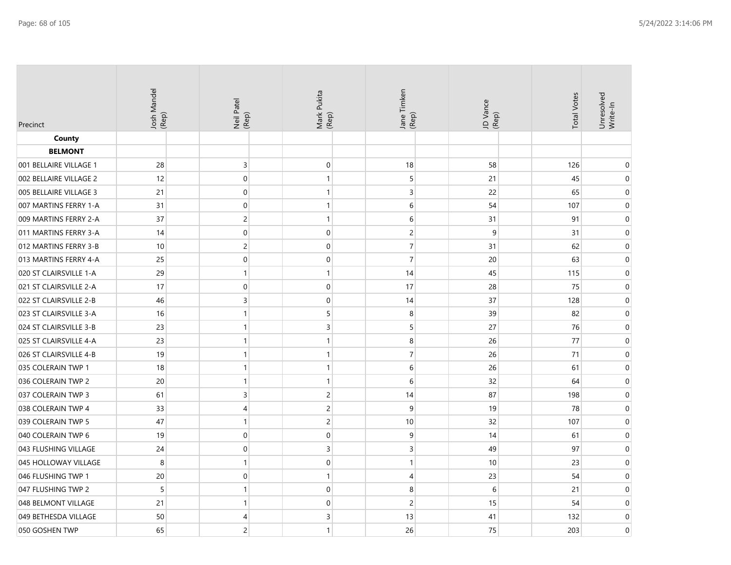| Precinct | Josh Mandel (Rep) | Neil Patel (Rep) | Mark Pukita (Rep) | Jane Timken (Rep) | JD Vance (Rep) | Total Votes | Unresolved Write-In |
|---|---|---|---|---|---|---|---|
| **County** | | | | | | | |
| **BELMONT** | | | | | | | |
| 001 BELLAIRE VILLAGE 1 | 28 | 3 | 0 | 18 | 58 | 126 | 0 |
| 002 BELLAIRE VILLAGE 2 | 12 | 0 | 1 | 5 | 21 | 45 | 0 |
| 005 BELLAIRE VILLAGE 3 | 21 | 0 | 1 | 3 | 22 | 65 | 0 |
| 007 MARTINS FERRY 1-A | 31 | 0 | 1 | 6 | 54 | 107 | 0 |
| 009 MARTINS FERRY 2-A | 37 | 2 | 1 | 6 | 31 | 91 | 0 |
| 011 MARTINS FERRY 3-A | 14 | 0 | 0 | 2 | 9 | 31 | 0 |
| 012 MARTINS FERRY 3-B | 10 | 2 | 0 | 7 | 31 | 62 | 0 |
| 013 MARTINS FERRY 4-A | 25 | 0 | 0 | 7 | 20 | 63 | 0 |
| 020 ST CLAIRSVILLE 1-A | 29 | 1 | 1 | 14 | 45 | 115 | 0 |
| 021 ST CLAIRSVILLE 2-A | 17 | 0 | 0 | 17 | 28 | 75 | 0 |
| 022 ST CLAIRSVILLE 2-B | 46 | 3 | 0 | 14 | 37 | 128 | 0 |
| 023 ST CLAIRSVILLE 3-A | 16 | 1 | 5 | 8 | 39 | 82 | 0 |
| 024 ST CLAIRSVILLE 3-B | 23 | 1 | 3 | 5 | 27 | 76 | 0 |
| 025 ST CLAIRSVILLE 4-A | 23 | 1 | 1 | 8 | 26 | 77 | 0 |
| 026 ST CLAIRSVILLE 4-B | 19 | 1 | 1 | 7 | 26 | 71 | 0 |
| 035 COLERAIN TWP 1 | 18 | 1 | 1 | 6 | 26 | 61 | 0 |
| 036 COLERAIN TWP 2 | 20 | 1 | 1 | 6 | 32 | 64 | 0 |
| 037 COLERAIN TWP 3 | 61 | 3 | 2 | 14 | 87 | 198 | 0 |
| 038 COLERAIN TWP 4 | 33 | 4 | 2 | 9 | 19 | 78 | 0 |
| 039 COLERAIN TWP 5 | 47 | 1 | 2 | 10 | 32 | 107 | 0 |
| 040 COLERAIN TWP 6 | 19 | 0 | 0 | 9 | 14 | 61 | 0 |
| 043 FLUSHING VILLAGE | 24 | 0 | 3 | 3 | 49 | 97 | 0 |
| 045 HOLLOWAY VILLAGE | 8 | 1 | 0 | 1 | 10 | 23 | 0 |
| 046 FLUSHING TWP 1 | 20 | 0 | 1 | 4 | 23 | 54 | 0 |
| 047 FLUSHING TWP 2 | 5 | 1 | 0 | 8 | 6 | 21 | 0 |
| 048 BELMONT VILLAGE | 21 | 1 | 0 | 2 | 15 | 54 | 0 |
| 049 BETHESDA VILLAGE | 50 | 4 | 3 | 13 | 41 | 132 | 0 |
| 050 GOSHEN TWP | 65 | 2 | 1 | 26 | 75 | 203 | 0 |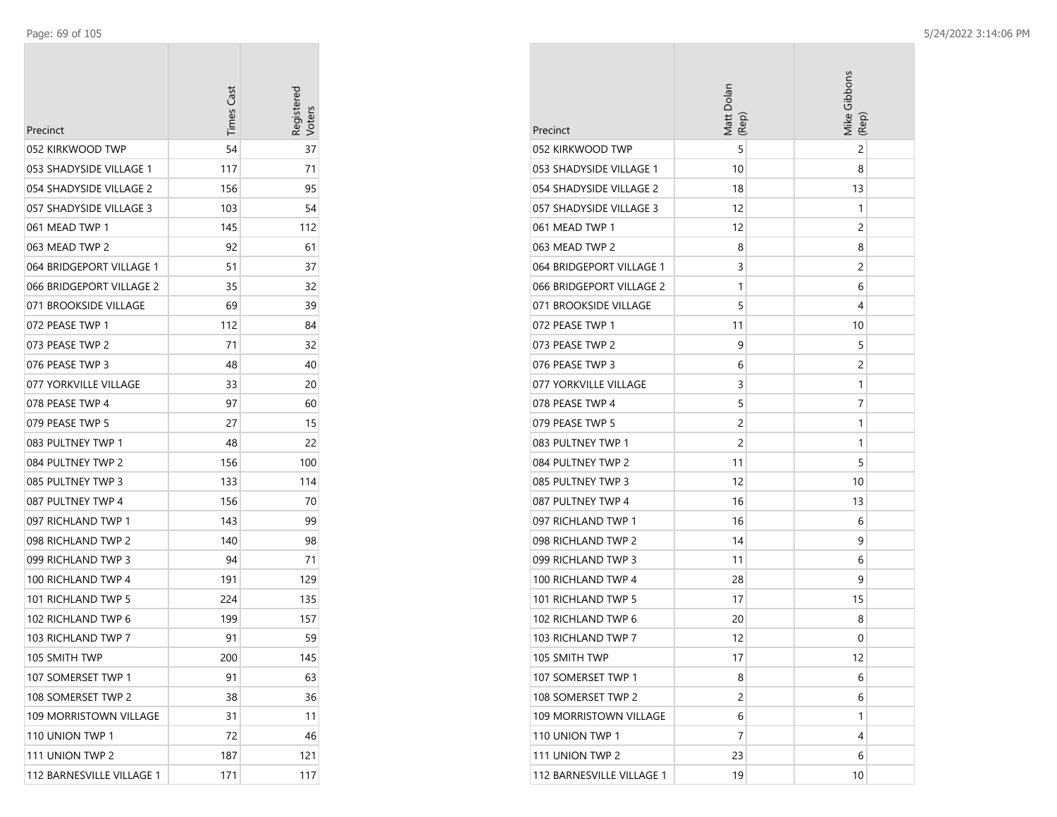| Precinct | Times Cast | Registered Voters |
|---|---|---|
| 052 KIRKWOOD TWP | 54 | 37 |
| 053 SHADYSIDE VILLAGE 1 | 117 | 71 |
| 054 SHADYSIDE VILLAGE 2 | 156 | 95 |
| 057 SHADYSIDE VILLAGE 3 | 103 | 54 |
| 061 MEAD TWP 1 | 145 | 112 |
| 063 MEAD TWP 2 | 92 | 61 |
| 064 BRIDGEPORT VILLAGE 1 | 51 | 37 |
| 066 BRIDGEPORT VILLAGE 2 | 35 | 32 |
| 071 BROOKSIDE VILLAGE | 69 | 39 |
| 072 PEASE TWP 1 | 112 | 84 |
| 073 PEASE TWP 2 | 71 | 32 |
| 076 PEASE TWP 3 | 48 | 40 |
| 077 YORKVILLE VILLAGE | 33 | 20 |
| 078 PEASE TWP 4 | 97 | 60 |
| 079 PEASE TWP 5 | 27 | 15 |
| 083 PULTNEY TWP 1 | 48 | 22 |
| 084 PULTNEY TWP 2 | 156 | 100 |
| 085 PULTNEY TWP 3 | 133 | 114 |
| 087 PULTNEY TWP 4 | 156 | 70 |
| 097 RICHLAND TWP 1 | 143 | 99 |
| 098 RICHLAND TWP 2 | 140 | 98 |
| 099 RICHLAND TWP 3 | 94 | 71 |
| 100 RICHLAND TWP 4 | 191 | 129 |
| 101 RICHLAND TWP 5 | 224 | 135 |
| 102 RICHLAND TWP 6 | 199 | 157 |
| 103 RICHLAND TWP 7 | 91 | 59 |
| 105 SMITH TWP | 200 | 145 |
| 107 SOMERSET TWP 1 | 91 | 63 |
| 108 SOMERSET TWP 2 | 38 | 36 |
| 109 MORRISTOWN VILLAGE | 31 | 11 |
| 110 UNION TWP 1 | 72 | 46 |
| 111 UNION TWP 2 | 187 | 121 |
| 112 BARNESVILLE VILLAGE 1 | 171 | 117 |

| Precinct | Matt Dolan (Rep) | Mike Gibbons (Rep) |
|---|---|---|
| 052 KIRKWOOD TWP | 5 | 2 |
| 053 SHADYSIDE VILLAGE 1 | 10 | 8 |
| 054 SHADYSIDE VILLAGE 2 | 18 | 13 |
| 057 SHADYSIDE VILLAGE 3 | 12 | 1 |
| 061 MEAD TWP 1 | 12 | 2 |
| 063 MEAD TWP 2 | 8 | 8 |
| 064 BRIDGEPORT VILLAGE 1 | 3 | 2 |
| 066 BRIDGEPORT VILLAGE 2 | 1 | 6 |
| 071 BROOKSIDE VILLAGE | 5 | 4 |
| 072 PEASE TWP 1 | 11 | 10 |
| 073 PEASE TWP 2 | 9 | 5 |
| 076 PEASE TWP 3 | 6 | 2 |
| 077 YORKVILLE VILLAGE | 3 | 1 |
| 078 PEASE TWP 4 | 5 | 7 |
| 079 PEASE TWP 5 | 2 | 1 |
| 083 PULTNEY TWP 1 | 2 | 1 |
| 084 PULTNEY TWP 2 | 11 | 5 |
| 085 PULTNEY TWP 3 | 12 | 10 |
| 087 PULTNEY TWP 4 | 16 | 13 |
| 097 RICHLAND TWP 1 | 16 | 6 |
| 098 RICHLAND TWP 2 | 14 | 9 |
| 099 RICHLAND TWP 3 | 11 | 6 |
| 100 RICHLAND TWP 4 | 28 | 9 |
| 101 RICHLAND TWP 5 | 17 | 15 |
| 102 RICHLAND TWP 6 | 20 | 8 |
| 103 RICHLAND TWP 7 | 12 | 0 |
| 105 SMITH TWP | 17 | 12 |
| 107 SOMERSET TWP 1 | 8 | 6 |
| 108 SOMERSET TWP 2 | 2 | 6 |
| 109 MORRISTOWN VILLAGE | 6 | 1 |
| 110 UNION TWP 1 | 7 | 4 |
| 111 UNION TWP 2 | 23 | 6 |
| 112 BARNESVILLE VILLAGE 1 | 19 | 10 |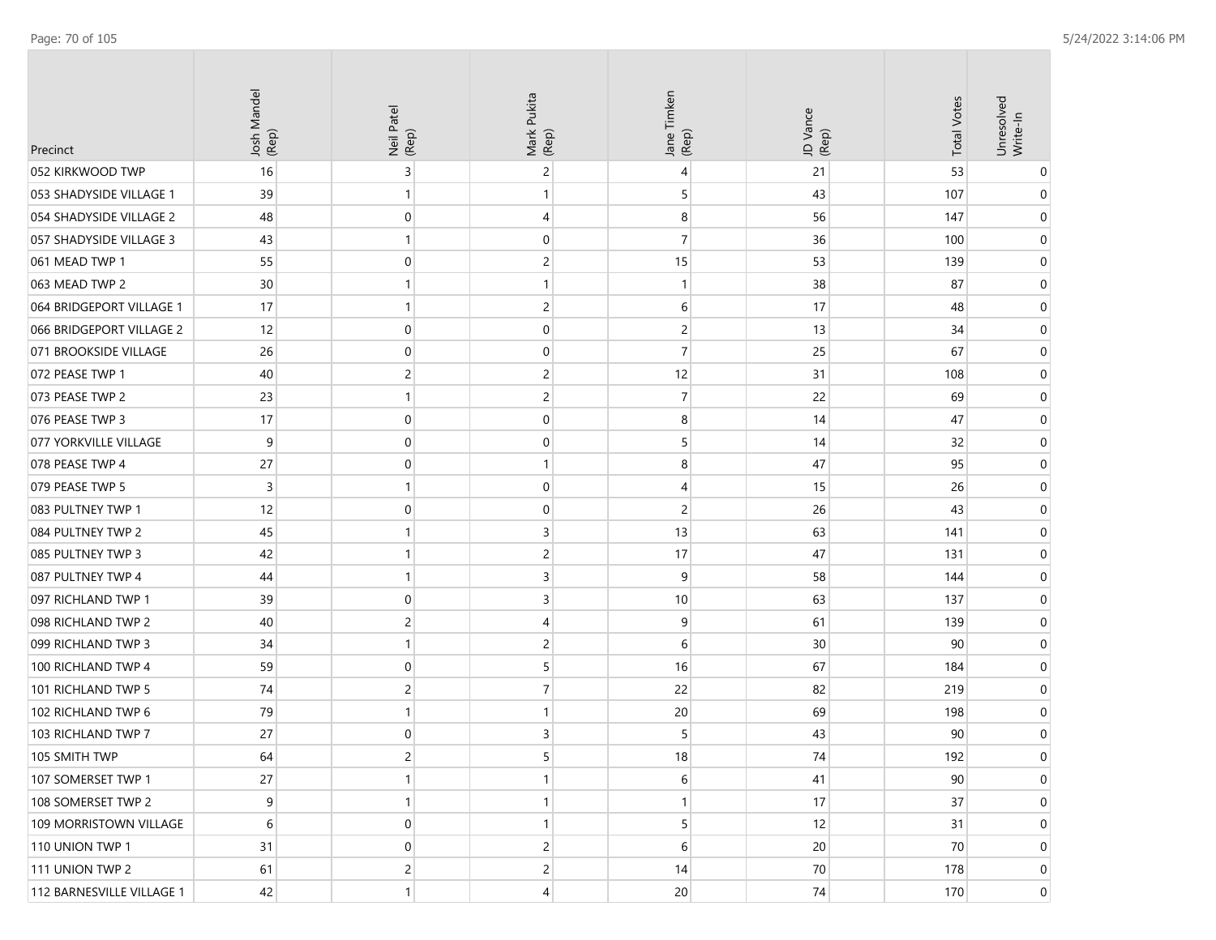| Precinct | Josh Mandel (Rep) | Neil Patel (Rep) | Mark Pukita (Rep) | Jane Timken (Rep) | JD Vance (Rep) | Total Votes | Unresolved Write-In |
|---|---|---|---|---|---|---|---|
| 052 KIRKWOOD TWP | 16 | 3 | 2 | 4 | 21 | 53 | 0 |
| 053 SHADYSIDE VILLAGE 1 | 39 | 1 | 1 | 5 | 43 | 107 | 0 |
| 054 SHADYSIDE VILLAGE 2 | 48 | 0 | 4 | 8 | 56 | 147 | 0 |
| 057 SHADYSIDE VILLAGE 3 | 43 | 1 | 0 | 7 | 36 | 100 | 0 |
| 061 MEAD TWP 1 | 55 | 0 | 2 | 15 | 53 | 139 | 0 |
| 063 MEAD TWP 2 | 30 | 1 | 1 | 1 | 38 | 87 | 0 |
| 064 BRIDGEPORT VILLAGE 1 | 17 | 1 | 2 | 6 | 17 | 48 | 0 |
| 066 BRIDGEPORT VILLAGE 2 | 12 | 0 | 0 | 2 | 13 | 34 | 0 |
| 071 BROOKSIDE VILLAGE | 26 | 0 | 0 | 7 | 25 | 67 | 0 |
| 072 PEASE TWP 1 | 40 | 2 | 2 | 12 | 31 | 108 | 0 |
| 073 PEASE TWP 2 | 23 | 1 | 2 | 7 | 22 | 69 | 0 |
| 076 PEASE TWP 3 | 17 | 0 | 0 | 8 | 14 | 47 | 0 |
| 077 YORKVILLE VILLAGE | 9 | 0 | 0 | 5 | 14 | 32 | 0 |
| 078 PEASE TWP 4 | 27 | 0 | 1 | 8 | 47 | 95 | 0 |
| 079 PEASE TWP 5 | 3 | 1 | 0 | 4 | 15 | 26 | 0 |
| 083 PULTNEY TWP 1 | 12 | 0 | 0 | 2 | 26 | 43 | 0 |
| 084 PULTNEY TWP 2 | 45 | 1 | 3 | 13 | 63 | 141 | 0 |
| 085 PULTNEY TWP 3 | 42 | 1 | 2 | 17 | 47 | 131 | 0 |
| 087 PULTNEY TWP 4 | 44 | 1 | 3 | 9 | 58 | 144 | 0 |
| 097 RICHLAND TWP 1 | 39 | 0 | 3 | 10 | 63 | 137 | 0 |
| 098 RICHLAND TWP 2 | 40 | 2 | 4 | 9 | 61 | 139 | 0 |
| 099 RICHLAND TWP 3 | 34 | 1 | 2 | 6 | 30 | 90 | 0 |
| 100 RICHLAND TWP 4 | 59 | 0 | 5 | 16 | 67 | 184 | 0 |
| 101 RICHLAND TWP 5 | 74 | 2 | 7 | 22 | 82 | 219 | 0 |
| 102 RICHLAND TWP 6 | 79 | 1 | 1 | 20 | 69 | 198 | 0 |
| 103 RICHLAND TWP 7 | 27 | 0 | 3 | 5 | 43 | 90 | 0 |
| 105 SMITH TWP | 64 | 2 | 5 | 18 | 74 | 192 | 0 |
| 107 SOMERSET TWP 1 | 27 | 1 | 1 | 6 | 41 | 90 | 0 |
| 108 SOMERSET TWP 2 | 9 | 1 | 1 | 1 | 17 | 37 | 0 |
| 109 MORRISTOWN VILLAGE | 6 | 0 | 1 | 5 | 12 | 31 | 0 |
| 110 UNION TWP 1 | 31 | 0 | 2 | 6 | 20 | 70 | 0 |
| 111 UNION TWP 2 | 61 | 2 | 2 | 14 | 70 | 178 | 0 |
| 112 BARNESVILLE VILLAGE 1 | 42 | 1 | 4 | 20 | 74 | 170 | 0 |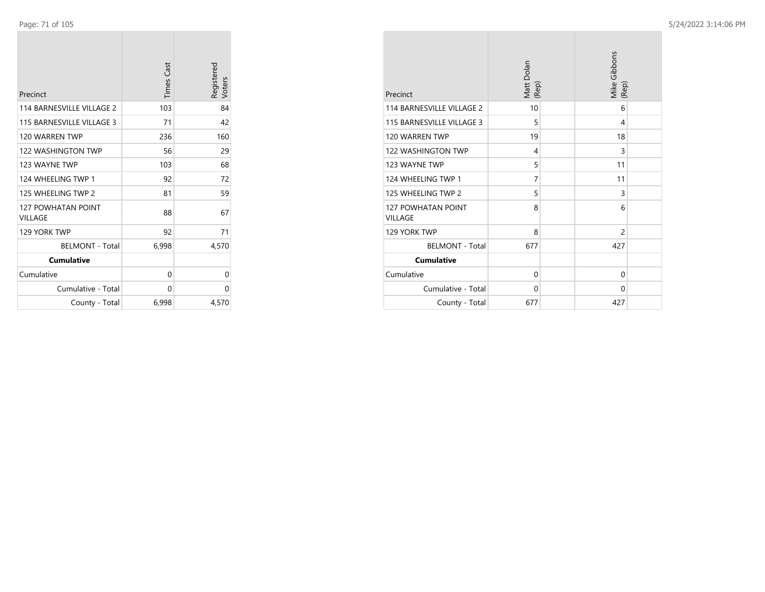| Precinct | Times Cast | Registered Voters |
|---|---|---|
| 114 BARNESVILLE VILLAGE 2 | 103 | 84 |
| 115 BARNESVILLE VILLAGE 3 | 71 | 42 |
| 120 WARREN TWP | 236 | 160 |
| 122 WASHINGTON TWP | 56 | 29 |
| 123 WAYNE TWP | 103 | 68 |
| 124 WHEELING TWP 1 | 92 | 72 |
| 125 WHEELING TWP 2 | 81 | 59 |
| 127 POWHATAN POINT VILLAGE | 88 | 67 |
| 129 YORK TWP | 92 | 71 |
| BELMONT - Total | 6,998 | 4,570 |
| **Cumulative** | | |
| Cumulative | 0 | 0 |
| Cumulative - Total | 0 | 0 |
| County - Total | 6,998 | 4,570 |

| Precinct | Matt Dolan (Rep) | Mike Gibbons (Rep) |
|---|---|---|
| 114 BARNESVILLE VILLAGE 2 | 10 | 6 |
| 115 BARNESVILLE VILLAGE 3 | 5 | 4 |
| 120 WARREN TWP | 19 | 18 |
| 122 WASHINGTON TWP | 4 | 3 |
| 123 WAYNE TWP | 5 | 11 |
| 124 WHEELING TWP 1 | 7 | 11 |
| 125 WHEELING TWP 2 | 5 | 3 |
| 127 POWHATAN POINT VILLAGE | 8 | 6 |
| 129 YORK TWP | 8 | 2 |
| BELMONT - Total | 677 | 427 |
| **Cumulative** | | |
| Cumulative | 0 | 0 |
| Cumulative - Total | 0 | 0 |
| County - Total | 677 | 427 |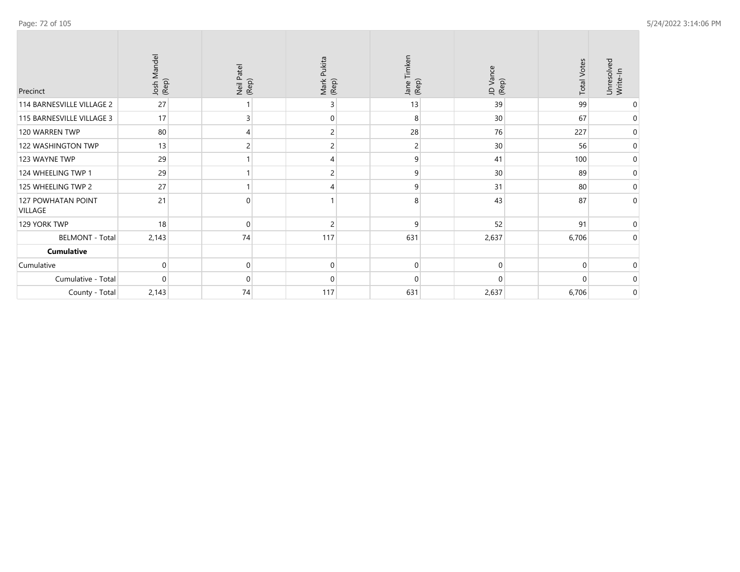| Precinct | Josh Mandel (Rep) | Neil Patel (Rep) | Mark Pukita (Rep) | Jane Timken (Rep) | JD Vance (Rep) | Total Votes | Unresolved Write-In |
|---|---|---|---|---|---|---|---|
| 114 BARNESVILLE VILLAGE 2 | 27 | 1 | 3 | 13 | 39 | 99 | 0 |
| 115 BARNESVILLE VILLAGE 3 | 17 | 3 | 0 | 8 | 30 | 67 | 0 |
| 120 WARREN TWP | 80 | 4 | 2 | 28 | 76 | 227 | 0 |
| 122 WASHINGTON TWP | 13 | 2 | 2 | 2 | 30 | 56 | 0 |
| 123 WAYNE TWP | 29 | 1 | 4 | 9 | 41 | 100 | 0 |
| 124 WHEELING TWP 1 | 29 | 1 | 2 | 9 | 30 | 89 | 0 |
| 125 WHEELING TWP 2 | 27 | 1 | 4 | 9 | 31 | 80 | 0 |
| 127 POWHATAN POINT VILLAGE | 21 | 0 | 1 | 8 | 43 | 87 | 0 |
| 129 YORK TWP | 18 | 0 | 2 | 9 | 52 | 91 | 0 |
| BELMONT - Total | 2,143 | 74 | 117 | 631 | 2,637 | 6,706 | 0 |
| **Cumulative** | | | | | | | |
| Cumulative | 0 | 0 | 0 | 0 | 0 | 0 | 0 |
| Cumulative - Total | 0 | 0 | 0 | 0 | 0 | 0 | 0 |
| County - Total | 2,143 | 74 | 117 | 631 | 2,637 | 6,706 | 0 |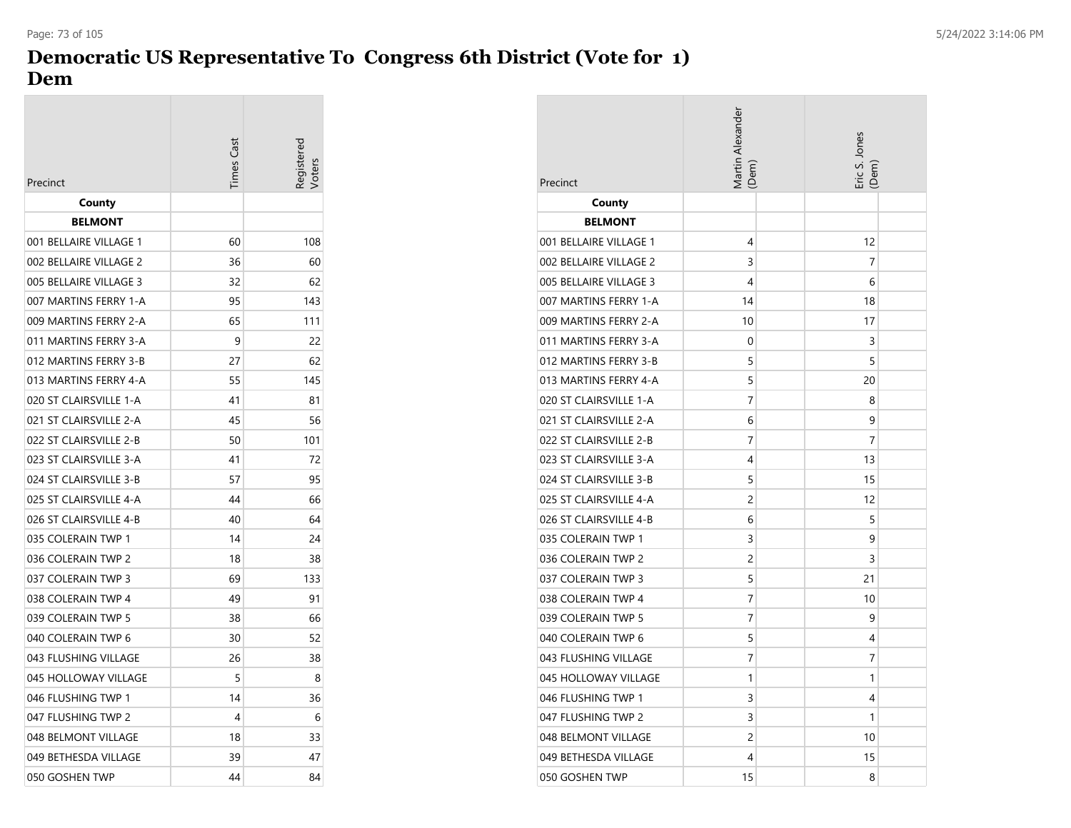# Democratic US Representative To Congress 6th District (Vote for 1)
# Dem

| Precinct | Times Cast | Registered Voters |
|---|---|---|
| **County** | | |
| **BELMONT** | | |
| 001 BELLAIRE VILLAGE 1 | 60 | 108 |
| 002 BELLAIRE VILLAGE 2 | 36 | 60 |
| 005 BELLAIRE VILLAGE 3 | 32 | 62 |
| 007 MARTINS FERRY 1-A | 95 | 143 |
| 009 MARTINS FERRY 2-A | 65 | 111 |
| 011 MARTINS FERRY 3-A | 9 | 22 |
| 012 MARTINS FERRY 3-B | 27 | 62 |
| 013 MARTINS FERRY 4-A | 55 | 145 |
| 020 ST CLAIRSVILLE 1-A | 41 | 81 |
| 021 ST CLAIRSVILLE 2-A | 45 | 56 |
| 022 ST CLAIRSVILLE 2-B | 50 | 101 |
| 023 ST CLAIRSVILLE 3-A | 41 | 72 |
| 024 ST CLAIRSVILLE 3-B | 57 | 95 |
| 025 ST CLAIRSVILLE 4-A | 44 | 66 |
| 026 ST CLAIRSVILLE 4-B | 40 | 64 |
| 035 COLERAIN TWP 1 | 14 | 24 |
| 036 COLERAIN TWP 2 | 18 | 38 |
| 037 COLERAIN TWP 3 | 69 | 133 |
| 038 COLERAIN TWP 4 | 49 | 91 |
| 039 COLERAIN TWP 5 | 38 | 66 |
| 040 COLERAIN TWP 6 | 30 | 52 |
| 043 FLUSHING VILLAGE | 26 | 38 |
| 045 HOLLOWAY VILLAGE | 5 | 8 |
| 046 FLUSHING TWP 1 | 14 | 36 |
| 047 FLUSHING TWP 2 | 4 | 6 |
| 048 BELMONT VILLAGE | 18 | 33 |
| 049 BETHESDA VILLAGE | 39 | 47 |
| 050 GOSHEN TWP | 44 | 84 |

| Precinct | Martin Alexander (Dem) | Eric S. Jones (Dem) |
|---|---|---|
| **County** | | |
| **BELMONT** | | |
| 001 BELLAIRE VILLAGE 1 | 4 | 12 |
| 002 BELLAIRE VILLAGE 2 | 3 | 7 |
| 005 BELLAIRE VILLAGE 3 | 4 | 6 |
| 007 MARTINS FERRY 1-A | 14 | 18 |
| 009 MARTINS FERRY 2-A | 10 | 17 |
| 011 MARTINS FERRY 3-A | 0 | 3 |
| 012 MARTINS FERRY 3-B | 5 | 5 |
| 013 MARTINS FERRY 4-A | 5 | 20 |
| 020 ST CLAIRSVILLE 1-A | 7 | 8 |
| 021 ST CLAIRSVILLE 2-A | 6 | 9 |
| 022 ST CLAIRSVILLE 2-B | 7 | 7 |
| 023 ST CLAIRSVILLE 3-A | 4 | 13 |
| 024 ST CLAIRSVILLE 3-B | 5 | 15 |
| 025 ST CLAIRSVILLE 4-A | 2 | 12 |
| 026 ST CLAIRSVILLE 4-B | 6 | 5 |
| 035 COLERAIN TWP 1 | 3 | 9 |
| 036 COLERAIN TWP 2 | 2 | 3 |
| 037 COLERAIN TWP 3 | 5 | 21 |
| 038 COLERAIN TWP 4 | 7 | 10 |
| 039 COLERAIN TWP 5 | 7 | 9 |
| 040 COLERAIN TWP 6 | 5 | 4 |
| 043 FLUSHING VILLAGE | 7 | 7 |
| 045 HOLLOWAY VILLAGE | 1 | 1 |
| 046 FLUSHING TWP 1 | 3 | 4 |
| 047 FLUSHING TWP 2 | 3 | 1 |
| 048 BELMONT VILLAGE | 2 | 10 |
| 049 BETHESDA VILLAGE | 4 | 15 |
| 050 GOSHEN TWP | 15 | 8 |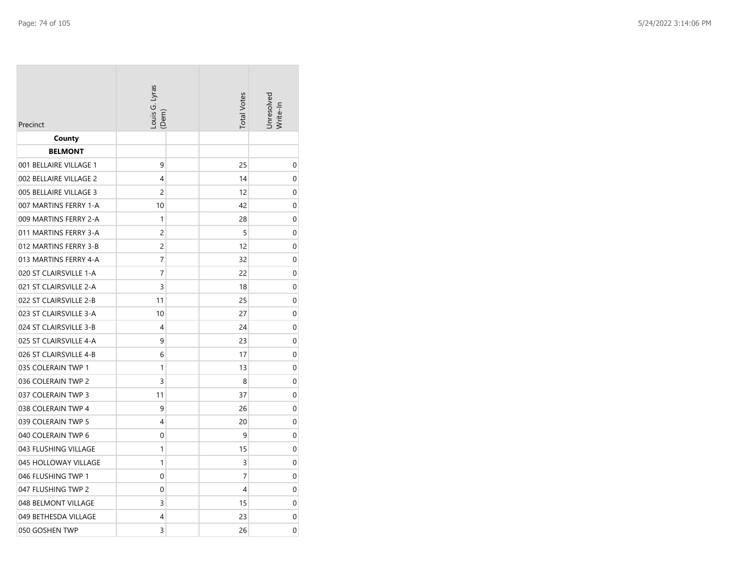| Precinct | Louis G. Lyras (Dem) | | Total Votes | Unresolved Write-In |
|---|---|---|---|---|
| **County** | | | | |
| **BELMONT** | | | | |
| 001 BELLAIRE VILLAGE 1 | 9 | | 25 | 0 |
| 002 BELLAIRE VILLAGE 2 | 4 | | 14 | 0 |
| 005 BELLAIRE VILLAGE 3 | 2 | | 12 | 0 |
| 007 MARTINS FERRY 1-A | 10 | | 42 | 0 |
| 009 MARTINS FERRY 2-A | 1 | | 28 | 0 |
| 011 MARTINS FERRY 3-A | 2 | | 5 | 0 |
| 012 MARTINS FERRY 3-B | 2 | | 12 | 0 |
| 013 MARTINS FERRY 4-A | 7 | | 32 | 0 |
| 020 ST CLAIRSVILLE 1-A | 7 | | 22 | 0 |
| 021 ST CLAIRSVILLE 2-A | 3 | | 18 | 0 |
| 022 ST CLAIRSVILLE 2-B | 11 | | 25 | 0 |
| 023 ST CLAIRSVILLE 3-A | 10 | | 27 | 0 |
| 024 ST CLAIRSVILLE 3-B | 4 | | 24 | 0 |
| 025 ST CLAIRSVILLE 4-A | 9 | | 23 | 0 |
| 026 ST CLAIRSVILLE 4-B | 6 | | 17 | 0 |
| 035 COLERAIN TWP 1 | 1 | | 13 | 0 |
| 036 COLERAIN TWP 2 | 3 | | 8 | 0 |
| 037 COLERAIN TWP 3 | 11 | | 37 | 0 |
| 038 COLERAIN TWP 4 | 9 | | 26 | 0 |
| 039 COLERAIN TWP 5 | 4 | | 20 | 0 |
| 040 COLERAIN TWP 6 | 0 | | 9 | 0 |
| 043 FLUSHING VILLAGE | 1 | | 15 | 0 |
| 045 HOLLOWAY VILLAGE | 1 | | 3 | 0 |
| 046 FLUSHING TWP 1 | 0 | | 7 | 0 |
| 047 FLUSHING TWP 2 | 0 | | 4 | 0 |
| 048 BELMONT VILLAGE | 3 | | 15 | 0 |
| 049 BETHESDA VILLAGE | 4 | | 23 | 0 |
| 050 GOSHEN TWP | 3 | | 26 | 0 |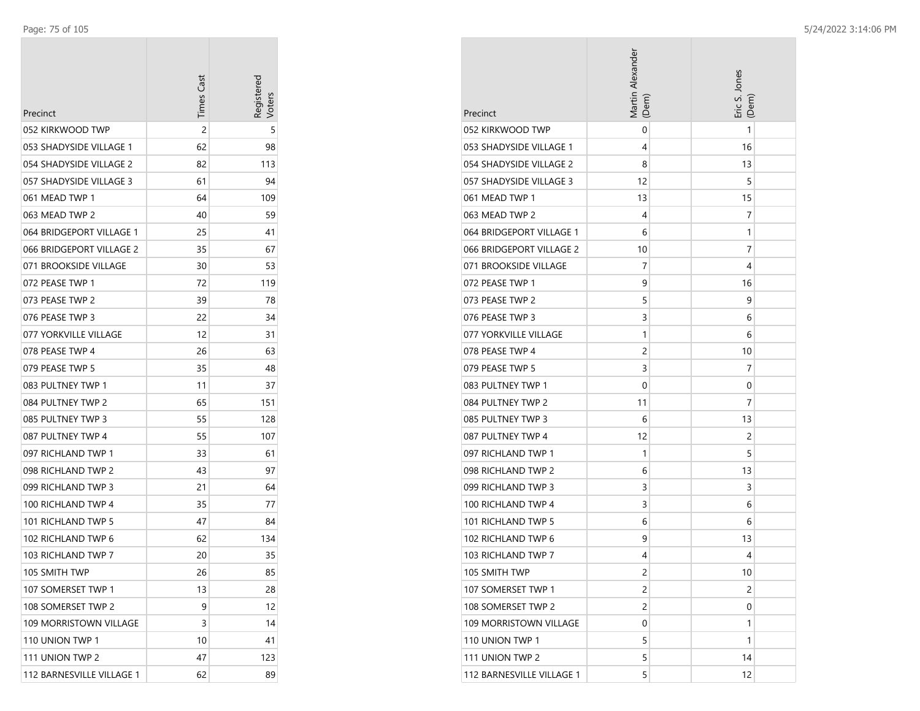| Precinct | Times Cast | Registered Voters |
|---|---|---|
| 052 KIRKWOOD TWP | 2 | 5 |
| 053 SHADYSIDE VILLAGE 1 | 62 | 98 |
| 054 SHADYSIDE VILLAGE 2 | 82 | 113 |
| 057 SHADYSIDE VILLAGE 3 | 61 | 94 |
| 061 MEAD TWP 1 | 64 | 109 |
| 063 MEAD TWP 2 | 40 | 59 |
| 064 BRIDGEPORT VILLAGE 1 | 25 | 41 |
| 066 BRIDGEPORT VILLAGE 2 | 35 | 67 |
| 071 BROOKSIDE VILLAGE | 30 | 53 |
| 072 PEASE TWP 1 | 72 | 119 |
| 073 PEASE TWP 2 | 39 | 78 |
| 076 PEASE TWP 3 | 22 | 34 |
| 077 YORKVILLE VILLAGE | 12 | 31 |
| 078 PEASE TWP 4 | 26 | 63 |
| 079 PEASE TWP 5 | 35 | 48 |
| 083 PULTNEY TWP 1 | 11 | 37 |
| 084 PULTNEY TWP 2 | 65 | 151 |
| 085 PULTNEY TWP 3 | 55 | 128 |
| 087 PULTNEY TWP 4 | 55 | 107 |
| 097 RICHLAND TWP 1 | 33 | 61 |
| 098 RICHLAND TWP 2 | 43 | 97 |
| 099 RICHLAND TWP 3 | 21 | 64 |
| 100 RICHLAND TWP 4 | 35 | 77 |
| 101 RICHLAND TWP 5 | 47 | 84 |
| 102 RICHLAND TWP 6 | 62 | 134 |
| 103 RICHLAND TWP 7 | 20 | 35 |
| 105 SMITH TWP | 26 | 85 |
| 107 SOMERSET TWP 1 | 13 | 28 |
| 108 SOMERSET TWP 2 | 9 | 12 |
| 109 MORRISTOWN VILLAGE | 3 | 14 |
| 110 UNION TWP 1 | 10 | 41 |
| 111 UNION TWP 2 | 47 | 123 |
| 112 BARNESVILLE VILLAGE 1 | 62 | 89 |

| Precinct | Martin Alexander (Dem) | Eric S. Jones (Dem) |
|---|---|---|
| 052 KIRKWOOD TWP | 0 | 1 |
| 053 SHADYSIDE VILLAGE 1 | 4 | 16 |
| 054 SHADYSIDE VILLAGE 2 | 8 | 13 |
| 057 SHADYSIDE VILLAGE 3 | 12 | 5 |
| 061 MEAD TWP 1 | 13 | 15 |
| 063 MEAD TWP 2 | 4 | 7 |
| 064 BRIDGEPORT VILLAGE 1 | 6 | 1 |
| 066 BRIDGEPORT VILLAGE 2 | 10 | 7 |
| 071 BROOKSIDE VILLAGE | 7 | 4 |
| 072 PEASE TWP 1 | 9 | 16 |
| 073 PEASE TWP 2 | 5 | 9 |
| 076 PEASE TWP 3 | 3 | 6 |
| 077 YORKVILLE VILLAGE | 1 | 6 |
| 078 PEASE TWP 4 | 2 | 10 |
| 079 PEASE TWP 5 | 3 | 7 |
| 083 PULTNEY TWP 1 | 0 | 0 |
| 084 PULTNEY TWP 2 | 11 | 7 |
| 085 PULTNEY TWP 3 | 6 | 13 |
| 087 PULTNEY TWP 4 | 12 | 2 |
| 097 RICHLAND TWP 1 | 1 | 5 |
| 098 RICHLAND TWP 2 | 6 | 13 |
| 099 RICHLAND TWP 3 | 3 | 3 |
| 100 RICHLAND TWP 4 | 3 | 6 |
| 101 RICHLAND TWP 5 | 6 | 6 |
| 102 RICHLAND TWP 6 | 9 | 13 |
| 103 RICHLAND TWP 7 | 4 | 4 |
| 105 SMITH TWP | 2 | 10 |
| 107 SOMERSET TWP 1 | 2 | 2 |
| 108 SOMERSET TWP 2 | 2 | 0 |
| 109 MORRISTOWN VILLAGE | 0 | 1 |
| 110 UNION TWP 1 | 5 | 1 |
| 111 UNION TWP 2 | 5 | 14 |
| 112 BARNESVILLE VILLAGE 1 | 5 | 12 |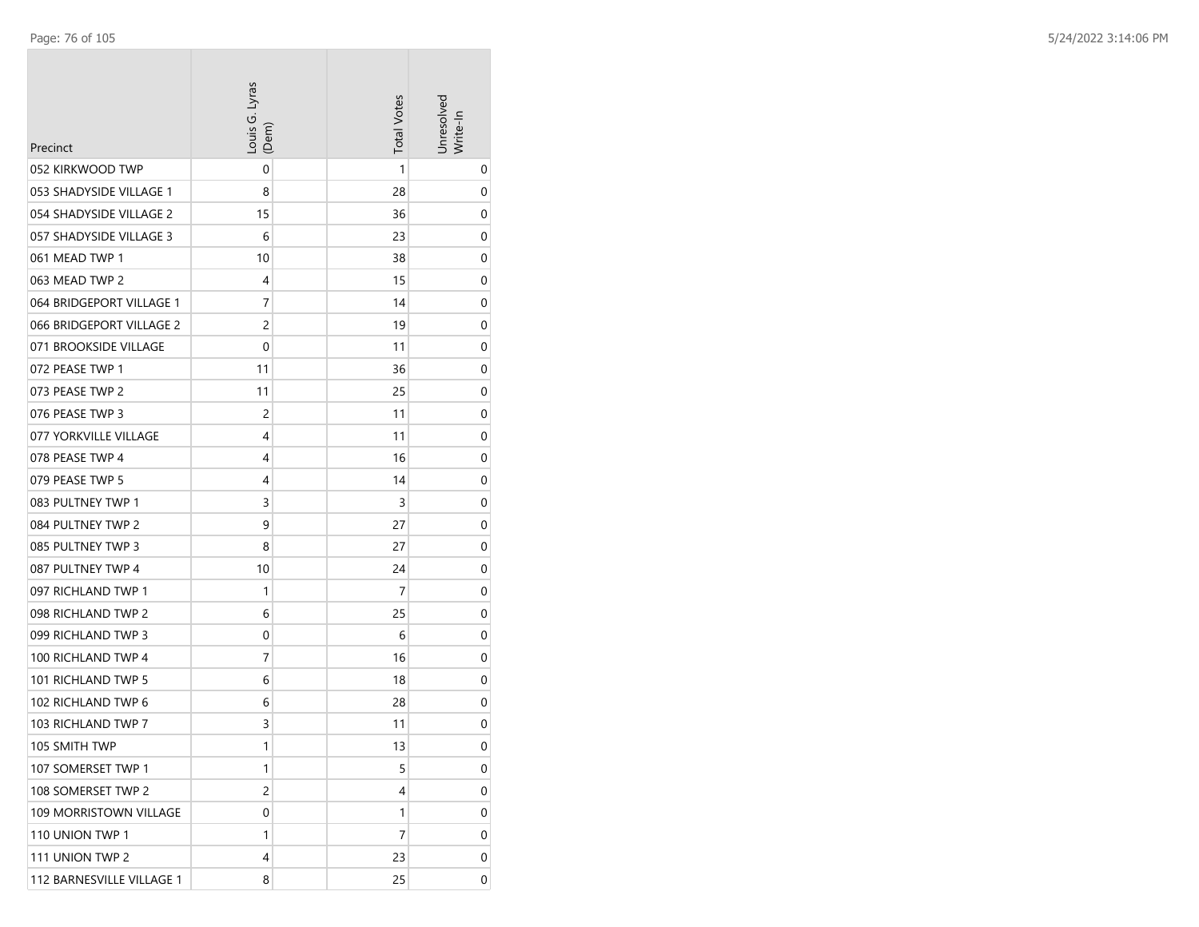| Precinct | Louis G. Lyras (Dem) | Total Votes | Unresolved Write-In |
|---|---|---|---|
| 052 KIRKWOOD TWP | 0 | 1 | 0 |
| 053 SHADYSIDE VILLAGE 1 | 8 | 28 | 0 |
| 054 SHADYSIDE VILLAGE 2 | 15 | 36 | 0 |
| 057 SHADYSIDE VILLAGE 3 | 6 | 23 | 0 |
| 061 MEAD TWP 1 | 10 | 38 | 0 |
| 063 MEAD TWP 2 | 4 | 15 | 0 |
| 064 BRIDGEPORT VILLAGE 1 | 7 | 14 | 0 |
| 066 BRIDGEPORT VILLAGE 2 | 2 | 19 | 0 |
| 071 BROOKSIDE VILLAGE | 0 | 11 | 0 |
| 072 PEASE TWP 1 | 11 | 36 | 0 |
| 073 PEASE TWP 2 | 11 | 25 | 0 |
| 076 PEASE TWP 3 | 2 | 11 | 0 |
| 077 YORKVILLE VILLAGE | 4 | 11 | 0 |
| 078 PEASE TWP 4 | 4 | 16 | 0 |
| 079 PEASE TWP 5 | 4 | 14 | 0 |
| 083 PULTNEY TWP 1 | 3 | 3 | 0 |
| 084 PULTNEY TWP 2 | 9 | 27 | 0 |
| 085 PULTNEY TWP 3 | 8 | 27 | 0 |
| 087 PULTNEY TWP 4 | 10 | 24 | 0 |
| 097 RICHLAND TWP 1 | 1 | 7 | 0 |
| 098 RICHLAND TWP 2 | 6 | 25 | 0 |
| 099 RICHLAND TWP 3 | 0 | 6 | 0 |
| 100 RICHLAND TWP 4 | 7 | 16 | 0 |
| 101 RICHLAND TWP 5 | 6 | 18 | 0 |
| 102 RICHLAND TWP 6 | 6 | 28 | 0 |
| 103 RICHLAND TWP 7 | 3 | 11 | 0 |
| 105 SMITH TWP | 1 | 13 | 0 |
| 107 SOMERSET TWP 1 | 1 | 5 | 0 |
| 108 SOMERSET TWP 2 | 2 | 4 | 0 |
| 109 MORRISTOWN VILLAGE | 0 | 1 | 0 |
| 110 UNION TWP 1 | 1 | 7 | 0 |
| 111 UNION TWP 2 | 4 | 23 | 0 |
| 112 BARNESVILLE VILLAGE 1 | 8 | 25 | 0 |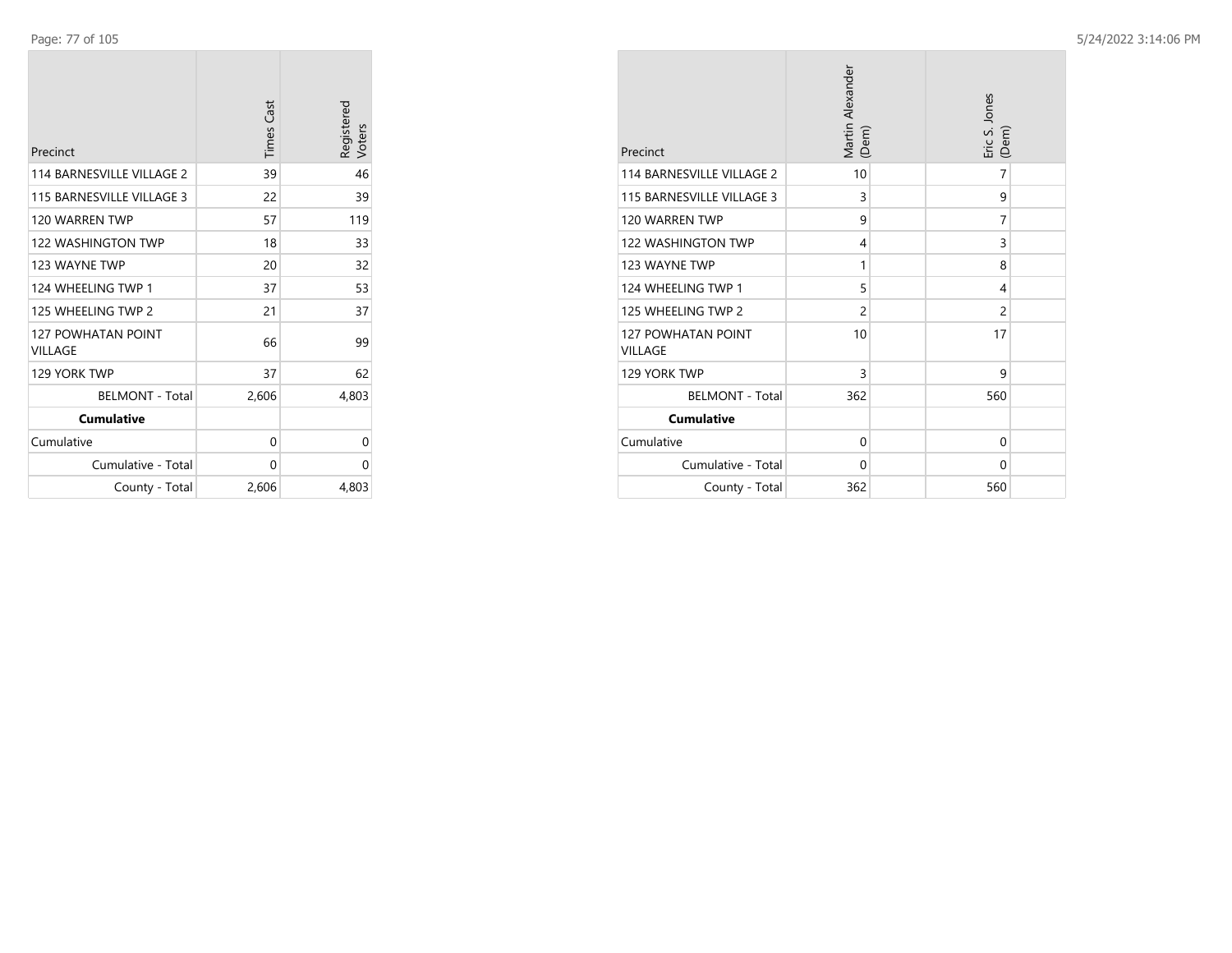| Precinct | Times Cast | Registered Voters |
|---|---|---|
| 114 BARNESVILLE VILLAGE 2 | 39 | 46 |
| 115 BARNESVILLE VILLAGE 3 | 22 | 39 |
| 120 WARREN TWP | 57 | 119 |
| 122 WASHINGTON TWP | 18 | 33 |
| 123 WAYNE TWP | 20 | 32 |
| 124 WHEELING TWP 1 | 37 | 53 |
| 125 WHEELING TWP 2 | 21 | 37 |
| 127 POWHATAN POINT VILLAGE | 66 | 99 |
| 129 YORK TWP | 37 | 62 |
| BELMONT - Total | 2,606 | 4,803 |
| **Cumulative** | | |
| Cumulative | 0 | 0 |
| Cumulative - Total | 0 | 0 |
| County - Total | 2,606 | 4,803 |

| Precinct | Martin Alexander (Dem) | Eric S. Jones (Dem) |
|---|---|---|
| 114 BARNESVILLE VILLAGE 2 | 10 | 7 |
| 115 BARNESVILLE VILLAGE 3 | 3 | 9 |
| 120 WARREN TWP | 9 | 7 |
| 122 WASHINGTON TWP | 4 | 3 |
| 123 WAYNE TWP | 1 | 8 |
| 124 WHEELING TWP 1 | 5 | 4 |
| 125 WHEELING TWP 2 | 2 | 2 |
| 127 POWHATAN POINT VILLAGE | 10 | 17 |
| 129 YORK TWP | 3 | 9 |
| BELMONT - Total | 362 | 560 |
| **Cumulative** | | |
| Cumulative | 0 | 0 |
| Cumulative - Total | 0 | 0 |
| County - Total | 362 | 560 |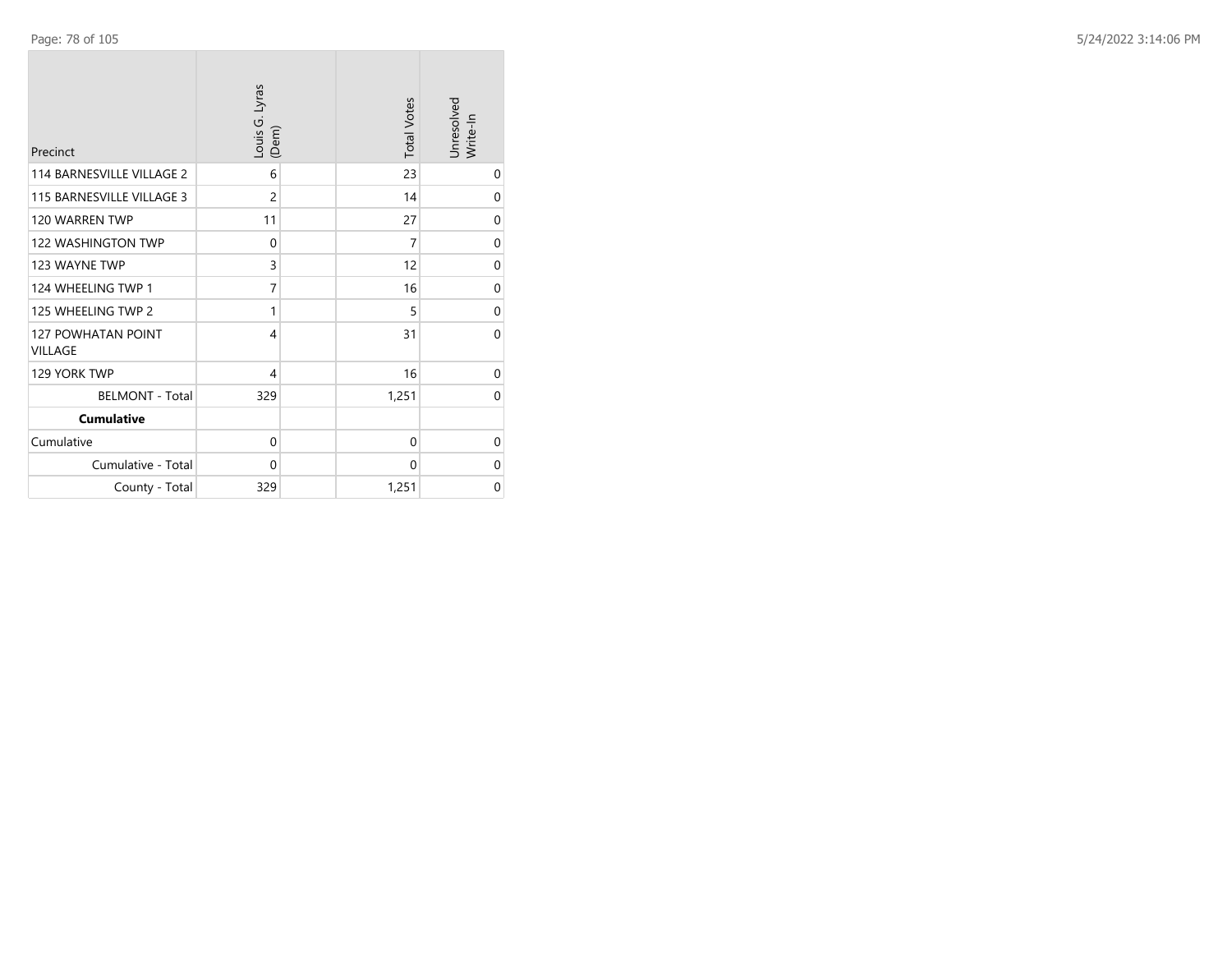| Precinct | Louis G. Lyras (Dem) | Total Votes | Unresolved Write-In |
|---|---|---|---|
| 114 BARNESVILLE VILLAGE 2 | 6 | 23 | 0 |
| 115 BARNESVILLE VILLAGE 3 | 2 | 14 | 0 |
| 120 WARREN TWP | 11 | 27 | 0 |
| 122 WASHINGTON TWP | 0 | 7 | 0 |
| 123 WAYNE TWP | 3 | 12 | 0 |
| 124 WHEELING TWP 1 | 7 | 16 | 0 |
| 125 WHEELING TWP 2 | 1 | 5 | 0 |
| 127 POWHATAN POINT VILLAGE | 4 | 31 | 0 |
| 129 YORK TWP | 4 | 16 | 0 |
| BELMONT - Total | 329 | 1,251 | 0 |
| **Cumulative** | | | |
| Cumulative | 0 | 0 | 0 |
| Cumulative - Total | 0 | 0 | 0 |
| County - Total | 329 | 1,251 | 0 |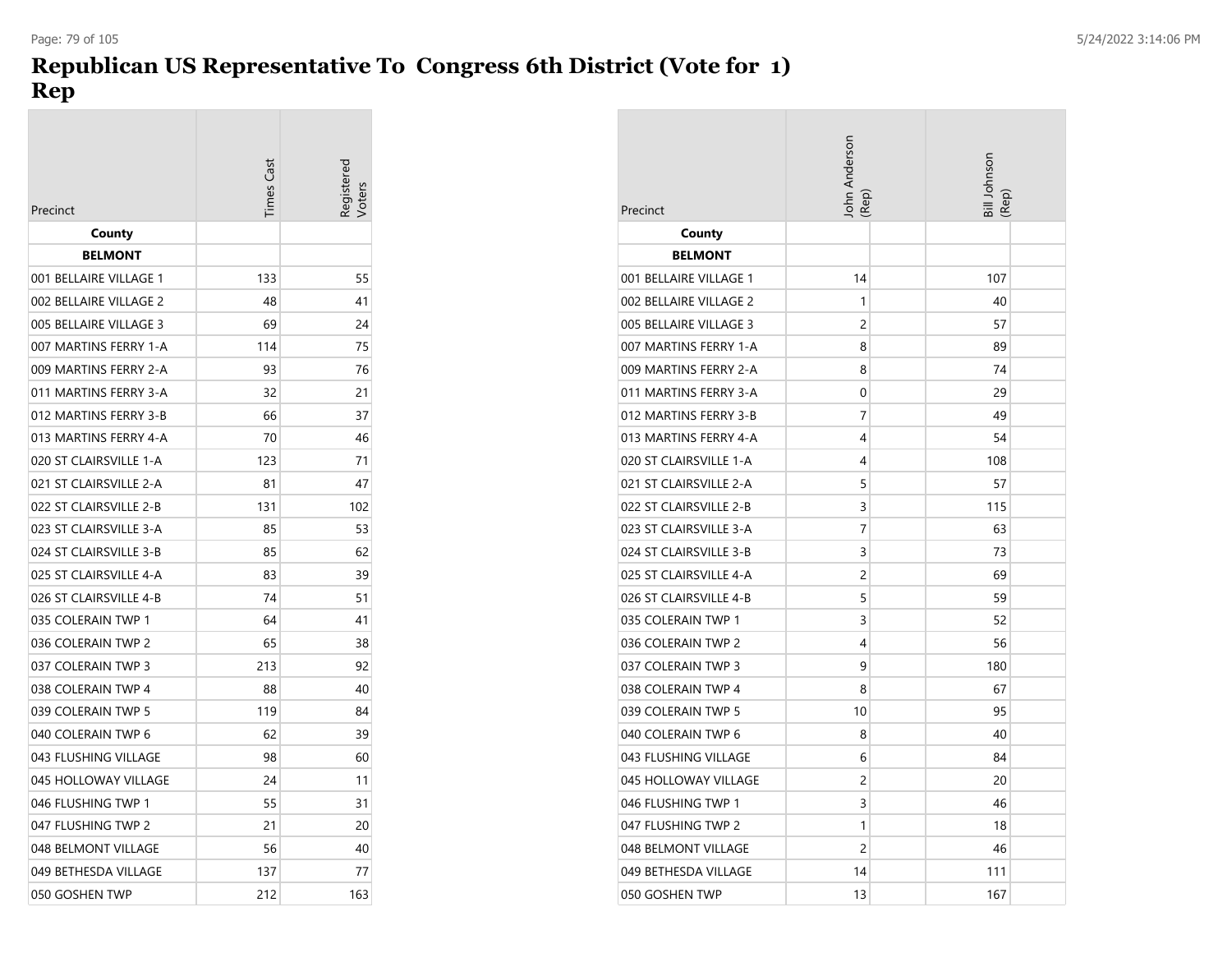# Republican US Representative To Congress 6th District (Vote for 1)
# Rep

| Precinct | Times Cast | Registered Voters |
|---|---|---|
| **County** | | |
| **BELMONT** | | |
| 001 BELLAIRE VILLAGE 1 | 133 | 55 |
| 002 BELLAIRE VILLAGE 2 | 48 | 41 |
| 005 BELLAIRE VILLAGE 3 | 69 | 24 |
| 007 MARTINS FERRY 1-A | 114 | 75 |
| 009 MARTINS FERRY 2-A | 93 | 76 |
| 011 MARTINS FERRY 3-A | 32 | 21 |
| 012 MARTINS FERRY 3-B | 66 | 37 |
| 013 MARTINS FERRY 4-A | 70 | 46 |
| 020 ST CLAIRSVILLE 1-A | 123 | 71 |
| 021 ST CLAIRSVILLE 2-A | 81 | 47 |
| 022 ST CLAIRSVILLE 2-B | 131 | 102 |
| 023 ST CLAIRSVILLE 3-A | 85 | 53 |
| 024 ST CLAIRSVILLE 3-B | 85 | 62 |
| 025 ST CLAIRSVILLE 4-A | 83 | 39 |
| 026 ST CLAIRSVILLE 4-B | 74 | 51 |
| 035 COLERAIN TWP 1 | 64 | 41 |
| 036 COLERAIN TWP 2 | 65 | 38 |
| 037 COLERAIN TWP 3 | 213 | 92 |
| 038 COLERAIN TWP 4 | 88 | 40 |
| 039 COLERAIN TWP 5 | 119 | 84 |
| 040 COLERAIN TWP 6 | 62 | 39 |
| 043 FLUSHING VILLAGE | 98 | 60 |
| 045 HOLLOWAY VILLAGE | 24 | 11 |
| 046 FLUSHING TWP 1 | 55 | 31 |
| 047 FLUSHING TWP 2 | 21 | 20 |
| 048 BELMONT VILLAGE | 56 | 40 |
| 049 BETHESDA VILLAGE | 137 | 77 |
| 050 GOSHEN TWP | 212 | 163 |

| Precinct | John Anderson (Rep) | | Bill Johnson (Rep) | |
|---|---|---|---|---|
| **County** | | | | |
| **BELMONT** | | | | |
| 001 BELLAIRE VILLAGE 1 | 14 | | 107 | |
| 002 BELLAIRE VILLAGE 2 | 1 | | 40 | |
| 005 BELLAIRE VILLAGE 3 | 2 | | 57 | |
| 007 MARTINS FERRY 1-A | 8 | | 89 | |
| 009 MARTINS FERRY 2-A | 8 | | 74 | |
| 011 MARTINS FERRY 3-A | 0 | | 29 | |
| 012 MARTINS FERRY 3-B | 7 | | 49 | |
| 013 MARTINS FERRY 4-A | 4 | | 54 | |
| 020 ST CLAIRSVILLE 1-A | 4 | | 108 | |
| 021 ST CLAIRSVILLE 2-A | 5 | | 57 | |
| 022 ST CLAIRSVILLE 2-B | 3 | | 115 | |
| 023 ST CLAIRSVILLE 3-A | 7 | | 63 | |
| 024 ST CLAIRSVILLE 3-B | 3 | | 73 | |
| 025 ST CLAIRSVILLE 4-A | 2 | | 69 | |
| 026 ST CLAIRSVILLE 4-B | 5 | | 59 | |
| 035 COLERAIN TWP 1 | 3 | | 52 | |
| 036 COLERAIN TWP 2 | 4 | | 56 | |
| 037 COLERAIN TWP 3 | 9 | | 180 | |
| 038 COLERAIN TWP 4 | 8 | | 67 | |
| 039 COLERAIN TWP 5 | 10 | | 95 | |
| 040 COLERAIN TWP 6 | 8 | | 40 | |
| 043 FLUSHING VILLAGE | 6 | | 84 | |
| 045 HOLLOWAY VILLAGE | 2 | | 20 | |
| 046 FLUSHING TWP 1 | 3 | | 46 | |
| 047 FLUSHING TWP 2 | 1 | | 18 | |
| 048 BELMONT VILLAGE | 2 | | 46 | |
| 049 BETHESDA VILLAGE | 14 | | 111 | |
| 050 GOSHEN TWP | 13 | | 167 | |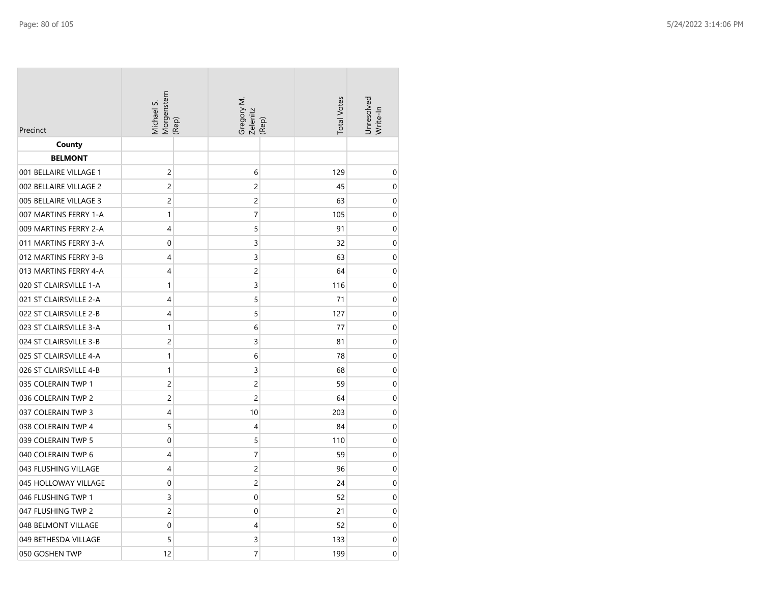| Precinct | Michael S. Morgenstern (Rep) | Gregory M. Zelenitz (Rep) | Total Votes | Unresolved Write-In |
|---|---|---|---|---|
| **County** | | | | |
| **BELMONT** | | | | |
| 001 BELLAIRE VILLAGE 1 | 2 | 6 | 129 | 0 |
| 002 BELLAIRE VILLAGE 2 | 2 | 2 | 45 | 0 |
| 005 BELLAIRE VILLAGE 3 | 2 | 2 | 63 | 0 |
| 007 MARTINS FERRY 1-A | 1 | 7 | 105 | 0 |
| 009 MARTINS FERRY 2-A | 4 | 5 | 91 | 0 |
| 011 MARTINS FERRY 3-A | 0 | 3 | 32 | 0 |
| 012 MARTINS FERRY 3-B | 4 | 3 | 63 | 0 |
| 013 MARTINS FERRY 4-A | 4 | 2 | 64 | 0 |
| 020 ST CLAIRSVILLE 1-A | 1 | 3 | 116 | 0 |
| 021 ST CLAIRSVILLE 2-A | 4 | 5 | 71 | 0 |
| 022 ST CLAIRSVILLE 2-B | 4 | 5 | 127 | 0 |
| 023 ST CLAIRSVILLE 3-A | 1 | 6 | 77 | 0 |
| 024 ST CLAIRSVILLE 3-B | 2 | 3 | 81 | 0 |
| 025 ST CLAIRSVILLE 4-A | 1 | 6 | 78 | 0 |
| 026 ST CLAIRSVILLE 4-B | 1 | 3 | 68 | 0 |
| 035 COLERAIN TWP 1 | 2 | 2 | 59 | 0 |
| 036 COLERAIN TWP 2 | 2 | 2 | 64 | 0 |
| 037 COLERAIN TWP 3 | 4 | 10 | 203 | 0 |
| 038 COLERAIN TWP 4 | 5 | 4 | 84 | 0 |
| 039 COLERAIN TWP 5 | 0 | 5 | 110 | 0 |
| 040 COLERAIN TWP 6 | 4 | 7 | 59 | 0 |
| 043 FLUSHING VILLAGE | 4 | 2 | 96 | 0 |
| 045 HOLLOWAY VILLAGE | 0 | 2 | 24 | 0 |
| 046 FLUSHING TWP 1 | 3 | 0 | 52 | 0 |
| 047 FLUSHING TWP 2 | 2 | 0 | 21 | 0 |
| 048 BELMONT VILLAGE | 0 | 4 | 52 | 0 |
| 049 BETHESDA VILLAGE | 5 | 3 | 133 | 0 |
| 050 GOSHEN TWP | 12 | 7 | 199 | 0 |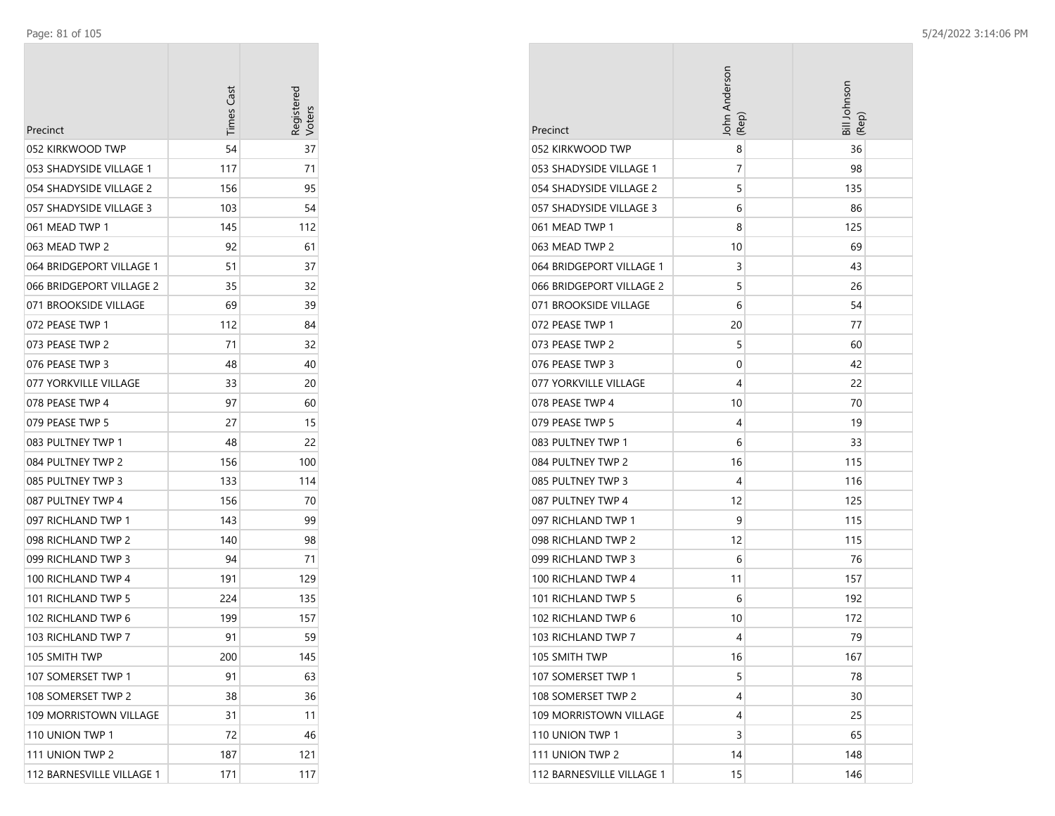| Precinct | Times Cast | Registered Voters |
|---|---|---|
| 052 KIRKWOOD TWP | 54 | 37 |
| 053 SHADYSIDE VILLAGE 1 | 117 | 71 |
| 054 SHADYSIDE VILLAGE 2 | 156 | 95 |
| 057 SHADYSIDE VILLAGE 3 | 103 | 54 |
| 061 MEAD TWP 1 | 145 | 112 |
| 063 MEAD TWP 2 | 92 | 61 |
| 064 BRIDGEPORT VILLAGE 1 | 51 | 37 |
| 066 BRIDGEPORT VILLAGE 2 | 35 | 32 |
| 071 BROOKSIDE VILLAGE | 69 | 39 |
| 072 PEASE TWP 1 | 112 | 84 |
| 073 PEASE TWP 2 | 71 | 32 |
| 076 PEASE TWP 3 | 48 | 40 |
| 077 YORKVILLE VILLAGE | 33 | 20 |
| 078 PEASE TWP 4 | 97 | 60 |
| 079 PEASE TWP 5 | 27 | 15 |
| 083 PULTNEY TWP 1 | 48 | 22 |
| 084 PULTNEY TWP 2 | 156 | 100 |
| 085 PULTNEY TWP 3 | 133 | 114 |
| 087 PULTNEY TWP 4 | 156 | 70 |
| 097 RICHLAND TWP 1 | 143 | 99 |
| 098 RICHLAND TWP 2 | 140 | 98 |
| 099 RICHLAND TWP 3 | 94 | 71 |
| 100 RICHLAND TWP 4 | 191 | 129 |
| 101 RICHLAND TWP 5 | 224 | 135 |
| 102 RICHLAND TWP 6 | 199 | 157 |
| 103 RICHLAND TWP 7 | 91 | 59 |
| 105 SMITH TWP | 200 | 145 |
| 107 SOMERSET TWP 1 | 91 | 63 |
| 108 SOMERSET TWP 2 | 38 | 36 |
| 109 MORRISTOWN VILLAGE | 31 | 11 |
| 110 UNION TWP 1 | 72 | 46 |
| 111 UNION TWP 2 | 187 | 121 |
| 112 BARNESVILLE VILLAGE 1 | 171 | 117 |

| Precinct | John Anderson (Rep) | Bill Johnson (Rep) |
|---|---|---|
| 052 KIRKWOOD TWP | 8 | 36 |
| 053 SHADYSIDE VILLAGE 1 | 7 | 98 |
| 054 SHADYSIDE VILLAGE 2 | 5 | 135 |
| 057 SHADYSIDE VILLAGE 3 | 6 | 86 |
| 061 MEAD TWP 1 | 8 | 125 |
| 063 MEAD TWP 2 | 10 | 69 |
| 064 BRIDGEPORT VILLAGE 1 | 3 | 43 |
| 066 BRIDGEPORT VILLAGE 2 | 5 | 26 |
| 071 BROOKSIDE VILLAGE | 6 | 54 |
| 072 PEASE TWP 1 | 20 | 77 |
| 073 PEASE TWP 2 | 5 | 60 |
| 076 PEASE TWP 3 | 0 | 42 |
| 077 YORKVILLE VILLAGE | 4 | 22 |
| 078 PEASE TWP 4 | 10 | 70 |
| 079 PEASE TWP 5 | 4 | 19 |
| 083 PULTNEY TWP 1 | 6 | 33 |
| 084 PULTNEY TWP 2 | 16 | 115 |
| 085 PULTNEY TWP 3 | 4 | 116 |
| 087 PULTNEY TWP 4 | 12 | 125 |
| 097 RICHLAND TWP 1 | 9 | 115 |
| 098 RICHLAND TWP 2 | 12 | 115 |
| 099 RICHLAND TWP 3 | 6 | 76 |
| 100 RICHLAND TWP 4 | 11 | 157 |
| 101 RICHLAND TWP 5 | 6 | 192 |
| 102 RICHLAND TWP 6 | 10 | 172 |
| 103 RICHLAND TWP 7 | 4 | 79 |
| 105 SMITH TWP | 16 | 167 |
| 107 SOMERSET TWP 1 | 5 | 78 |
| 108 SOMERSET TWP 2 | 4 | 30 |
| 109 MORRISTOWN VILLAGE | 4 | 25 |
| 110 UNION TWP 1 | 3 | 65 |
| 111 UNION TWP 2 | 14 | 148 |
| 112 BARNESVILLE VILLAGE 1 | 15 | 146 |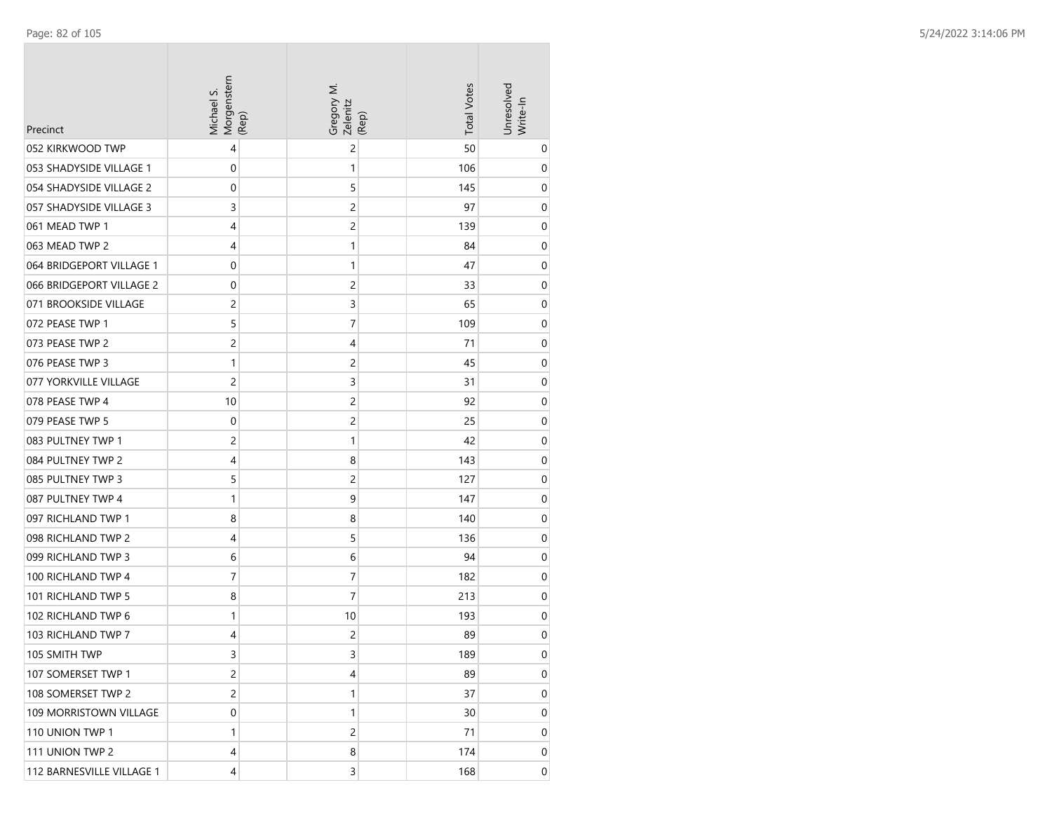| Precinct | Michael S. Morgenstern (Rep) | Gregory M. Zelenitz (Rep) | Total Votes | Unresolved Write-In |
|---|---|---|---|---|
| 052 KIRKWOOD TWP | 4 | 2 | 50 | 0 |
| 053 SHADYSIDE VILLAGE 1 | 0 | 1 | 106 | 0 |
| 054 SHADYSIDE VILLAGE 2 | 0 | 5 | 145 | 0 |
| 057 SHADYSIDE VILLAGE 3 | 3 | 2 | 97 | 0 |
| 061 MEAD TWP 1 | 4 | 2 | 139 | 0 |
| 063 MEAD TWP 2 | 4 | 1 | 84 | 0 |
| 064 BRIDGEPORT VILLAGE 1 | 0 | 1 | 47 | 0 |
| 066 BRIDGEPORT VILLAGE 2 | 0 | 2 | 33 | 0 |
| 071 BROOKSIDE VILLAGE | 2 | 3 | 65 | 0 |
| 072 PEASE TWP 1 | 5 | 7 | 109 | 0 |
| 073 PEASE TWP 2 | 2 | 4 | 71 | 0 |
| 076 PEASE TWP 3 | 1 | 2 | 45 | 0 |
| 077 YORKVILLE VILLAGE | 2 | 3 | 31 | 0 |
| 078 PEASE TWP 4 | 10 | 2 | 92 | 0 |
| 079 PEASE TWP 5 | 0 | 2 | 25 | 0 |
| 083 PULTNEY TWP 1 | 2 | 1 | 42 | 0 |
| 084 PULTNEY TWP 2 | 4 | 8 | 143 | 0 |
| 085 PULTNEY TWP 3 | 5 | 2 | 127 | 0 |
| 087 PULTNEY TWP 4 | 1 | 9 | 147 | 0 |
| 097 RICHLAND TWP 1 | 8 | 8 | 140 | 0 |
| 098 RICHLAND TWP 2 | 4 | 5 | 136 | 0 |
| 099 RICHLAND TWP 3 | 6 | 6 | 94 | 0 |
| 100 RICHLAND TWP 4 | 7 | 7 | 182 | 0 |
| 101 RICHLAND TWP 5 | 8 | 7 | 213 | 0 |
| 102 RICHLAND TWP 6 | 1 | 10 | 193 | 0 |
| 103 RICHLAND TWP 7 | 4 | 2 | 89 | 0 |
| 105 SMITH TWP | 3 | 3 | 189 | 0 |
| 107 SOMERSET TWP 1 | 2 | 4 | 89 | 0 |
| 108 SOMERSET TWP 2 | 2 | 1 | 37 | 0 |
| 109 MORRISTOWN VILLAGE | 0 | 1 | 30 | 0 |
| 110 UNION TWP 1 | 1 | 2 | 71 | 0 |
| 111 UNION TWP 2 | 4 | 8 | 174 | 0 |
| 112 BARNESVILLE VILLAGE 1 | 4 | 3 | 168 | 0 |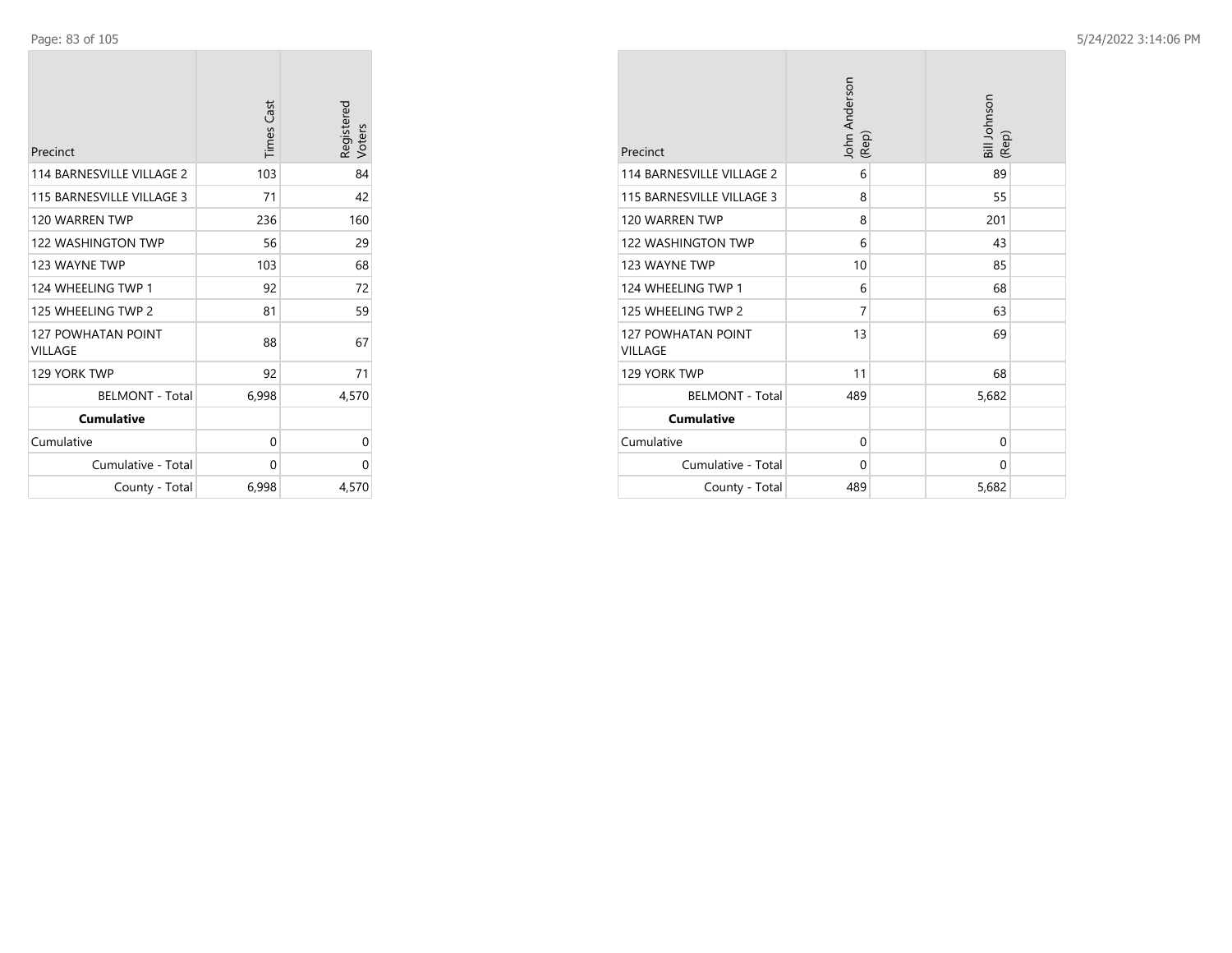| Precinct | Times Cast | Registered Voters |
|---|---|---|
| 114 BARNESVILLE VILLAGE 2 | 103 | 84 |
| 115 BARNESVILLE VILLAGE 3 | 71 | 42 |
| 120 WARREN TWP | 236 | 160 |
| 122 WASHINGTON TWP | 56 | 29 |
| 123 WAYNE TWP | 103 | 68 |
| 124 WHEELING TWP 1 | 92 | 72 |
| 125 WHEELING TWP 2 | 81 | 59 |
| 127 POWHATAN POINT VILLAGE | 88 | 67 |
| 129 YORK TWP | 92 | 71 |
| BELMONT - Total | 6,998 | 4,570 |
| **Cumulative** | | |
| Cumulative | 0 | 0 |
| Cumulative - Total | 0 | 0 |
| County - Total | 6,998 | 4,570 |

| Precinct | John Anderson (Rep) | Bill Johnson (Rep) |
|---|---|---|
| 114 BARNESVILLE VILLAGE 2 | 6 | 89 |
| 115 BARNESVILLE VILLAGE 3 | 8 | 55 |
| 120 WARREN TWP | 8 | 201 |
| 122 WASHINGTON TWP | 6 | 43 |
| 123 WAYNE TWP | 10 | 85 |
| 124 WHEELING TWP 1 | 6 | 68 |
| 125 WHEELING TWP 2 | 7 | 63 |
| 127 POWHATAN POINT VILLAGE | 13 | 69 |
| 129 YORK TWP | 11 | 68 |
| BELMONT - Total | 489 | 5,682 |
| **Cumulative** | | |
| Cumulative | 0 | 0 |
| Cumulative - Total | 0 | 0 |
| County - Total | 489 | 5,682 |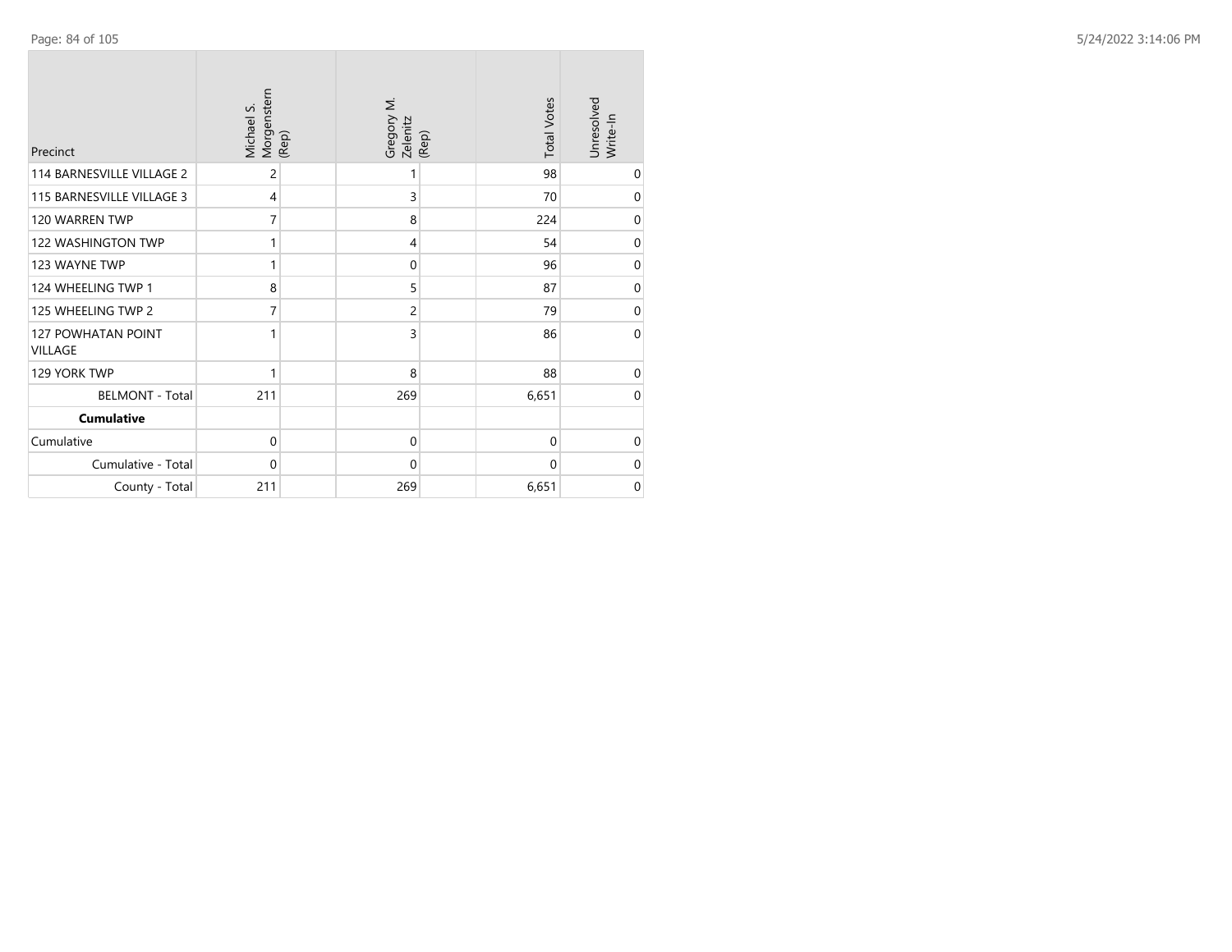| Precinct | Michael S. Morgenstern (Rep) | Gregory M. Zelenitz (Rep) | Total Votes | Unresolved Write-In |
|---|---|---|---|---|
| 114 BARNESVILLE VILLAGE 2 | 2 | 1 | 98 | 0 |
| 115 BARNESVILLE VILLAGE 3 | 4 | 3 | 70 | 0 |
| 120 WARREN TWP | 7 | 8 | 224 | 0 |
| 122 WASHINGTON TWP | 1 | 4 | 54 | 0 |
| 123 WAYNE TWP | 1 | 0 | 96 | 0 |
| 124 WHEELING TWP 1 | 8 | 5 | 87 | 0 |
| 125 WHEELING TWP 2 | 7 | 2 | 79 | 0 |
| 127 POWHATAN POINT VILLAGE | 1 | 3 | 86 | 0 |
| 129 YORK TWP | 1 | 8 | 88 | 0 |
| BELMONT - Total | 211 | 269 | 6,651 | 0 |
| **Cumulative** | | | | |
| Cumulative | 0 | 0 | 0 | 0 |
| Cumulative - Total | 0 | 0 | 0 | 0 |
| County - Total | 211 | 269 | 6,651 | 0 |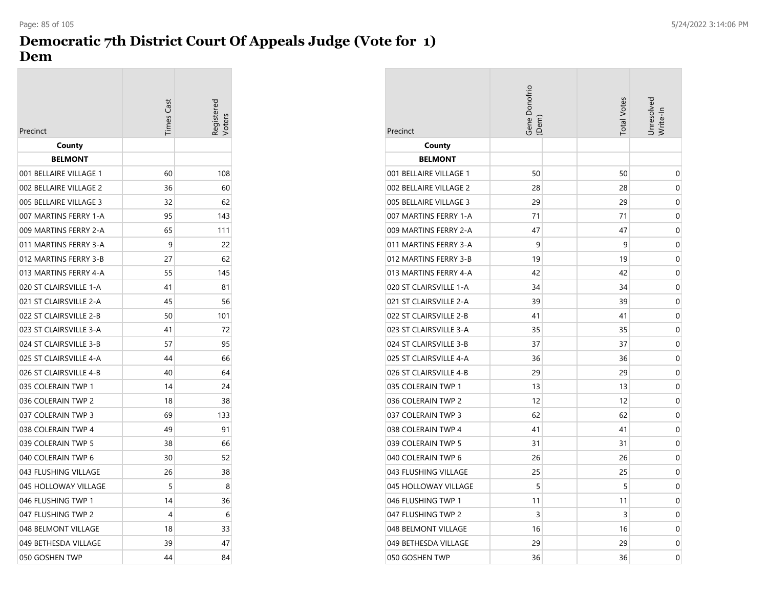# Democratic 7th District Court Of Appeals Judge (Vote for 1)
# Dem

| Precinct | Times Cast | Registered Voters |
|---|---|---|
| **County** | | |
| **BELMONT** | | |
| 001 BELLAIRE VILLAGE 1 | 60 | 108 |
| 002 BELLAIRE VILLAGE 2 | 36 | 60 |
| 005 BELLAIRE VILLAGE 3 | 32 | 62 |
| 007 MARTINS FERRY 1-A | 95 | 143 |
| 009 MARTINS FERRY 2-A | 65 | 111 |
| 011 MARTINS FERRY 3-A | 9 | 22 |
| 012 MARTINS FERRY 3-B | 27 | 62 |
| 013 MARTINS FERRY 4-A | 55 | 145 |
| 020 ST CLAIRSVILLE 1-A | 41 | 81 |
| 021 ST CLAIRSVILLE 2-A | 45 | 56 |
| 022 ST CLAIRSVILLE 2-B | 50 | 101 |
| 023 ST CLAIRSVILLE 3-A | 41 | 72 |
| 024 ST CLAIRSVILLE 3-B | 57 | 95 |
| 025 ST CLAIRSVILLE 4-A | 44 | 66 |
| 026 ST CLAIRSVILLE 4-B | 40 | 64 |
| 035 COLERAIN TWP 1 | 14 | 24 |
| 036 COLERAIN TWP 2 | 18 | 38 |
| 037 COLERAIN TWP 3 | 69 | 133 |
| 038 COLERAIN TWP 4 | 49 | 91 |
| 039 COLERAIN TWP 5 | 38 | 66 |
| 040 COLERAIN TWP 6 | 30 | 52 |
| 043 FLUSHING VILLAGE | 26 | 38 |
| 045 HOLLOWAY VILLAGE | 5 | 8 |
| 046 FLUSHING TWP 1 | 14 | 36 |
| 047 FLUSHING TWP 2 | 4 | 6 |
| 048 BELMONT VILLAGE | 18 | 33 |
| 049 BETHESDA VILLAGE | 39 | 47 |
| 050 GOSHEN TWP | 44 | 84 |

| Precinct | Gene Donofrio (Dem) | Total Votes | Unresolved Write-In |
|---|---|---|---|
| **County** | | | |
| **BELMONT** | | | |
| 001 BELLAIRE VILLAGE 1 | 50 | 50 | 0 |
| 002 BELLAIRE VILLAGE 2 | 28 | 28 | 0 |
| 005 BELLAIRE VILLAGE 3 | 29 | 29 | 0 |
| 007 MARTINS FERRY 1-A | 71 | 71 | 0 |
| 009 MARTINS FERRY 2-A | 47 | 47 | 0 |
| 011 MARTINS FERRY 3-A | 9 | 9 | 0 |
| 012 MARTINS FERRY 3-B | 19 | 19 | 0 |
| 013 MARTINS FERRY 4-A | 42 | 42 | 0 |
| 020 ST CLAIRSVILLE 1-A | 34 | 34 | 0 |
| 021 ST CLAIRSVILLE 2-A | 39 | 39 | 0 |
| 022 ST CLAIRSVILLE 2-B | 41 | 41 | 0 |
| 023 ST CLAIRSVILLE 3-A | 35 | 35 | 0 |
| 024 ST CLAIRSVILLE 3-B | 37 | 37 | 0 |
| 025 ST CLAIRSVILLE 4-A | 36 | 36 | 0 |
| 026 ST CLAIRSVILLE 4-B | 29 | 29 | 0 |
| 035 COLERAIN TWP 1 | 13 | 13 | 0 |
| 036 COLERAIN TWP 2 | 12 | 12 | 0 |
| 037 COLERAIN TWP 3 | 62 | 62 | 0 |
| 038 COLERAIN TWP 4 | 41 | 41 | 0 |
| 039 COLERAIN TWP 5 | 31 | 31 | 0 |
| 040 COLERAIN TWP 6 | 26 | 26 | 0 |
| 043 FLUSHING VILLAGE | 25 | 25 | 0 |
| 045 HOLLOWAY VILLAGE | 5 | 5 | 0 |
| 046 FLUSHING TWP 1 | 11 | 11 | 0 |
| 047 FLUSHING TWP 2 | 3 | 3 | 0 |
| 048 BELMONT VILLAGE | 16 | 16 | 0 |
| 049 BETHESDA VILLAGE | 29 | 29 | 0 |
| 050 GOSHEN TWP | 36 | 36 | 0 |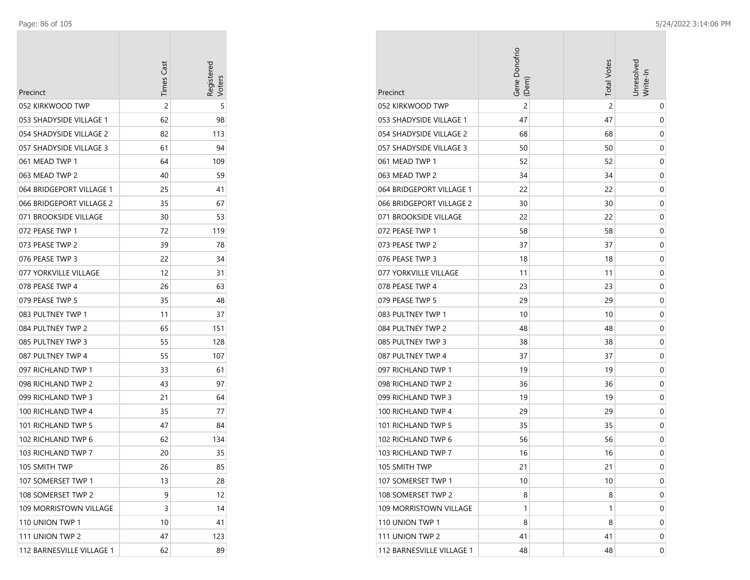| Precinct | Times Cast | Registered Voters |
|---|---|---|
| 052 KIRKWOOD TWP | 2 | 5 |
| 053 SHADYSIDE VILLAGE 1 | 62 | 98 |
| 054 SHADYSIDE VILLAGE 2 | 82 | 113 |
| 057 SHADYSIDE VILLAGE 3 | 61 | 94 |
| 061 MEAD TWP 1 | 64 | 109 |
| 063 MEAD TWP 2 | 40 | 59 |
| 064 BRIDGEPORT VILLAGE 1 | 25 | 41 |
| 066 BRIDGEPORT VILLAGE 2 | 35 | 67 |
| 071 BROOKSIDE VILLAGE | 30 | 53 |
| 072 PEASE TWP 1 | 72 | 119 |
| 073 PEASE TWP 2 | 39 | 78 |
| 076 PEASE TWP 3 | 22 | 34 |
| 077 YORKVILLE VILLAGE | 12 | 31 |
| 078 PEASE TWP 4 | 26 | 63 |
| 079 PEASE TWP 5 | 35 | 48 |
| 083 PULTNEY TWP 1 | 11 | 37 |
| 084 PULTNEY TWP 2 | 65 | 151 |
| 085 PULTNEY TWP 3 | 55 | 128 |
| 087 PULTNEY TWP 4 | 55 | 107 |
| 097 RICHLAND TWP 1 | 33 | 61 |
| 098 RICHLAND TWP 2 | 43 | 97 |
| 099 RICHLAND TWP 3 | 21 | 64 |
| 100 RICHLAND TWP 4 | 35 | 77 |
| 101 RICHLAND TWP 5 | 47 | 84 |
| 102 RICHLAND TWP 6 | 62 | 134 |
| 103 RICHLAND TWP 7 | 20 | 35 |
| 105 SMITH TWP | 26 | 85 |
| 107 SOMERSET TWP 1 | 13 | 28 |
| 108 SOMERSET TWP 2 | 9 | 12 |
| 109 MORRISTOWN VILLAGE | 3 | 14 |
| 110 UNION TWP 1 | 10 | 41 |
| 111 UNION TWP 2 | 47 | 123 |
| 112 BARNESVILLE VILLAGE 1 | 62 | 89 |

| Precinct | Gene Donofrio (Dem) | Total Votes | Unresolved Write-In |
|---|---|---|---|
| 052 KIRKWOOD TWP | 2 | 2 | 0 |
| 053 SHADYSIDE VILLAGE 1 | 47 | 47 | 0 |
| 054 SHADYSIDE VILLAGE 2 | 68 | 68 | 0 |
| 057 SHADYSIDE VILLAGE 3 | 50 | 50 | 0 |
| 061 MEAD TWP 1 | 52 | 52 | 0 |
| 063 MEAD TWP 2 | 34 | 34 | 0 |
| 064 BRIDGEPORT VILLAGE 1 | 22 | 22 | 0 |
| 066 BRIDGEPORT VILLAGE 2 | 30 | 30 | 0 |
| 071 BROOKSIDE VILLAGE | 22 | 22 | 0 |
| 072 PEASE TWP 1 | 58 | 58 | 0 |
| 073 PEASE TWP 2 | 37 | 37 | 0 |
| 076 PEASE TWP 3 | 18 | 18 | 0 |
| 077 YORKVILLE VILLAGE | 11 | 11 | 0 |
| 078 PEASE TWP 4 | 23 | 23 | 0 |
| 079 PEASE TWP 5 | 29 | 29 | 0 |
| 083 PULTNEY TWP 1 | 10 | 10 | 0 |
| 084 PULTNEY TWP 2 | 48 | 48 | 0 |
| 085 PULTNEY TWP 3 | 38 | 38 | 0 |
| 087 PULTNEY TWP 4 | 37 | 37 | 0 |
| 097 RICHLAND TWP 1 | 19 | 19 | 0 |
| 098 RICHLAND TWP 2 | 36 | 36 | 0 |
| 099 RICHLAND TWP 3 | 19 | 19 | 0 |
| 100 RICHLAND TWP 4 | 29 | 29 | 0 |
| 101 RICHLAND TWP 5 | 35 | 35 | 0 |
| 102 RICHLAND TWP 6 | 56 | 56 | 0 |
| 103 RICHLAND TWP 7 | 16 | 16 | 0 |
| 105 SMITH TWP | 21 | 21 | 0 |
| 107 SOMERSET TWP 1 | 10 | 10 | 0 |
| 108 SOMERSET TWP 2 | 8 | 8 | 0 |
| 109 MORRISTOWN VILLAGE | 1 | 1 | 0 |
| 110 UNION TWP 1 | 8 | 8 | 0 |
| 111 UNION TWP 2 | 41 | 41 | 0 |
| 112 BARNESVILLE VILLAGE 1 | 48 | 48 | 0 |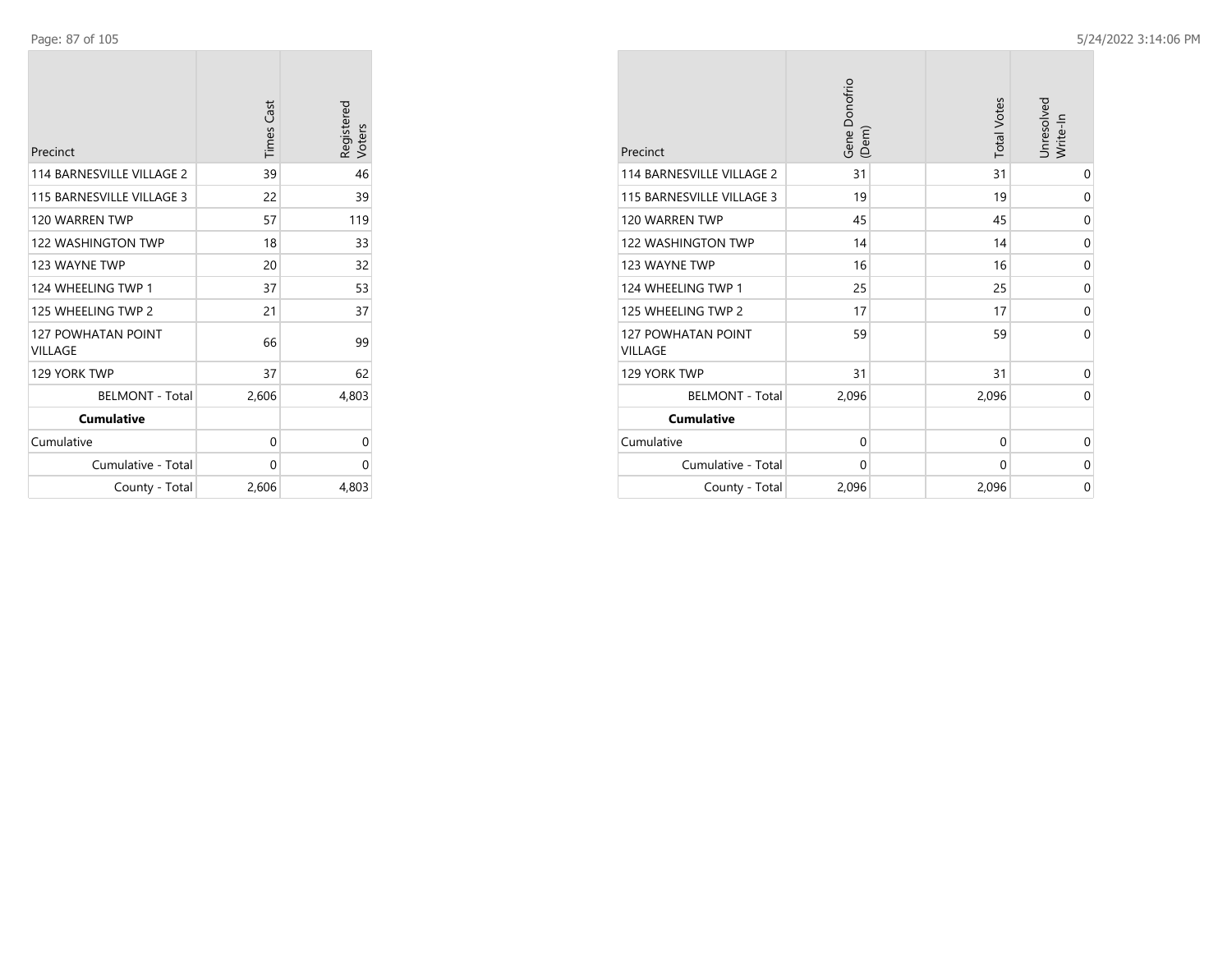| Precinct | Times Cast | Registered Voters |
|---|---|---|
| 114 BARNESVILLE VILLAGE 2 | 39 | 46 |
| 115 BARNESVILLE VILLAGE 3 | 22 | 39 |
| 120 WARREN TWP | 57 | 119 |
| 122 WASHINGTON TWP | 18 | 33 |
| 123 WAYNE TWP | 20 | 32 |
| 124 WHEELING TWP 1 | 37 | 53 |
| 125 WHEELING TWP 2 | 21 | 37 |
| 127 POWHATAN POINT VILLAGE | 66 | 99 |
| 129 YORK TWP | 37 | 62 |
| BELMONT - Total | 2,606 | 4,803 |
| **Cumulative** | | |
| Cumulative | 0 | 0 |
| Cumulative - Total | 0 | 0 |
| County - Total | 2,606 | 4,803 |

| Precinct | Gene Donofrio (Dem) | Total Votes | Unresolved Write-In |
|---|---|---|---|
| 114 BARNESVILLE VILLAGE 2 | 31 | 31 | 0 |
| 115 BARNESVILLE VILLAGE 3 | 19 | 19 | 0 |
| 120 WARREN TWP | 45 | 45 | 0 |
| 122 WASHINGTON TWP | 14 | 14 | 0 |
| 123 WAYNE TWP | 16 | 16 | 0 |
| 124 WHEELING TWP 1 | 25 | 25 | 0 |
| 125 WHEELING TWP 2 | 17 | 17 | 0 |
| 127 POWHATAN POINT VILLAGE | 59 | 59 | 0 |
| 129 YORK TWP | 31 | 31 | 0 |
| BELMONT - Total | 2,096 | 2,096 | 0 |
| **Cumulative** | | | |
| Cumulative | 0 | 0 | 0 |
| Cumulative - Total | 0 | 0 | 0 |
| County - Total | 2,096 | 2,096 | 0 |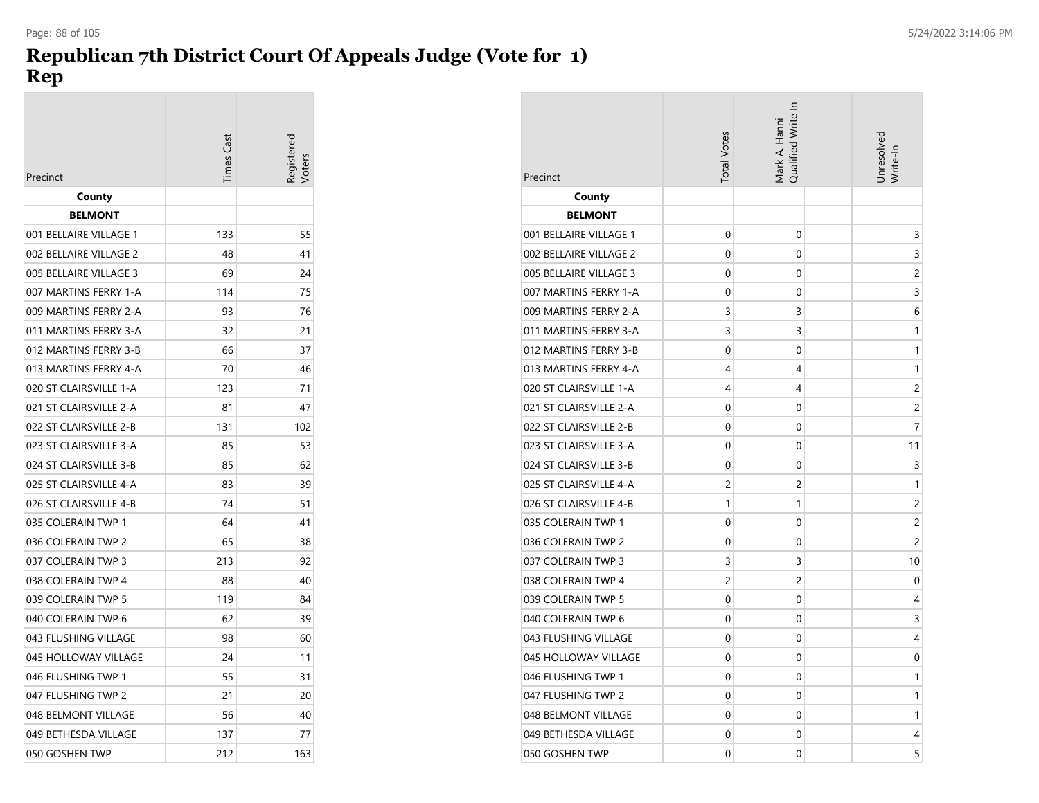# Republican 7th District Court Of Appeals Judge (Vote for 1)
# Rep

| Precinct | Times Cast | Registered Voters | Total Votes | Mark A. Hanni Qualified Write In | Unresolved Write-In |
|---|---|---|---|---|---|
| **County** | | | | | |
| **BELMONT** | | | | | |
| 001 BELLAIRE VILLAGE 1 | 133 | 55 | 0 | 0 | 3 |
| 002 BELLAIRE VILLAGE 2 | 48 | 41 | 0 | 0 | 3 |
| 005 BELLAIRE VILLAGE 3 | 69 | 24 | 0 | 0 | 2 |
| 007 MARTINS FERRY 1-A | 114 | 75 | 0 | 0 | 3 |
| 009 MARTINS FERRY 2-A | 93 | 76 | 3 | 3 | 6 |
| 011 MARTINS FERRY 3-A | 32 | 21 | 3 | 3 | 1 |
| 012 MARTINS FERRY 3-B | 66 | 37 | 0 | 0 | 1 |
| 013 MARTINS FERRY 4-A | 70 | 46 | 4 | 4 | 1 |
| 020 ST CLAIRSVILLE 1-A | 123 | 71 | 4 | 4 | 2 |
| 021 ST CLAIRSVILLE 2-A | 81 | 47 | 0 | 0 | 2 |
| 022 ST CLAIRSVILLE 2-B | 131 | 102 | 0 | 0 | 7 |
| 023 ST CLAIRSVILLE 3-A | 85 | 53 | 0 | 0 | 11 |
| 024 ST CLAIRSVILLE 3-B | 85 | 62 | 0 | 0 | 3 |
| 025 ST CLAIRSVILLE 4-A | 83 | 39 | 2 | 2 | 1 |
| 026 ST CLAIRSVILLE 4-B | 74 | 51 | 1 | 1 | 2 |
| 035 COLERAIN TWP 1 | 64 | 41 | 0 | 0 | 2 |
| 036 COLERAIN TWP 2 | 65 | 38 | 0 | 0 | 2 |
| 037 COLERAIN TWP 3 | 213 | 92 | 3 | 3 | 10 |
| 038 COLERAIN TWP 4 | 88 | 40 | 2 | 2 | 0 |
| 039 COLERAIN TWP 5 | 119 | 84 | 0 | 0 | 4 |
| 040 COLERAIN TWP 6 | 62 | 39 | 0 | 0 | 3 |
| 043 FLUSHING VILLAGE | 98 | 60 | 0 | 0 | 4 |
| 045 HOLLOWAY VILLAGE | 24 | 11 | 0 | 0 | 0 |
| 046 FLUSHING TWP 1 | 55 | 31 | 0 | 0 | 1 |
| 047 FLUSHING TWP 2 | 21 | 20 | 0 | 0 | 1 |
| 048 BELMONT VILLAGE | 56 | 40 | 0 | 0 | 1 |
| 049 BETHESDA VILLAGE | 137 | 77 | 0 | 0 | 4 |
| 050 GOSHEN TWP | 212 | 163 | 0 | 0 | 5 |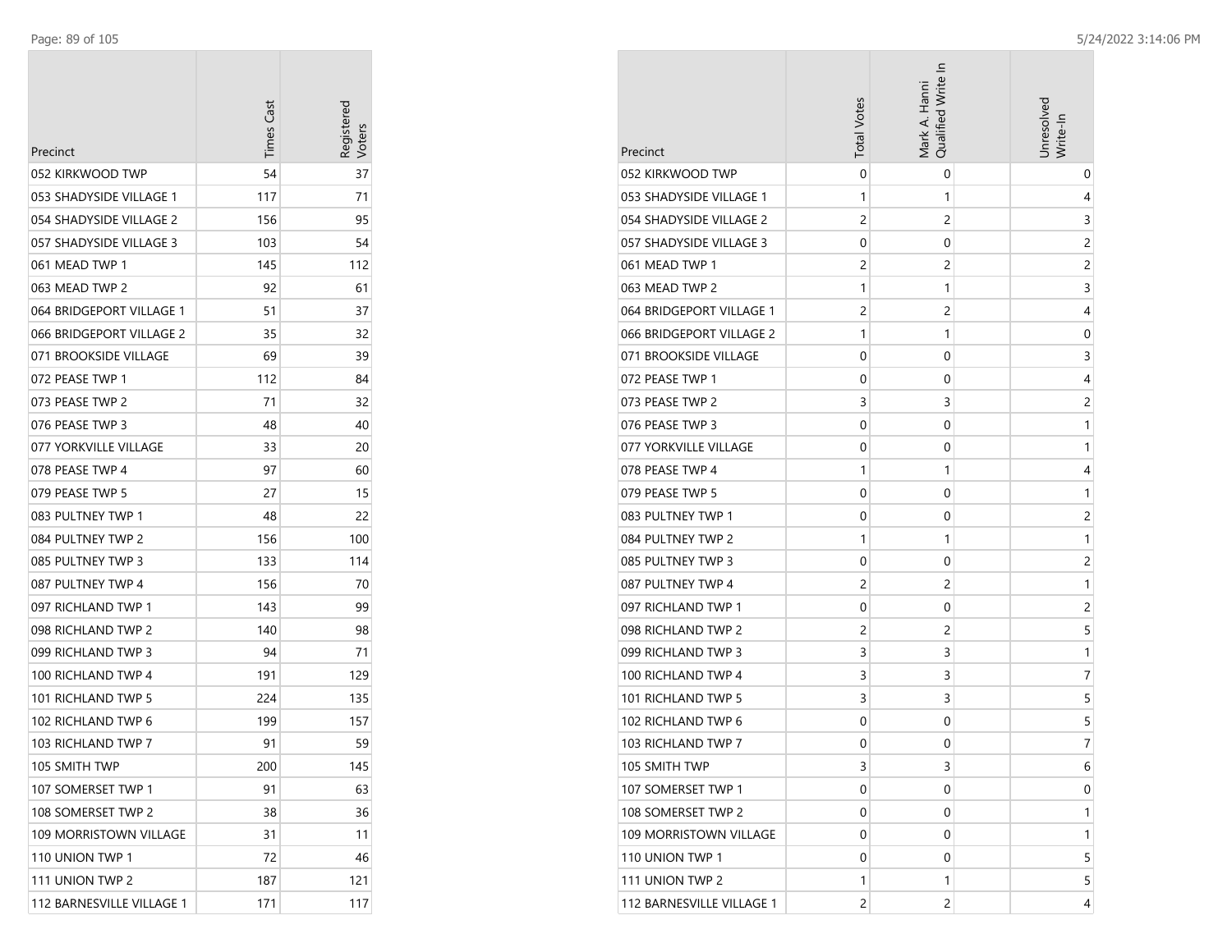| Precinct | Times Cast | Registered Voters |
|---|---|---|
| 052 KIRKWOOD TWP | 54 | 37 |
| 053 SHADYSIDE VILLAGE 1 | 117 | 71 |
| 054 SHADYSIDE VILLAGE 2 | 156 | 95 |
| 057 SHADYSIDE VILLAGE 3 | 103 | 54 |
| 061 MEAD TWP 1 | 145 | 112 |
| 063 MEAD TWP 2 | 92 | 61 |
| 064 BRIDGEPORT VILLAGE 1 | 51 | 37 |
| 066 BRIDGEPORT VILLAGE 2 | 35 | 32 |
| 071 BROOKSIDE VILLAGE | 69 | 39 |
| 072 PEASE TWP 1 | 112 | 84 |
| 073 PEASE TWP 2 | 71 | 32 |
| 076 PEASE TWP 3 | 48 | 40 |
| 077 YORKVILLE VILLAGE | 33 | 20 |
| 078 PEASE TWP 4 | 97 | 60 |
| 079 PEASE TWP 5 | 27 | 15 |
| 083 PULTNEY TWP 1 | 48 | 22 |
| 084 PULTNEY TWP 2 | 156 | 100 |
| 085 PULTNEY TWP 3 | 133 | 114 |
| 087 PULTNEY TWP 4 | 156 | 70 |
| 097 RICHLAND TWP 1 | 143 | 99 |
| 098 RICHLAND TWP 2 | 140 | 98 |
| 099 RICHLAND TWP 3 | 94 | 71 |
| 100 RICHLAND TWP 4 | 191 | 129 |
| 101 RICHLAND TWP 5 | 224 | 135 |
| 102 RICHLAND TWP 6 | 199 | 157 |
| 103 RICHLAND TWP 7 | 91 | 59 |
| 105 SMITH TWP | 200 | 145 |
| 107 SOMERSET TWP 1 | 91 | 63 |
| 108 SOMERSET TWP 2 | 38 | 36 |
| 109 MORRISTOWN VILLAGE | 31 | 11 |
| 110 UNION TWP 1 | 72 | 46 |
| 111 UNION TWP 2 | 187 | 121 |
| 112 BARNESVILLE VILLAGE 1 | 171 | 117 |

| Precinct | Total Votes | Mark A. Hanni Qualified Write In | Unresolved Write-In |
|---|---|---|---|
| 052 KIRKWOOD TWP | 0 | 0 | 0 |
| 053 SHADYSIDE VILLAGE 1 | 1 | 1 | 4 |
| 054 SHADYSIDE VILLAGE 2 | 2 | 2 | 3 |
| 057 SHADYSIDE VILLAGE 3 | 0 | 0 | 2 |
| 061 MEAD TWP 1 | 2 | 2 | 2 |
| 063 MEAD TWP 2 | 1 | 1 | 3 |
| 064 BRIDGEPORT VILLAGE 1 | 2 | 2 | 4 |
| 066 BRIDGEPORT VILLAGE 2 | 1 | 1 | 0 |
| 071 BROOKSIDE VILLAGE | 0 | 0 | 3 |
| 072 PEASE TWP 1 | 0 | 0 | 4 |
| 073 PEASE TWP 2 | 3 | 3 | 2 |
| 076 PEASE TWP 3 | 0 | 0 | 1 |
| 077 YORKVILLE VILLAGE | 0 | 0 | 1 |
| 078 PEASE TWP 4 | 1 | 1 | 4 |
| 079 PEASE TWP 5 | 0 | 0 | 1 |
| 083 PULTNEY TWP 1 | 0 | 0 | 2 |
| 084 PULTNEY TWP 2 | 1 | 1 | 1 |
| 085 PULTNEY TWP 3 | 0 | 0 | 2 |
| 087 PULTNEY TWP 4 | 2 | 2 | 1 |
| 097 RICHLAND TWP 1 | 0 | 0 | 2 |
| 098 RICHLAND TWP 2 | 2 | 2 | 5 |
| 099 RICHLAND TWP 3 | 3 | 3 | 1 |
| 100 RICHLAND TWP 4 | 3 | 3 | 7 |
| 101 RICHLAND TWP 5 | 3 | 3 | 5 |
| 102 RICHLAND TWP 6 | 0 | 0 | 5 |
| 103 RICHLAND TWP 7 | 0 | 0 | 7 |
| 105 SMITH TWP | 3 | 3 | 6 |
| 107 SOMERSET TWP 1 | 0 | 0 | 0 |
| 108 SOMERSET TWP 2 | 0 | 0 | 1 |
| 109 MORRISTOWN VILLAGE | 0 | 0 | 1 |
| 110 UNION TWP 1 | 0 | 0 | 5 |
| 111 UNION TWP 2 | 1 | 1 | 5 |
| 112 BARNESVILLE VILLAGE 1 | 2 | 2 | 4 |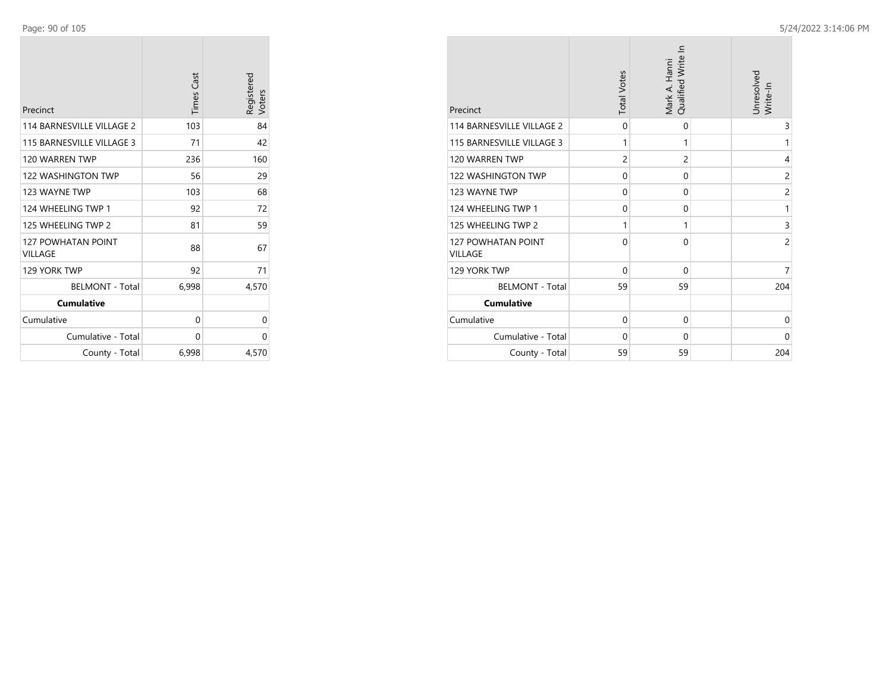| Precinct | Times Cast | Registered Voters |
|---|---|---|
| 114 BARNESVILLE VILLAGE 2 | 103 | 84 |
| 115 BARNESVILLE VILLAGE 3 | 71 | 42 |
| 120 WARREN TWP | 236 | 160 |
| 122 WASHINGTON TWP | 56 | 29 |
| 123 WAYNE TWP | 103 | 68 |
| 124 WHEELING TWP 1 | 92 | 72 |
| 125 WHEELING TWP 2 | 81 | 59 |
| 127 POWHATAN POINT VILLAGE | 88 | 67 |
| 129 YORK TWP | 92 | 71 |
| BELMONT - Total | 6,998 | 4,570 |
| **Cumulative** | | |
| Cumulative | 0 | 0 |
| Cumulative - Total | 0 | 0 |
| County - Total | 6,998 | 4,570 |

| Precinct | Total Votes | Mark A. Hanni Qualified Write In | Unresolved Write-In |
|---|---|---|---|
| 114 BARNESVILLE VILLAGE 2 | 0 | 0 | 3 |
| 115 BARNESVILLE VILLAGE 3 | 1 | 1 | 1 |
| 120 WARREN TWP | 2 | 2 | 4 |
| 122 WASHINGTON TWP | 0 | 0 | 2 |
| 123 WAYNE TWP | 0 | 0 | 2 |
| 124 WHEELING TWP 1 | 0 | 0 | 1 |
| 125 WHEELING TWP 2 | 1 | 1 | 3 |
| 127 POWHATAN POINT VILLAGE | 0 | 0 | 2 |
| 129 YORK TWP | 0 | 0 | 7 |
| BELMONT - Total | 59 | 59 | 204 |
| **Cumulative** | | | |
| Cumulative | 0 | 0 | 0 |
| Cumulative - Total | 0 | 0 | 0 |
| County - Total | 59 | 59 | 204 |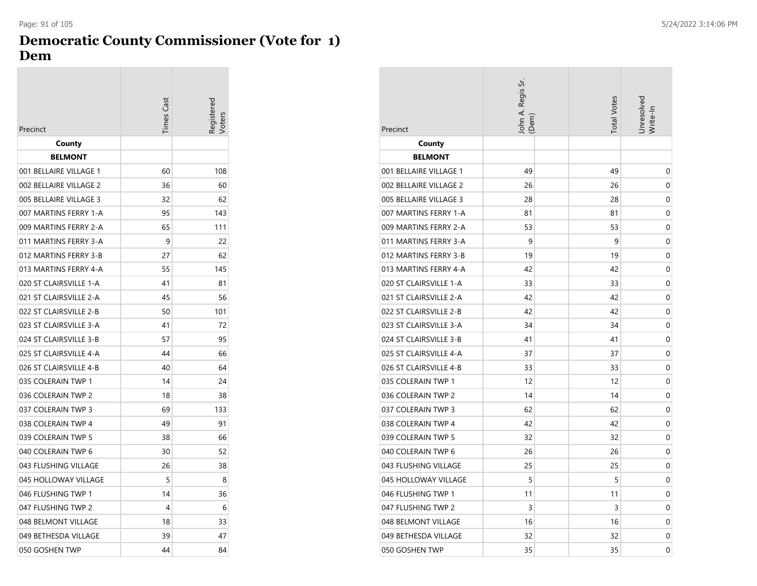# Democratic County Commissioner (Vote for 1)
## Dem

| Precinct | Times Cast | Registered Voters |
|---|---|---|
| **County** | | |
| **BELMONT** | | |
| 001 BELLAIRE VILLAGE 1 | 60 | 108 |
| 002 BELLAIRE VILLAGE 2 | 36 | 60 |
| 005 BELLAIRE VILLAGE 3 | 32 | 62 |
| 007 MARTINS FERRY 1-A | 95 | 143 |
| 009 MARTINS FERRY 2-A | 65 | 111 |
| 011 MARTINS FERRY 3-A | 9 | 22 |
| 012 MARTINS FERRY 3-B | 27 | 62 |
| 013 MARTINS FERRY 4-A | 55 | 145 |
| 020 ST CLAIRSVILLE 1-A | 41 | 81 |
| 021 ST CLAIRSVILLE 2-A | 45 | 56 |
| 022 ST CLAIRSVILLE 2-B | 50 | 101 |
| 023 ST CLAIRSVILLE 3-A | 41 | 72 |
| 024 ST CLAIRSVILLE 3-B | 57 | 95 |
| 025 ST CLAIRSVILLE 4-A | 44 | 66 |
| 026 ST CLAIRSVILLE 4-B | 40 | 64 |
| 035 COLERAIN TWP 1 | 14 | 24 |
| 036 COLERAIN TWP 2 | 18 | 38 |
| 037 COLERAIN TWP 3 | 69 | 133 |
| 038 COLERAIN TWP 4 | 49 | 91 |
| 039 COLERAIN TWP 5 | 38 | 66 |
| 040 COLERAIN TWP 6 | 30 | 52 |
| 043 FLUSHING VILLAGE | 26 | 38 |
| 045 HOLLOWAY VILLAGE | 5 | 8 |
| 046 FLUSHING TWP 1 | 14 | 36 |
| 047 FLUSHING TWP 2 | 4 | 6 |
| 048 BELMONT VILLAGE | 18 | 33 |
| 049 BETHESDA VILLAGE | 39 | 47 |
| 050 GOSHEN TWP | 44 | 84 |

| Precinct | John A. Regis Sr. (Dem) | | Total Votes | Unresolved Write-In |
|---|---|---|---|---|
| **County** | | | | |
| **BELMONT** | | | | |
| 001 BELLAIRE VILLAGE 1 | 49 | | 49 | 0 |
| 002 BELLAIRE VILLAGE 2 | 26 | | 26 | 0 |
| 005 BELLAIRE VILLAGE 3 | 28 | | 28 | 0 |
| 007 MARTINS FERRY 1-A | 81 | | 81 | 0 |
| 009 MARTINS FERRY 2-A | 53 | | 53 | 0 |
| 011 MARTINS FERRY 3-A | 9 | | 9 | 0 |
| 012 MARTINS FERRY 3-B | 19 | | 19 | 0 |
| 013 MARTINS FERRY 4-A | 42 | | 42 | 0 |
| 020 ST CLAIRSVILLE 1-A | 33 | | 33 | 0 |
| 021 ST CLAIRSVILLE 2-A | 42 | | 42 | 0 |
| 022 ST CLAIRSVILLE 2-B | 42 | | 42 | 0 |
| 023 ST CLAIRSVILLE 3-A | 34 | | 34 | 0 |
| 024 ST CLAIRSVILLE 3-B | 41 | | 41 | 0 |
| 025 ST CLAIRSVILLE 4-A | 37 | | 37 | 0 |
| 026 ST CLAIRSVILLE 4-B | 33 | | 33 | 0 |
| 035 COLERAIN TWP 1 | 12 | | 12 | 0 |
| 036 COLERAIN TWP 2 | 14 | | 14 | 0 |
| 037 COLERAIN TWP 3 | 62 | | 62 | 0 |
| 038 COLERAIN TWP 4 | 42 | | 42 | 0 |
| 039 COLERAIN TWP 5 | 32 | | 32 | 0 |
| 040 COLERAIN TWP 6 | 26 | | 26 | 0 |
| 043 FLUSHING VILLAGE | 25 | | 25 | 0 |
| 045 HOLLOWAY VILLAGE | 5 | | 5 | 0 |
| 046 FLUSHING TWP 1 | 11 | | 11 | 0 |
| 047 FLUSHING TWP 2 | 3 | | 3 | 0 |
| 048 BELMONT VILLAGE | 16 | | 16 | 0 |
| 049 BETHESDA VILLAGE | 32 | | 32 | 0 |
| 050 GOSHEN TWP | 35 | | 35 | 0 |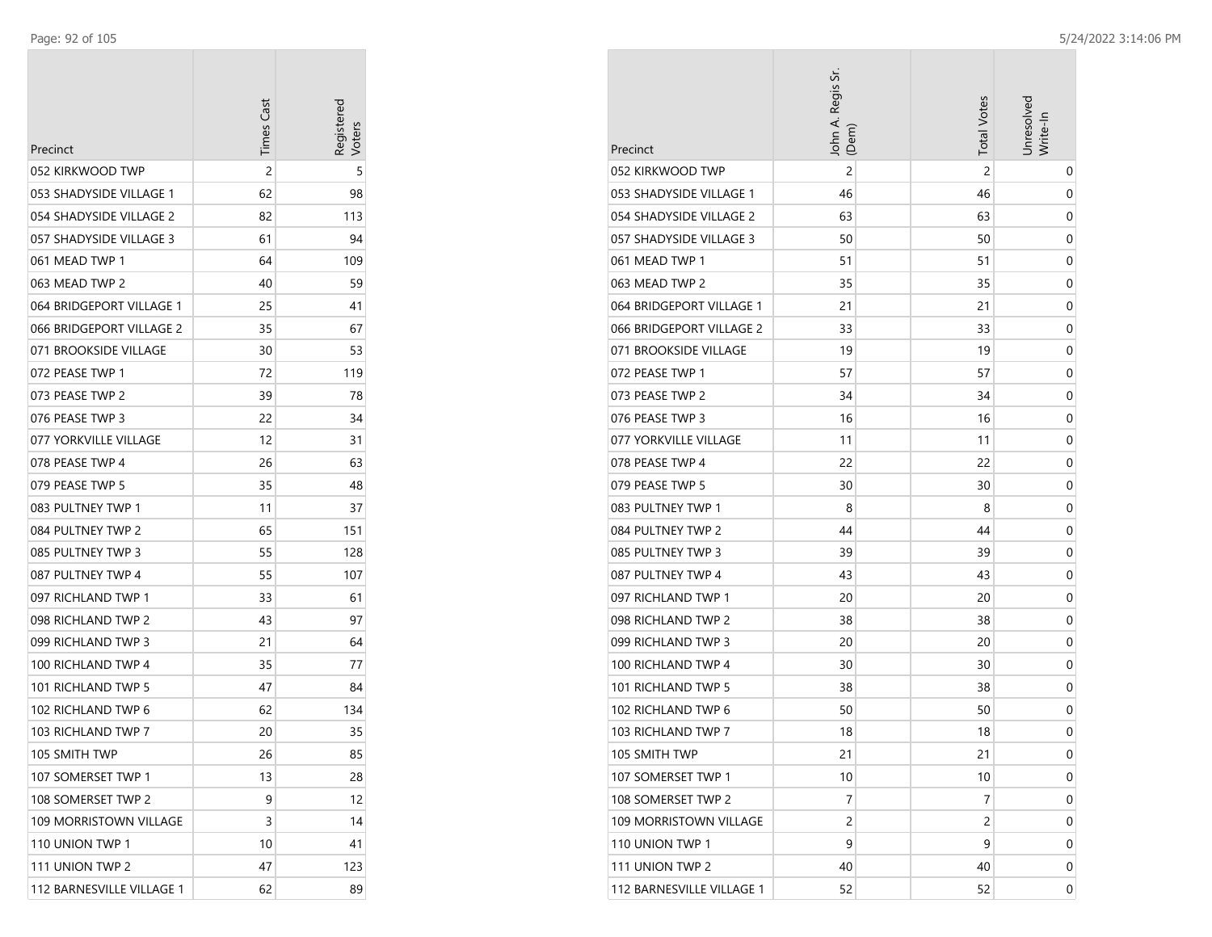| Precinct | Times Cast | Registered Voters |
|---|---|---|
| 052 KIRKWOOD TWP | 2 | 5 |
| 053 SHADYSIDE VILLAGE 1 | 62 | 98 |
| 054 SHADYSIDE VILLAGE 2 | 82 | 113 |
| 057 SHADYSIDE VILLAGE 3 | 61 | 94 |
| 061 MEAD TWP 1 | 64 | 109 |
| 063 MEAD TWP 2 | 40 | 59 |
| 064 BRIDGEPORT VILLAGE 1 | 25 | 41 |
| 066 BRIDGEPORT VILLAGE 2 | 35 | 67 |
| 071 BROOKSIDE VILLAGE | 30 | 53 |
| 072 PEASE TWP 1 | 72 | 119 |
| 073 PEASE TWP 2 | 39 | 78 |
| 076 PEASE TWP 3 | 22 | 34 |
| 077 YORKVILLE VILLAGE | 12 | 31 |
| 078 PEASE TWP 4 | 26 | 63 |
| 079 PEASE TWP 5 | 35 | 48 |
| 083 PULTNEY TWP 1 | 11 | 37 |
| 084 PULTNEY TWP 2 | 65 | 151 |
| 085 PULTNEY TWP 3 | 55 | 128 |
| 087 PULTNEY TWP 4 | 55 | 107 |
| 097 RICHLAND TWP 1 | 33 | 61 |
| 098 RICHLAND TWP 2 | 43 | 97 |
| 099 RICHLAND TWP 3 | 21 | 64 |
| 100 RICHLAND TWP 4 | 35 | 77 |
| 101 RICHLAND TWP 5 | 47 | 84 |
| 102 RICHLAND TWP 6 | 62 | 134 |
| 103 RICHLAND TWP 7 | 20 | 35 |
| 105 SMITH TWP | 26 | 85 |
| 107 SOMERSET TWP 1 | 13 | 28 |
| 108 SOMERSET TWP 2 | 9 | 12 |
| 109 MORRISTOWN VILLAGE | 3 | 14 |
| 110 UNION TWP 1 | 10 | 41 |
| 111 UNION TWP 2 | 47 | 123 |
| 112 BARNESVILLE VILLAGE 1 | 62 | 89 |

| Precinct | John A. Regis Sr. (Dem) | Total Votes | Unresolved Write-In |
|---|---|---|---|
| 052 KIRKWOOD TWP | 2 | 2 | 0 |
| 053 SHADYSIDE VILLAGE 1 | 46 | 46 | 0 |
| 054 SHADYSIDE VILLAGE 2 | 63 | 63 | 0 |
| 057 SHADYSIDE VILLAGE 3 | 50 | 50 | 0 |
| 061 MEAD TWP 1 | 51 | 51 | 0 |
| 063 MEAD TWP 2 | 35 | 35 | 0 |
| 064 BRIDGEPORT VILLAGE 1 | 21 | 21 | 0 |
| 066 BRIDGEPORT VILLAGE 2 | 33 | 33 | 0 |
| 071 BROOKSIDE VILLAGE | 19 | 19 | 0 |
| 072 PEASE TWP 1 | 57 | 57 | 0 |
| 073 PEASE TWP 2 | 34 | 34 | 0 |
| 076 PEASE TWP 3 | 16 | 16 | 0 |
| 077 YORKVILLE VILLAGE | 11 | 11 | 0 |
| 078 PEASE TWP 4 | 22 | 22 | 0 |
| 079 PEASE TWP 5 | 30 | 30 | 0 |
| 083 PULTNEY TWP 1 | 8 | 8 | 0 |
| 084 PULTNEY TWP 2 | 44 | 44 | 0 |
| 085 PULTNEY TWP 3 | 39 | 39 | 0 |
| 087 PULTNEY TWP 4 | 43 | 43 | 0 |
| 097 RICHLAND TWP 1 | 20 | 20 | 0 |
| 098 RICHLAND TWP 2 | 38 | 38 | 0 |
| 099 RICHLAND TWP 3 | 20 | 20 | 0 |
| 100 RICHLAND TWP 4 | 30 | 30 | 0 |
| 101 RICHLAND TWP 5 | 38 | 38 | 0 |
| 102 RICHLAND TWP 6 | 50 | 50 | 0 |
| 103 RICHLAND TWP 7 | 18 | 18 | 0 |
| 105 SMITH TWP | 21 | 21 | 0 |
| 107 SOMERSET TWP 1 | 10 | 10 | 0 |
| 108 SOMERSET TWP 2 | 7 | 7 | 0 |
| 109 MORRISTOWN VILLAGE | 2 | 2 | 0 |
| 110 UNION TWP 1 | 9 | 9 | 0 |
| 111 UNION TWP 2 | 40 | 40 | 0 |
| 112 BARNESVILLE VILLAGE 1 | 52 | 52 | 0 |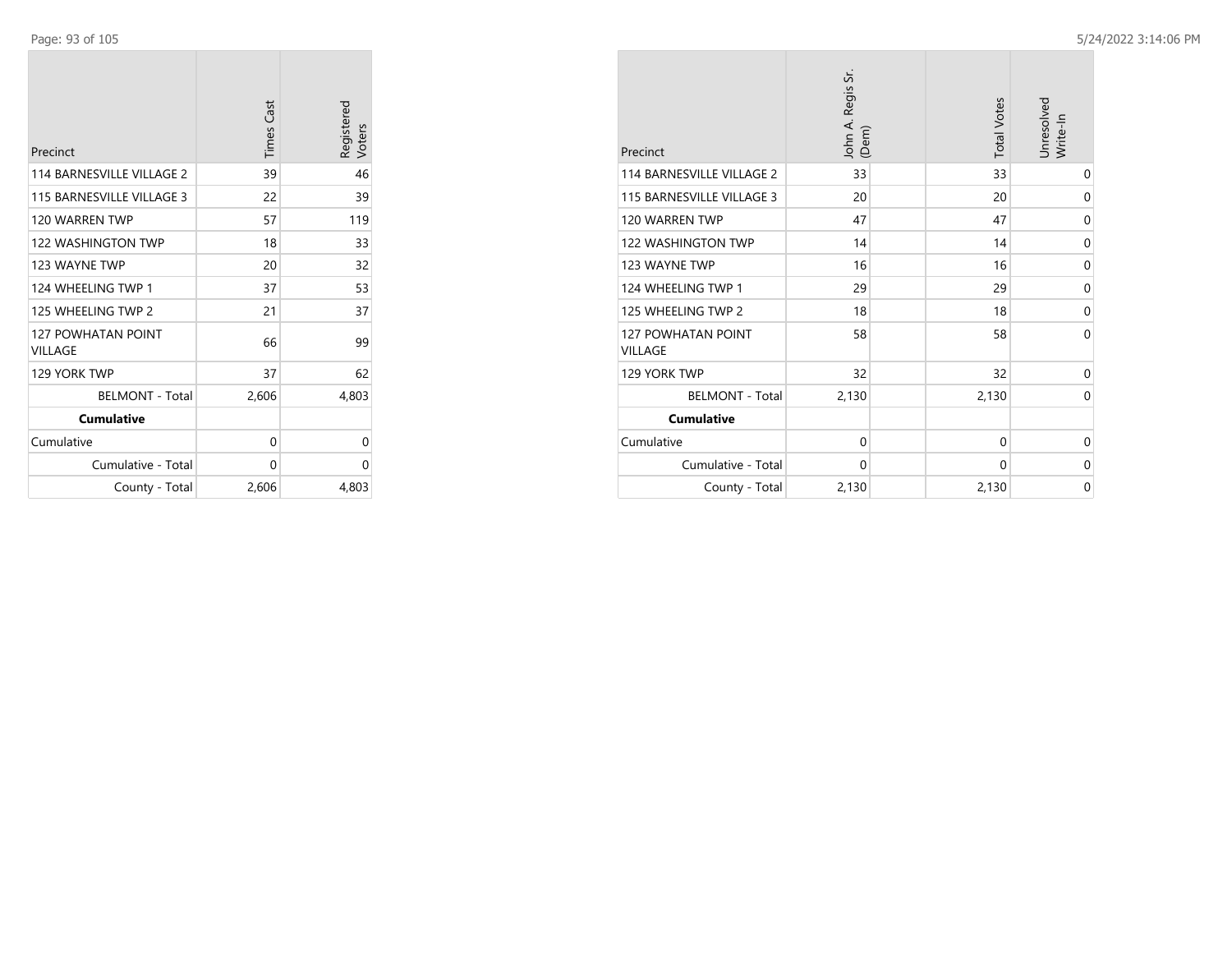| Precinct | Times Cast | Registered Voters |
|---|---|---|
| 114 BARNESVILLE VILLAGE 2 | 39 | 46 |
| 115 BARNESVILLE VILLAGE 3 | 22 | 39 |
| 120 WARREN TWP | 57 | 119 |
| 122 WASHINGTON TWP | 18 | 33 |
| 123 WAYNE TWP | 20 | 32 |
| 124 WHEELING TWP 1 | 37 | 53 |
| 125 WHEELING TWP 2 | 21 | 37 |
| 127 POWHATAN POINT VILLAGE | 66 | 99 |
| 129 YORK TWP | 37 | 62 |
| BELMONT - Total | 2,606 | 4,803 |
| **Cumulative** | | |
| Cumulative | 0 | 0 |
| Cumulative - Total | 0 | 0 |
| County - Total | 2,606 | 4,803 |

| Precinct | John A. Regis Sr. (Dem) | Total Votes | Unresolved Write-In |
|---|---|---|---|
| 114 BARNESVILLE VILLAGE 2 | 33 | 33 | 0 |
| 115 BARNESVILLE VILLAGE 3 | 20 | 20 | 0 |
| 120 WARREN TWP | 47 | 47 | 0 |
| 122 WASHINGTON TWP | 14 | 14 | 0 |
| 123 WAYNE TWP | 16 | 16 | 0 |
| 124 WHEELING TWP 1 | 29 | 29 | 0 |
| 125 WHEELING TWP 2 | 18 | 18 | 0 |
| 127 POWHATAN POINT VILLAGE | 58 | 58 | 0 |
| 129 YORK TWP | 32 | 32 | 0 |
| BELMONT - Total | 2,130 | 2,130 | 0 |
| **Cumulative** | | | |
| Cumulative | 0 | 0 | 0 |
| Cumulative - Total | 0 | 0 | 0 |
| County - Total | 2,130 | 2,130 | 0 |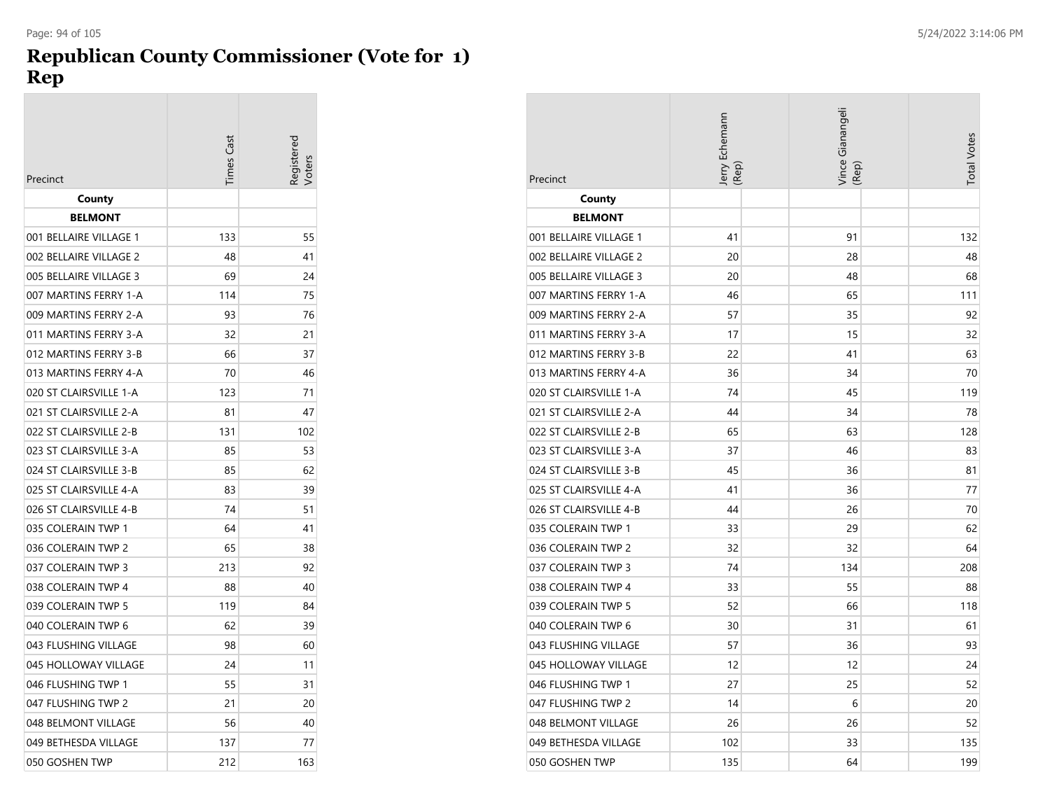# Republican County Commissioner (Vote for 1)
# Rep

| Precinct | Times Cast | Registered Voters |
|---|---|---|
| **County** | | |
| **BELMONT** | | |
| 001 BELLAIRE VILLAGE 1 | 133 | 55 |
| 002 BELLAIRE VILLAGE 2 | 48 | 41 |
| 005 BELLAIRE VILLAGE 3 | 69 | 24 |
| 007 MARTINS FERRY 1-A | 114 | 75 |
| 009 MARTINS FERRY 2-A | 93 | 76 |
| 011 MARTINS FERRY 3-A | 32 | 21 |
| 012 MARTINS FERRY 3-B | 66 | 37 |
| 013 MARTINS FERRY 4-A | 70 | 46 |
| 020 ST CLAIRSVILLE 1-A | 123 | 71 |
| 021 ST CLAIRSVILLE 2-A | 81 | 47 |
| 022 ST CLAIRSVILLE 2-B | 131 | 102 |
| 023 ST CLAIRSVILLE 3-A | 85 | 53 |
| 024 ST CLAIRSVILLE 3-B | 85 | 62 |
| 025 ST CLAIRSVILLE 4-A | 83 | 39 |
| 026 ST CLAIRSVILLE 4-B | 74 | 51 |
| 035 COLERAIN TWP 1 | 64 | 41 |
| 036 COLERAIN TWP 2 | 65 | 38 |
| 037 COLERAIN TWP 3 | 213 | 92 |
| 038 COLERAIN TWP 4 | 88 | 40 |
| 039 COLERAIN TWP 5 | 119 | 84 |
| 040 COLERAIN TWP 6 | 62 | 39 |
| 043 FLUSHING VILLAGE | 98 | 60 |
| 045 HOLLOWAY VILLAGE | 24 | 11 |
| 046 FLUSHING TWP 1 | 55 | 31 |
| 047 FLUSHING TWP 2 | 21 | 20 |
| 048 BELMONT VILLAGE | 56 | 40 |
| 049 BETHESDA VILLAGE | 137 | 77 |
| 050 GOSHEN TWP | 212 | 163 |

| Precinct | Jerry Echemann (Rep) | | Vince Gianangeli (Rep) | | Total Votes |
|---|---|---|---|---|---|
| **County** | | | | | |
| **BELMONT** | | | | | |
| 001 BELLAIRE VILLAGE 1 | 41 | | 91 | | 132 |
| 002 BELLAIRE VILLAGE 2 | 20 | | 28 | | 48 |
| 005 BELLAIRE VILLAGE 3 | 20 | | 48 | | 68 |
| 007 MARTINS FERRY 1-A | 46 | | 65 | | 111 |
| 009 MARTINS FERRY 2-A | 57 | | 35 | | 92 |
| 011 MARTINS FERRY 3-A | 17 | | 15 | | 32 |
| 012 MARTINS FERRY 3-B | 22 | | 41 | | 63 |
| 013 MARTINS FERRY 4-A | 36 | | 34 | | 70 |
| 020 ST CLAIRSVILLE 1-A | 74 | | 45 | | 119 |
| 021 ST CLAIRSVILLE 2-A | 44 | | 34 | | 78 |
| 022 ST CLAIRSVILLE 2-B | 65 | | 63 | | 128 |
| 023 ST CLAIRSVILLE 3-A | 37 | | 46 | | 83 |
| 024 ST CLAIRSVILLE 3-B | 45 | | 36 | | 81 |
| 025 ST CLAIRSVILLE 4-A | 41 | | 36 | | 77 |
| 026 ST CLAIRSVILLE 4-B | 44 | | 26 | | 70 |
| 035 COLERAIN TWP 1 | 33 | | 29 | | 62 |
| 036 COLERAIN TWP 2 | 32 | | 32 | | 64 |
| 037 COLERAIN TWP 3 | 74 | | 134 | | 208 |
| 038 COLERAIN TWP 4 | 33 | | 55 | | 88 |
| 039 COLERAIN TWP 5 | 52 | | 66 | | 118 |
| 040 COLERAIN TWP 6 | 30 | | 31 | | 61 |
| 043 FLUSHING VILLAGE | 57 | | 36 | | 93 |
| 045 HOLLOWAY VILLAGE | 12 | | 12 | | 24 |
| 046 FLUSHING TWP 1 | 27 | | 25 | | 52 |
| 047 FLUSHING TWP 2 | 14 | | 6 | | 20 |
| 048 BELMONT VILLAGE | 26 | | 26 | | 52 |
| 049 BETHESDA VILLAGE | 102 | | 33 | | 135 |
| 050 GOSHEN TWP | 135 | | 64 | | 199 |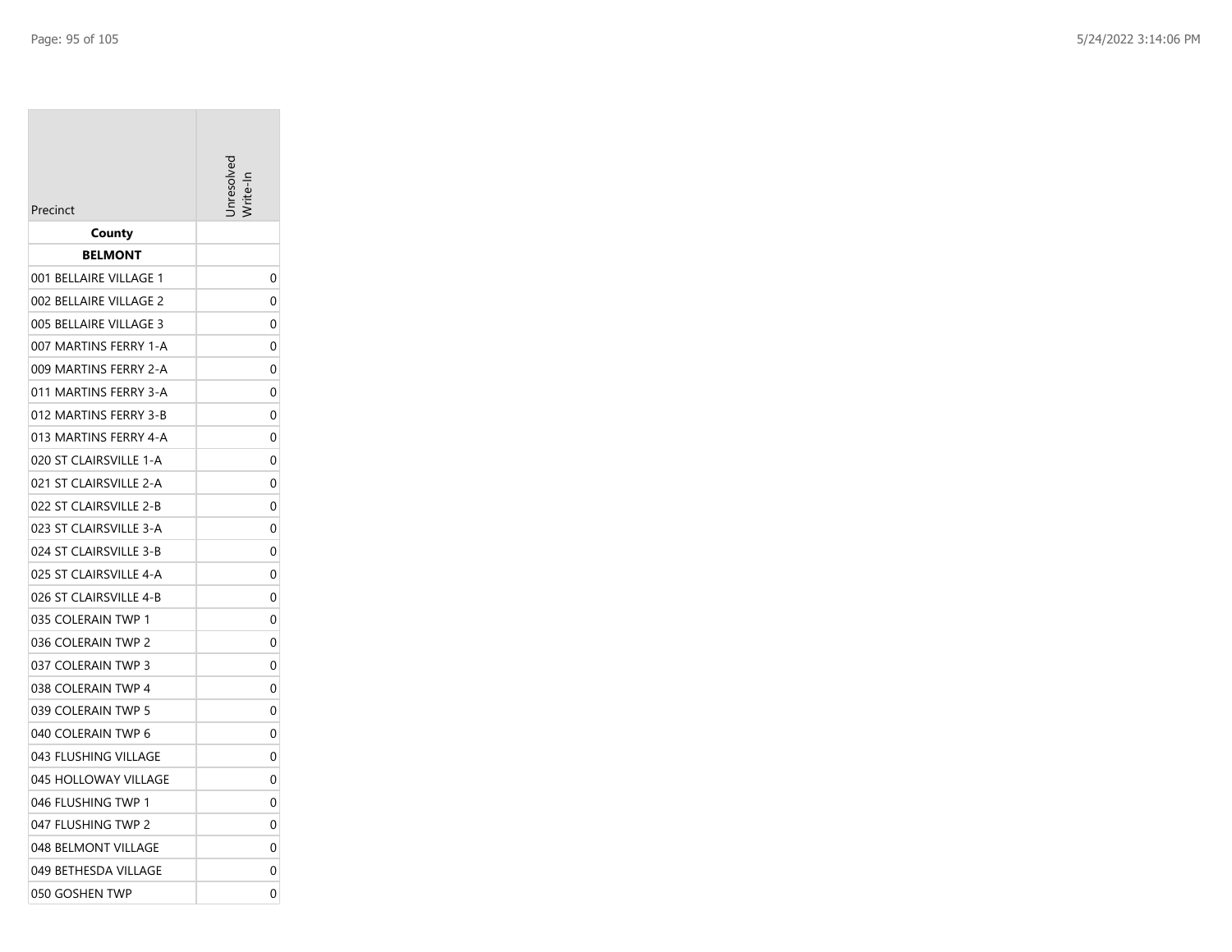| Precinct | Unresolved Write-In |
|---|---|
| **County** | |
| **BELMONT** | |
| 001 BELLAIRE VILLAGE 1 | 0 |
| 002 BELLAIRE VILLAGE 2 | 0 |
| 005 BELLAIRE VILLAGE 3 | 0 |
| 007 MARTINS FERRY 1-A | 0 |
| 009 MARTINS FERRY 2-A | 0 |
| 011 MARTINS FERRY 3-A | 0 |
| 012 MARTINS FERRY 3-B | 0 |
| 013 MARTINS FERRY 4-A | 0 |
| 020 ST CLAIRSVILLE 1-A | 0 |
| 021 ST CLAIRSVILLE 2-A | 0 |
| 022 ST CLAIRSVILLE 2-B | 0 |
| 023 ST CLAIRSVILLE 3-A | 0 |
| 024 ST CLAIRSVILLE 3-B | 0 |
| 025 ST CLAIRSVILLE 4-A | 0 |
| 026 ST CLAIRSVILLE 4-B | 0 |
| 035 COLERAIN TWP 1 | 0 |
| 036 COLERAIN TWP 2 | 0 |
| 037 COLERAIN TWP 3 | 0 |
| 038 COLERAIN TWP 4 | 0 |
| 039 COLERAIN TWP 5 | 0 |
| 040 COLERAIN TWP 6 | 0 |
| 043 FLUSHING VILLAGE | 0 |
| 045 HOLLOWAY VILLAGE | 0 |
| 046 FLUSHING TWP 1 | 0 |
| 047 FLUSHING TWP 2 | 0 |
| 048 BELMONT VILLAGE | 0 |
| 049 BETHESDA VILLAGE | 0 |
| 050 GOSHEN TWP | 0 |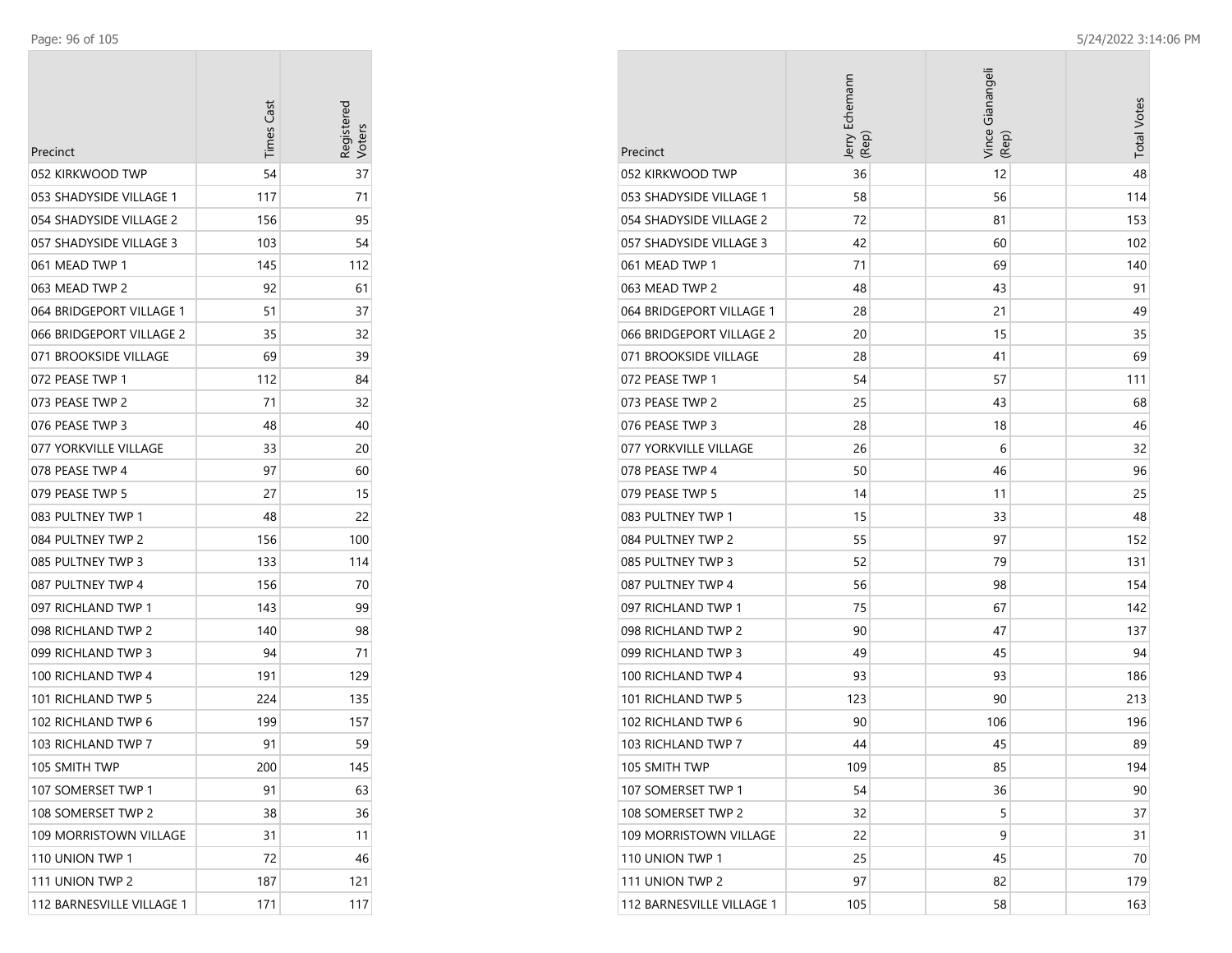| Precinct | Times Cast | Registered Voters |
|---|---|---|
| 052 KIRKWOOD TWP | 54 | 37 |
| 053 SHADYSIDE VILLAGE 1 | 117 | 71 |
| 054 SHADYSIDE VILLAGE 2 | 156 | 95 |
| 057 SHADYSIDE VILLAGE 3 | 103 | 54 |
| 061 MEAD TWP 1 | 145 | 112 |
| 063 MEAD TWP 2 | 92 | 61 |
| 064 BRIDGEPORT VILLAGE 1 | 51 | 37 |
| 066 BRIDGEPORT VILLAGE 2 | 35 | 32 |
| 071 BROOKSIDE VILLAGE | 69 | 39 |
| 072 PEASE TWP 1 | 112 | 84 |
| 073 PEASE TWP 2 | 71 | 32 |
| 076 PEASE TWP 3 | 48 | 40 |
| 077 YORKVILLE VILLAGE | 33 | 20 |
| 078 PEASE TWP 4 | 97 | 60 |
| 079 PEASE TWP 5 | 27 | 15 |
| 083 PULTNEY TWP 1 | 48 | 22 |
| 084 PULTNEY TWP 2 | 156 | 100 |
| 085 PULTNEY TWP 3 | 133 | 114 |
| 087 PULTNEY TWP 4 | 156 | 70 |
| 097 RICHLAND TWP 1 | 143 | 99 |
| 098 RICHLAND TWP 2 | 140 | 98 |
| 099 RICHLAND TWP 3 | 94 | 71 |
| 100 RICHLAND TWP 4 | 191 | 129 |
| 101 RICHLAND TWP 5 | 224 | 135 |
| 102 RICHLAND TWP 6 | 199 | 157 |
| 103 RICHLAND TWP 7 | 91 | 59 |
| 105 SMITH TWP | 200 | 145 |
| 107 SOMERSET TWP 1 | 91 | 63 |
| 108 SOMERSET TWP 2 | 38 | 36 |
| 109 MORRISTOWN VILLAGE | 31 | 11 |
| 110 UNION TWP 1 | 72 | 46 |
| 111 UNION TWP 2 | 187 | 121 |
| 112 BARNESVILLE VILLAGE 1 | 171 | 117 |

| Precinct | Jerry Echemann (Rep) | Vince Gianangeli (Rep) | Total Votes |
|---|---|---|---|
| 052 KIRKWOOD TWP | 36 | 12 | 48 |
| 053 SHADYSIDE VILLAGE 1 | 58 | 56 | 114 |
| 054 SHADYSIDE VILLAGE 2 | 72 | 81 | 153 |
| 057 SHADYSIDE VILLAGE 3 | 42 | 60 | 102 |
| 061 MEAD TWP 1 | 71 | 69 | 140 |
| 063 MEAD TWP 2 | 48 | 43 | 91 |
| 064 BRIDGEPORT VILLAGE 1 | 28 | 21 | 49 |
| 066 BRIDGEPORT VILLAGE 2 | 20 | 15 | 35 |
| 071 BROOKSIDE VILLAGE | 28 | 41 | 69 |
| 072 PEASE TWP 1 | 54 | 57 | 111 |
| 073 PEASE TWP 2 | 25 | 43 | 68 |
| 076 PEASE TWP 3 | 28 | 18 | 46 |
| 077 YORKVILLE VILLAGE | 26 | 6 | 32 |
| 078 PEASE TWP 4 | 50 | 46 | 96 |
| 079 PEASE TWP 5 | 14 | 11 | 25 |
| 083 PULTNEY TWP 1 | 15 | 33 | 48 |
| 084 PULTNEY TWP 2 | 55 | 97 | 152 |
| 085 PULTNEY TWP 3 | 52 | 79 | 131 |
| 087 PULTNEY TWP 4 | 56 | 98 | 154 |
| 097 RICHLAND TWP 1 | 75 | 67 | 142 |
| 098 RICHLAND TWP 2 | 90 | 47 | 137 |
| 099 RICHLAND TWP 3 | 49 | 45 | 94 |
| 100 RICHLAND TWP 4 | 93 | 93 | 186 |
| 101 RICHLAND TWP 5 | 123 | 90 | 213 |
| 102 RICHLAND TWP 6 | 90 | 106 | 196 |
| 103 RICHLAND TWP 7 | 44 | 45 | 89 |
| 105 SMITH TWP | 109 | 85 | 194 |
| 107 SOMERSET TWP 1 | 54 | 36 | 90 |
| 108 SOMERSET TWP 2 | 32 | 5 | 37 |
| 109 MORRISTOWN VILLAGE | 22 | 9 | 31 |
| 110 UNION TWP 1 | 25 | 45 | 70 |
| 111 UNION TWP 2 | 97 | 82 | 179 |
| 112 BARNESVILLE VILLAGE 1 | 105 | 58 | 163 |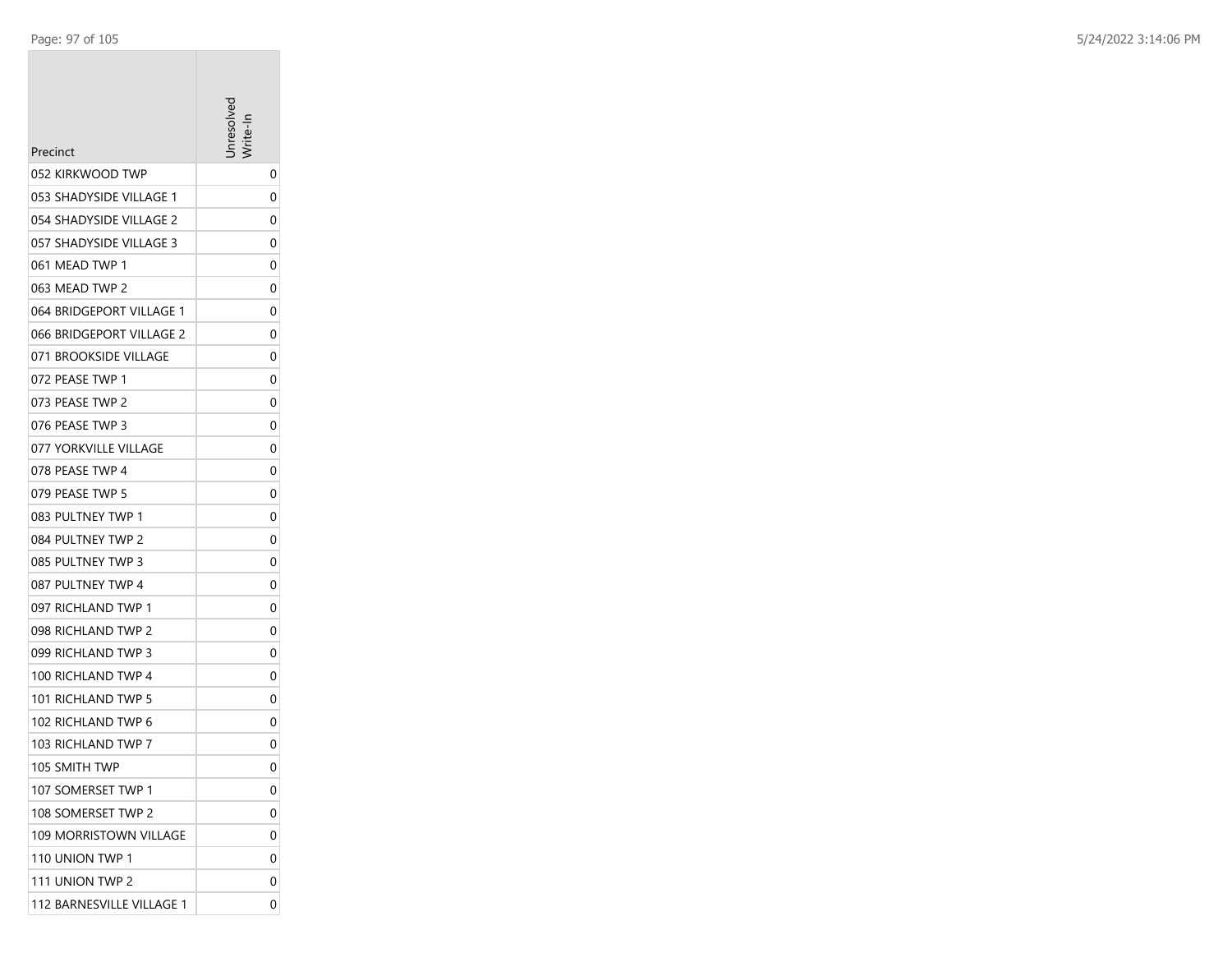| Precinct | Unresolved Write-In |
|---|---|
| 052 KIRKWOOD TWP | 0 |
| 053 SHADYSIDE VILLAGE 1 | 0 |
| 054 SHADYSIDE VILLAGE 2 | 0 |
| 057 SHADYSIDE VILLAGE 3 | 0 |
| 061 MEAD TWP 1 | 0 |
| 063 MEAD TWP 2 | 0 |
| 064 BRIDGEPORT VILLAGE 1 | 0 |
| 066 BRIDGEPORT VILLAGE 2 | 0 |
| 071 BROOKSIDE VILLAGE | 0 |
| 072 PEASE TWP 1 | 0 |
| 073 PEASE TWP 2 | 0 |
| 076 PEASE TWP 3 | 0 |
| 077 YORKVILLE VILLAGE | 0 |
| 078 PEASE TWP 4 | 0 |
| 079 PEASE TWP 5 | 0 |
| 083 PULTNEY TWP 1 | 0 |
| 084 PULTNEY TWP 2 | 0 |
| 085 PULTNEY TWP 3 | 0 |
| 087 PULTNEY TWP 4 | 0 |
| 097 RICHLAND TWP 1 | 0 |
| 098 RICHLAND TWP 2 | 0 |
| 099 RICHLAND TWP 3 | 0 |
| 100 RICHLAND TWP 4 | 0 |
| 101 RICHLAND TWP 5 | 0 |
| 102 RICHLAND TWP 6 | 0 |
| 103 RICHLAND TWP 7 | 0 |
| 105 SMITH TWP | 0 |
| 107 SOMERSET TWP 1 | 0 |
| 108 SOMERSET TWP 2 | 0 |
| 109 MORRISTOWN VILLAGE | 0 |
| 110 UNION TWP 1 | 0 |
| 111 UNION TWP 2 | 0 |
| 112 BARNESVILLE VILLAGE 1 | 0 |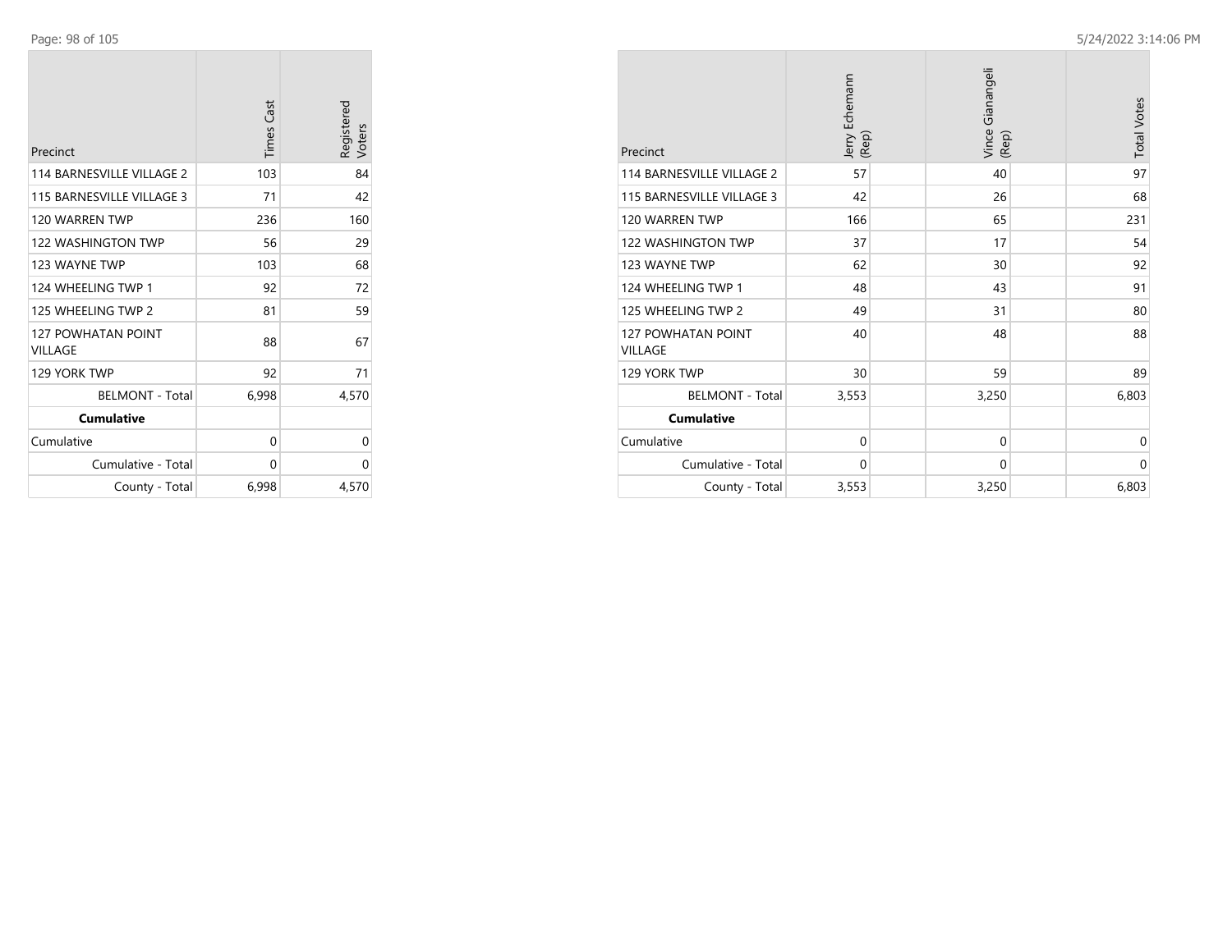| Precinct | Times Cast | Registered Voters |
|---|---|---|
| 114 BARNESVILLE VILLAGE 2 | 103 | 84 |
| 115 BARNESVILLE VILLAGE 3 | 71 | 42 |
| 120 WARREN TWP | 236 | 160 |
| 122 WASHINGTON TWP | 56 | 29 |
| 123 WAYNE TWP | 103 | 68 |
| 124 WHEELING TWP 1 | 92 | 72 |
| 125 WHEELING TWP 2 | 81 | 59 |
| 127 POWHATAN POINT VILLAGE | 88 | 67 |
| 129 YORK TWP | 92 | 71 |
| BELMONT - Total | 6,998 | 4,570 |
| **Cumulative** | | |
| Cumulative | 0 | 0 |
| Cumulative - Total | 0 | 0 |
| County - Total | 6,998 | 4,570 |

| Precinct | Jerry Echemann (Rep) | Vince Gianangeli (Rep) | Total Votes |
|---|---|---|---|
| 114 BARNESVILLE VILLAGE 2 | 57 | 40 | 97 |
| 115 BARNESVILLE VILLAGE 3 | 42 | 26 | 68 |
| 120 WARREN TWP | 166 | 65 | 231 |
| 122 WASHINGTON TWP | 37 | 17 | 54 |
| 123 WAYNE TWP | 62 | 30 | 92 |
| 124 WHEELING TWP 1 | 48 | 43 | 91 |
| 125 WHEELING TWP 2 | 49 | 31 | 80 |
| 127 POWHATAN POINT VILLAGE | 40 | 48 | 88 |
| 129 YORK TWP | 30 | 59 | 89 |
| BELMONT - Total | 3,553 | 3,250 | 6,803 |
| **Cumulative** | | | |
| Cumulative | 0 | 0 | 0 |
| Cumulative - Total | 0 | 0 | 0 |
| County - Total | 3,553 | 3,250 | 6,803 |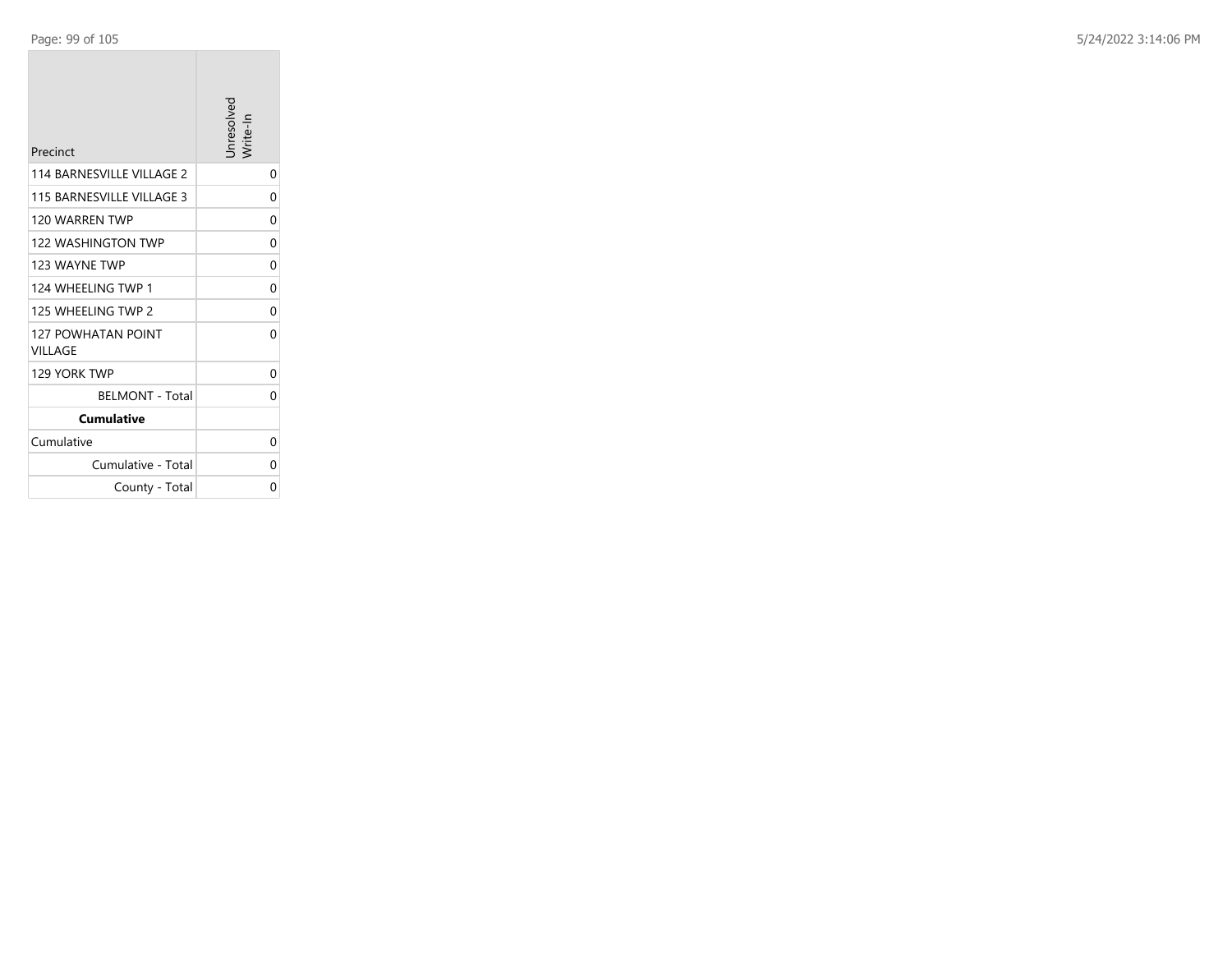| Precinct | Unresolved Write-In |
|---|---|
| 114 BARNESVILLE VILLAGE 2 | 0 |
| 115 BARNESVILLE VILLAGE 3 | 0 |
| 120 WARREN TWP | 0 |
| 122 WASHINGTON TWP | 0 |
| 123 WAYNE TWP | 0 |
| 124 WHEELING TWP 1 | 0 |
| 125 WHEELING TWP 2 | 0 |
| 127 POWHATAN POINT VILLAGE | 0 |
| 129 YORK TWP | 0 |
| BELMONT - Total | 0 |
| **Cumulative** | |
| Cumulative | 0 |
| Cumulative - Total | 0 |
| County - Total | 0 |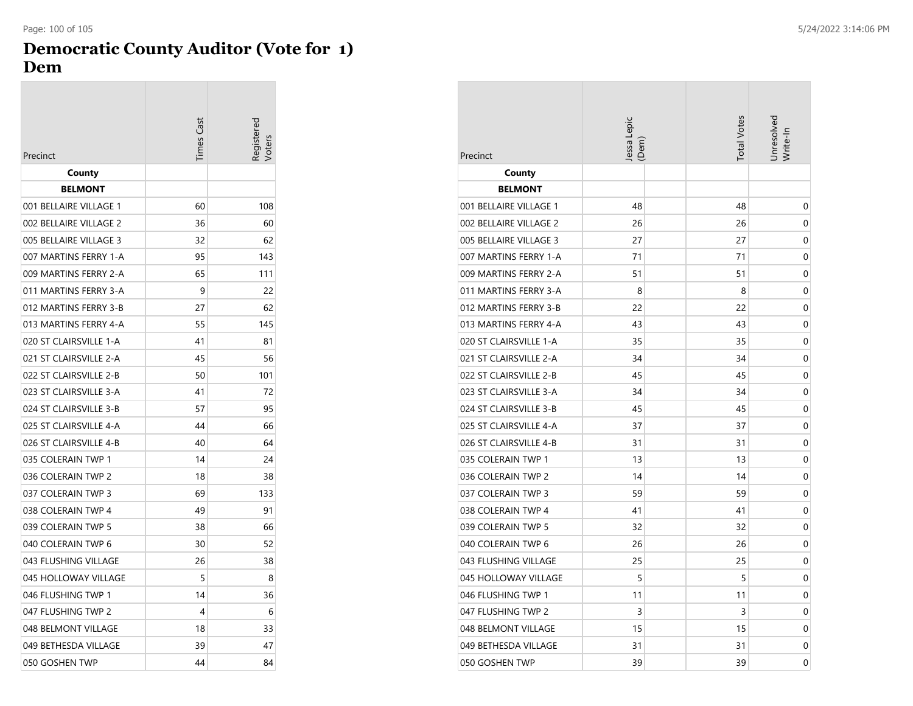# Democratic County Auditor (Vote for 1)
## Dem

| Precinct | Times Cast | Registered Voters | Jessa Lepic (Dem) | Total Votes | Unresolved Write-In |
|---|---|---|---|---|---|
| **County** | | | | | |
| **BELMONT** | | | | | |
| 001 BELLAIRE VILLAGE 1 | 60 | 108 | 48 | 48 | 0 |
| 002 BELLAIRE VILLAGE 2 | 36 | 60 | 26 | 26 | 0 |
| 005 BELLAIRE VILLAGE 3 | 32 | 62 | 27 | 27 | 0 |
| 007 MARTINS FERRY 1-A | 95 | 143 | 71 | 71 | 0 |
| 009 MARTINS FERRY 2-A | 65 | 111 | 51 | 51 | 0 |
| 011 MARTINS FERRY 3-A | 9 | 22 | 8 | 8 | 0 |
| 012 MARTINS FERRY 3-B | 27 | 62 | 22 | 22 | 0 |
| 013 MARTINS FERRY 4-A | 55 | 145 | 43 | 43 | 0 |
| 020 ST CLAIRSVILLE 1-A | 41 | 81 | 35 | 35 | 0 |
| 021 ST CLAIRSVILLE 2-A | 45 | 56 | 34 | 34 | 0 |
| 022 ST CLAIRSVILLE 2-B | 50 | 101 | 45 | 45 | 0 |
| 023 ST CLAIRSVILLE 3-A | 41 | 72 | 34 | 34 | 0 |
| 024 ST CLAIRSVILLE 3-B | 57 | 95 | 45 | 45 | 0 |
| 025 ST CLAIRSVILLE 4-A | 44 | 66 | 37 | 37 | 0 |
| 026 ST CLAIRSVILLE 4-B | 40 | 64 | 31 | 31 | 0 |
| 035 COLERAIN TWP 1 | 14 | 24 | 13 | 13 | 0 |
| 036 COLERAIN TWP 2 | 18 | 38 | 14 | 14 | 0 |
| 037 COLERAIN TWP 3 | 69 | 133 | 59 | 59 | 0 |
| 038 COLERAIN TWP 4 | 49 | 91 | 41 | 41 | 0 |
| 039 COLERAIN TWP 5 | 38 | 66 | 32 | 32 | 0 |
| 040 COLERAIN TWP 6 | 30 | 52 | 26 | 26 | 0 |
| 043 FLUSHING VILLAGE | 26 | 38 | 25 | 25 | 0 |
| 045 HOLLOWAY VILLAGE | 5 | 8 | 5 | 5 | 0 |
| 046 FLUSHING TWP 1 | 14 | 36 | 11 | 11 | 0 |
| 047 FLUSHING TWP 2 | 4 | 6 | 3 | 3 | 0 |
| 048 BELMONT VILLAGE | 18 | 33 | 15 | 15 | 0 |
| 049 BETHESDA VILLAGE | 39 | 47 | 31 | 31 | 0 |
| 050 GOSHEN TWP | 44 | 84 | 39 | 39 | 0 |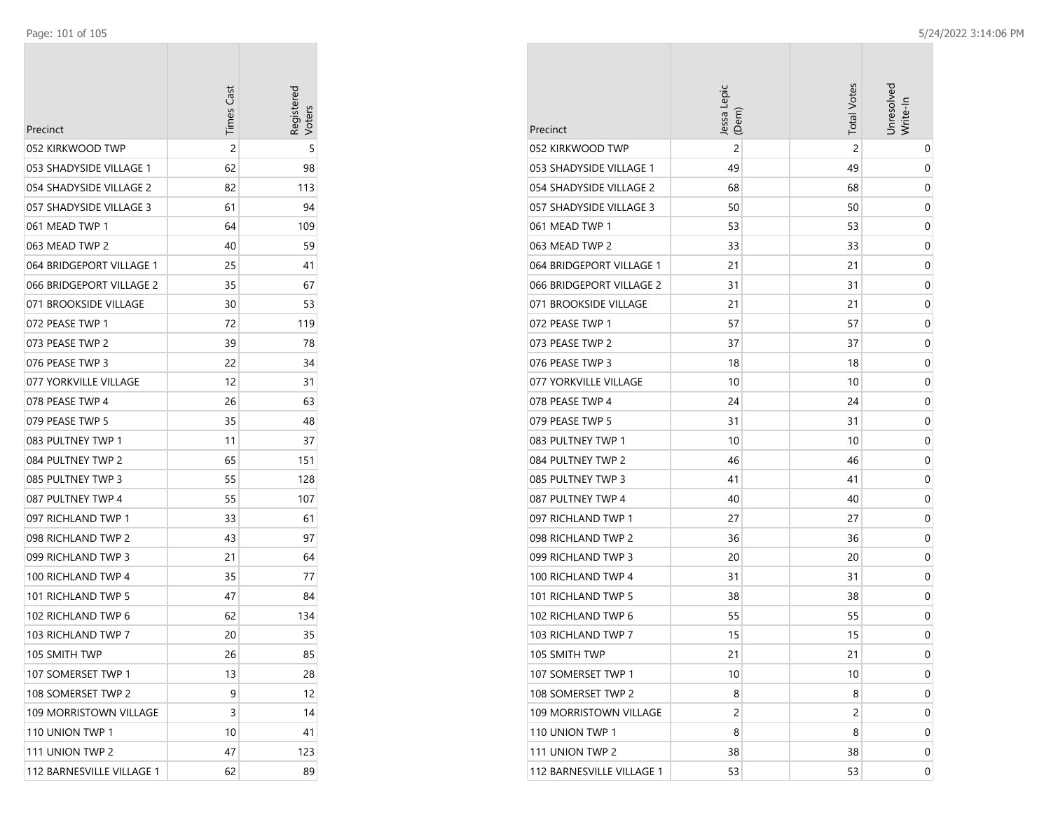| Precinct | Times Cast | Registered Voters |
|---|---|---|
| 052 KIRKWOOD TWP | 2 | 5 |
| 053 SHADYSIDE VILLAGE 1 | 62 | 98 |
| 054 SHADYSIDE VILLAGE 2 | 82 | 113 |
| 057 SHADYSIDE VILLAGE 3 | 61 | 94 |
| 061 MEAD TWP 1 | 64 | 109 |
| 063 MEAD TWP 2 | 40 | 59 |
| 064 BRIDGEPORT VILLAGE 1 | 25 | 41 |
| 066 BRIDGEPORT VILLAGE 2 | 35 | 67 |
| 071 BROOKSIDE VILLAGE | 30 | 53 |
| 072 PEASE TWP 1 | 72 | 119 |
| 073 PEASE TWP 2 | 39 | 78 |
| 076 PEASE TWP 3 | 22 | 34 |
| 077 YORKVILLE VILLAGE | 12 | 31 |
| 078 PEASE TWP 4 | 26 | 63 |
| 079 PEASE TWP 5 | 35 | 48 |
| 083 PULTNEY TWP 1 | 11 | 37 |
| 084 PULTNEY TWP 2 | 65 | 151 |
| 085 PULTNEY TWP 3 | 55 | 128 |
| 087 PULTNEY TWP 4 | 55 | 107 |
| 097 RICHLAND TWP 1 | 33 | 61 |
| 098 RICHLAND TWP 2 | 43 | 97 |
| 099 RICHLAND TWP 3 | 21 | 64 |
| 100 RICHLAND TWP 4 | 35 | 77 |
| 101 RICHLAND TWP 5 | 47 | 84 |
| 102 RICHLAND TWP 6 | 62 | 134 |
| 103 RICHLAND TWP 7 | 20 | 35 |
| 105 SMITH TWP | 26 | 85 |
| 107 SOMERSET TWP 1 | 13 | 28 |
| 108 SOMERSET TWP 2 | 9 | 12 |
| 109 MORRISTOWN VILLAGE | 3 | 14 |
| 110 UNION TWP 1 | 10 | 41 |
| 111 UNION TWP 2 | 47 | 123 |
| 112 BARNESVILLE VILLAGE 1 | 62 | 89 |

| Precinct | Jessa Lepic (Dem) | Total Votes | Unresolved Write-In |
|---|---|---|---|
| 052 KIRKWOOD TWP | 2 | 2 | 0 |
| 053 SHADYSIDE VILLAGE 1 | 49 | 49 | 0 |
| 054 SHADYSIDE VILLAGE 2 | 68 | 68 | 0 |
| 057 SHADYSIDE VILLAGE 3 | 50 | 50 | 0 |
| 061 MEAD TWP 1 | 53 | 53 | 0 |
| 063 MEAD TWP 2 | 33 | 33 | 0 |
| 064 BRIDGEPORT VILLAGE 1 | 21 | 21 | 0 |
| 066 BRIDGEPORT VILLAGE 2 | 31 | 31 | 0 |
| 071 BROOKSIDE VILLAGE | 21 | 21 | 0 |
| 072 PEASE TWP 1 | 57 | 57 | 0 |
| 073 PEASE TWP 2 | 37 | 37 | 0 |
| 076 PEASE TWP 3 | 18 | 18 | 0 |
| 077 YORKVILLE VILLAGE | 10 | 10 | 0 |
| 078 PEASE TWP 4 | 24 | 24 | 0 |
| 079 PEASE TWP 5 | 31 | 31 | 0 |
| 083 PULTNEY TWP 1 | 10 | 10 | 0 |
| 084 PULTNEY TWP 2 | 46 | 46 | 0 |
| 085 PULTNEY TWP 3 | 41 | 41 | 0 |
| 087 PULTNEY TWP 4 | 40 | 40 | 0 |
| 097 RICHLAND TWP 1 | 27 | 27 | 0 |
| 098 RICHLAND TWP 2 | 36 | 36 | 0 |
| 099 RICHLAND TWP 3 | 20 | 20 | 0 |
| 100 RICHLAND TWP 4 | 31 | 31 | 0 |
| 101 RICHLAND TWP 5 | 38 | 38 | 0 |
| 102 RICHLAND TWP 6 | 55 | 55 | 0 |
| 103 RICHLAND TWP 7 | 15 | 15 | 0 |
| 105 SMITH TWP | 21 | 21 | 0 |
| 107 SOMERSET TWP 1 | 10 | 10 | 0 |
| 108 SOMERSET TWP 2 | 8 | 8 | 0 |
| 109 MORRISTOWN VILLAGE | 2 | 2 | 0 |
| 110 UNION TWP 1 | 8 | 8 | 0 |
| 111 UNION TWP 2 | 38 | 38 | 0 |
| 112 BARNESVILLE VILLAGE 1 | 53 | 53 | 0 |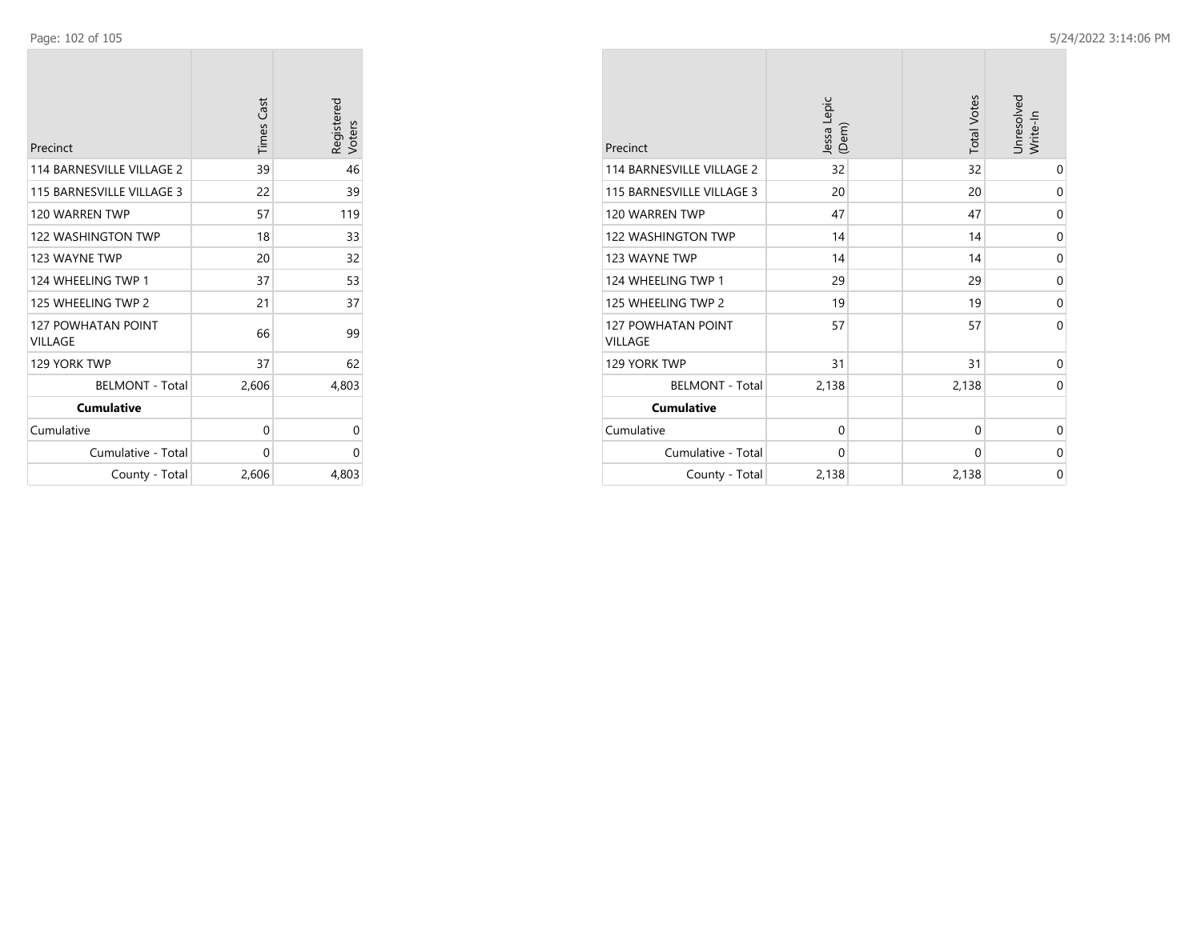| Precinct | Times Cast | Registered Voters |
| --- | --- | --- |
| 114 BARNESVILLE VILLAGE 2 | 39 | 46 |
| 115 BARNESVILLE VILLAGE 3 | 22 | 39 |
| 120 WARREN TWP | 57 | 119 |
| 122 WASHINGTON TWP | 18 | 33 |
| 123 WAYNE TWP | 20 | 32 |
| 124 WHEELING TWP 1 | 37 | 53 |
| 125 WHEELING TWP 2 | 21 | 37 |
| 127 POWHATAN POINT VILLAGE | 66 | 99 |
| 129 YORK TWP | 37 | 62 |
| BELMONT - Total | 2,606 | 4,803 |
| **Cumulative** | | |
| Cumulative | 0 | 0 |
| Cumulative - Total | 0 | 0 |
| County - Total | 2,606 | 4,803 |

| Precinct | Jessa Lepic (Dem) | Total Votes | Unresolved Write-In |
| --- | --- | --- | --- |
| 114 BARNESVILLE VILLAGE 2 | 32 | 32 | 0 |
| 115 BARNESVILLE VILLAGE 3 | 20 | 20 | 0 |
| 120 WARREN TWP | 47 | 47 | 0 |
| 122 WASHINGTON TWP | 14 | 14 | 0 |
| 123 WAYNE TWP | 14 | 14 | 0 |
| 124 WHEELING TWP 1 | 29 | 29 | 0 |
| 125 WHEELING TWP 2 | 19 | 19 | 0 |
| 127 POWHATAN POINT VILLAGE | 57 | 57 | 0 |
| 129 YORK TWP | 31 | 31 | 0 |
| BELMONT - Total | 2,138 | 2,138 | 0 |
| **Cumulative** | | | |
| Cumulative | 0 | 0 | 0 |
| Cumulative - Total | 0 | 0 | 0 |
| County - Total | 2,138 | 2,138 | 0 |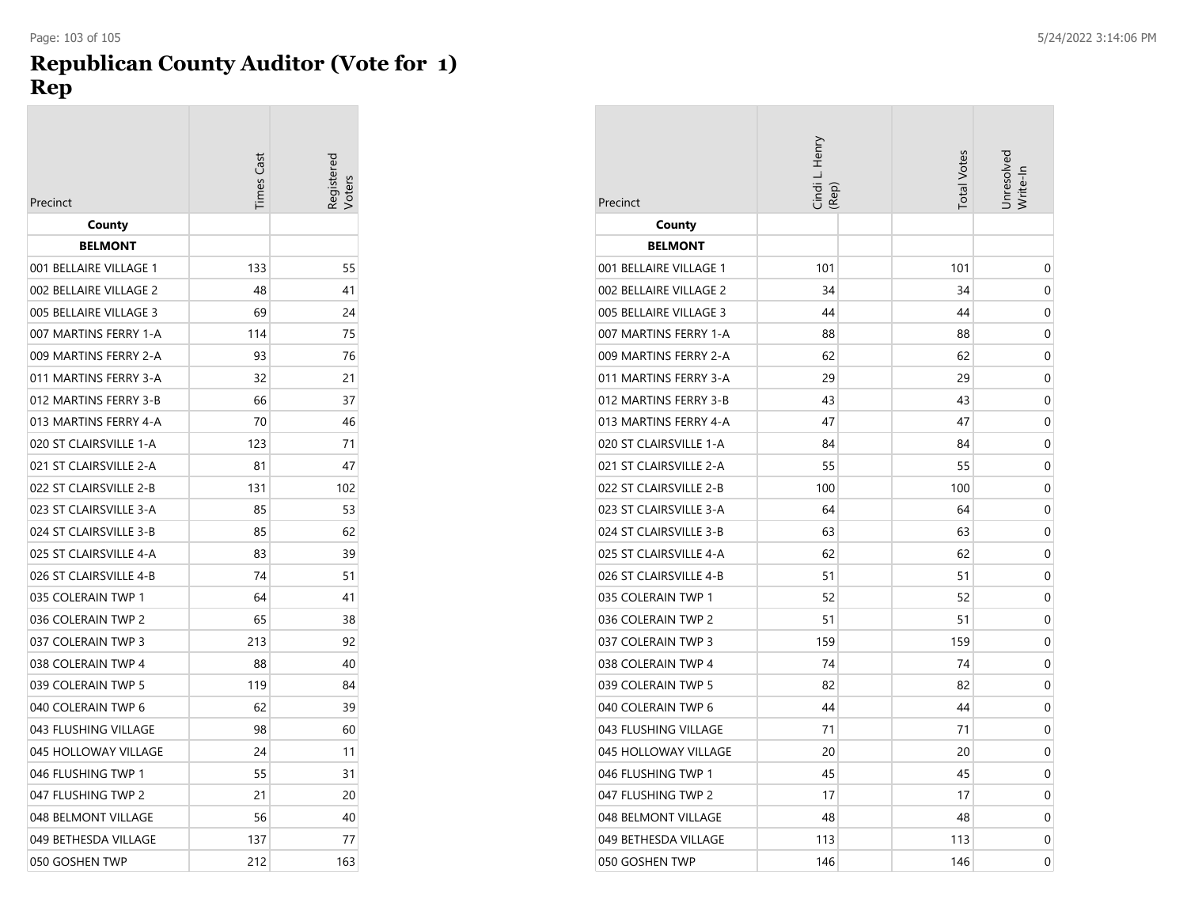# Republican County Auditor (Vote for 1) Rep

| Precinct | Times Cast | Registered Voters |
|---|---|---|
| **County** | | |
| **BELMONT** | | |
| 001 BELLAIRE VILLAGE 1 | 133 | 55 |
| 002 BELLAIRE VILLAGE 2 | 48 | 41 |
| 005 BELLAIRE VILLAGE 3 | 69 | 24 |
| 007 MARTINS FERRY 1-A | 114 | 75 |
| 009 MARTINS FERRY 2-A | 93 | 76 |
| 011 MARTINS FERRY 3-A | 32 | 21 |
| 012 MARTINS FERRY 3-B | 66 | 37 |
| 013 MARTINS FERRY 4-A | 70 | 46 |
| 020 ST CLAIRSVILLE 1-A | 123 | 71 |
| 021 ST CLAIRSVILLE 2-A | 81 | 47 |
| 022 ST CLAIRSVILLE 2-B | 131 | 102 |
| 023 ST CLAIRSVILLE 3-A | 85 | 53 |
| 024 ST CLAIRSVILLE 3-B | 85 | 62 |
| 025 ST CLAIRSVILLE 4-A | 83 | 39 |
| 026 ST CLAIRSVILLE 4-B | 74 | 51 |
| 035 COLERAIN TWP 1 | 64 | 41 |
| 036 COLERAIN TWP 2 | 65 | 38 |
| 037 COLERAIN TWP 3 | 213 | 92 |
| 038 COLERAIN TWP 4 | 88 | 40 |
| 039 COLERAIN TWP 5 | 119 | 84 |
| 040 COLERAIN TWP 6 | 62 | 39 |
| 043 FLUSHING VILLAGE | 98 | 60 |
| 045 HOLLOWAY VILLAGE | 24 | 11 |
| 046 FLUSHING TWP 1 | 55 | 31 |
| 047 FLUSHING TWP 2 | 21 | 20 |
| 048 BELMONT VILLAGE | 56 | 40 |
| 049 BETHESDA VILLAGE | 137 | 77 |
| 050 GOSHEN TWP | 212 | 163 |

| Precinct | Cindi L. Henry (Rep) | | Total Votes | Unresolved Write-In |
|---|---|---|---|---|
| **County** | | | | |
| **BELMONT** | | | | |
| 001 BELLAIRE VILLAGE 1 | 101 | | 101 | 0 |
| 002 BELLAIRE VILLAGE 2 | 34 | | 34 | 0 |
| 005 BELLAIRE VILLAGE 3 | 44 | | 44 | 0 |
| 007 MARTINS FERRY 1-A | 88 | | 88 | 0 |
| 009 MARTINS FERRY 2-A | 62 | | 62 | 0 |
| 011 MARTINS FERRY 3-A | 29 | | 29 | 0 |
| 012 MARTINS FERRY 3-B | 43 | | 43 | 0 |
| 013 MARTINS FERRY 4-A | 47 | | 47 | 0 |
| 020 ST CLAIRSVILLE 1-A | 84 | | 84 | 0 |
| 021 ST CLAIRSVILLE 2-A | 55 | | 55 | 0 |
| 022 ST CLAIRSVILLE 2-B | 100 | | 100 | 0 |
| 023 ST CLAIRSVILLE 3-A | 64 | | 64 | 0 |
| 024 ST CLAIRSVILLE 3-B | 63 | | 63 | 0 |
| 025 ST CLAIRSVILLE 4-A | 62 | | 62 | 0 |
| 026 ST CLAIRSVILLE 4-B | 51 | | 51 | 0 |
| 035 COLERAIN TWP 1 | 52 | | 52 | 0 |
| 036 COLERAIN TWP 2 | 51 | | 51 | 0 |
| 037 COLERAIN TWP 3 | 159 | | 159 | 0 |
| 038 COLERAIN TWP 4 | 74 | | 74 | 0 |
| 039 COLERAIN TWP 5 | 82 | | 82 | 0 |
| 040 COLERAIN TWP 6 | 44 | | 44 | 0 |
| 043 FLUSHING VILLAGE | 71 | | 71 | 0 |
| 045 HOLLOWAY VILLAGE | 20 | | 20 | 0 |
| 046 FLUSHING TWP 1 | 45 | | 45 | 0 |
| 047 FLUSHING TWP 2 | 17 | | 17 | 0 |
| 048 BELMONT VILLAGE | 48 | | 48 | 0 |
| 049 BETHESDA VILLAGE | 113 | | 113 | 0 |
| 050 GOSHEN TWP | 146 | | 146 | 0 |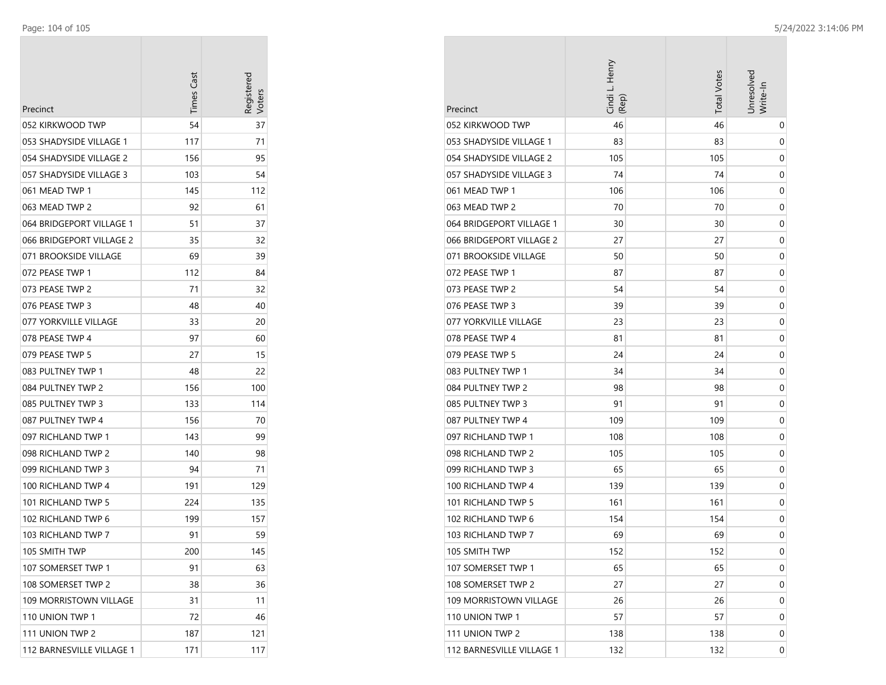| Precinct | Times Cast | Registered Voters |
|---|---|---|
| 052 KIRKWOOD TWP | 54 | 37 |
| 053 SHADYSIDE VILLAGE 1 | 117 | 71 |
| 054 SHADYSIDE VILLAGE 2 | 156 | 95 |
| 057 SHADYSIDE VILLAGE 3 | 103 | 54 |
| 061 MEAD TWP 1 | 145 | 112 |
| 063 MEAD TWP 2 | 92 | 61 |
| 064 BRIDGEPORT VILLAGE 1 | 51 | 37 |
| 066 BRIDGEPORT VILLAGE 2 | 35 | 32 |
| 071 BROOKSIDE VILLAGE | 69 | 39 |
| 072 PEASE TWP 1 | 112 | 84 |
| 073 PEASE TWP 2 | 71 | 32 |
| 076 PEASE TWP 3 | 48 | 40 |
| 077 YORKVILLE VILLAGE | 33 | 20 |
| 078 PEASE TWP 4 | 97 | 60 |
| 079 PEASE TWP 5 | 27 | 15 |
| 083 PULTNEY TWP 1 | 48 | 22 |
| 084 PULTNEY TWP 2 | 156 | 100 |
| 085 PULTNEY TWP 3 | 133 | 114 |
| 087 PULTNEY TWP 4 | 156 | 70 |
| 097 RICHLAND TWP 1 | 143 | 99 |
| 098 RICHLAND TWP 2 | 140 | 98 |
| 099 RICHLAND TWP 3 | 94 | 71 |
| 100 RICHLAND TWP 4 | 191 | 129 |
| 101 RICHLAND TWP 5 | 224 | 135 |
| 102 RICHLAND TWP 6 | 199 | 157 |
| 103 RICHLAND TWP 7 | 91 | 59 |
| 105 SMITH TWP | 200 | 145 |
| 107 SOMERSET TWP 1 | 91 | 63 |
| 108 SOMERSET TWP 2 | 38 | 36 |
| 109 MORRISTOWN VILLAGE | 31 | 11 |
| 110 UNION TWP 1 | 72 | 46 |
| 111 UNION TWP 2 | 187 | 121 |
| 112 BARNESVILLE VILLAGE 1 | 171 | 117 |

| Precinct | Cindi L. Henry (Rep) | Total Votes | Unresolved Write-In |
|---|---|---|---|
| 052 KIRKWOOD TWP | 46 | 46 | 0 |
| 053 SHADYSIDE VILLAGE 1 | 83 | 83 | 0 |
| 054 SHADYSIDE VILLAGE 2 | 105 | 105 | 0 |
| 057 SHADYSIDE VILLAGE 3 | 74 | 74 | 0 |
| 061 MEAD TWP 1 | 106 | 106 | 0 |
| 063 MEAD TWP 2 | 70 | 70 | 0 |
| 064 BRIDGEPORT VILLAGE 1 | 30 | 30 | 0 |
| 066 BRIDGEPORT VILLAGE 2 | 27 | 27 | 0 |
| 071 BROOKSIDE VILLAGE | 50 | 50 | 0 |
| 072 PEASE TWP 1 | 87 | 87 | 0 |
| 073 PEASE TWP 2 | 54 | 54 | 0 |
| 076 PEASE TWP 3 | 39 | 39 | 0 |
| 077 YORKVILLE VILLAGE | 23 | 23 | 0 |
| 078 PEASE TWP 4 | 81 | 81 | 0 |
| 079 PEASE TWP 5 | 24 | 24 | 0 |
| 083 PULTNEY TWP 1 | 34 | 34 | 0 |
| 084 PULTNEY TWP 2 | 98 | 98 | 0 |
| 085 PULTNEY TWP 3 | 91 | 91 | 0 |
| 087 PULTNEY TWP 4 | 109 | 109 | 0 |
| 097 RICHLAND TWP 1 | 108 | 108 | 0 |
| 098 RICHLAND TWP 2 | 105 | 105 | 0 |
| 099 RICHLAND TWP 3 | 65 | 65 | 0 |
| 100 RICHLAND TWP 4 | 139 | 139 | 0 |
| 101 RICHLAND TWP 5 | 161 | 161 | 0 |
| 102 RICHLAND TWP 6 | 154 | 154 | 0 |
| 103 RICHLAND TWP 7 | 69 | 69 | 0 |
| 105 SMITH TWP | 152 | 152 | 0 |
| 107 SOMERSET TWP 1 | 65 | 65 | 0 |
| 108 SOMERSET TWP 2 | 27 | 27 | 0 |
| 109 MORRISTOWN VILLAGE | 26 | 26 | 0 |
| 110 UNION TWP 1 | 57 | 57 | 0 |
| 111 UNION TWP 2 | 138 | 138 | 0 |
| 112 BARNESVILLE VILLAGE 1 | 132 | 132 | 0 |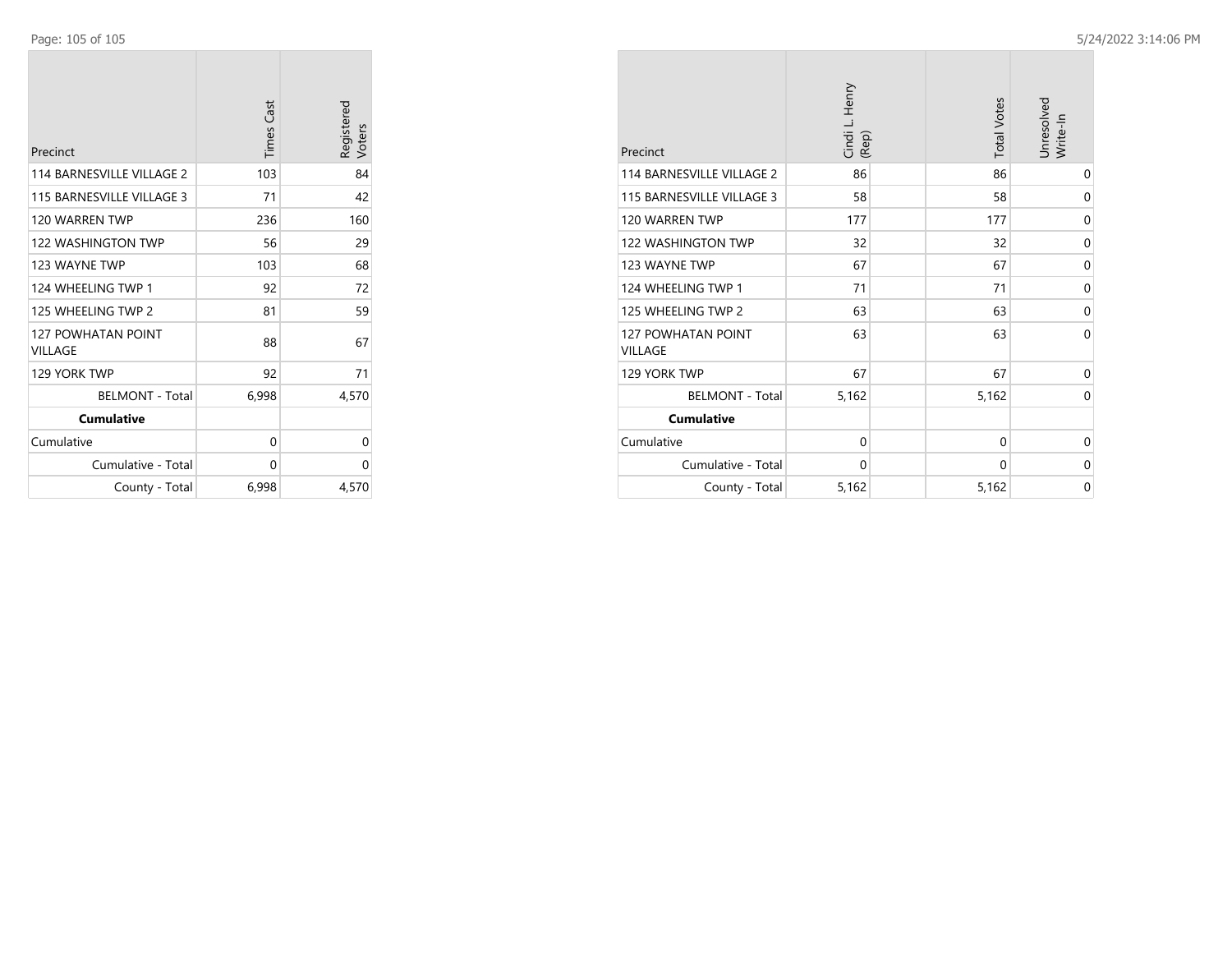| Precinct | Times Cast | Registered Voters |
|---|---|---|
| 114 BARNESVILLE VILLAGE 2 | 103 | 84 |
| 115 BARNESVILLE VILLAGE 3 | 71 | 42 |
| 120 WARREN TWP | 236 | 160 |
| 122 WASHINGTON TWP | 56 | 29 |
| 123 WAYNE TWP | 103 | 68 |
| 124 WHEELING TWP 1 | 92 | 72 |
| 125 WHEELING TWP 2 | 81 | 59 |
| 127 POWHATAN POINT VILLAGE | 88 | 67 |
| 129 YORK TWP | 92 | 71 |
| BELMONT - Total | 6,998 | 4,570 |
| **Cumulative** | | |
| Cumulative | 0 | 0 |
| Cumulative - Total | 0 | 0 |
| County - Total | 6,998 | 4,570 |

| Precinct | Cindi L. Henry (Rep) | Total Votes | Unresolved Write-In |
|---|---|---|---|
| 114 BARNESVILLE VILLAGE 2 | 86 | 86 | 0 |
| 115 BARNESVILLE VILLAGE 3 | 58 | 58 | 0 |
| 120 WARREN TWP | 177 | 177 | 0 |
| 122 WASHINGTON TWP | 32 | 32 | 0 |
| 123 WAYNE TWP | 67 | 67 | 0 |
| 124 WHEELING TWP 1 | 71 | 71 | 0 |
| 125 WHEELING TWP 2 | 63 | 63 | 0 |
| 127 POWHATAN POINT VILLAGE | 63 | 63 | 0 |
| 129 YORK TWP | 67 | 67 | 0 |
| BELMONT - Total | 5,162 | 5,162 | 0 |
| **Cumulative** | | | |
| Cumulative | 0 | 0 | 0 |
| Cumulative - Total | 0 | 0 | 0 |
| County - Total | 5,162 | 5,162 | 0 |